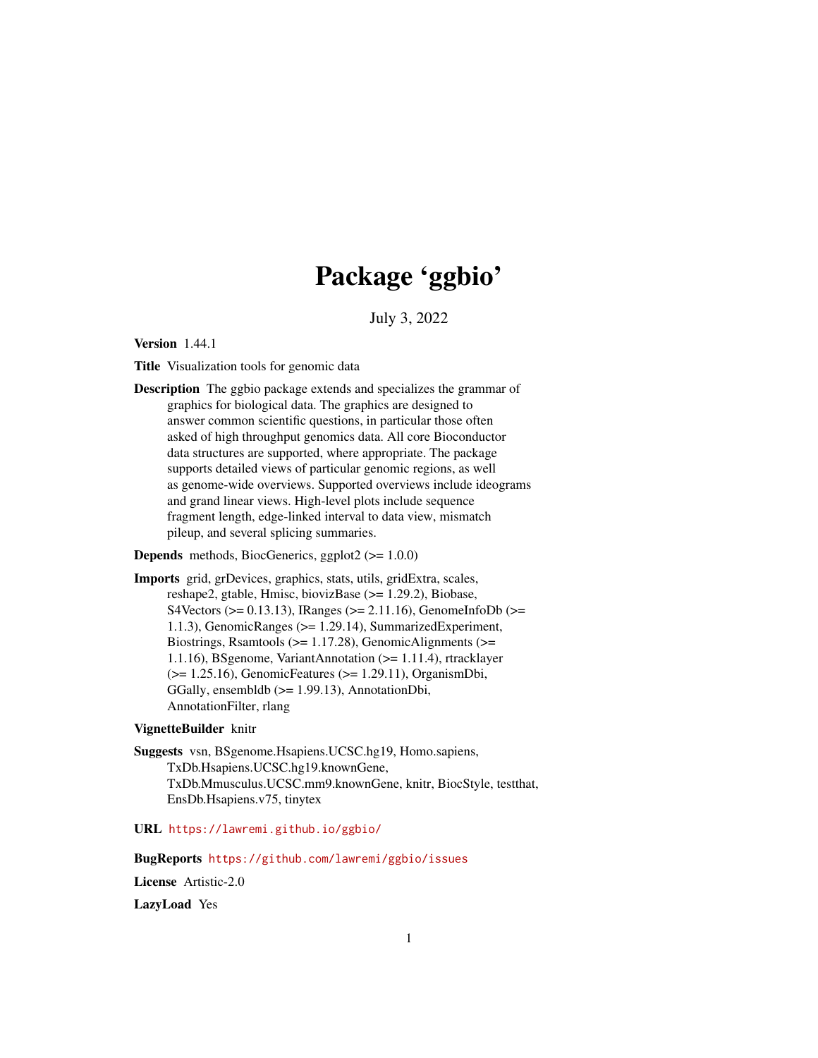# Package 'ggbio'

July 3, 2022

**Version** 1.44.1

**Title** Visualization tools for genomic data

**Description** The ggbio package extends and specializes the grammar of graphics for biological data. The graphics are designed to answer common scientific questions, in particular those often asked of high throughput genomics data. All core Bioconductor data structures are supported, where appropriate. The package supports detailed views of particular genomic regions, as well as genome-wide overviews. Supported overviews include ideograms and grand linear views. High-level plots include sequence fragment length, edge-linked interval to data view, mismatch pileup, and several splicing summaries.

**Depends** methods, BiocGenerics, ggplot2 (>= 1.0.0)

**Imports** grid, grDevices, graphics, stats, utils, gridExtra, scales, reshape2, gtable, Hmisc, biovizBase (>= 1.29.2), Biobase, S4Vectors (>= 0.13.13), IRanges (>= 2.11.16), GenomeInfoDb (>= 1.1.3), GenomicRanges (>= 1.29.14), SummarizedExperiment, Biostrings, Rsamtools (>= 1.17.28), GenomicAlignments (>= 1.1.16), BSgenome, VariantAnnotation (>= 1.11.4), rtracklayer (>= 1.25.16), GenomicFeatures (>= 1.29.11), OrganismDbi, GGally, ensembldb (>= 1.99.13), AnnotationDbi, AnnotationFilter, rlang

**VignetteBuilder** knitr

**Suggests** vsn, BSgenome.Hsapiens.UCSC.hg19, Homo.sapiens, TxDb.Hsapiens.UCSC.hg19.knownGene, TxDb.Mmusculus.UCSC.mm9.knownGene, knitr, BiocStyle, testthat, EnsDb.Hsapiens.v75, tinytex

**URL** https://lawremi.github.io/ggbio/

**BugReports** https://github.com/lawremi/ggbio/issues

**License** Artistic-2.0

**LazyLoad** Yes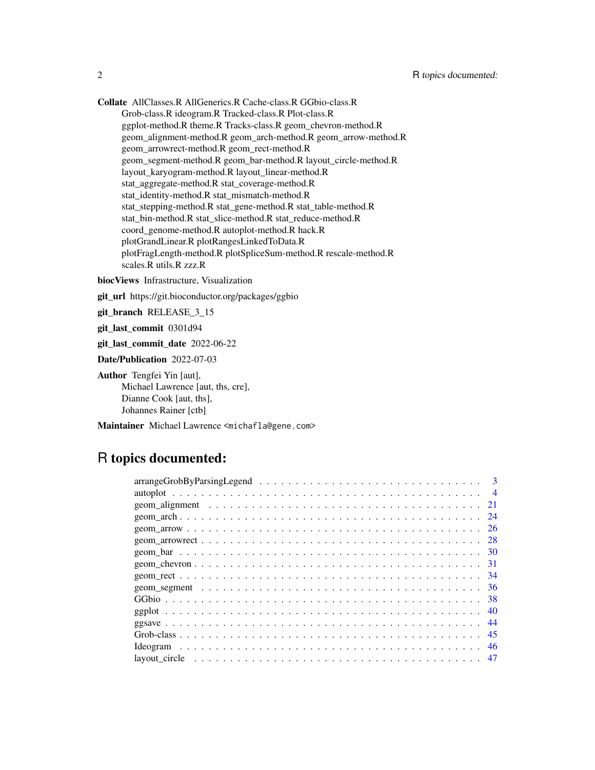**Collate** AllClasses.R AllGenerics.R Cache-class.R GGbio-class.R Grob-class.R ideogram.R Tracked-class.R Plot-class.R ggplot-method.R theme.R Tracks-class.R geom_chevron-method.R geom_alignment-method.R geom_arch-method.R geom_arrow-method.R geom_arrowrect-method.R geom_rect-method.R geom_segment-method.R geom_bar-method.R layout_circle-method.R layout_karyogram-method.R layout_linear-method.R stat_aggregate-method.R stat_coverage-method.R stat_identity-method.R stat_mismatch-method.R stat_stepping-method.R stat_gene-method.R stat_table-method.R stat_bin-method.R stat_slice-method.R stat_reduce-method.R coord_genome-method.R autoplot-method.R hack.R plotGrandLinear.R plotRangesLinkedToData.R plotFragLength-method.R plotSpliceSum-method.R rescale-method.R scales.R utils.R zzz.R

**biocViews** Infrastructure, Visualization

**git_url** https://git.bioconductor.org/packages/ggbio

**git_branch** RELEASE_3_15

**git_last_commit** 0301d94

**git_last_commit_date** 2022-06-22

**Date/Publication** 2022-07-03

**Author** Tengfei Yin [aut],
Michael Lawrence [aut, ths, cre],
Dianne Cook [aut, ths],
Johannes Rainer [ctb]

**Maintainer** Michael Lawrence <michafla@gene.com>

# R topics documented:

- arrangeGrobByParsingLegend . . . . . 3
- autoplot . . . . . 4
- geom_alignment . . . . . 21
- geom_arch . . . . . 24
- geom_arrow . . . . . 26
- geom_arrowrect . . . . . 28
- geom_bar . . . . . 30
- geom_chevron . . . . . 31
- geom_rect . . . . . 34
- geom_segment . . . . . 36
- GGbio . . . . . 38
- ggplot . . . . . 40
- ggsave . . . . . 44
- Grob-class . . . . . 45
- Ideogram . . . . . 46
- layout_circle . . . . . 47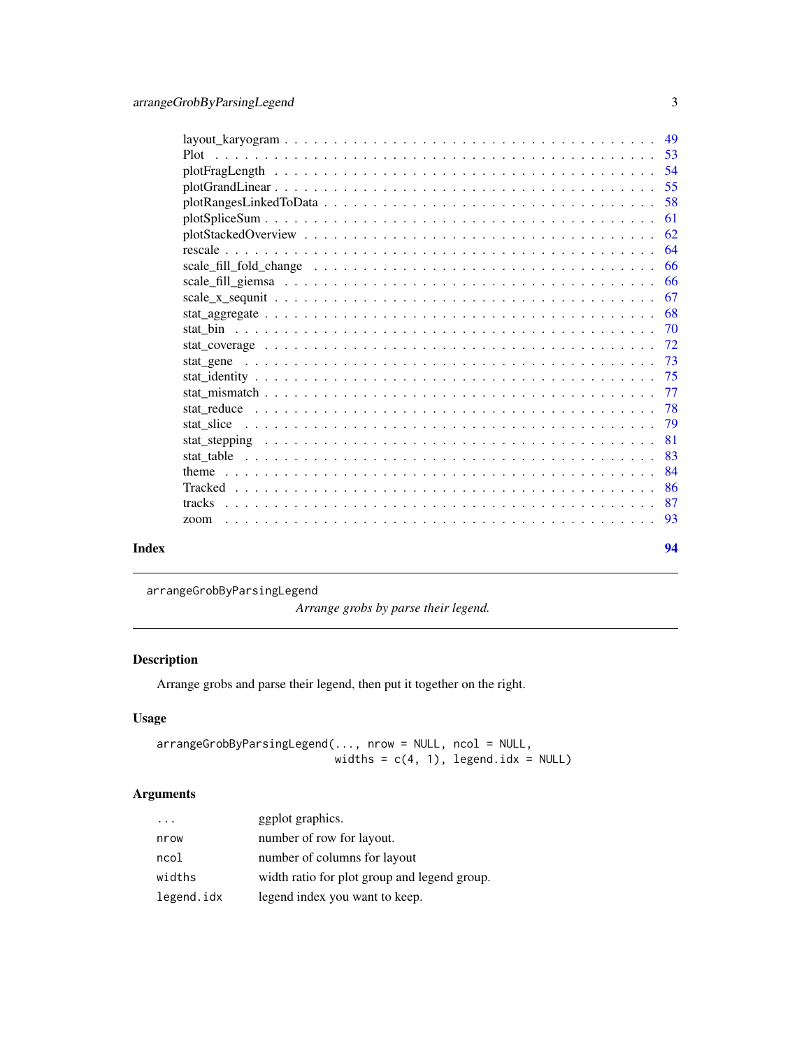layout_karyogram . . . . . . . . . . . . . . . . . . . . . . . . . . . . . . . . . . . 49
Plot . . . . . . . . . . . . . . . . . . . . . . . . . . . . . . . . . . . . . . . . . 53
plotFragLength . . . . . . . . . . . . . . . . . . . . . . . . . . . . . . . . . . . 54
plotGrandLinear . . . . . . . . . . . . . . . . . . . . . . . . . . . . . . . . . . . 55
plotRangesLinkedToData . . . . . . . . . . . . . . . . . . . . . . . . . . . . . . . 58
plotSpliceSum . . . . . . . . . . . . . . . . . . . . . . . . . . . . . . . . . . . . 61
plotStackedOverview . . . . . . . . . . . . . . . . . . . . . . . . . . . . . . . . . 62
rescale . . . . . . . . . . . . . . . . . . . . . . . . . . . . . . . . . . . . . . . 64
scale_fill_fold_change . . . . . . . . . . . . . . . . . . . . . . . . . . . . . . . 66
scale_fill_giemsa . . . . . . . . . . . . . . . . . . . . . . . . . . . . . . . . . . 66
scale_x_sequnit . . . . . . . . . . . . . . . . . . . . . . . . . . . . . . . . . . . 67
stat_aggregate . . . . . . . . . . . . . . . . . . . . . . . . . . . . . . . . . . . . 68
stat_bin . . . . . . . . . . . . . . . . . . . . . . . . . . . . . . . . . . . . . . . 70
stat_coverage . . . . . . . . . . . . . . . . . . . . . . . . . . . . . . . . . . . . 72
stat_gene . . . . . . . . . . . . . . . . . . . . . . . . . . . . . . . . . . . . . . 73
stat_identity . . . . . . . . . . . . . . . . . . . . . . . . . . . . . . . . . . . . 75
stat_mismatch . . . . . . . . . . . . . . . . . . . . . . . . . . . . . . . . . . . . 77
stat_reduce . . . . . . . . . . . . . . . . . . . . . . . . . . . . . . . . . . . . . 78
stat_slice . . . . . . . . . . . . . . . . . . . . . . . . . . . . . . . . . . . . . . 79
stat_stepping . . . . . . . . . . . . . . . . . . . . . . . . . . . . . . . . . . . . 81
stat_table . . . . . . . . . . . . . . . . . . . . . . . . . . . . . . . . . . . . . . 83
theme . . . . . . . . . . . . . . . . . . . . . . . . . . . . . . . . . . . . . . . . 84
Tracked . . . . . . . . . . . . . . . . . . . . . . . . . . . . . . . . . . . . . . . 86
tracks . . . . . . . . . . . . . . . . . . . . . . . . . . . . . . . . . . . . . . . . 87
zoom . . . . . . . . . . . . . . . . . . . . . . . . . . . . . . . . . . . . . . . . . 93

**Index** **94**

---

`arrangeGrobByParsingLegend` *Arrange grobs by parse their legend.*

---

## Description

Arrange grobs and parse their legend, then put it together on the right.

## Usage

```
arrangeGrobByParsingLegend(..., nrow = NULL, ncol = NULL,
                           widths = c(4, 1), legend.idx = NULL)
```

## Arguments

| | |
|---|---|
| `...` | ggplot graphics. |
| `nrow` | number of row for layout. |
| `ncol` | number of columns for layout |
| `widths` | width ratio for plot group and legend group. |
| `legend.idx` | legend index you want to keep. |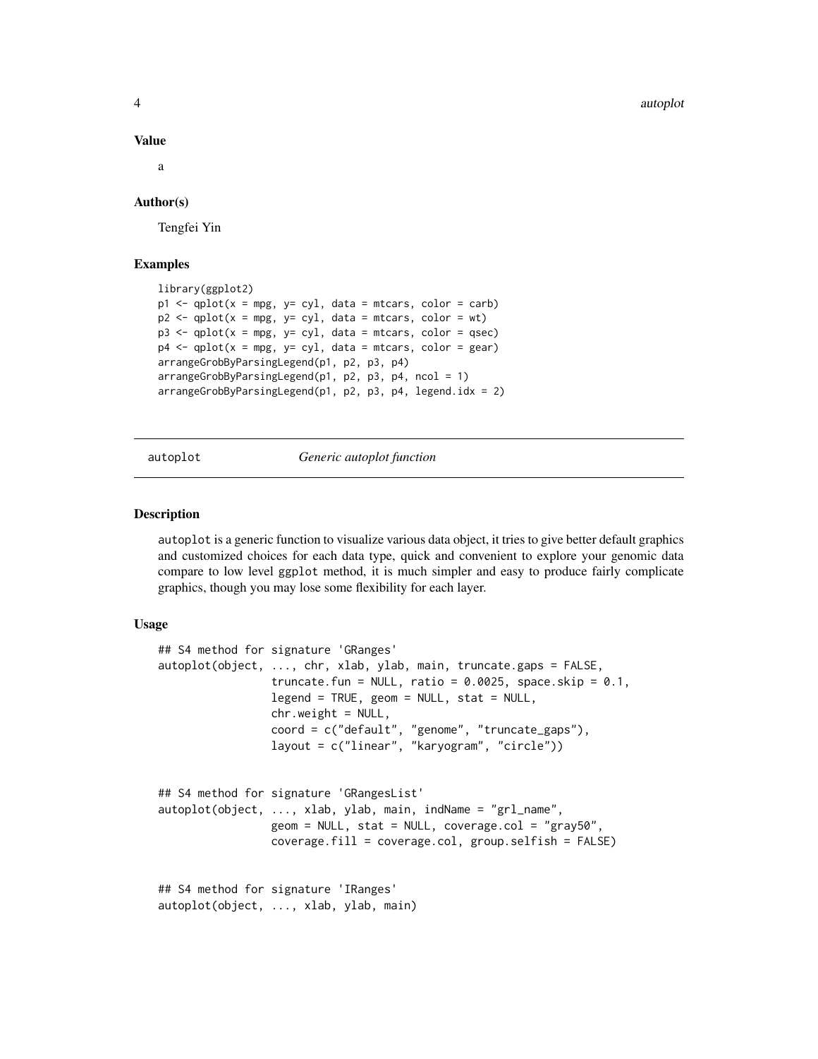### Value

a

### Author(s)

Tengfei Yin

### Examples

```
library(ggplot2)
p1 <- qplot(x = mpg, y= cyl, data = mtcars, color = carb)
p2 <- qplot(x = mpg, y= cyl, data = mtcars, color = wt)
p3 <- qplot(x = mpg, y= cyl, data = mtcars, color = qsec)
p4 <- qplot(x = mpg, y= cyl, data = mtcars, color = gear)
arrangeGrobByParsingLegend(p1, p2, p3, p4)
arrangeGrobByParsingLegend(p1, p2, p3, p4, ncol = 1)
arrangeGrobByParsingLegend(p1, p2, p3, p4, legend.idx = 2)
```

---

## autoplot *Generic autoplot function*

---

### Description

autoplot is a generic function to visualize various data object, it tries to give better default graphics and customized choices for each data type, quick and convenient to explore your genomic data compare to low level ggplot method, it is much simpler and easy to produce fairly complicate graphics, though you may lose some flexibility for each layer.

### Usage

```
## S4 method for signature 'GRanges'
autoplot(object, ..., chr, xlab, ylab, main, truncate.gaps = FALSE,
                 truncate.fun = NULL, ratio = 0.0025, space.skip = 0.1,
                 legend = TRUE, geom = NULL, stat = NULL,
                 chr.weight = NULL,
                 coord = c("default", "genome", "truncate_gaps"),
                 layout = c("linear", "karyogram", "circle"))


## S4 method for signature 'GRangesList'
autoplot(object, ..., xlab, ylab, main, indName = "grl_name",
                 geom = NULL, stat = NULL, coverage.col = "gray50",
                 coverage.fill = coverage.col, group.selfish = FALSE)


## S4 method for signature 'IRanges'
autoplot(object, ..., xlab, ylab, main)
```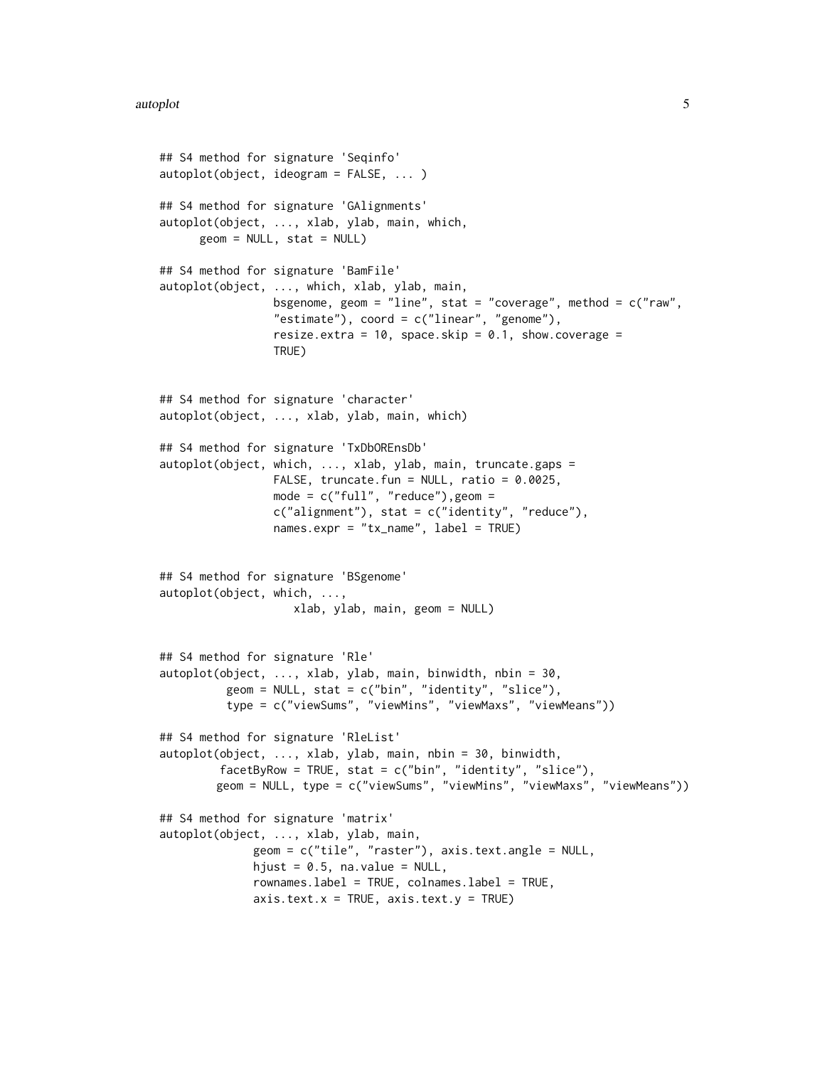```
## S4 method for signature 'Seqinfo'
autoplot(object, ideogram = FALSE, ... )

## S4 method for signature 'GAlignments'
autoplot(object, ..., xlab, ylab, main, which,
      geom = NULL, stat = NULL)

## S4 method for signature 'BamFile'
autoplot(object, ..., which, xlab, ylab, main,
                 bsgenome, geom = "line", stat = "coverage", method = c("raw",
                 "estimate"), coord = c("linear", "genome"),
                 resize.extra = 10, space.skip = 0.1, show.coverage =
                 TRUE)


## S4 method for signature 'character'
autoplot(object, ..., xlab, ylab, main, which)

## S4 method for signature 'TxDbOREnsDb'
autoplot(object, which, ..., xlab, ylab, main, truncate.gaps =
                 FALSE, truncate.fun = NULL, ratio = 0.0025,
                 mode = c("full", "reduce"),geom =
                 c("alignment"), stat = c("identity", "reduce"),
                 names.expr = "tx_name", label = TRUE)


## S4 method for signature 'BSgenome'
autoplot(object, which, ...,
                    xlab, ylab, main, geom = NULL)


## S4 method for signature 'Rle'
autoplot(object, ..., xlab, ylab, main, binwidth, nbin = 30,
          geom = NULL, stat = c("bin", "identity", "slice"),
          type = c("viewSums", "viewMins", "viewMaxs", "viewMeans"))

## S4 method for signature 'RleList'
autoplot(object, ..., xlab, ylab, main, nbin = 30, binwidth,
         facetByRow = TRUE, stat = c("bin", "identity", "slice"),
        geom = NULL, type = c("viewSums", "viewMins", "viewMaxs", "viewMeans"))

## S4 method for signature 'matrix'
autoplot(object, ..., xlab, ylab, main,
              geom = c("tile", "raster"), axis.text.angle = NULL,
              hjust = 0.5, na.value = NULL,
              rownames.label = TRUE, colnames.label = TRUE,
              axis.text.x = TRUE, axis.text.y = TRUE)
```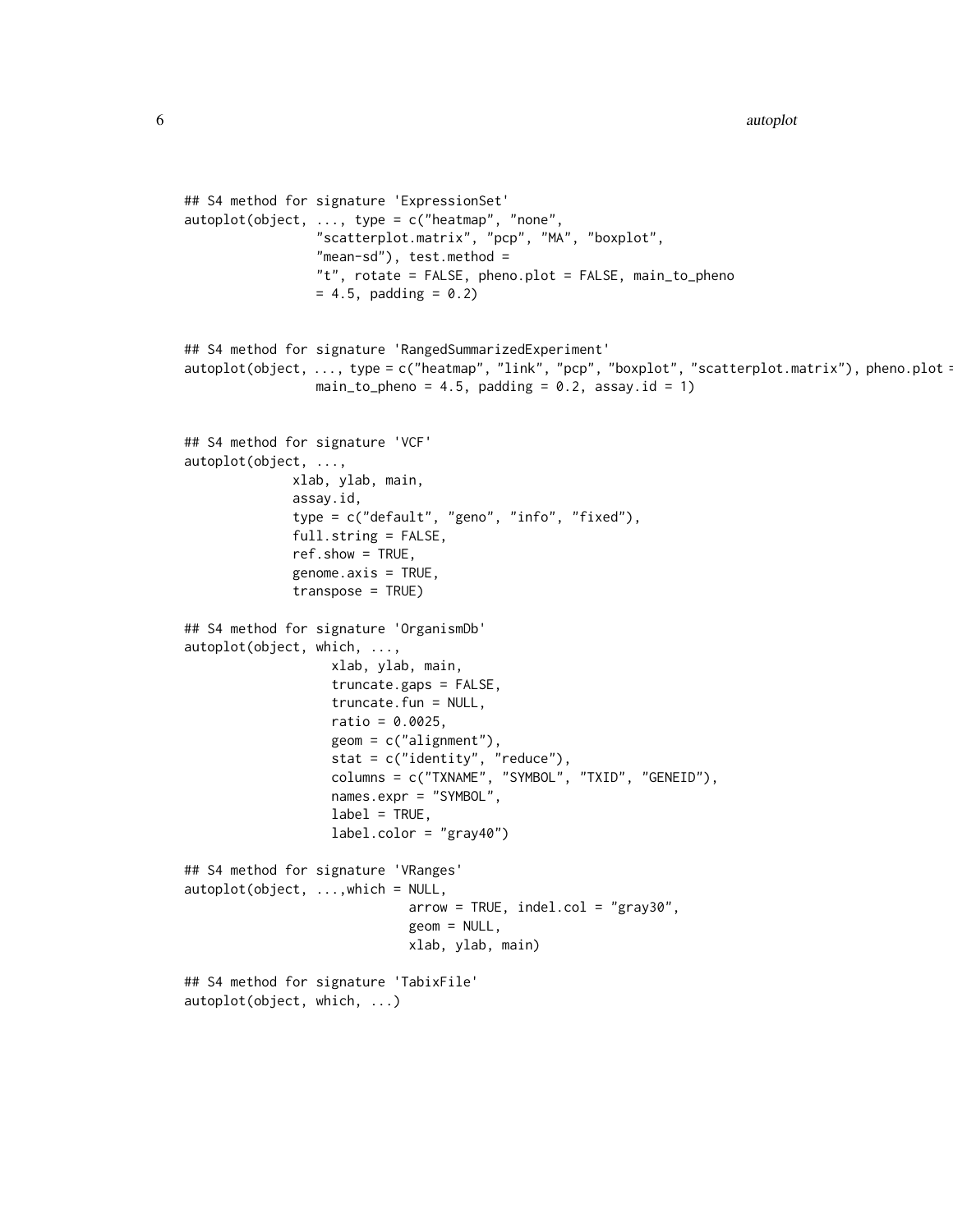```
## S4 method for signature 'ExpressionSet'
autoplot(object, ..., type = c("heatmap", "none",
                "scatterplot.matrix", "pcp", "MA", "boxplot",
                "mean-sd"), test.method =
                "t", rotate = FALSE, pheno.plot = FALSE, main_to_pheno
                = 4.5, padding = 0.2)


## S4 method for signature 'RangedSummarizedExperiment'
autoplot(object, ..., type = c("heatmap", "link", "pcp", "boxplot", "scatterplot.matrix"), pheno.plot =
                main_to_pheno = 4.5, padding = 0.2, assay.id = 1)


## S4 method for signature 'VCF'
autoplot(object, ...,
              xlab, ylab, main,
              assay.id,
              type = c("default", "geno", "info", "fixed"),
              full.string = FALSE,
              ref.show = TRUE,
              genome.axis = TRUE,
              transpose = TRUE)

## S4 method for signature 'OrganismDb'
autoplot(object, which, ...,
                  xlab, ylab, main,
                  truncate.gaps = FALSE,
                  truncate.fun = NULL,
                  ratio = 0.0025,
                  geom = c("alignment"),
                  stat = c("identity", "reduce"),
                  columns = c("TXNAME", "SYMBOL", "TXID", "GENEID"),
                  names.expr = "SYMBOL",
                  label = TRUE,
                  label.color = "gray40")

## S4 method for signature 'VRanges'
autoplot(object, ...,which = NULL,
                          arrow = TRUE, indel.col = "gray30",
                          geom = NULL,
                          xlab, ylab, main)

## S4 method for signature 'TabixFile'
autoplot(object, which, ...)
```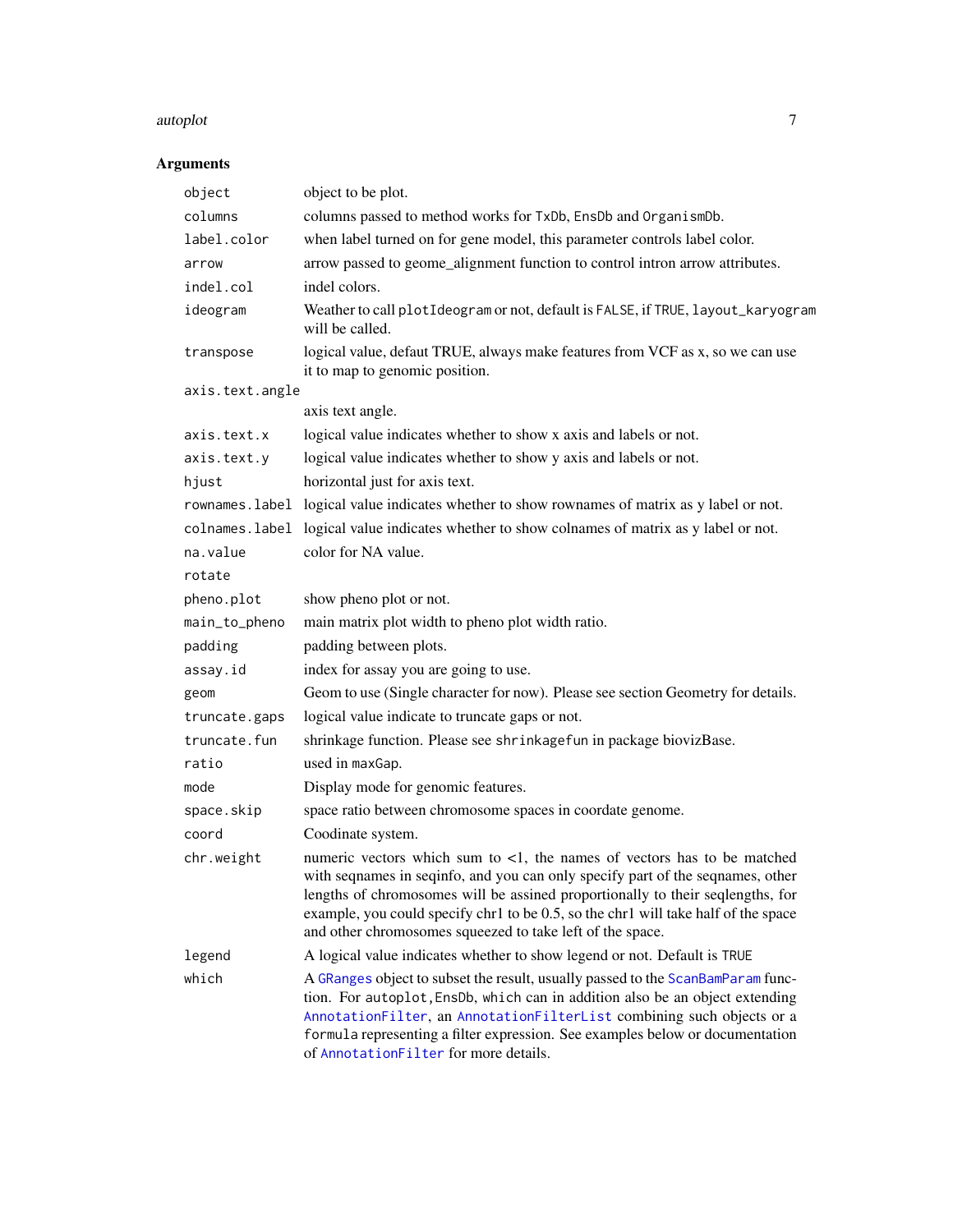## Arguments

| | |
|---|---|
| `object` | object to be plot. |
| `columns` | columns passed to method works for `TxDb`, `EnsDb` and `OrganismDb`. |
| `label.color` | when label turned on for gene model, this parameter controls label color. |
| `arrow` | arrow passed to geome_alignment function to control intron arrow attributes. |
| `indel.col` | indel colors. |
| `ideogram` | Weather to call `plotIdeogram` or not, default is `FALSE`, if `TRUE`, `layout_karyogram` will be called. |
| `transpose` | logical value, defaut TRUE, always make features from VCF as x, so we can use it to map to genomic position. |
| `axis.text.angle` | axis text angle. |
| `axis.text.x` | logical value indicates whether to show x axis and labels or not. |
| `axis.text.y` | logical value indicates whether to show y axis and labels or not. |
| `hjust` | horizontal just for axis text. |
| `rownames.label` | logical value indicates whether to show rownames of matrix as y label or not. |
| `colnames.label` | logical value indicates whether to show colnames of matrix as y label or not. |
| `na.value` | color for NA value. |
| `rotate` | |
| `pheno.plot` | show pheno plot or not. |
| `main_to_pheno` | main matrix plot width to pheno plot width ratio. |
| `padding` | padding between plots. |
| `assay.id` | index for assay you are going to use. |
| `geom` | Geom to use (Single character for now). Please see section Geometry for details. |
| `truncate.gaps` | logical value indicate to truncate gaps or not. |
| `truncate.fun` | shrinkage function. Please see `shrinkagefun` in package biovizBase. |
| `ratio` | used in `maxGap`. |
| `mode` | Display mode for genomic features. |
| `space.skip` | space ratio between chromosome spaces in coordate genome. |
| `coord` | Coodinate system. |
| `chr.weight` | numeric vectors which sum to <1, the names of vectors has to be matched with seqnames in seqinfo, and you can only specify part of the seqnames, other lengths of chromosomes will be assined proportionally to their seqlengths, for example, you could specify chr1 to be 0.5, so the chr1 will take half of the space and other chromosomes squeezed to take left of the space. |
| `legend` | A logical value indicates whether to show legend or not. Default is `TRUE` |
| `which` | A `GRanges` object to subset the result, usually passed to the `ScanBamParam` function. For `autoplot,EnsDb`, `which` can in addition also be an object extending `AnnotationFilter`, an `AnnotationFilterList` combining such objects or a `formula` representing a filter expression. See examples below or documentation of `AnnotationFilter` for more details. |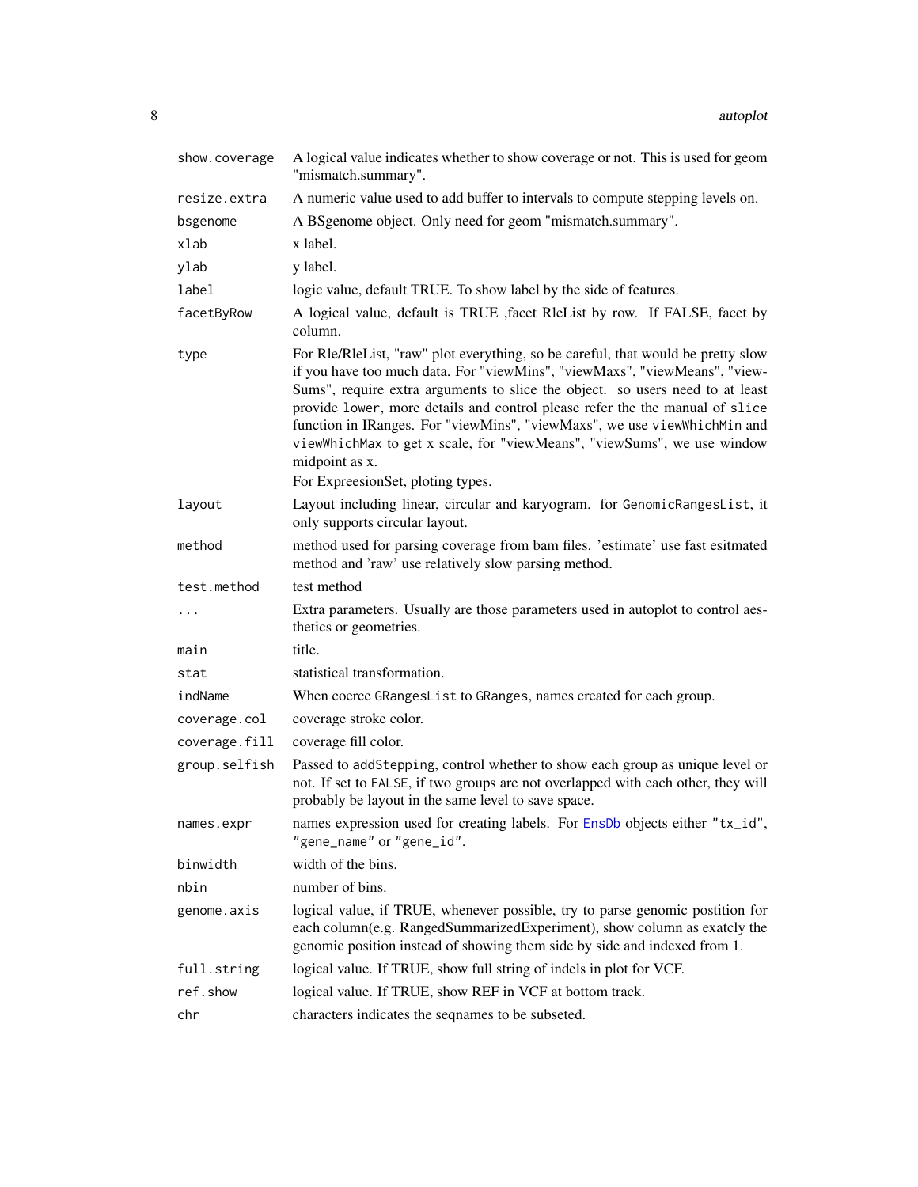| | |
|---|---|
| show.coverage | A logical value indicates whether to show coverage or not. This is used for geom "mismatch.summary". |
| resize.extra | A numeric value used to add buffer to intervals to compute stepping levels on. |
| bsgenome | A BSgenome object. Only need for geom "mismatch.summary". |
| xlab | x label. |
| ylab | y label. |
| label | logic value, default TRUE. To show label by the side of features. |
| facetByRow | A logical value, default is TRUE ,facet RleList by row. If FALSE, facet by column. |
| type | For Rle/RleList, "raw" plot everything, so be careful, that would be pretty slow if you have too much data. For "viewMins", "viewMaxs", "viewMeans", "viewSums", require extra arguments to slice the object. so users need to at least provide `lower`, more details and control please refer the the manual of `slice` function in IRanges. For "viewMins", "viewMaxs", we use `viewWhichMin` and `viewWhichMax` to get x scale, for "viewMeans", "viewSums", we use window midpoint as x. For ExpreesionSet, ploting types. |
| layout | Layout including linear, circular and karyogram. for `GenomicRangesList`, it only supports circular layout. |
| method | method used for parsing coverage from bam files. 'estimate' use fast esitmated method and 'raw' use relatively slow parsing method. |
| test.method | test method |
| ... | Extra parameters. Usually are those parameters used in autoplot to control aesthetics or geometries. |
| main | title. |
| stat | statistical transformation. |
| indName | When coerce `GRangesList` to `GRanges`, names created for each group. |
| coverage.col | coverage stroke color. |
| coverage.fill | coverage fill color. |
| group.selfish | Passed to `addStepping`, control whether to show each group as unique level or not. If set to `FALSE`, if two groups are not overlapped with each other, they will probably be layout in the same level to save space. |
| names.expr | names expression used for creating labels. For EnsDb objects either "tx_id", "gene_name" or "gene_id". |
| binwidth | width of the bins. |
| nbin | number of bins. |
| genome.axis | logical value, if TRUE, whenever possible, try to parse genomic postition for each column(e.g. RangedSummarizedExperiment), show column as exatcly the genomic position instead of showing them side by side and indexed from 1. |
| full.string | logical value. If TRUE, show full string of indels in plot for VCF. |
| ref.show | logical value. If TRUE, show REF in VCF at bottom track. |
| chr | characters indicates the seqnames to be subseted. |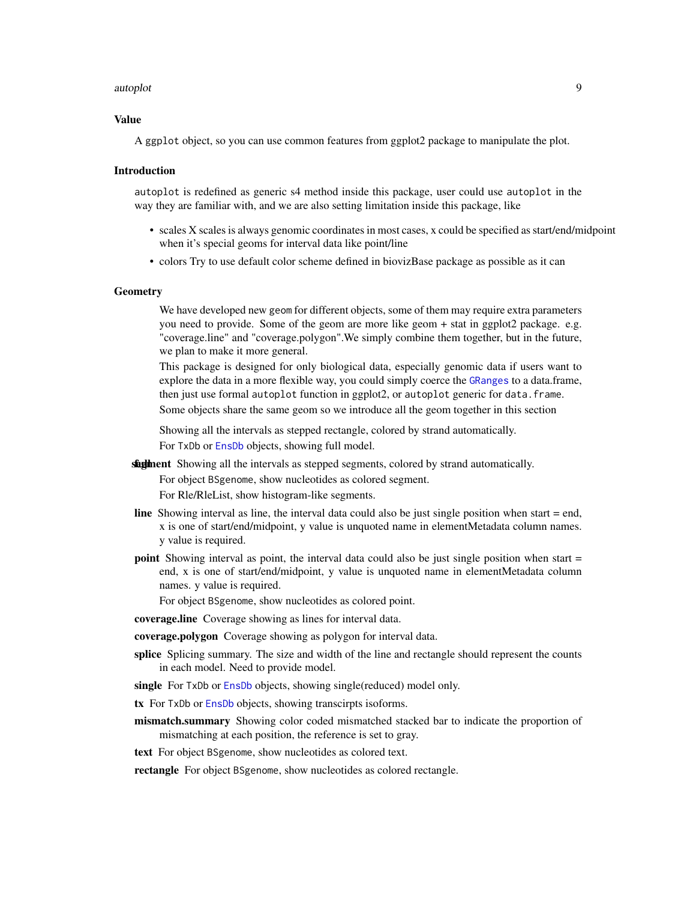## Value

A ggplot object, so you can use common features from ggplot2 package to manipulate the plot.

## Introduction

autoplot is redefined as generic s4 method inside this package, user could use autoplot in the way they are familiar with, and we are also setting limitation inside this package, like

- scales X scales is always genomic coordinates in most cases, x could be specified as start/end/midpoint when it's special geoms for interval data like point/line
- colors Try to use default color scheme defined in biovizBase package as possible as it can

## Geometry

We have developed new geom for different objects, some of them may require extra parameters you need to provide. Some of the geom are more like geom + stat in ggplot2 package. e.g. "coverage.line" and "coverage.polygon".We simply combine them together, but in the future, we plan to make it more general.

This package is designed for only biological data, especially genomic data if users want to explore the data in a more flexible way, you could simply coerce the GRanges to a data.frame, then just use formal autoplot function in ggplot2, or autoplot generic for data.frame.

Some objects share the same geom so we introduce all the geom together in this section

Showing all the intervals as stepped rectangle, colored by strand automatically.

For TxDb or EnsDb objects, showing full model.

**full** **segment** Showing all the intervals as stepped segments, colored by strand automatically.

For object BSgenome, show nucleotides as colored segment.

For Rle/RleList, show histogram-like segments.

**line** Showing interval as line, the interval data could also be just single position when start = end, x is one of start/end/midpoint, y value is unquoted name in elementMetadata column names. y value is required.

**point** Showing interval as point, the interval data could also be just single position when start = end, x is one of start/end/midpoint, y value is unquoted name in elementMetadata column names. y value is required.

For object BSgenome, show nucleotides as colored point.

**coverage.line** Coverage showing as lines for interval data.

**coverage.polygon** Coverage showing as polygon for interval data.

**splice** Splicing summary. The size and width of the line and rectangle should represent the counts in each model. Need to provide model.

**single** For TxDb or EnsDb objects, showing single(reduced) model only.

**tx** For TxDb or EnsDb objects, showing transcirpts isoforms.

**mismatch.summary** Showing color coded mismatched stacked bar to indicate the proportion of mismatching at each position, the reference is set to gray.

**text** For object BSgenome, show nucleotides as colored text.

**rectangle** For object BSgenome, show nucleotides as colored rectangle.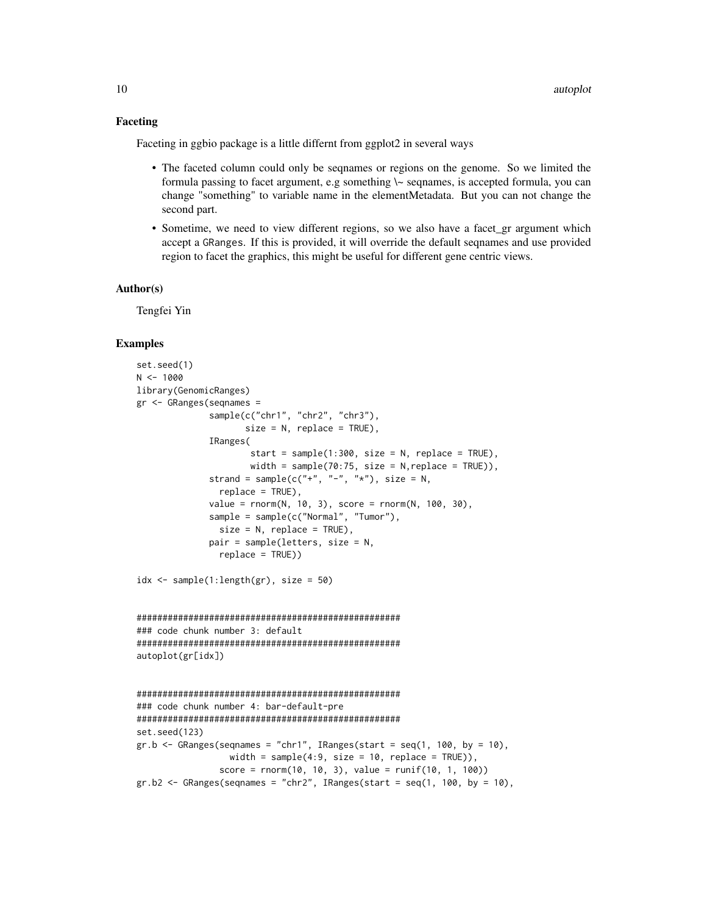### Faceting

Faceting in ggbio package is a little differnt from ggplot2 in several ways

- The faceted column could only be seqnames or regions on the genome. So we limited the formula passing to facet argument, e.g something \~ seqnames, is accepted formula, you can change "something" to variable name in the elementMetadata. But you can not change the second part.
- Sometime, we need to view different regions, so we also have a facet_gr argument which accept a GRanges. If this is provided, it will override the default seqnames and use provided region to facet the graphics, this might be useful for different gene centric views.

### Author(s)

Tengfei Yin

### Examples

```
set.seed(1)
N <- 1000
library(GenomicRanges)
gr <- GRanges(seqnames =
              sample(c("chr1", "chr2", "chr3"),
                     size = N, replace = TRUE),
              IRanges(
                      start = sample(1:300, size = N, replace = TRUE),
                      width = sample(70:75, size = N,replace = TRUE)),
              strand = sample(c("+", "-", "*"), size = N,
                replace = TRUE),
              value = rnorm(N, 10, 3), score = rnorm(N, 100, 30),
              sample = sample(c("Normal", "Tumor"),
                size = N, replace = TRUE),
              pair = sample(letters, size = N,
                replace = TRUE))

idx <- sample(1:length(gr), size = 50)


###################################################
### code chunk number 3: default
###################################################
autoplot(gr[idx])


###################################################
### code chunk number 4: bar-default-pre
###################################################
set.seed(123)
gr.b <- GRanges(seqnames = "chr1", IRanges(start = seq(1, 100, by = 10),
                  width = sample(4:9, size = 10, replace = TRUE)),
                score = rnorm(10, 10, 3), value = runif(10, 1, 100))
gr.b2 <- GRanges(seqnames = "chr2", IRanges(start = seq(1, 100, by = 10),
```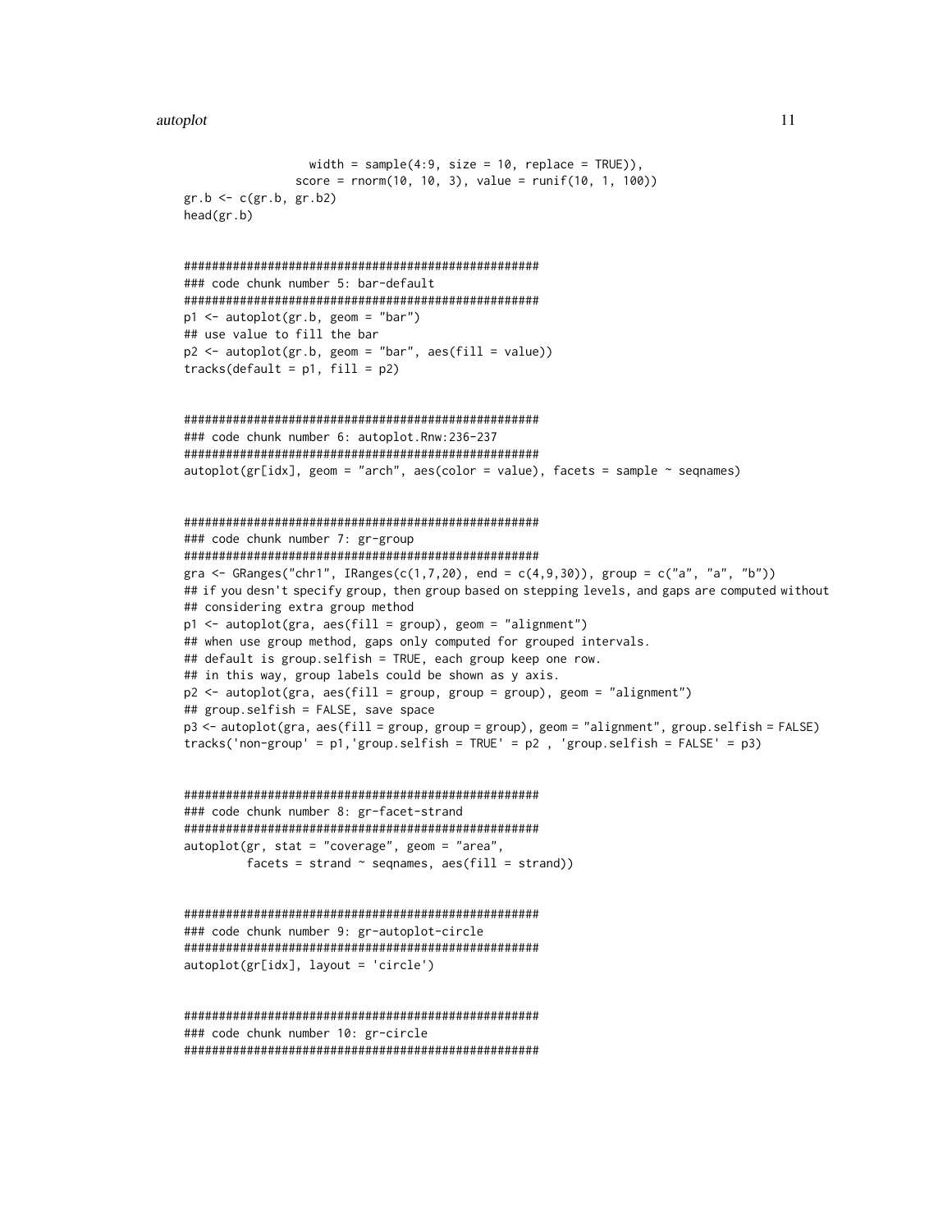```
                  width = sample(4:9, size = 10, replace = TRUE)),
                score = rnorm(10, 10, 3), value = runif(10, 1, 100))
gr.b <- c(gr.b, gr.b2)
head(gr.b)


###################################################
### code chunk number 5: bar-default
###################################################
p1 <- autoplot(gr.b, geom = "bar")
## use value to fill the bar
p2 <- autoplot(gr.b, geom = "bar", aes(fill = value))
tracks(default = p1, fill = p2)


###################################################
### code chunk number 6: autoplot.Rnw:236-237
###################################################
autoplot(gr[idx], geom = "arch", aes(color = value), facets = sample ~ seqnames)


###################################################
### code chunk number 7: gr-group
###################################################
gra <- GRanges("chr1", IRanges(c(1,7,20), end = c(4,9,30)), group = c("a", "a", "b"))
## if you desn't specify group, then group based on stepping levels, and gaps are computed without
## considering extra group method
p1 <- autoplot(gra, aes(fill = group), geom = "alignment")
## when use group method, gaps only computed for grouped intervals.
## default is group.selfish = TRUE, each group keep one row.
## in this way, group labels could be shown as y axis.
p2 <- autoplot(gra, aes(fill = group, group = group), geom = "alignment")
## group.selfish = FALSE, save space
p3 <- autoplot(gra, aes(fill = group, group = group), geom = "alignment", group.selfish = FALSE)
tracks('non-group' = p1,'group.selfish = TRUE' = p2 , 'group.selfish = FALSE' = p3)


###################################################
### code chunk number 8: gr-facet-strand
###################################################
autoplot(gr, stat = "coverage", geom = "area",
         facets = strand ~ seqnames, aes(fill = strand))


###################################################
### code chunk number 9: gr-autoplot-circle
###################################################
autoplot(gr[idx], layout = 'circle')


###################################################
### code chunk number 10: gr-circle
###################################################
```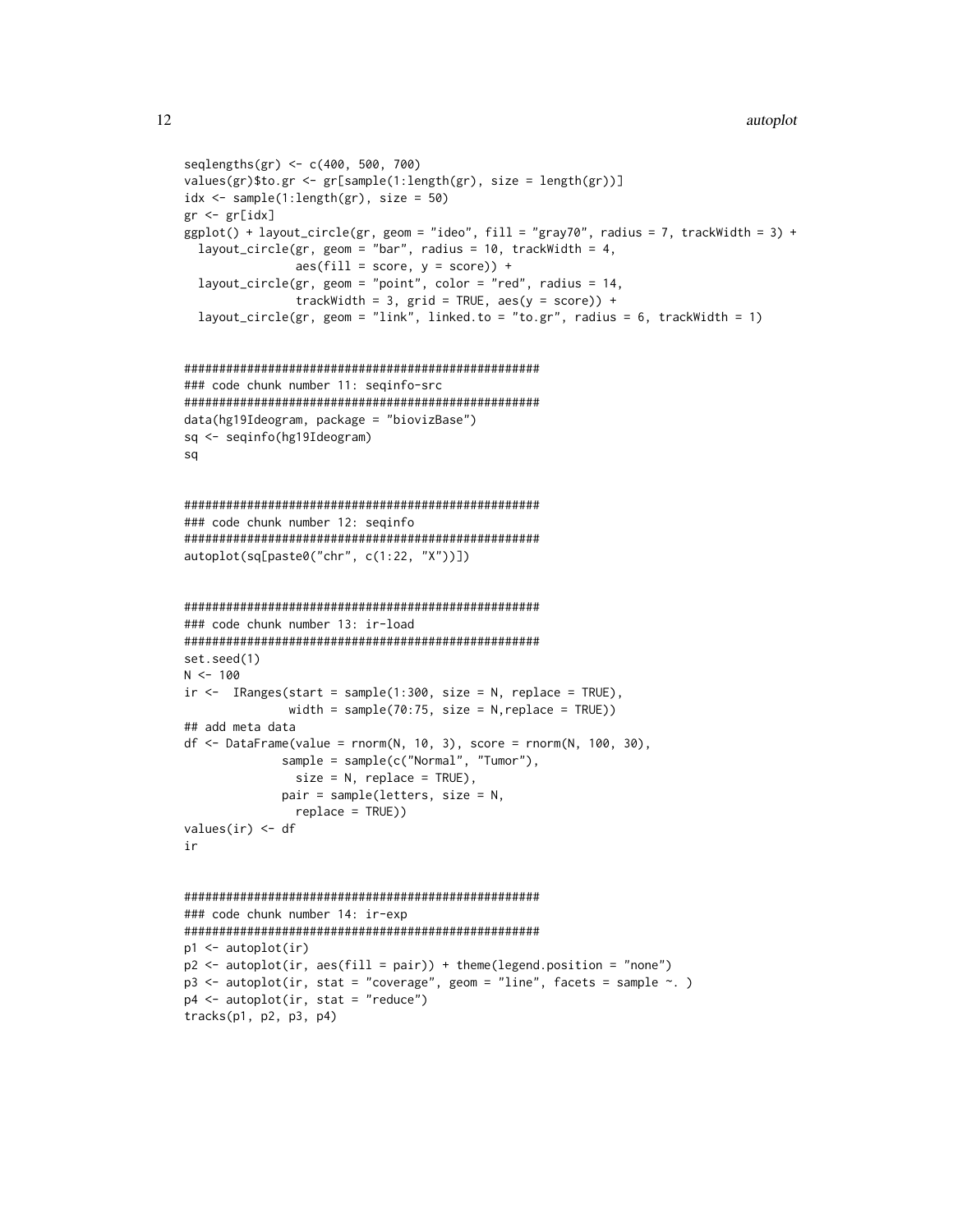```
seqlengths(gr) <- c(400, 500, 700)
values(gr)$to.gr <- gr[sample(1:length(gr), size = length(gr))]
idx <- sample(1:length(gr), size = 50)
gr <- gr[idx]
ggplot() + layout_circle(gr, geom = "ideo", fill = "gray70", radius = 7, trackWidth = 3) +
  layout_circle(gr, geom = "bar", radius = 10, trackWidth = 4,
                aes(fill = score, y = score)) +
  layout_circle(gr, geom = "point", color = "red", radius = 14,
                trackWidth = 3, grid = TRUE, aes(y = score)) +
  layout_circle(gr, geom = "link", linked.to = "to.gr", radius = 6, trackWidth = 1)


###################################################
### code chunk number 11: seqinfo-src
###################################################
data(hg19Ideogram, package = "biovizBase")
sq <- seqinfo(hg19Ideogram)
sq


###################################################
### code chunk number 12: seqinfo
###################################################
autoplot(sq[paste0("chr", c(1:22, "X"))])


###################################################
### code chunk number 13: ir-load
###################################################
set.seed(1)
N <- 100
ir <-  IRanges(start = sample(1:300, size = N, replace = TRUE),
               width = sample(70:75, size = N,replace = TRUE))
## add meta data
df <- DataFrame(value = rnorm(N, 10, 3), score = rnorm(N, 100, 30),
              sample = sample(c("Normal", "Tumor"),
                size = N, replace = TRUE),
              pair = sample(letters, size = N,
                replace = TRUE))
values(ir) <- df
ir


###################################################
### code chunk number 14: ir-exp
###################################################
p1 <- autoplot(ir)
p2 <- autoplot(ir, aes(fill = pair)) + theme(legend.position = "none")
p3 <- autoplot(ir, stat = "coverage", geom = "line", facets = sample ~. )
p4 <- autoplot(ir, stat = "reduce")
tracks(p1, p2, p3, p4)
```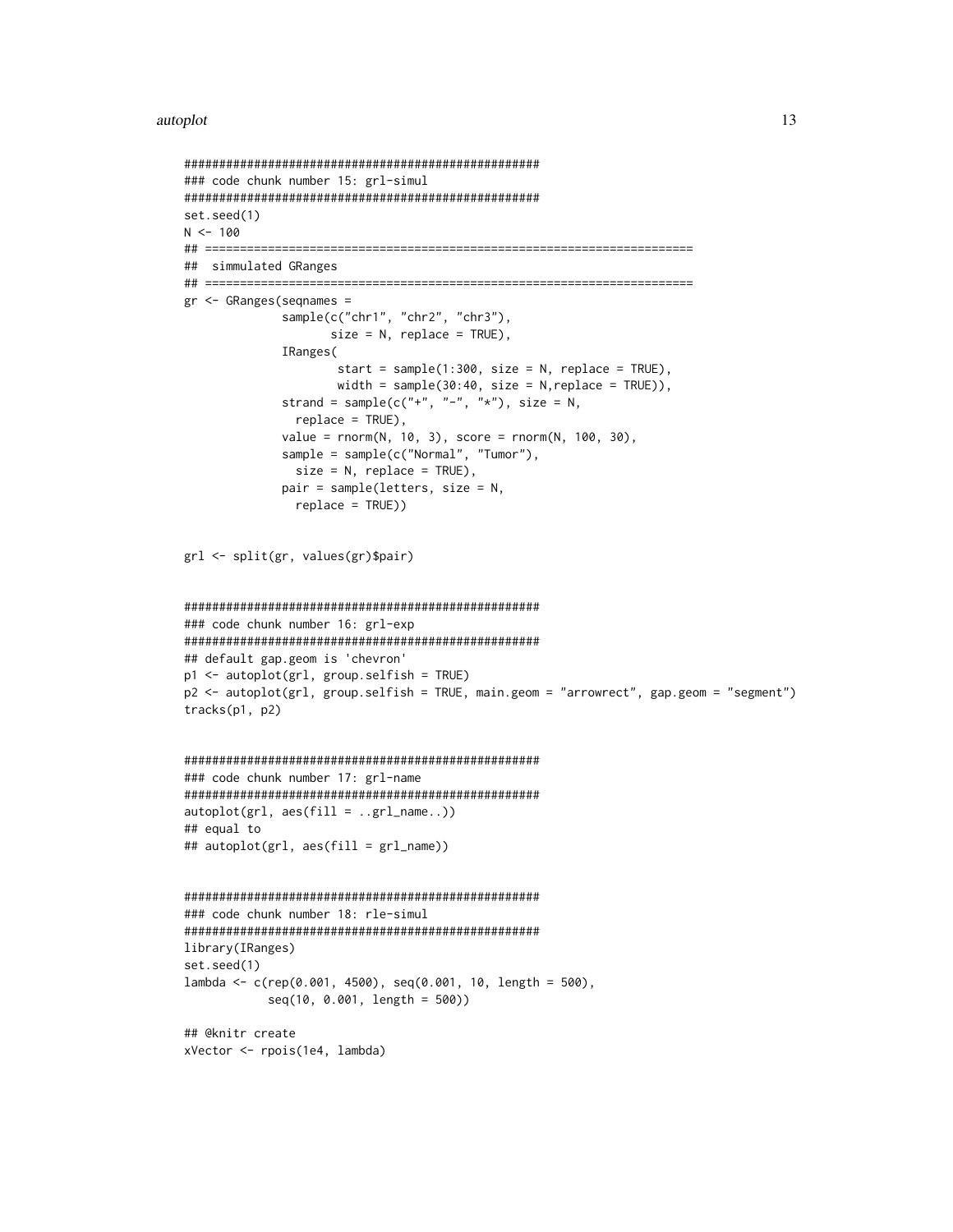```
###################################################
### code chunk number 15: grl-simul
###################################################
set.seed(1)
N <- 100
## ======================================================================
##  simmulated GRanges
## ======================================================================
gr <- GRanges(seqnames =
              sample(c("chr1", "chr2", "chr3"),
                     size = N, replace = TRUE),
              IRanges(
                      start = sample(1:300, size = N, replace = TRUE),
                      width = sample(30:40, size = N,replace = TRUE)),
              strand = sample(c("+", "-", "*"), size = N,
                replace = TRUE),
              value = rnorm(N, 10, 3), score = rnorm(N, 100, 30),
              sample = sample(c("Normal", "Tumor"),
                size = N, replace = TRUE),
              pair = sample(letters, size = N,
                replace = TRUE))


grl <- split(gr, values(gr)$pair)


###################################################
### code chunk number 16: grl-exp
###################################################
## default gap.geom is 'chevron'
p1 <- autoplot(grl, group.selfish = TRUE)
p2 <- autoplot(grl, group.selfish = TRUE, main.geom = "arrowrect", gap.geom = "segment")
tracks(p1, p2)


###################################################
### code chunk number 17: grl-name
###################################################
autoplot(grl, aes(fill = ..grl_name..))
## equal to
## autoplot(grl, aes(fill = grl_name))


###################################################
### code chunk number 18: rle-simul
###################################################
library(IRanges)
set.seed(1)
lambda <- c(rep(0.001, 4500), seq(0.001, 10, length = 500),
            seq(10, 0.001, length = 500))

## @knitr create
xVector <- rpois(1e4, lambda)
```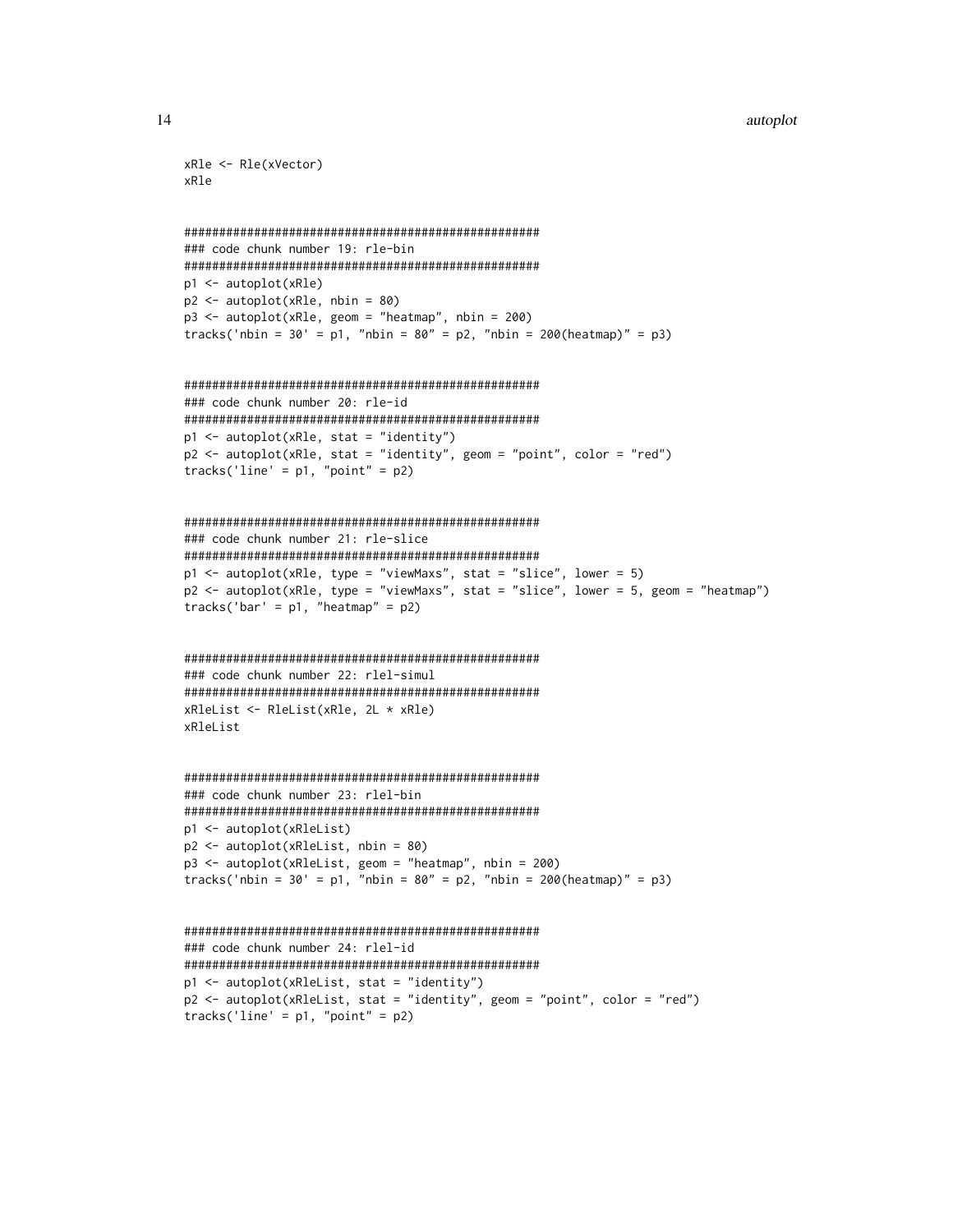```
xRle <- Rle(xVector)
xRle


###################################################
### code chunk number 19: rle-bin
###################################################
p1 <- autoplot(xRle)
p2 <- autoplot(xRle, nbin = 80)
p3 <- autoplot(xRle, geom = "heatmap", nbin = 200)
tracks('nbin = 30' = p1, "nbin = 80" = p2, "nbin = 200(heatmap)" = p3)


###################################################
### code chunk number 20: rle-id
###################################################
p1 <- autoplot(xRle, stat = "identity")
p2 <- autoplot(xRle, stat = "identity", geom = "point", color = "red")
tracks('line' = p1, "point" = p2)


###################################################
### code chunk number 21: rle-slice
###################################################
p1 <- autoplot(xRle, type = "viewMaxs", stat = "slice", lower = 5)
p2 <- autoplot(xRle, type = "viewMaxs", stat = "slice", lower = 5, geom = "heatmap")
tracks('bar' = p1, "heatmap" = p2)


###################################################
### code chunk number 22: rlel-simul
###################################################
xRleList <- RleList(xRle, 2L * xRle)
xRleList


###################################################
### code chunk number 23: rlel-bin
###################################################
p1 <- autoplot(xRleList)
p2 <- autoplot(xRleList, nbin = 80)
p3 <- autoplot(xRleList, geom = "heatmap", nbin = 200)
tracks('nbin = 30' = p1, "nbin = 80" = p2, "nbin = 200(heatmap)" = p3)


###################################################
### code chunk number 24: rlel-id
###################################################
p1 <- autoplot(xRleList, stat = "identity")
p2 <- autoplot(xRleList, stat = "identity", geom = "point", color = "red")
tracks('line' = p1, "point" = p2)
```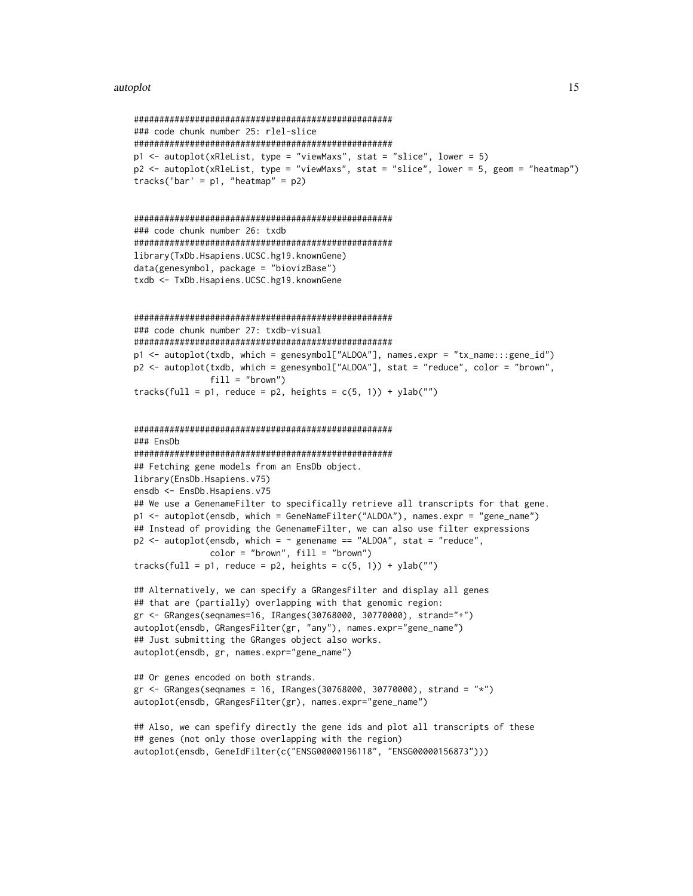```
###################################################
### code chunk number 25: rlel-slice
###################################################
p1 <- autoplot(xRleList, type = "viewMaxs", stat = "slice", lower = 5)
p2 <- autoplot(xRleList, type = "viewMaxs", stat = "slice", lower = 5, geom = "heatmap")
tracks('bar' = p1, "heatmap" = p2)


###################################################
### code chunk number 26: txdb
###################################################
library(TxDb.Hsapiens.UCSC.hg19.knownGene)
data(genesymbol, package = "biovizBase")
txdb <- TxDb.Hsapiens.UCSC.hg19.knownGene


###################################################
### code chunk number 27: txdb-visual
###################################################
p1 <- autoplot(txdb, which = genesymbol["ALDOA"], names.expr = "tx_name:::gene_id")
p2 <- autoplot(txdb, which = genesymbol["ALDOA"], stat = "reduce", color = "brown",
               fill = "brown")
tracks(full = p1, reduce = p2, heights = c(5, 1)) + ylab("")


###################################################
### EnsDb
###################################################
## Fetching gene models from an EnsDb object.
library(EnsDb.Hsapiens.v75)
ensdb <- EnsDb.Hsapiens.v75
## We use a GenenameFilter to specifically retrieve all transcripts for that gene.
p1 <- autoplot(ensdb, which = GeneNameFilter("ALDOA"), names.expr = "gene_name")
## Instead of providing the GenenameFilter, we can also use filter expressions
p2 <- autoplot(ensdb, which = ~ genename == "ALDOA", stat = "reduce",
               color = "brown", fill = "brown")
tracks(full = p1, reduce = p2, heights = c(5, 1)) + ylab("")

## Alternatively, we can specify a GRangesFilter and display all genes
## that are (partially) overlapping with that genomic region:
gr <- GRanges(seqnames=16, IRanges(30768000, 30770000), strand="+")
autoplot(ensdb, GRangesFilter(gr, "any"), names.expr="gene_name")
## Just submitting the GRanges object also works.
autoplot(ensdb, gr, names.expr="gene_name")

## Or genes encoded on both strands.
gr <- GRanges(seqnames = 16, IRanges(30768000, 30770000), strand = "*")
autoplot(ensdb, GRangesFilter(gr), names.expr="gene_name")

## Also, we can spefify directly the gene ids and plot all transcripts of these
## genes (not only those overlapping with the region)
autoplot(ensdb, GeneIdFilter(c("ENSG00000196118", "ENSG00000156873")))
```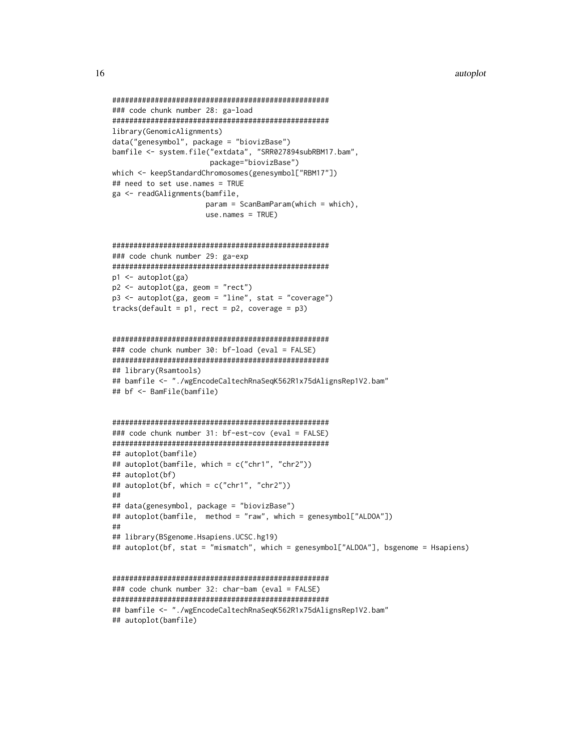```
###################################################
### code chunk number 28: ga-load
###################################################
library(GenomicAlignments)
data("genesymbol", package = "biovizBase")
bamfile <- system.file("extdata", "SRR027894subRBM17.bam",
                       package="biovizBase")
which <- keepStandardChromosomes(genesymbol["RBM17"])
## need to set use.names = TRUE
ga <- readGAlignments(bamfile,
                      param = ScanBamParam(which = which),
                      use.names = TRUE)


###################################################
### code chunk number 29: ga-exp
###################################################
p1 <- autoplot(ga)
p2 <- autoplot(ga, geom = "rect")
p3 <- autoplot(ga, geom = "line", stat = "coverage")
tracks(default = p1, rect = p2, coverage = p3)


###################################################
### code chunk number 30: bf-load (eval = FALSE)
###################################################
## library(Rsamtools)
## bamfile <- "./wgEncodeCaltechRnaSeqK562R1x75dAlignsRep1V2.bam"
## bf <- BamFile(bamfile)


###################################################
### code chunk number 31: bf-est-cov (eval = FALSE)
###################################################
## autoplot(bamfile)
## autoplot(bamfile, which = c("chr1", "chr2"))
## autoplot(bf)
## autoplot(bf, which = c("chr1", "chr2"))
##
## data(genesymbol, package = "biovizBase")
## autoplot(bamfile,  method = "raw", which = genesymbol["ALDOA"])
##
## library(BSgenome.Hsapiens.UCSC.hg19)
## autoplot(bf, stat = "mismatch", which = genesymbol["ALDOA"], bsgenome = Hsapiens)


###################################################
### code chunk number 32: char-bam (eval = FALSE)
###################################################
## bamfile <- "./wgEncodeCaltechRnaSeqK562R1x75dAlignsRep1V2.bam"
## autoplot(bamfile)
```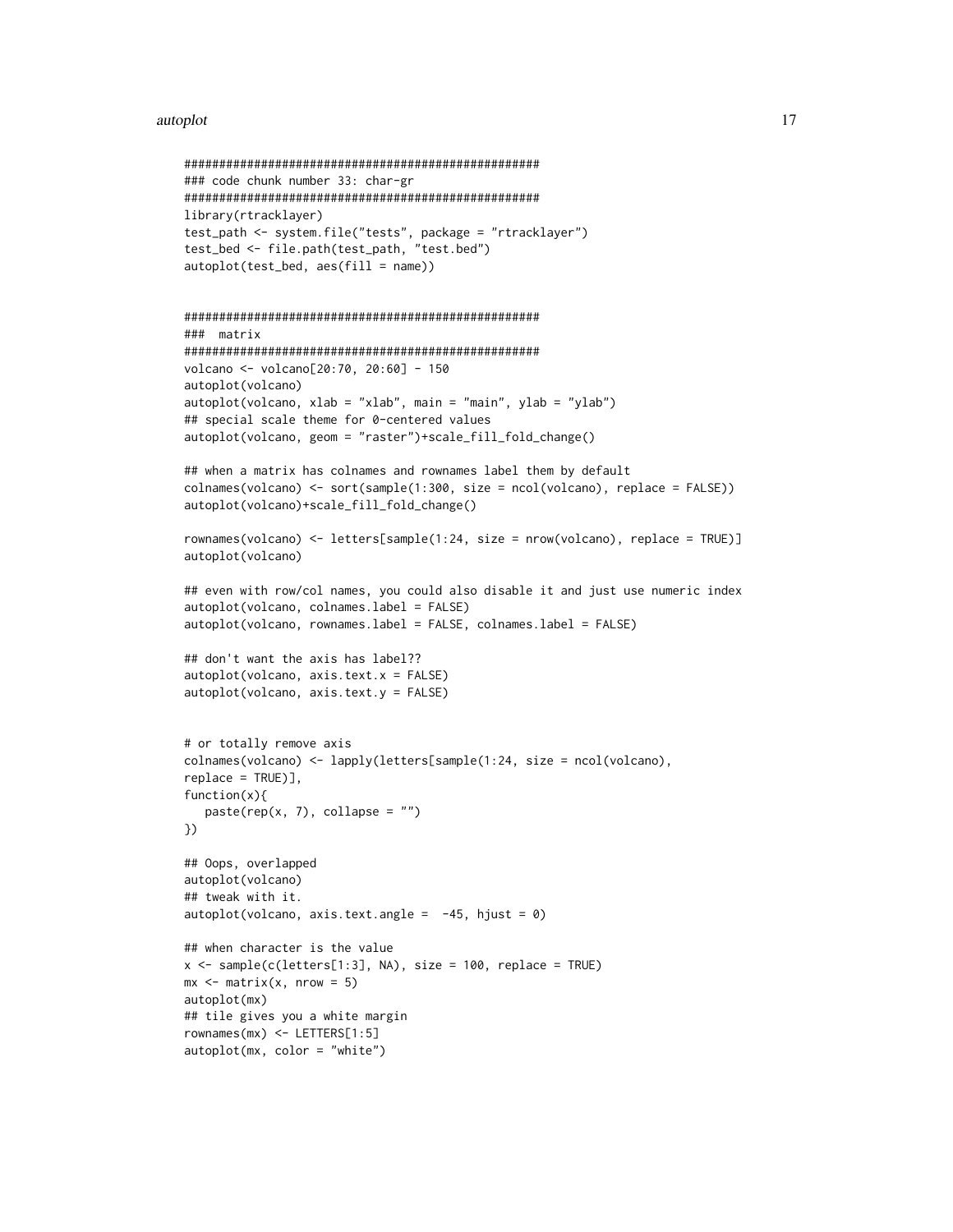```
###################################################
### code chunk number 33: char-gr
###################################################
library(rtracklayer)
test_path <- system.file("tests", package = "rtracklayer")
test_bed <- file.path(test_path, "test.bed")
autoplot(test_bed, aes(fill = name))


###################################################
###  matrix
###################################################
volcano <- volcano[20:70, 20:60] - 150
autoplot(volcano)
autoplot(volcano, xlab = "xlab", main = "main", ylab = "ylab")
## special scale theme for 0-centered values
autoplot(volcano, geom = "raster")+scale_fill_fold_change()

## when a matrix has colnames and rownames label them by default
colnames(volcano) <- sort(sample(1:300, size = ncol(volcano), replace = FALSE))
autoplot(volcano)+scale_fill_fold_change()

rownames(volcano) <- letters[sample(1:24, size = nrow(volcano), replace = TRUE)]
autoplot(volcano)

## even with row/col names, you could also disable it and just use numeric index
autoplot(volcano, colnames.label = FALSE)
autoplot(volcano, rownames.label = FALSE, colnames.label = FALSE)

## don't want the axis has label??
autoplot(volcano, axis.text.x = FALSE)
autoplot(volcano, axis.text.y = FALSE)


# or totally remove axis
colnames(volcano) <- lapply(letters[sample(1:24, size = ncol(volcano),
replace = TRUE)],
function(x){
   paste(rep(x, 7), collapse = "")
})

## Oops, overlapped
autoplot(volcano)
## tweak with it.
autoplot(volcano, axis.text.angle =  -45, hjust = 0)

## when character is the value
x <- sample(c(letters[1:3], NA), size = 100, replace = TRUE)
mx <- matrix(x, nrow = 5)
autoplot(mx)
## tile gives you a white margin
rownames(mx) <- LETTERS[1:5]
autoplot(mx, color = "white")
```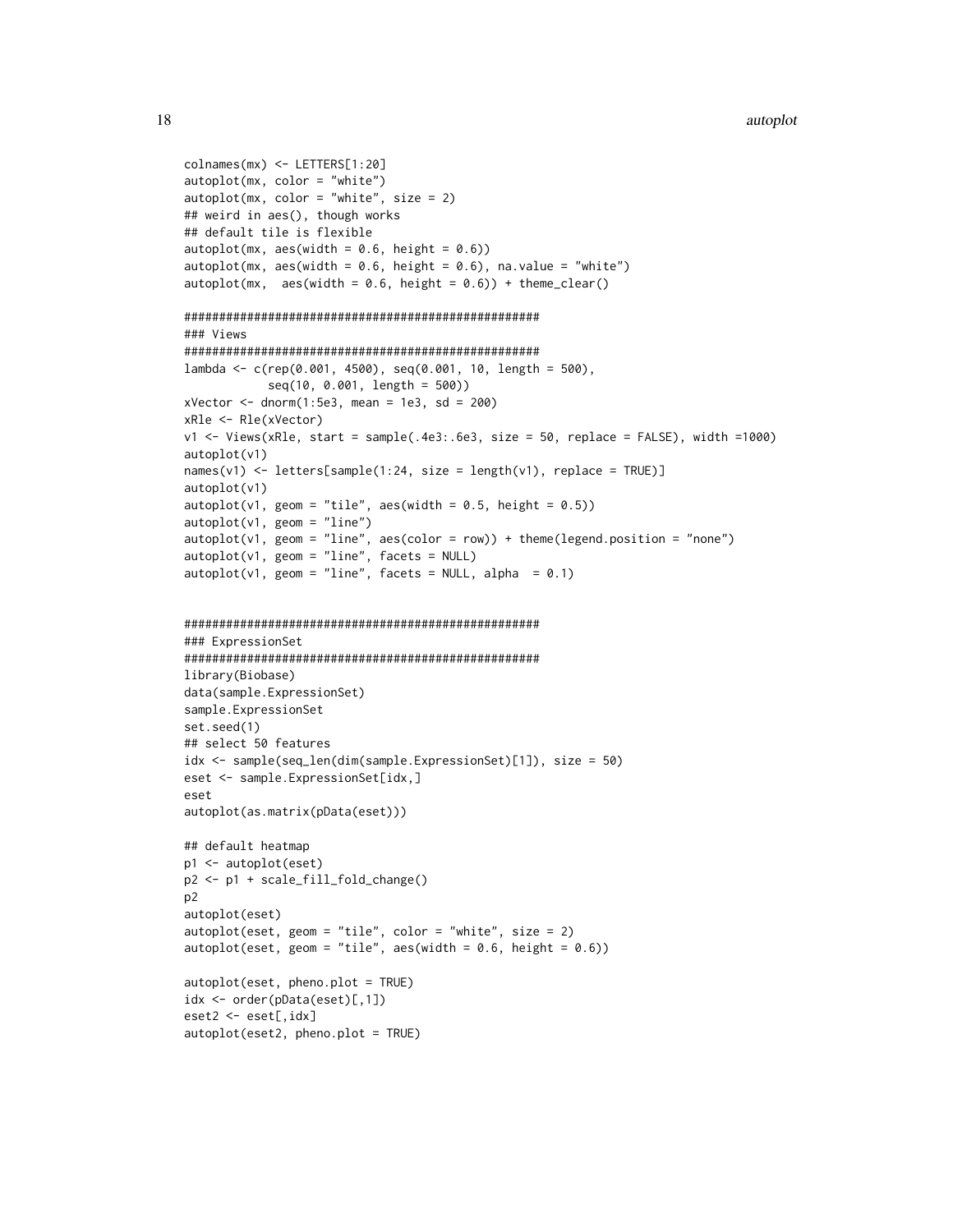```
colnames(mx) <- LETTERS[1:20]
autoplot(mx, color = "white")
autoplot(mx, color = "white", size = 2)
## weird in aes(), though works
## default tile is flexible
autoplot(mx, aes(width = 0.6, height = 0.6))
autoplot(mx, aes(width = 0.6, height = 0.6), na.value = "white")
autoplot(mx,  aes(width = 0.6, height = 0.6)) + theme_clear()

##################################################
### Views
##################################################
lambda <- c(rep(0.001, 4500), seq(0.001, 10, length = 500),
            seq(10, 0.001, length = 500))
xVector <- dnorm(1:5e3, mean = 1e3, sd = 200)
xRle <- Rle(xVector)
v1 <- Views(xRle, start = sample(.4e3:.6e3, size = 50, replace = FALSE), width =1000)
autoplot(v1)
names(v1) <- letters[sample(1:24, size = length(v1), replace = TRUE)]
autoplot(v1)
autoplot(v1, geom = "tile", aes(width = 0.5, height = 0.5))
autoplot(v1, geom = "line")
autoplot(v1, geom = "line", aes(color = row)) + theme(legend.position = "none")
autoplot(v1, geom = "line", facets = NULL)
autoplot(v1, geom = "line", facets = NULL, alpha  = 0.1)


##################################################
### ExpressionSet
##################################################
library(Biobase)
data(sample.ExpressionSet)
sample.ExpressionSet
set.seed(1)
## select 50 features
idx <- sample(seq_len(dim(sample.ExpressionSet)[1]), size = 50)
eset <- sample.ExpressionSet[idx,]
eset
autoplot(as.matrix(pData(eset)))

## default heatmap
p1 <- autoplot(eset)
p2 <- p1 + scale_fill_fold_change()
p2
autoplot(eset)
autoplot(eset, geom = "tile", color = "white", size = 2)
autoplot(eset, geom = "tile", aes(width = 0.6, height = 0.6))

autoplot(eset, pheno.plot = TRUE)
idx <- order(pData(eset)[,1])
eset2 <- eset[,idx]
autoplot(eset2, pheno.plot = TRUE)
```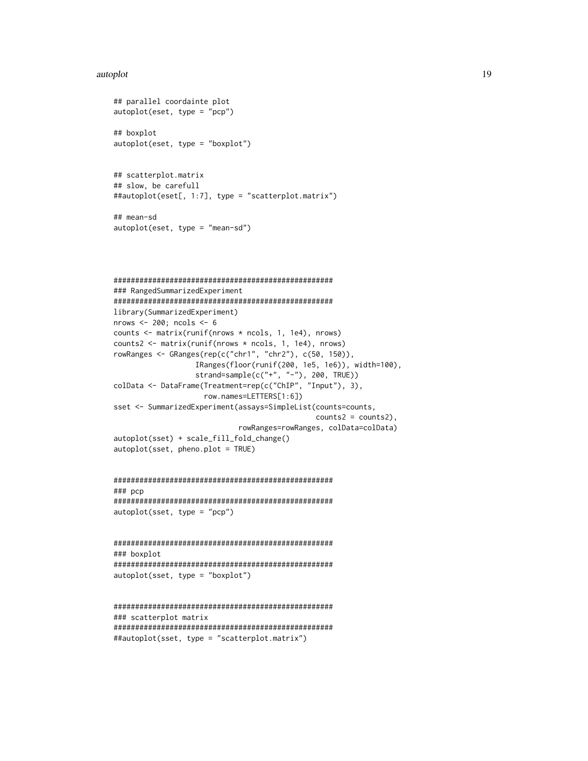```
## parallel coordainte plot
autoplot(eset, type = "pcp")

## boxplot
autoplot(eset, type = "boxplot")


## scatterplot.matrix
## slow, be carefull
##autoplot(eset[, 1:7], type = "scatterplot.matrix")

## mean-sd
autoplot(eset, type = "mean-sd")




##################################################
### RangedSummarizedExperiment
##################################################
library(SummarizedExperiment)
nrows <- 200; ncols <- 6
counts <- matrix(runif(nrows * ncols, 1, 1e4), nrows)
counts2 <- matrix(runif(nrows * ncols, 1, 1e4), nrows)
rowRanges <- GRanges(rep(c("chr1", "chr2"), c(50, 150)),
                   IRanges(floor(runif(200, 1e5, 1e6)), width=100),
                   strand=sample(c("+", "-"), 200, TRUE))
colData <- DataFrame(Treatment=rep(c("ChIP", "Input"), 3),
                     row.names=LETTERS[1:6])
sset <- SummarizedExperiment(assays=SimpleList(counts=counts,
                                               counts2 = counts2),
                             rowRanges=rowRanges, colData=colData)
autoplot(sset) + scale_fill_fold_change()
autoplot(sset, pheno.plot = TRUE)


##################################################
### pcp
##################################################
autoplot(sset, type = "pcp")


##################################################
### boxplot
##################################################
autoplot(sset, type = "boxplot")


##################################################
### scatterplot matrix
##################################################
##autoplot(sset, type = "scatterplot.matrix")
```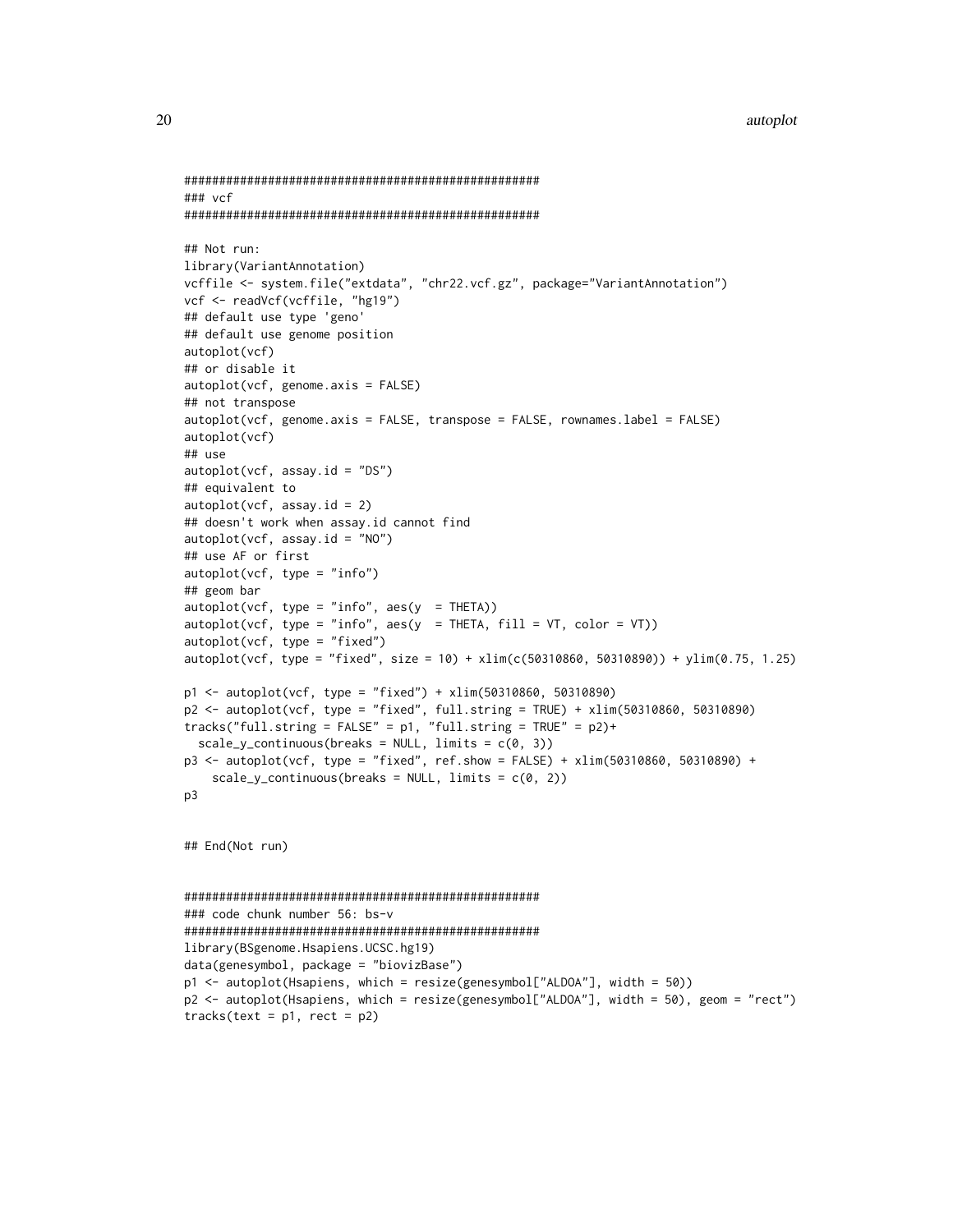```
###################################################
### vcf
###################################################

## Not run:
library(VariantAnnotation)
vcffile <- system.file("extdata", "chr22.vcf.gz", package="VariantAnnotation")
vcf <- readVcf(vcffile, "hg19")
## default use type 'geno'
## default use genome position
autoplot(vcf)
## or disable it
autoplot(vcf, genome.axis = FALSE)
## not transpose
autoplot(vcf, genome.axis = FALSE, transpose = FALSE, rownames.label = FALSE)
autoplot(vcf)
## use
autoplot(vcf, assay.id = "DS")
## equivalent to
autoplot(vcf, assay.id = 2)
## doesn't work when assay.id cannot find
autoplot(vcf, assay.id = "NO")
## use AF or first
autoplot(vcf, type = "info")
## geom bar
autoplot(vcf, type = "info", aes(y  = THETA))
autoplot(vcf, type = "info", aes(y  = THETA, fill = VT, color = VT))
autoplot(vcf, type = "fixed")
autoplot(vcf, type = "fixed", size = 10) + xlim(c(50310860, 50310890)) + ylim(0.75, 1.25)

p1 <- autoplot(vcf, type = "fixed") + xlim(50310860, 50310890)
p2 <- autoplot(vcf, type = "fixed", full.string = TRUE) + xlim(50310860, 50310890)
tracks("full.string = FALSE" = p1, "full.string = TRUE" = p2)+
  scale_y_continuous(breaks = NULL, limits = c(0, 3))
p3 <- autoplot(vcf, type = "fixed", ref.show = FALSE) + xlim(50310860, 50310890) +
    scale_y_continuous(breaks = NULL, limits = c(0, 2))
p3


## End(Not run)


###################################################
### code chunk number 56: bs-v
###################################################
library(BSgenome.Hsapiens.UCSC.hg19)
data(genesymbol, package = "biovizBase")
p1 <- autoplot(Hsapiens, which = resize(genesymbol["ALDOA"], width = 50))
p2 <- autoplot(Hsapiens, which = resize(genesymbol["ALDOA"], width = 50), geom = "rect")
tracks(text = p1, rect = p2)
```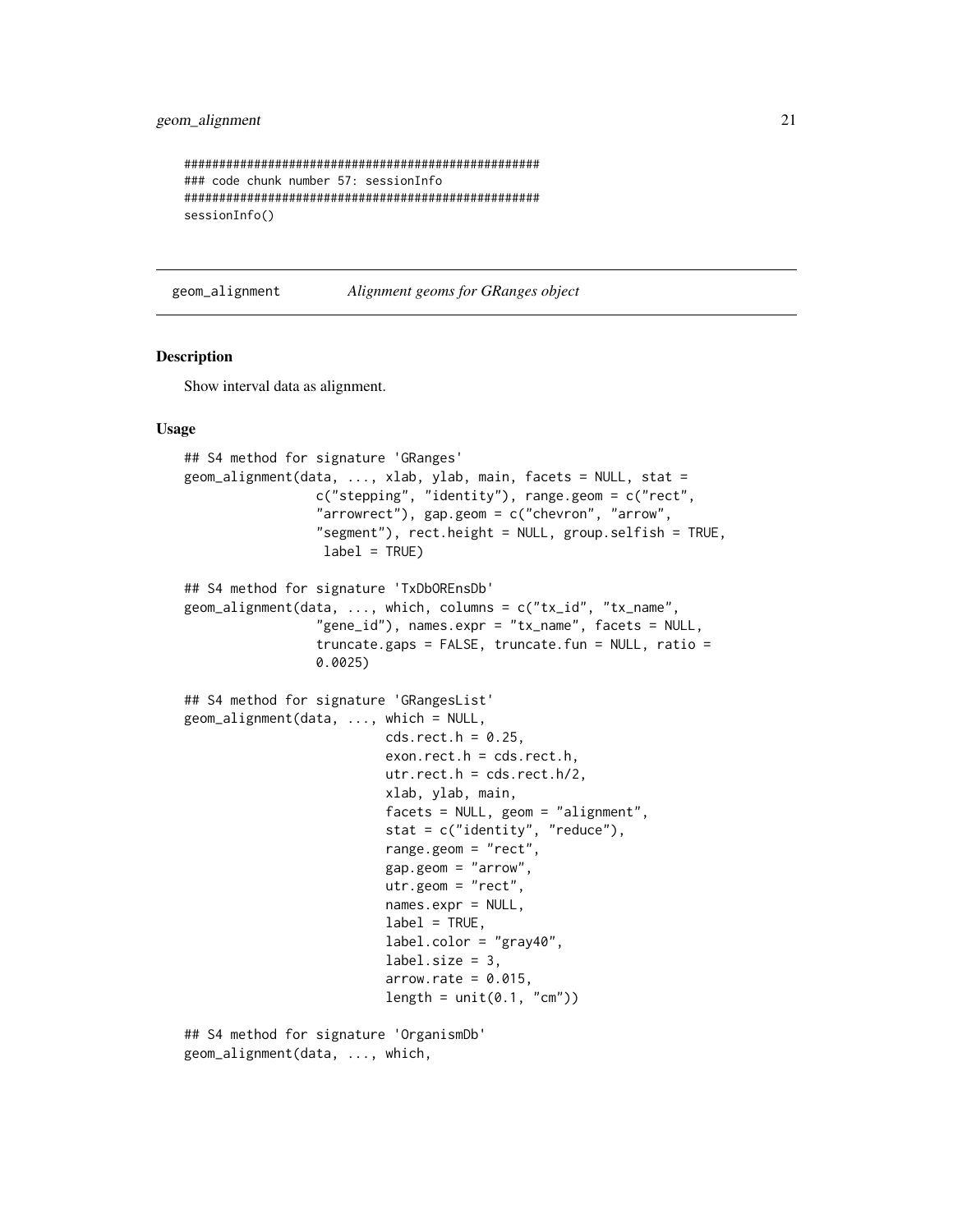```
###################################################
### code chunk number 57: sessionInfo
###################################################
sessionInfo()
```

---

geom_alignment *Alignment geoms for GRanges object*

---

### Description

Show interval data as alignment.

### Usage

```
## S4 method for signature 'GRanges'
geom_alignment(data, ..., xlab, ylab, main, facets = NULL, stat =
                 c("stepping", "identity"), range.geom = c("rect",
                 "arrowrect"), gap.geom = c("chevron", "arrow",
                 "segment"), rect.height = NULL, group.selfish = TRUE,
                  label = TRUE)

## S4 method for signature 'TxDbOREnsDb'
geom_alignment(data, ..., which, columns = c("tx_id", "tx_name",
                 "gene_id"), names.expr = "tx_name", facets = NULL,
                 truncate.gaps = FALSE, truncate.fun = NULL, ratio =
                 0.0025)

## S4 method for signature 'GRangesList'
geom_alignment(data, ..., which = NULL,
                           cds.rect.h = 0.25,
                           exon.rect.h = cds.rect.h,
                           utr.rect.h = cds.rect.h/2,
                           xlab, ylab, main,
                           facets = NULL, geom = "alignment",
                           stat = c("identity", "reduce"),
                           range.geom = "rect",
                           gap.geom = "arrow",
                           utr.geom = "rect",
                           names.expr = NULL,
                           label = TRUE,
                           label.color = "gray40",
                           label.size = 3,
                           arrow.rate = 0.015,
                           length = unit(0.1, "cm"))

## S4 method for signature 'OrganismDb'
geom_alignment(data, ..., which,
```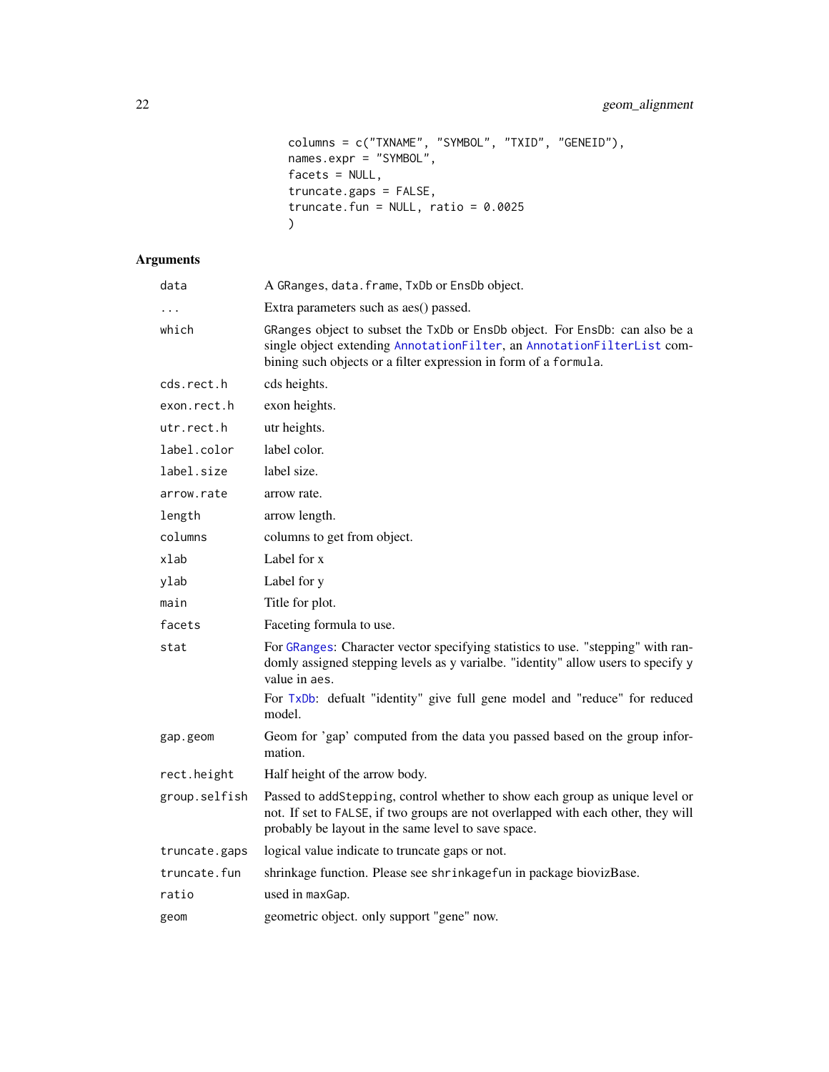```
    columns = c("TXNAME", "SYMBOL", "TXID", "GENEID"),
    names.expr = "SYMBOL",
    facets = NULL,
    truncate.gaps = FALSE,
    truncate.fun = NULL, ratio = 0.0025
    )
```

## Arguments

| | |
|---|---|
| data | A GRanges, data.frame, TxDb or EnsDb object. |
| ... | Extra parameters such as aes() passed. |
| which | GRanges object to subset the TxDb or EnsDb object. For EnsDb: can also be a single object extending AnnotationFilter, an AnnotationFilterList combining such objects or a filter expression in form of a formula. |
| cds.rect.h | cds heights. |
| exon.rect.h | exon heights. |
| utr.rect.h | utr heights. |
| label.color | label color. |
| label.size | label size. |
| arrow.rate | arrow rate. |
| length | arrow length. |
| columns | columns to get from object. |
| xlab | Label for x |
| ylab | Label for y |
| main | Title for plot. |
| facets | Faceting formula to use. |
| stat | For GRanges: Character vector specifying statistics to use. "stepping" with randomly assigned stepping levels as y varialbe. "identity" allow users to specify y value in aes. <br><br> For TxDb: defualt "identity" give full gene model and "reduce" for reduced model. |
| gap.geom | Geom for 'gap' computed from the data you passed based on the group information. |
| rect.height | Half height of the arrow body. |
| group.selfish | Passed to addStepping, control whether to show each group as unique level or not. If set to FALSE, if two groups are not overlapped with each other, they will probably be layout in the same level to save space. |
| truncate.gaps | logical value indicate to truncate gaps or not. |
| truncate.fun | shrinkage function. Please see shrinkagefun in package biovizBase. |
| ratio | used in maxGap. |
| geom | geometric object. only support "gene" now. |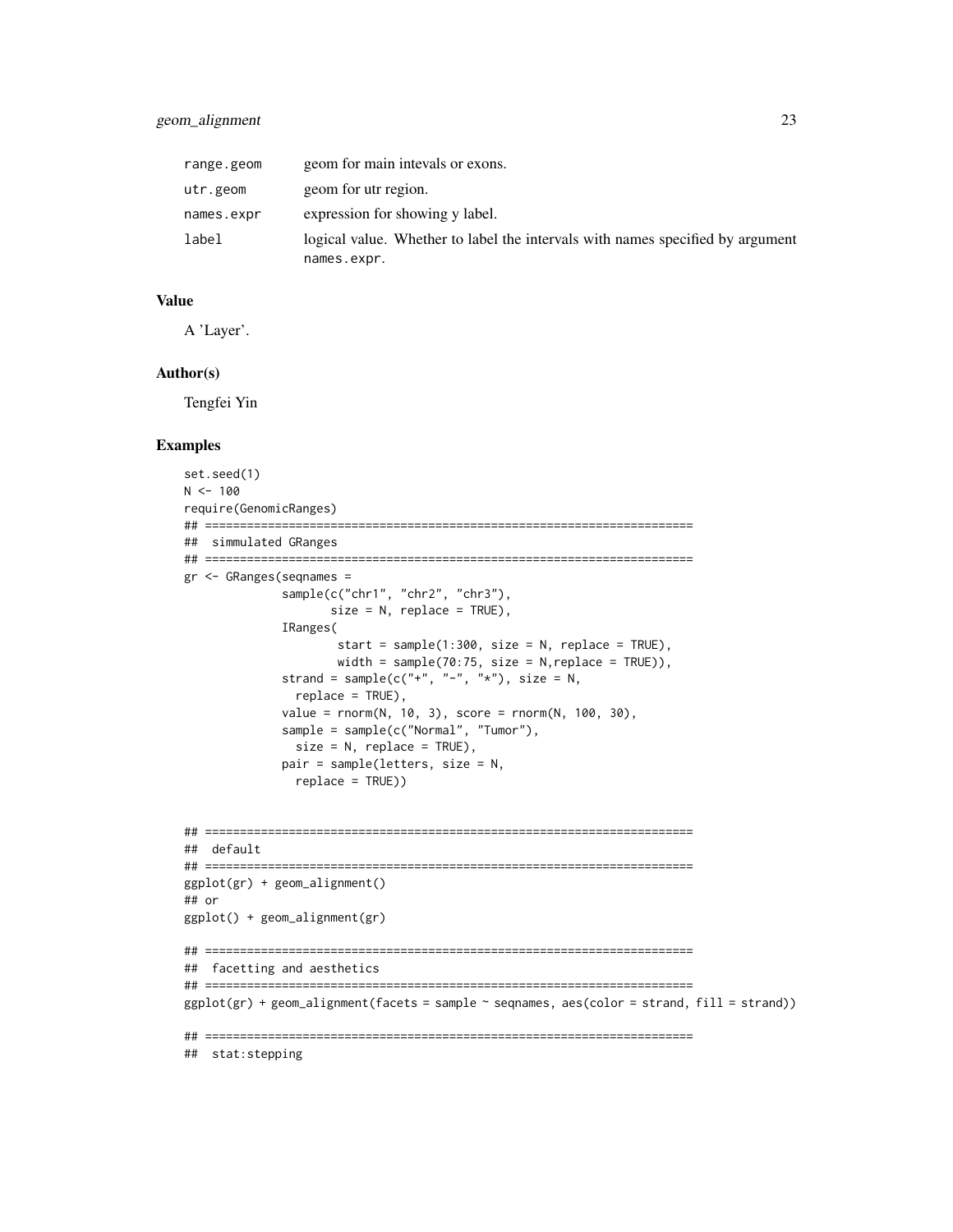| | |
|---|---|
| range.geom | geom for main intevals or exons. |
| utr.geom | geom for utr region. |
| names.expr | expression for showing y label. |
| label | logical value. Whether to label the intervals with names specified by argument names.expr. |

## Value

A 'Layer'.

## Author(s)

Tengfei Yin

## Examples

```
set.seed(1)
N <- 100
require(GenomicRanges)
## ======================================================================
##  simmulated GRanges
## ======================================================================
gr <- GRanges(seqnames =
              sample(c("chr1", "chr2", "chr3"),
                     size = N, replace = TRUE),
              IRanges(
                      start = sample(1:300, size = N, replace = TRUE),
                      width = sample(70:75, size = N,replace = TRUE)),
              strand = sample(c("+", "-", "*"), size = N,
                replace = TRUE),
              value = rnorm(N, 10, 3), score = rnorm(N, 100, 30),
              sample = sample(c("Normal", "Tumor"),
                size = N, replace = TRUE),
              pair = sample(letters, size = N,
                replace = TRUE))


## ======================================================================
##  default
## ======================================================================
ggplot(gr) + geom_alignment()
## or
ggplot() + geom_alignment(gr)

## ======================================================================
##  facetting and aesthetics
## ======================================================================
ggplot(gr) + geom_alignment(facets = sample ~ seqnames, aes(color = strand, fill = strand))

## ======================================================================
##  stat:stepping
```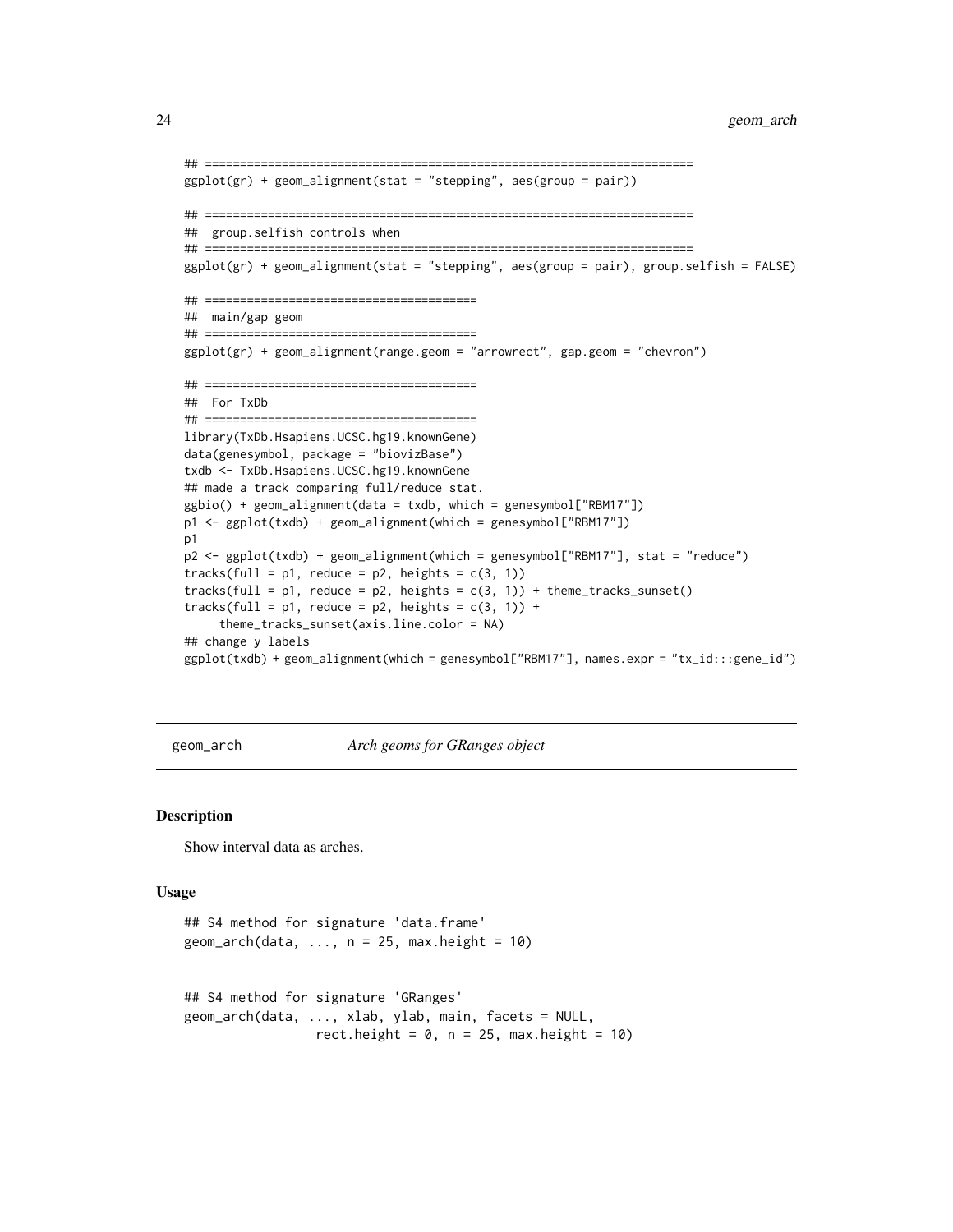```
## ======================================================================
ggplot(gr) + geom_alignment(stat = "stepping", aes(group = pair))

## ======================================================================
##  group.selfish controls when
## ======================================================================
ggplot(gr) + geom_alignment(stat = "stepping", aes(group = pair), group.selfish = FALSE)

## =======================================
##  main/gap geom
## =======================================
ggplot(gr) + geom_alignment(range.geom = "arrowrect", gap.geom = "chevron")

## =======================================
##  For TxDb
## =======================================
library(TxDb.Hsapiens.UCSC.hg19.knownGene)
data(genesymbol, package = "biovizBase")
txdb <- TxDb.Hsapiens.UCSC.hg19.knownGene
## made a track comparing full/reduce stat.
ggbio() + geom_alignment(data = txdb, which = genesymbol["RBM17"])
p1 <- ggplot(txdb) + geom_alignment(which = genesymbol["RBM17"])
p1
p2 <- ggplot(txdb) + geom_alignment(which = genesymbol["RBM17"], stat = "reduce")
tracks(full = p1, reduce = p2, heights = c(3, 1))
tracks(full = p1, reduce = p2, heights = c(3, 1)) + theme_tracks_sunset()
tracks(full = p1, reduce = p2, heights = c(3, 1)) +
     theme_tracks_sunset(axis.line.color = NA)
## change y labels
ggplot(txdb) + geom_alignment(which = genesymbol["RBM17"], names.expr = "tx_id:::gene_id")
```

---

geom_arch *Arch geoms for GRanges object*

---

## Description

Show interval data as arches.

## Usage

```
## S4 method for signature 'data.frame'
geom_arch(data, ..., n = 25, max.height = 10)


## S4 method for signature 'GRanges'
geom_arch(data, ..., xlab, ylab, main, facets = NULL,
                 rect.height = 0, n = 25, max.height = 10)
```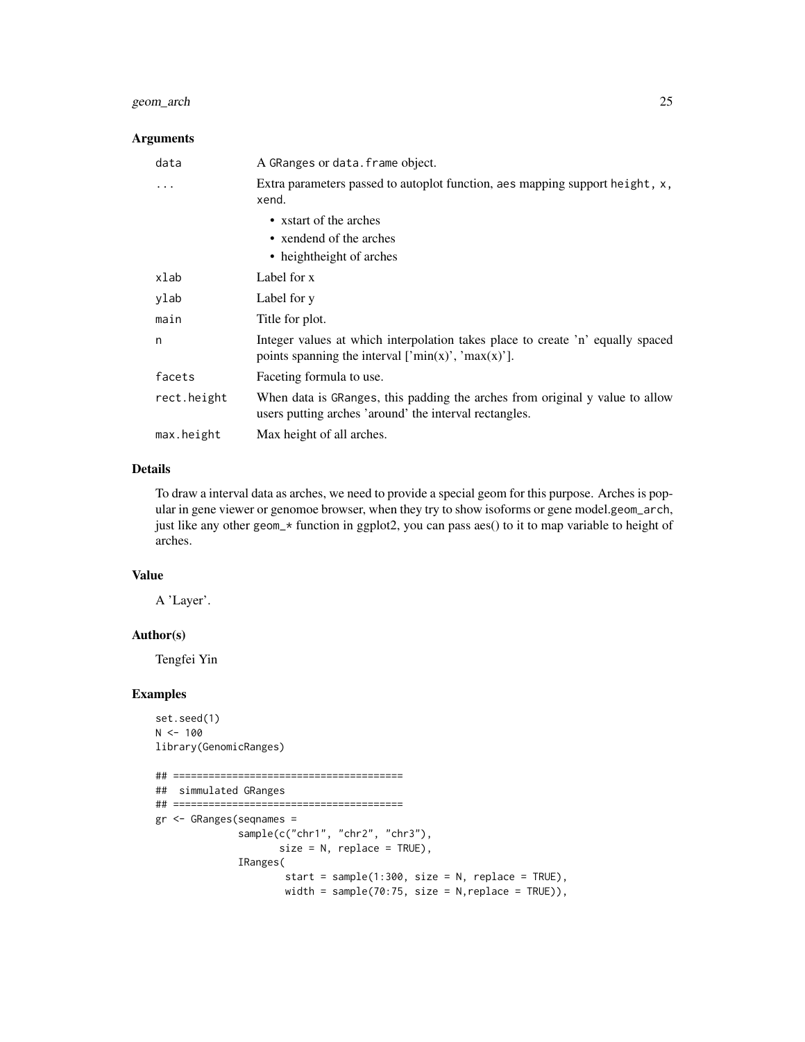### Arguments

| | |
|---|---|
| `data` | A GRanges or `data.frame` object. |
| `...` | Extra parameters passed to autoplot function, aes mapping support `height`, `x`, `xend`.<br>• xstart of the arches<br>• xendend of the arches<br>• heightheight of arches |
| `xlab` | Label for x |
| `ylab` | Label for y |
| `main` | Title for plot. |
| `n` | Integer values at which interpolation takes place to create 'n' equally spaced points spanning the interval ['min(x)', 'max(x)']. |
| `facets` | Faceting formula to use. |
| `rect.height` | When data is GRanges, this padding the arches from original y value to allow users putting arches 'around' the interval rectangles. |
| `max.height` | Max height of all arches. |

### Details

To draw a interval data as arches, we need to provide a special geom for this purpose. Arches is popular in gene viewer or genomoe browser, when they try to show isoforms or gene model.`geom_arch`, just like any other `geom_*` function in ggplot2, you can pass aes() to it to map variable to height of arches.

### Value

A 'Layer'.

### Author(s)

Tengfei Yin

### Examples

```
set.seed(1)
N <- 100
library(GenomicRanges)

## ======================================
##  simmulated GRanges
## ======================================
gr <- GRanges(seqnames =
              sample(c("chr1", "chr2", "chr3"),
                     size = N, replace = TRUE),
              IRanges(
                      start = sample(1:300, size = N, replace = TRUE),
                      width = sample(70:75, size = N,replace = TRUE)),
```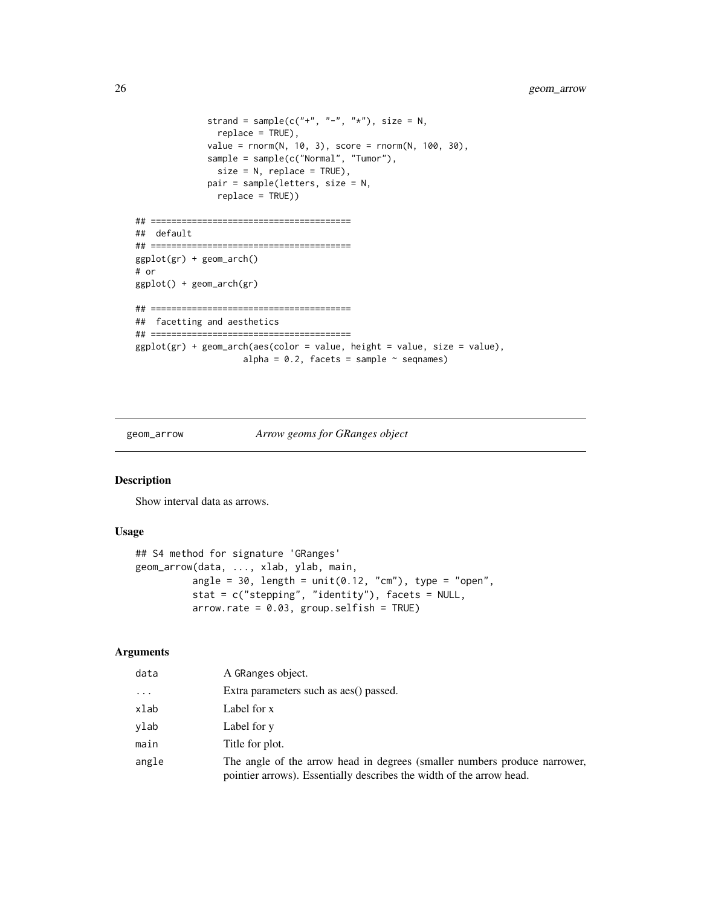```
              strand = sample(c("+", "-", "*"), size = N,
                replace = TRUE),
              value = rnorm(N, 10, 3), score = rnorm(N, 100, 30),
              sample = sample(c("Normal", "Tumor"),
                size = N, replace = TRUE),
              pair = sample(letters, size = N,
                replace = TRUE))

## ======================================
##  default
## ======================================
ggplot(gr) + geom_arch()
# or
ggplot() + geom_arch(gr)

## ======================================
##  facetting and aesthetics
## ======================================
ggplot(gr) + geom_arch(aes(color = value, height = value, size = value),
                    alpha = 0.2, facets = sample ~ seqnames)
```

---

`geom_arrow` *Arrow geoms for GRanges object*

---

## Description

Show interval data as arrows.

## Usage

```
## S4 method for signature 'GRanges'
geom_arrow(data, ..., xlab, ylab, main,
          angle = 30, length = unit(0.12, "cm"), type = "open",
          stat = c("stepping", "identity"), facets = NULL,
          arrow.rate = 0.03, group.selfish = TRUE)
```

## Arguments

| | |
|---|---|
| data | A GRanges object. |
| ... | Extra parameters such as aes() passed. |
| xlab | Label for x |
| ylab | Label for y |
| main | Title for plot. |
| angle | The angle of the arrow head in degrees (smaller numbers produce narrower, pointier arrows). Essentially describes the width of the arrow head. |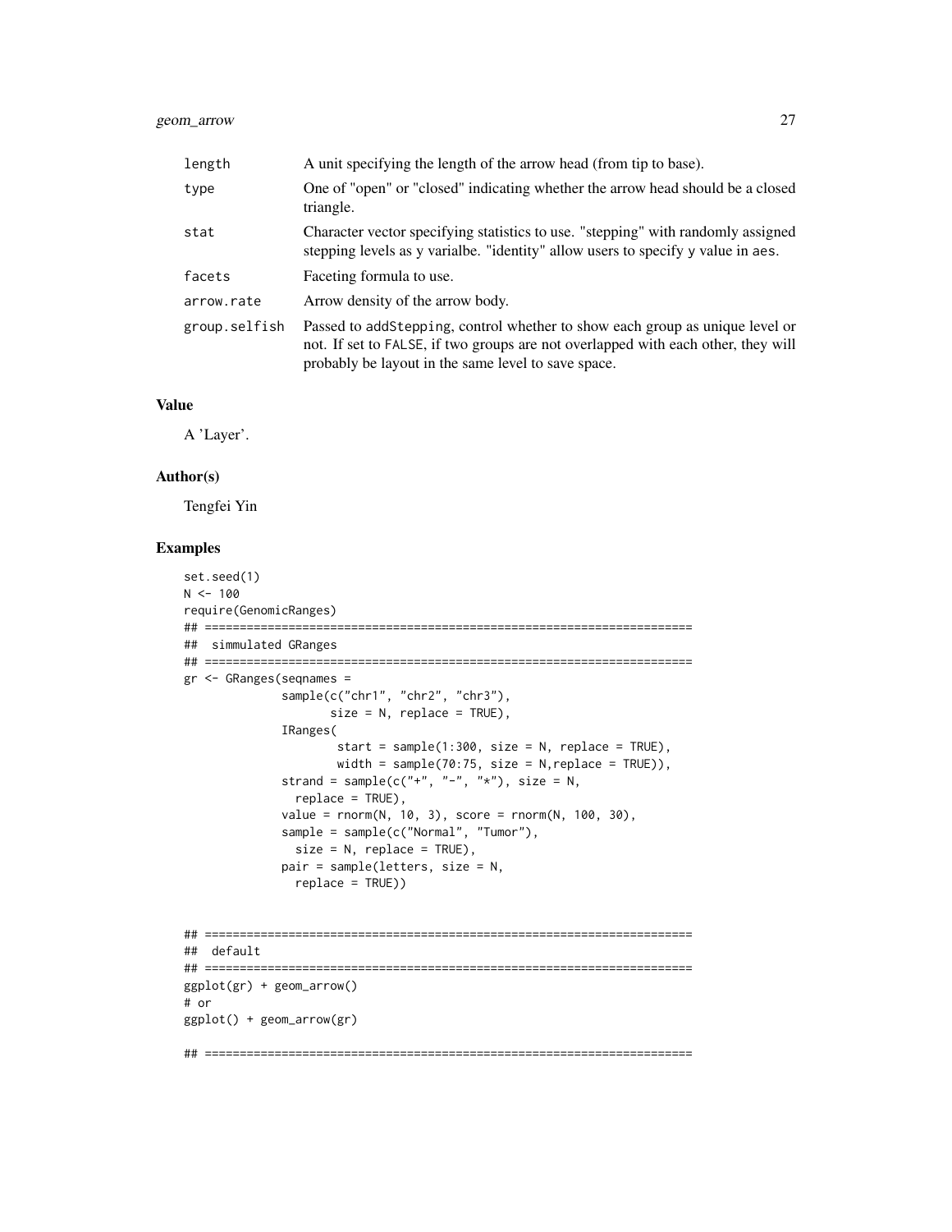| | |
|---|---|
| length | A unit specifying the length of the arrow head (from tip to base). |
| type | One of "open" or "closed" indicating whether the arrow head should be a closed triangle. |
| stat | Character vector specifying statistics to use. "stepping" with randomly assigned stepping levels as y varialbe. "identity" allow users to specify y value in aes. |
| facets | Faceting formula to use. |
| arrow.rate | Arrow density of the arrow body. |
| group.selfish | Passed to addStepping, control whether to show each group as unique level or not. If set to FALSE, if two groups are not overlapped with each other, they will probably be layout in the same level to save space. |

## Value

A 'Layer'.

## Author(s)

Tengfei Yin

## Examples

```
set.seed(1)
N <- 100
require(GenomicRanges)
## ======================================================================
##  simmulated GRanges
## ======================================================================
gr <- GRanges(seqnames =
              sample(c("chr1", "chr2", "chr3"),
                     size = N, replace = TRUE),
              IRanges(
                      start = sample(1:300, size = N, replace = TRUE),
                      width = sample(70:75, size = N,replace = TRUE)),
              strand = sample(c("+", "-", "*"), size = N,
                replace = TRUE),
              value = rnorm(N, 10, 3), score = rnorm(N, 100, 30),
              sample = sample(c("Normal", "Tumor"),
                size = N, replace = TRUE),
              pair = sample(letters, size = N,
                replace = TRUE))


## ======================================================================
##  default
## ======================================================================
ggplot(gr) + geom_arrow()
# or
ggplot() + geom_arrow(gr)

## ======================================================================
```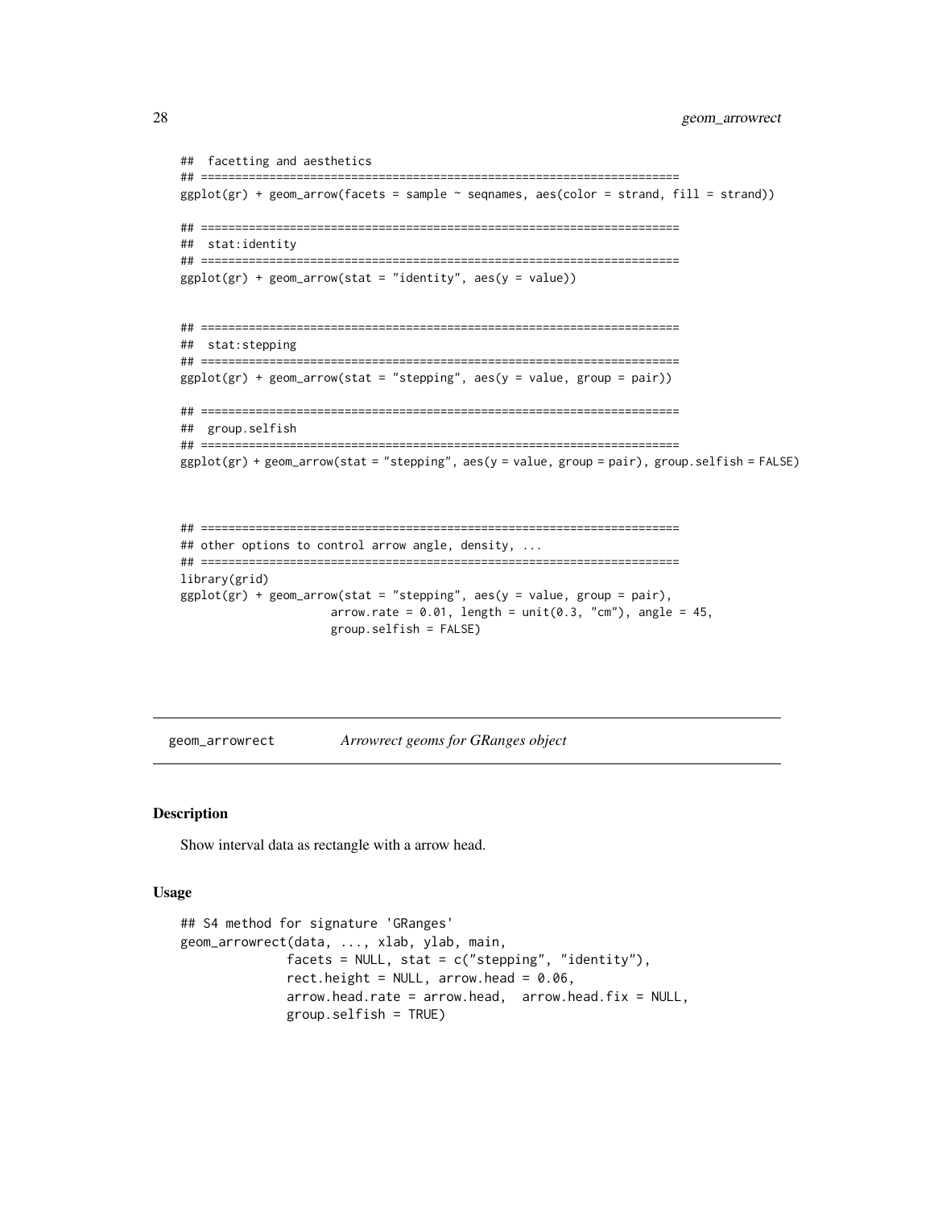```
## facetting and aesthetics
## ======================================================================
ggplot(gr) + geom_arrow(facets = sample ~ seqnames, aes(color = strand, fill = strand))

## ======================================================================
##  stat:identity
## ======================================================================
ggplot(gr) + geom_arrow(stat = "identity", aes(y = value))


## ======================================================================
##  stat:stepping
## ======================================================================
ggplot(gr) + geom_arrow(stat = "stepping", aes(y = value, group = pair))

## ======================================================================
##  group.selfish
## ======================================================================
ggplot(gr) + geom_arrow(stat = "stepping", aes(y = value, group = pair), group.selfish = FALSE)



## ======================================================================
## other options to control arrow angle, density, ...
## ======================================================================
library(grid)
ggplot(gr) + geom_arrow(stat = "stepping", aes(y = value, group = pair),
                    arrow.rate = 0.01, length = unit(0.3, "cm"), angle = 45,
                    group.selfish = FALSE)
```

---

geom_arrowrect    *Arrowrect geoms for GRanges object*

---

## Description

Show interval data as rectangle with a arrow head.

## Usage

```
## S4 method for signature 'GRanges'
geom_arrowrect(data, ..., xlab, ylab, main,
              facets = NULL, stat = c("stepping", "identity"),
              rect.height = NULL, arrow.head = 0.06,
              arrow.head.rate = arrow.head,  arrow.head.fix = NULL,
              group.selfish = TRUE)
```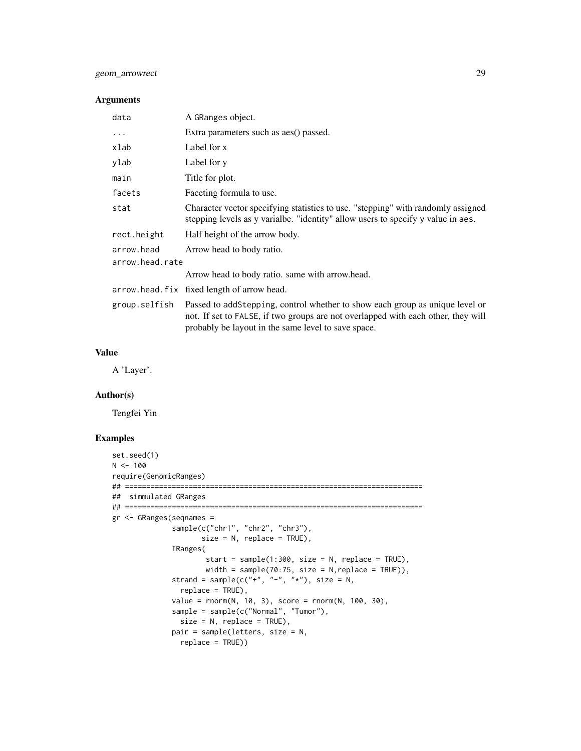### Arguments

| | |
|---|---|
| `data` | A GRanges object. |
| `...` | Extra parameters such as aes() passed. |
| `xlab` | Label for x |
| `ylab` | Label for y |
| `main` | Title for plot. |
| `facets` | Faceting formula to use. |
| `stat` | Character vector specifying statistics to use. "stepping" with randomly assigned stepping levels as y varialbe. "identity" allow users to specify y value in aes. |
| `rect.height` | Half height of the arrow body. |
| `arrow.head` | Arrow head to body ratio. |
| `arrow.head.rate` | Arrow head to body ratio. same with arrow.head. |
| `arrow.head.fix` | fixed length of arrow head. |
| `group.selfish` | Passed to addStepping, control whether to show each group as unique level or not. If set to FALSE, if two groups are not overlapped with each other, they will probably be layout in the same level to save space. |

### Value

A 'Layer'.

### Author(s)

Tengfei Yin

### Examples

```
set.seed(1)
N <- 100
require(GenomicRanges)
## ======================================================================
##  simmulated GRanges
## ======================================================================
gr <- GRanges(seqnames =
              sample(c("chr1", "chr2", "chr3"),
                     size = N, replace = TRUE),
              IRanges(
                      start = sample(1:300, size = N, replace = TRUE),
                      width = sample(70:75, size = N,replace = TRUE)),
              strand = sample(c("+", "-", "*"), size = N,
                replace = TRUE),
              value = rnorm(N, 10, 3), score = rnorm(N, 100, 30),
              sample = sample(c("Normal", "Tumor"),
                size = N, replace = TRUE),
              pair = sample(letters, size = N,
                replace = TRUE))
```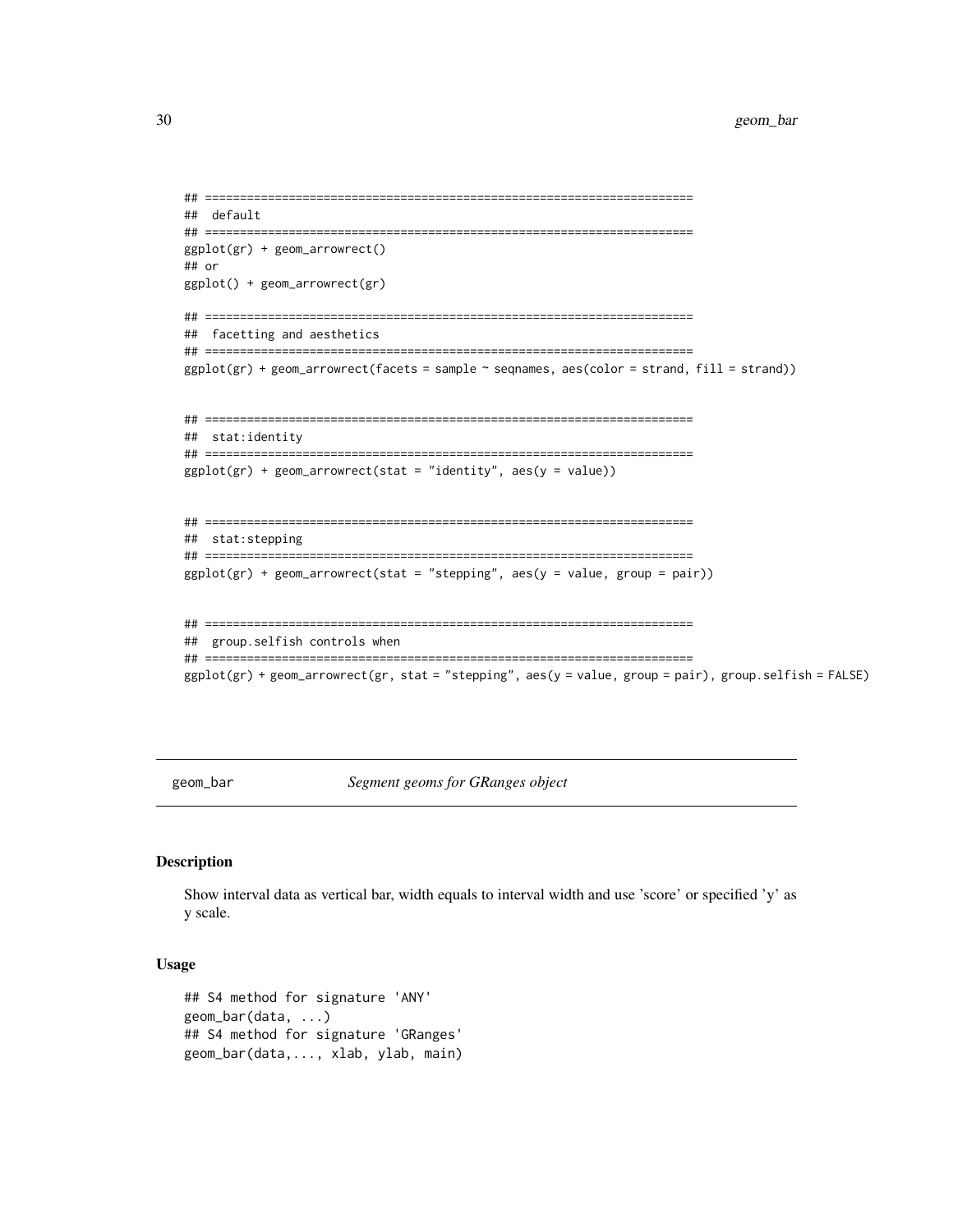```
## ======================================================================
##  default
## ======================================================================
ggplot(gr) + geom_arrowrect()
## or
ggplot() + geom_arrowrect(gr)

## ======================================================================
##  facetting and aesthetics
## ======================================================================
ggplot(gr) + geom_arrowrect(facets = sample ~ seqnames, aes(color = strand, fill = strand))


## ======================================================================
##  stat:identity
## ======================================================================
ggplot(gr) + geom_arrowrect(stat = "identity", aes(y = value))


## ======================================================================
##  stat:stepping
## ======================================================================
ggplot(gr) + geom_arrowrect(stat = "stepping", aes(y = value, group = pair))


## ======================================================================
##  group.selfish controls when
## ======================================================================
ggplot(gr) + geom_arrowrect(gr, stat = "stepping", aes(y = value, group = pair), group.selfish = FALSE)
```

---

geom_bar &nbsp;&nbsp;&nbsp;&nbsp; *Segment geoms for GRanges object*

---

## Description

Show interval data as vertical bar, width equals to interval width and use 'score' or specified 'y' as y scale.

## Usage

```
## S4 method for signature 'ANY'
geom_bar(data, ...)
## S4 method for signature 'GRanges'
geom_bar(data,..., xlab, ylab, main)
```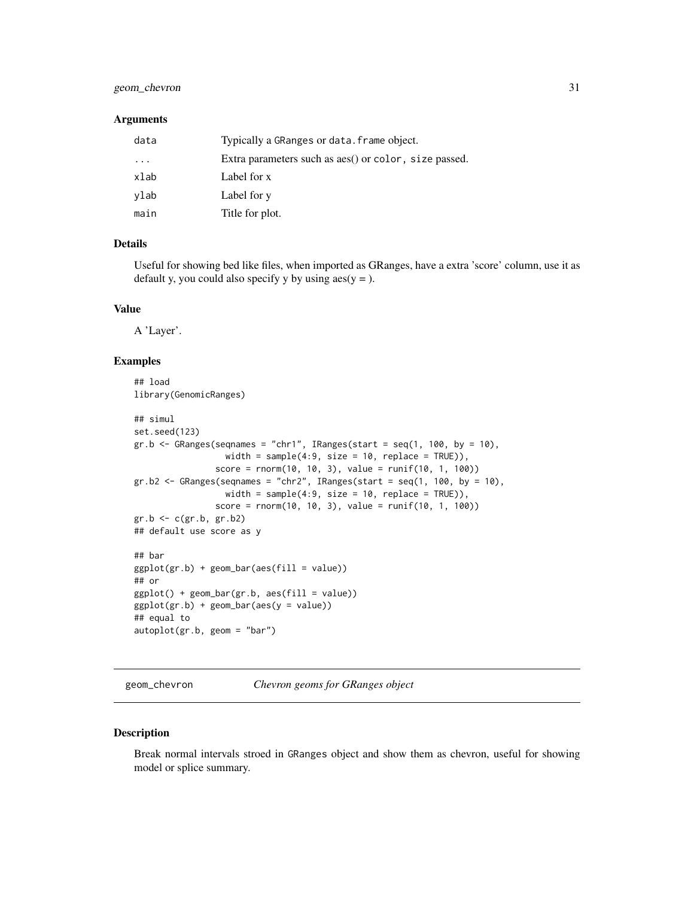### Arguments

| | |
|---|---|
| data | Typically a GRanges or data.frame object. |
| ... | Extra parameters such as aes() or color, size passed. |
| xlab | Label for x |
| ylab | Label for y |
| main | Title for plot. |

### Details

Useful for showing bed like files, when imported as GRanges, have a extra 'score' column, use it as default y, you could also specify y by using aes(y = ).

### Value

A 'Layer'.

### Examples

```
## load
library(GenomicRanges)

## simul
set.seed(123)
gr.b <- GRanges(seqnames = "chr1", IRanges(start = seq(1, 100, by = 10),
                  width = sample(4:9, size = 10, replace = TRUE)),
                score = rnorm(10, 10, 3), value = runif(10, 1, 100))
gr.b2 <- GRanges(seqnames = "chr2", IRanges(start = seq(1, 100, by = 10),
                  width = sample(4:9, size = 10, replace = TRUE)),
                score = rnorm(10, 10, 3), value = runif(10, 1, 100))
gr.b <- c(gr.b, gr.b2)
## default use score as y

## bar
ggplot(gr.b) + geom_bar(aes(fill = value))
## or
ggplot() + geom_bar(gr.b, aes(fill = value))
ggplot(gr.b) + geom_bar(aes(y = value))
## equal to
autoplot(gr.b, geom = "bar")
```

---

## geom_chevron *Chevron geoms for GRanges object*

### Description

Break normal intervals stroed in GRanges object and show them as chevron, useful for showing model or splice summary.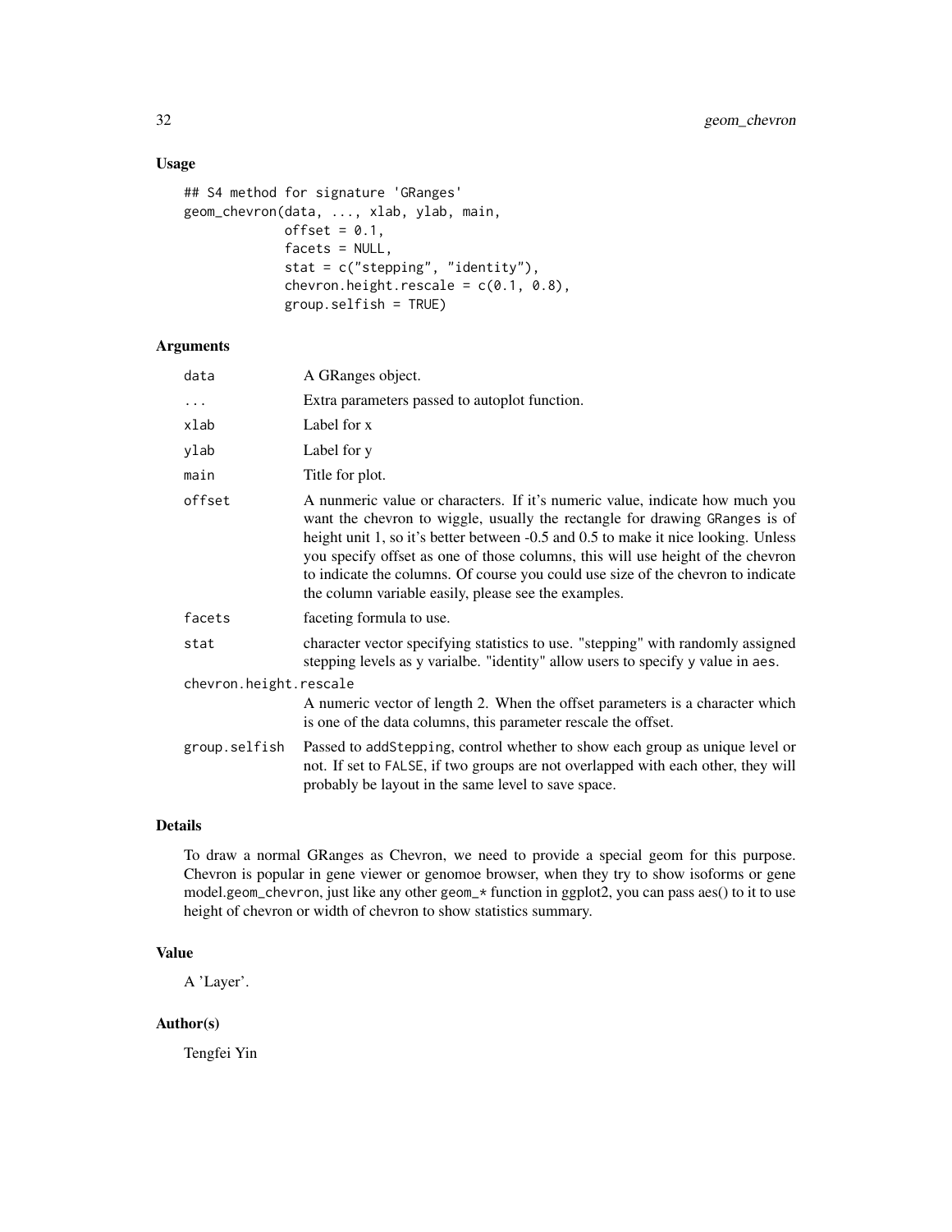### Usage

```
## S4 method for signature 'GRanges'
geom_chevron(data, ..., xlab, ylab, main,
             offset = 0.1,
             facets = NULL,
             stat = c("stepping", "identity"),
             chevron.height.rescale = c(0.1, 0.8),
             group.selfish = TRUE)
```

### Arguments

| | |
|---|---|
| data | A GRanges object. |
| ... | Extra parameters passed to autoplot function. |
| xlab | Label for x |
| ylab | Label for y |
| main | Title for plot. |
| offset | A nunmeric value or characters. If it's numeric value, indicate how much you want the chevron to wiggle, usually the rectangle for drawing GRanges is of height unit 1, so it's better between -0.5 and 0.5 to make it nice looking. Unless you specify offset as one of those columns, this will use height of the chevron to indicate the columns. Of course you could use size of the chevron to indicate the column variable easily, please see the examples. |
| facets | faceting formula to use. |
| stat | character vector specifying statistics to use. "stepping" with randomly assigned stepping levels as y varialbe. "identity" allow users to specify y value in aes. |
| chevron.height.rescale | A numeric vector of length 2. When the offset parameters is a character which is one of the data columns, this parameter rescale the offset. |
| group.selfish | Passed to addStepping, control whether to show each group as unique level or not. If set to FALSE, if two groups are not overlapped with each other, they will probably be layout in the same level to save space. |

### Details

To draw a normal GRanges as Chevron, we need to provide a special geom for this purpose. Chevron is popular in gene viewer or genomoe browser, when they try to show isoforms or gene model.geom_chevron, just like any other geom_* function in ggplot2, you can pass aes() to it to use height of chevron or width of chevron to show statistics summary.

### Value

A 'Layer'.

### Author(s)

Tengfei Yin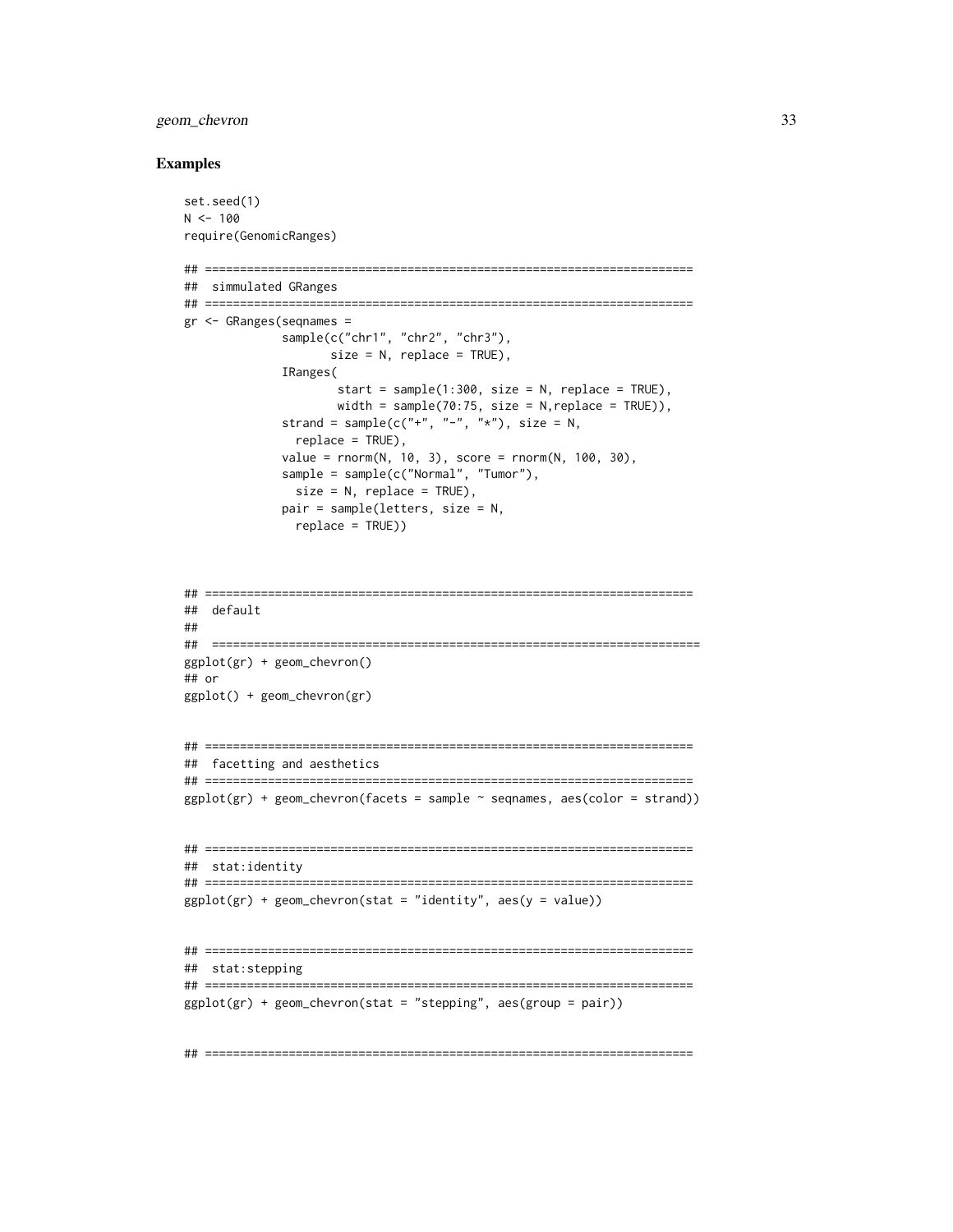## Examples

```
set.seed(1)
N <- 100
require(GenomicRanges)

## ======================================================================
##  simmulated GRanges
## ======================================================================
gr <- GRanges(seqnames =
              sample(c("chr1", "chr2", "chr3"),
                     size = N, replace = TRUE),
              IRanges(
                      start = sample(1:300, size = N, replace = TRUE),
                      width = sample(70:75, size = N,replace = TRUE)),
              strand = sample(c("+", "-", "*"), size = N,
                replace = TRUE),
              value = rnorm(N, 10, 3), score = rnorm(N, 100, 30),
              sample = sample(c("Normal", "Tumor"),
                size = N, replace = TRUE),
              pair = sample(letters, size = N,
                replace = TRUE))



## ======================================================================
##  default
##
##  ======================================================================
ggplot(gr) + geom_chevron()
## or
ggplot() + geom_chevron(gr)


## ======================================================================
##  facetting and aesthetics
## ======================================================================
ggplot(gr) + geom_chevron(facets = sample ~ seqnames, aes(color = strand))


## ======================================================================
##  stat:identity
## ======================================================================
ggplot(gr) + geom_chevron(stat = "identity", aes(y = value))


## ======================================================================
##  stat:stepping
## ======================================================================
ggplot(gr) + geom_chevron(stat = "stepping", aes(group = pair))


## ======================================================================
```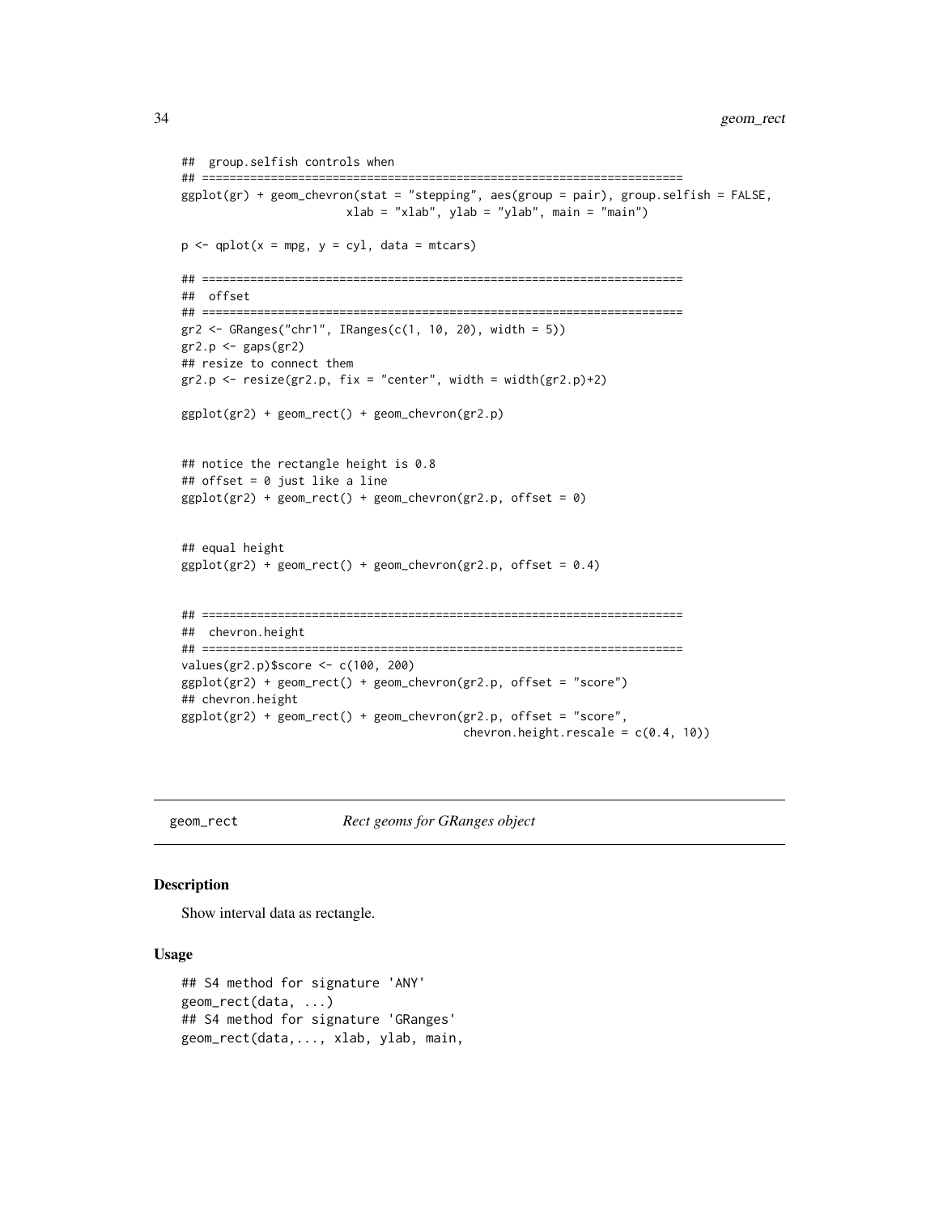```
##  group.selfish controls when
## ======================================================================
ggplot(gr) + geom_chevron(stat = "stepping", aes(group = pair), group.selfish = FALSE,
                        xlab = "xlab", ylab = "ylab", main = "main")

p <- qplot(x = mpg, y = cyl, data = mtcars)

## ======================================================================
##  offset
## ======================================================================
gr2 <- GRanges("chr1", IRanges(c(1, 10, 20), width = 5))
gr2.p <- gaps(gr2)
## resize to connect them
gr2.p <- resize(gr2.p, fix = "center", width = width(gr2.p)+2)

ggplot(gr2) + geom_rect() + geom_chevron(gr2.p)


## notice the rectangle height is 0.8
## offset = 0 just like a line
ggplot(gr2) + geom_rect() + geom_chevron(gr2.p, offset = 0)


## equal height
ggplot(gr2) + geom_rect() + geom_chevron(gr2.p, offset = 0.4)


## ======================================================================
##  chevron.height
## ======================================================================
values(gr2.p)$score <- c(100, 200)
ggplot(gr2) + geom_rect() + geom_chevron(gr2.p, offset = "score")
## chevron.height
ggplot(gr2) + geom_rect() + geom_chevron(gr2.p, offset = "score",
                                         chevron.height.rescale = c(0.4, 10))
```

---

`geom_rect` *Rect geoms for GRanges object*

---

### Description

Show interval data as rectangle.

### Usage

```
## S4 method for signature 'ANY'
geom_rect(data, ...)
## S4 method for signature 'GRanges'
geom_rect(data,..., xlab, ylab, main,
```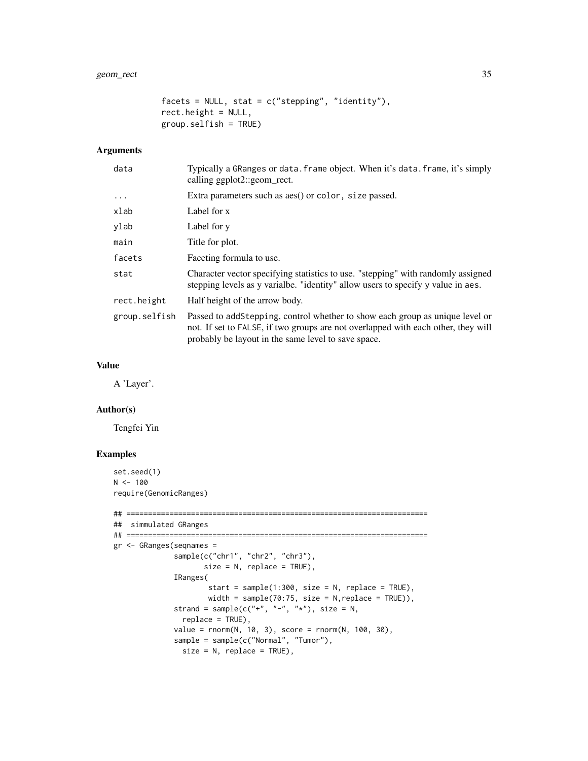```
        facets = NULL, stat = c("stepping", "identity"),
        rect.height = NULL,
        group.selfish = TRUE)
```

### Arguments

| | |
|---|---|
| data | Typically a GRanges or data.frame object. When it's data.frame, it's simply calling ggplot2::geom_rect. |
| ... | Extra parameters such as aes() or color, size passed. |
| xlab | Label for x |
| ylab | Label for y |
| main | Title for plot. |
| facets | Faceting formula to use. |
| stat | Character vector specifying statistics to use. "stepping" with randomly assigned stepping levels as y varialbe. "identity" allow users to specify y value in aes. |
| rect.height | Half height of the arrow body. |
| group.selfish | Passed to addStepping, control whether to show each group as unique level or not. If set to FALSE, if two groups are not overlapped with each other, they will probably be layout in the same level to save space. |

### Value

A 'Layer'.

### Author(s)

Tengfei Yin

### Examples

```
set.seed(1)
N <- 100
require(GenomicRanges)

## ======================================================================
##  simmulated GRanges
## ======================================================================
gr <- GRanges(seqnames =
              sample(c("chr1", "chr2", "chr3"),
                     size = N, replace = TRUE),
              IRanges(
                      start = sample(1:300, size = N, replace = TRUE),
                      width = sample(70:75, size = N,replace = TRUE)),
              strand = sample(c("+", "-", "*"), size = N,
                replace = TRUE),
              value = rnorm(N, 10, 3), score = rnorm(N, 100, 30),
              sample = sample(c("Normal", "Tumor"),
                size = N, replace = TRUE),
```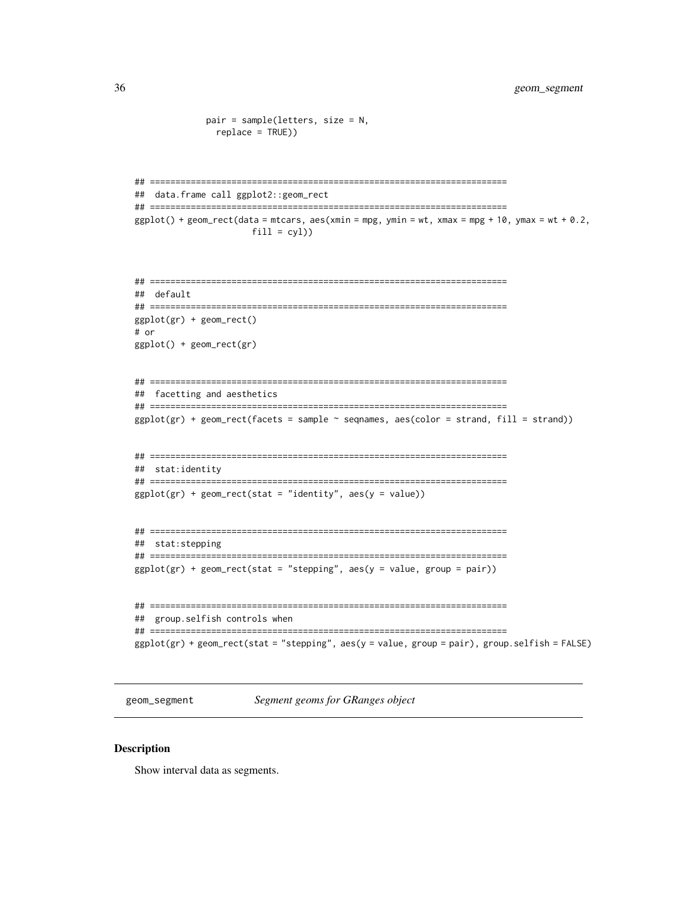```
            pair = sample(letters, size = N,
              replace = TRUE))


## ======================================================================
##  data.frame call ggplot2::geom_rect
## ======================================================================
ggplot() + geom_rect(data = mtcars, aes(xmin = mpg, ymin = wt, xmax = mpg + 10, ymax = wt + 0.2,
                     fill = cyl))



## ======================================================================
##  default
## ======================================================================
ggplot(gr) + geom_rect()
# or
ggplot() + geom_rect(gr)


## ======================================================================
##  facetting and aesthetics
## ======================================================================
ggplot(gr) + geom_rect(facets = sample ~ seqnames, aes(color = strand, fill = strand))


## ======================================================================
##  stat:identity
## ======================================================================
ggplot(gr) + geom_rect(stat = "identity", aes(y = value))


## ======================================================================
##  stat:stepping
## ======================================================================
ggplot(gr) + geom_rect(stat = "stepping", aes(y = value, group = pair))


## ======================================================================
##  group.selfish controls when
## ======================================================================
ggplot(gr) + geom_rect(stat = "stepping", aes(y = value, group = pair), group.selfish = FALSE)
```

---

`geom_segment` *Segment geoms for GRanges object*

---

### Description

Show interval data as segments.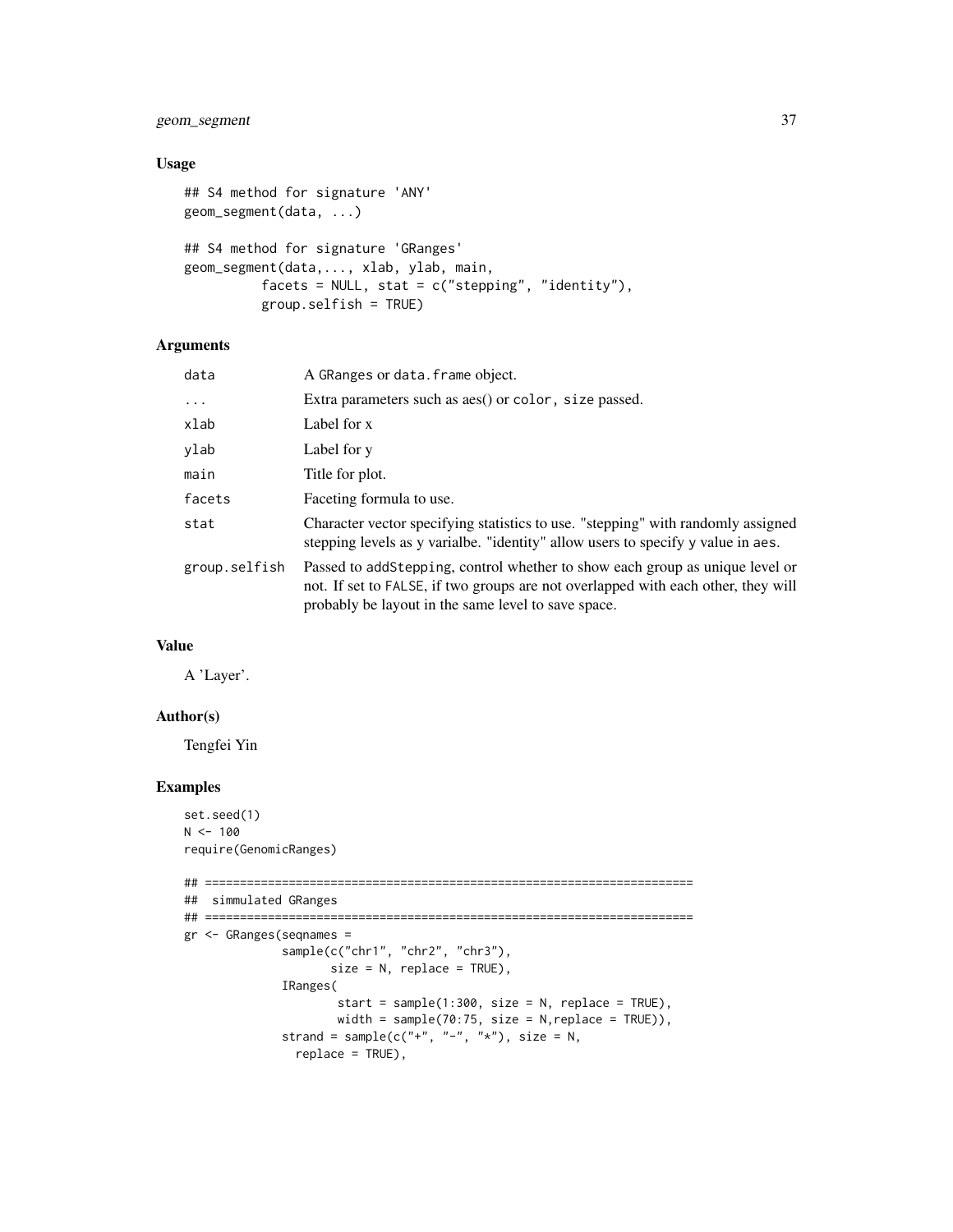### Usage

```
## S4 method for signature 'ANY'
geom_segment(data, ...)

## S4 method for signature 'GRanges'
geom_segment(data,..., xlab, ylab, main,
          facets = NULL, stat = c("stepping", "identity"),
          group.selfish = TRUE)
```

### Arguments

| | |
|---|---|
| data | A GRanges or data.frame object. |
| ... | Extra parameters such as aes() or color, size passed. |
| xlab | Label for x |
| ylab | Label for y |
| main | Title for plot. |
| facets | Faceting formula to use. |
| stat | Character vector specifying statistics to use. "stepping" with randomly assigned stepping levels as y varialbe. "identity" allow users to specify y value in aes. |
| group.selfish | Passed to addStepping, control whether to show each group as unique level or not. If set to FALSE, if two groups are not overlapped with each other, they will probably be layout in the same level to save space. |

### Value

A 'Layer'.

### Author(s)

Tengfei Yin

### Examples

```
set.seed(1)
N <- 100
require(GenomicRanges)

## ======================================================================
##  simmulated GRanges
## ======================================================================
gr <- GRanges(seqnames =
              sample(c("chr1", "chr2", "chr3"),
                     size = N, replace = TRUE),
              IRanges(
                      start = sample(1:300, size = N, replace = TRUE),
                      width = sample(70:75, size = N,replace = TRUE)),
              strand = sample(c("+", "-", "*"), size = N,
                replace = TRUE),
```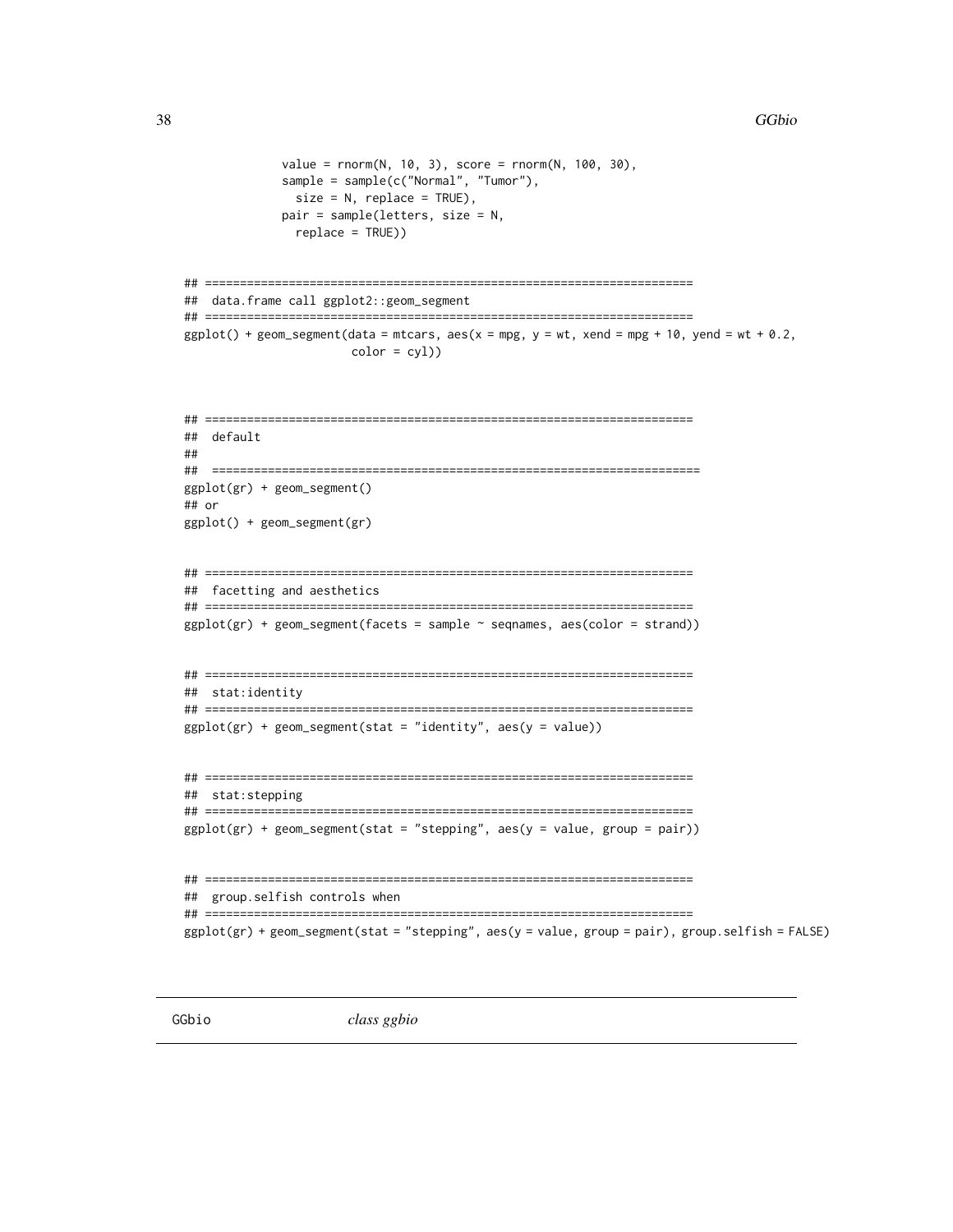```
              value = rnorm(N, 10, 3), score = rnorm(N, 100, 30),
              sample = sample(c("Normal", "Tumor"),
                size = N, replace = TRUE),
              pair = sample(letters, size = N,
                replace = TRUE))


## ======================================================================
##  data.frame call ggplot2::geom_segment
## ======================================================================
ggplot() + geom_segment(data = mtcars, aes(x = mpg, y = wt, xend = mpg + 10, yend = wt + 0.2,
                        color = cyl))



## ======================================================================
##  default
##
##  ======================================================================
ggplot(gr) + geom_segment()
## or
ggplot() + geom_segment(gr)


## ======================================================================
##  facetting and aesthetics
## ======================================================================
ggplot(gr) + geom_segment(facets = sample ~ seqnames, aes(color = strand))


## ======================================================================
##  stat:identity
## ======================================================================
ggplot(gr) + geom_segment(stat = "identity", aes(y = value))


## ======================================================================
##  stat:stepping
## ======================================================================
ggplot(gr) + geom_segment(stat = "stepping", aes(y = value, group = pair))


## ======================================================================
##  group.selfish controls when
## ======================================================================
ggplot(gr) + geom_segment(stat = "stepping", aes(y = value, group = pair), group.selfish = FALSE)
```

---

GGbio *class ggbio*

---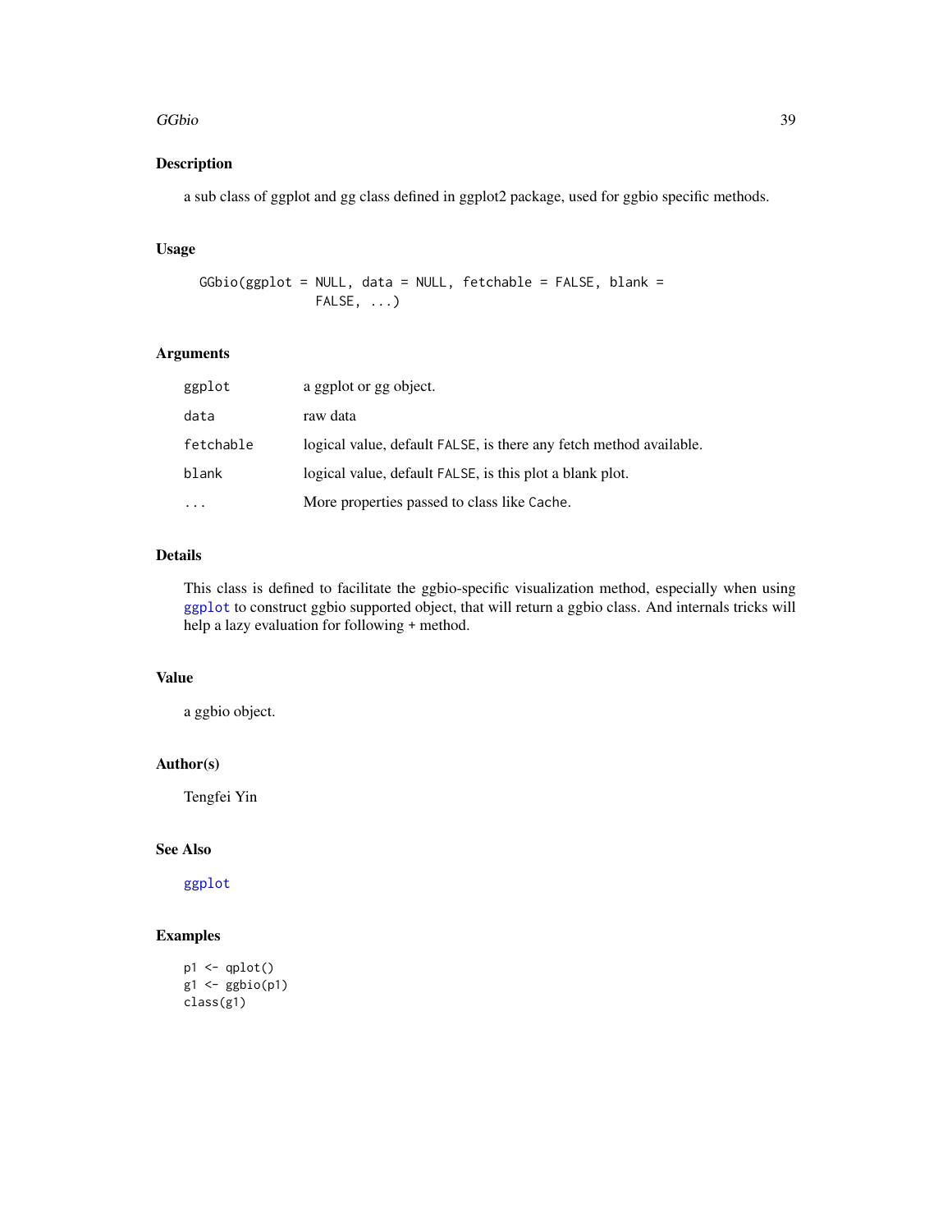## Description

a sub class of ggplot and gg class defined in ggplot2 package, used for ggbio specific methods.

## Usage

```
GGbio(ggplot = NULL, data = NULL, fetchable = FALSE, blank =
          FALSE, ...)
```

## Arguments

| | |
|---|---|
| `ggplot` | a ggplot or gg object. |
| `data` | raw data |
| `fetchable` | logical value, default `FALSE`, is there any fetch method available. |
| `blank` | logical value, default `FALSE`, is this plot a blank plot. |
| `...` | More properties passed to class like `Cache`. |

## Details

This class is defined to facilitate the ggbio-specific visualization method, especially when using `ggplot` to construct ggbio supported object, that will return a ggbio class. And internals tricks will help a lazy evaluation for following + method.

## Value

a ggbio object.

## Author(s)

Tengfei Yin

## See Also

`ggplot`

## Examples

```
p1 <- qplot()
g1 <- ggbio(p1)
class(g1)
```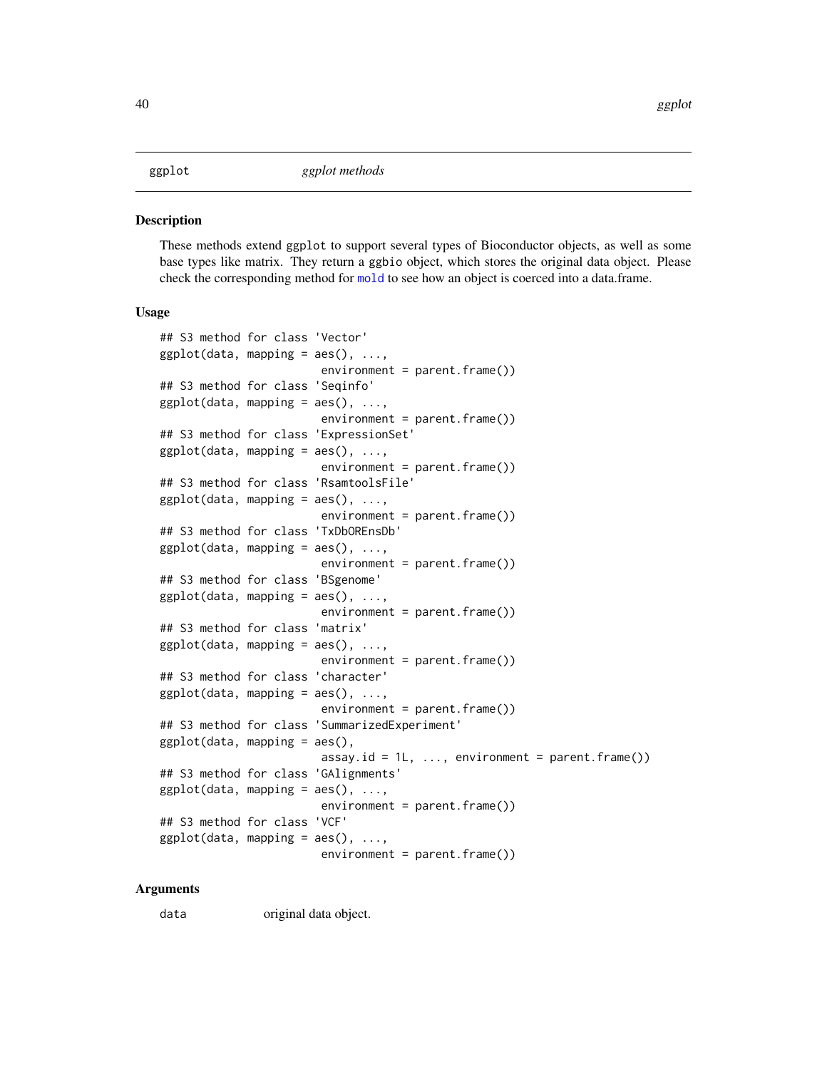# ggplot *ggplot methods*

## Description

These methods extend ggplot to support several types of Bioconductor objects, as well as some base types like matrix. They return a ggbio object, which stores the original data object. Please check the corresponding method for mold to see how an object is coerced into a data.frame.

## Usage

```
## S3 method for class 'Vector'
ggplot(data, mapping = aes(), ...,
                        environment = parent.frame())
## S3 method for class 'Seqinfo'
ggplot(data, mapping = aes(), ...,
                        environment = parent.frame())
## S3 method for class 'ExpressionSet'
ggplot(data, mapping = aes(), ...,
                        environment = parent.frame())
## S3 method for class 'RsamtoolsFile'
ggplot(data, mapping = aes(), ...,
                        environment = parent.frame())
## S3 method for class 'TxDbOREnsDb'
ggplot(data, mapping = aes(), ...,
                        environment = parent.frame())
## S3 method for class 'BSgenome'
ggplot(data, mapping = aes(), ...,
                        environment = parent.frame())
## S3 method for class 'matrix'
ggplot(data, mapping = aes(), ...,
                        environment = parent.frame())
## S3 method for class 'character'
ggplot(data, mapping = aes(), ...,
                        environment = parent.frame())
## S3 method for class 'SummarizedExperiment'
ggplot(data, mapping = aes(),
                        assay.id = 1L, ..., environment = parent.frame())
## S3 method for class 'GAlignments'
ggplot(data, mapping = aes(), ...,
                        environment = parent.frame())
## S3 method for class 'VCF'
ggplot(data, mapping = aes(), ...,
                        environment = parent.frame())
```

## Arguments

| | |
|---|---|
| data | original data object. |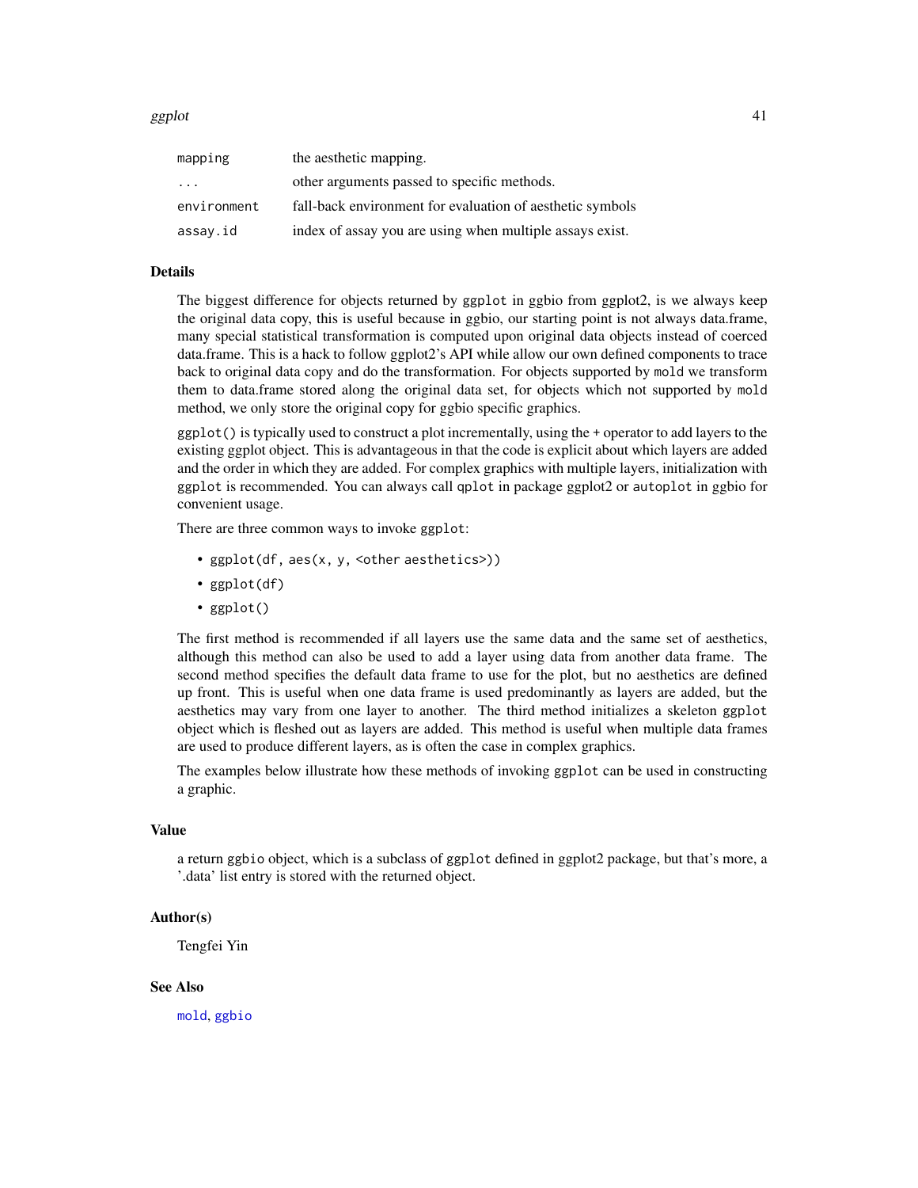| | |
|---|---|
| `mapping` | the aesthetic mapping. |
| `...` | other arguments passed to specific methods. |
| `environment` | fall-back environment for evaluation of aesthetic symbols |
| `assay.id` | index of assay you are using when multiple assays exist. |

### Details

The biggest difference for objects returned by `ggplot` in ggbio from ggplot2, is we always keep the original data copy, this is useful because in ggbio, our starting point is not always data.frame, many special statistical transformation is computed upon original data objects instead of coerced data.frame. This is a hack to follow ggplot2's API while allow our own defined components to trace back to original data copy and do the transformation. For objects supported by `mold` we transform them to data.frame stored along the original data set, for objects which not supported by `mold` method, we only store the original copy for ggbio specific graphics.

`ggplot()` is typically used to construct a plot incrementally, using the + operator to add layers to the existing ggplot object. This is advantageous in that the code is explicit about which layers are added and the order in which they are added. For complex graphics with multiple layers, initialization with `ggplot` is recommended. You can always call `qplot` in package ggplot2 or `autoplot` in ggbio for convenient usage.

There are three common ways to invoke `ggplot`:

- `ggplot(df, aes(x, y, <other aesthetics>))`
- `ggplot(df)`
- `ggplot()`

The first method is recommended if all layers use the same data and the same set of aesthetics, although this method can also be used to add a layer using data from another data frame. The second method specifies the default data frame to use for the plot, but no aesthetics are defined up front. This is useful when one data frame is used predominantly as layers are added, but the aesthetics may vary from one layer to another. The third method initializes a skeleton `ggplot` object which is fleshed out as layers are added. This method is useful when multiple data frames are used to produce different layers, as is often the case in complex graphics.

The examples below illustrate how these methods of invoking `ggplot` can be used in constructing a graphic.

### Value

a return `ggbio` object, which is a subclass of `ggplot` defined in ggplot2 package, but that's more, a '.data' list entry is stored with the returned object.

### Author(s)

Tengfei Yin

### See Also

`mold`, `ggbio`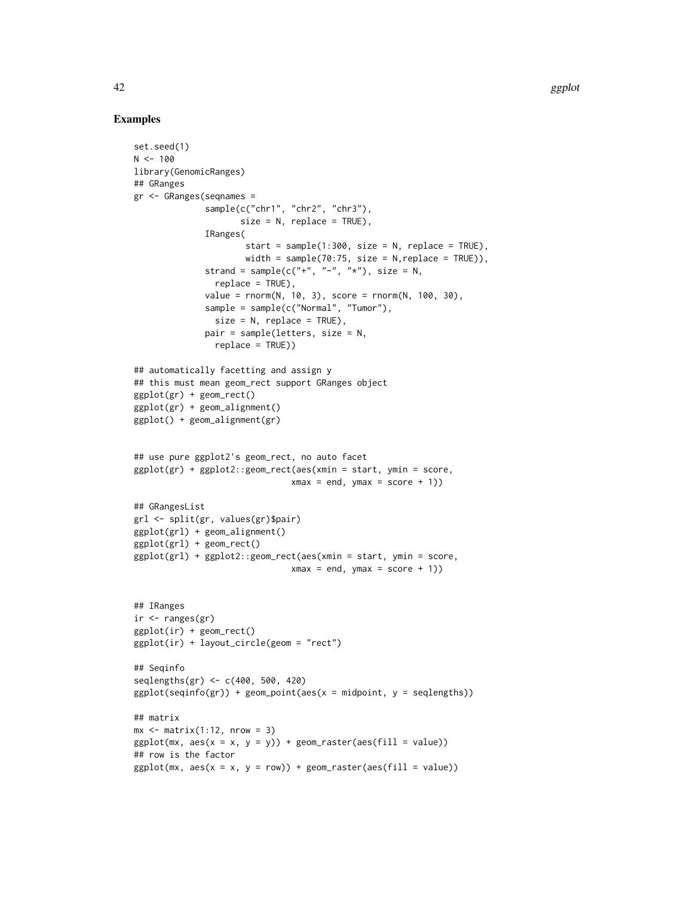## Examples

```
set.seed(1)
N <- 100
library(GenomicRanges)
## GRanges
gr <- GRanges(seqnames =
              sample(c("chr1", "chr2", "chr3"),
                     size = N, replace = TRUE),
              IRanges(
                      start = sample(1:300, size = N, replace = TRUE),
                      width = sample(70:75, size = N,replace = TRUE)),
              strand = sample(c("+", "-", "*"), size = N,
                replace = TRUE),
              value = rnorm(N, 10, 3), score = rnorm(N, 100, 30),
              sample = sample(c("Normal", "Tumor"),
                size = N, replace = TRUE),
              pair = sample(letters, size = N,
                replace = TRUE))

## automatically facetting and assign y
## this must mean geom_rect support GRanges object
ggplot(gr) + geom_rect()
ggplot(gr) + geom_alignment()
ggplot() + geom_alignment(gr)


## use pure ggplot2's geom_rect, no auto facet
ggplot(gr) + ggplot2::geom_rect(aes(xmin = start, ymin = score,
                                 xmax = end, ymax = score + 1))

## GRangesList
grl <- split(gr, values(gr)$pair)
ggplot(grl) + geom_alignment()
ggplot(grl) + geom_rect()
ggplot(grl) + ggplot2::geom_rect(aes(xmin = start, ymin = score,
                                 xmax = end, ymax = score + 1))


## IRanges
ir <- ranges(gr)
ggplot(ir) + geom_rect()
ggplot(ir) + layout_circle(geom = "rect")

## Seqinfo
seqlengths(gr) <- c(400, 500, 420)
ggplot(seqinfo(gr)) + geom_point(aes(x = midpoint, y = seqlengths))

## matrix
mx <- matrix(1:12, nrow = 3)
ggplot(mx, aes(x = x, y = y)) + geom_raster(aes(fill = value))
## row is the factor
ggplot(mx, aes(x = x, y = row)) + geom_raster(aes(fill = value))
```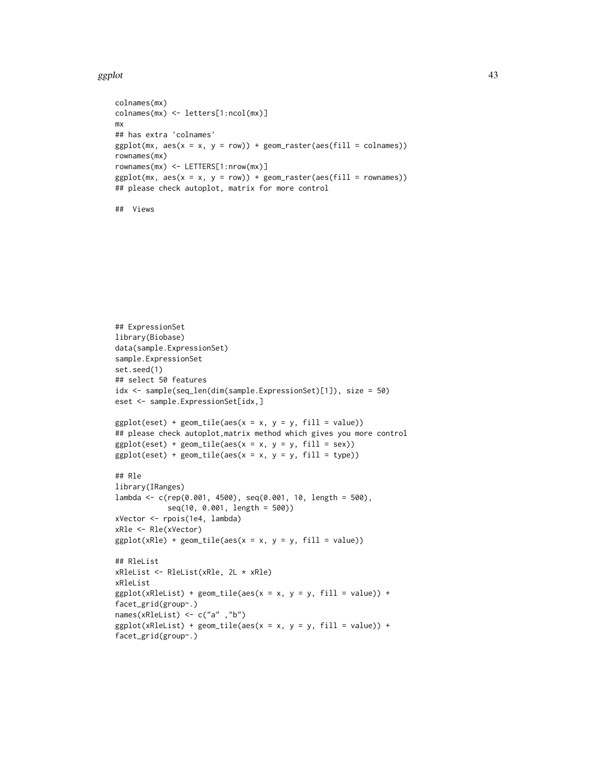```
colnames(mx)
colnames(mx) <- letters[1:ncol(mx)]
mx
## has extra 'colnames'
ggplot(mx, aes(x = x, y = row)) + geom_raster(aes(fill = colnames))
rownames(mx)
rownames(mx) <- LETTERS[1:nrow(mx)]
ggplot(mx, aes(x = x, y = row)) + geom_raster(aes(fill = rownames))
## please check autoplot, matrix for more control

##  Views









## ExpressionSet
library(Biobase)
data(sample.ExpressionSet)
sample.ExpressionSet
set.seed(1)
## select 50 features
idx <- sample(seq_len(dim(sample.ExpressionSet)[1]), size = 50)
eset <- sample.ExpressionSet[idx,]

ggplot(eset) + geom_tile(aes(x = x, y = y, fill = value))
## please check autoplot,matrix method which gives you more control
ggplot(eset) + geom_tile(aes(x = x, y = y, fill = sex))
ggplot(eset) + geom_tile(aes(x = x, y = y, fill = type))

## Rle
library(IRanges)
lambda <- c(rep(0.001, 4500), seq(0.001, 10, length = 500),
            seq(10, 0.001, length = 500))
xVector <- rpois(1e4, lambda)
xRle <- Rle(xVector)
ggplot(xRle) + geom_tile(aes(x = x, y = y, fill = value))

## RleList
xRleList <- RleList(xRle, 2L * xRle)
xRleList
ggplot(xRleList) + geom_tile(aes(x = x, y = y, fill = value)) +
facet_grid(group~.)
names(xRleList) <- c("a" ,"b")
ggplot(xRleList) + geom_tile(aes(x = x, y = y, fill = value)) +
facet_grid(group~.)
```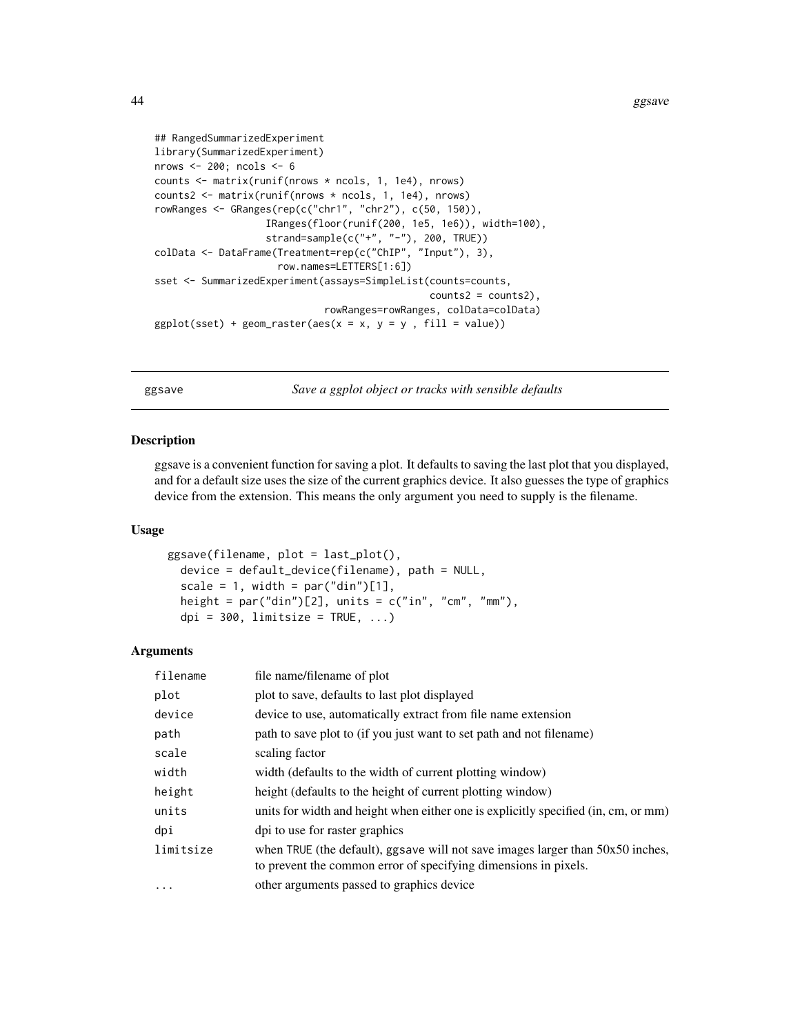```
## RangedSummarizedExperiment
library(SummarizedExperiment)
nrows <- 200; ncols <- 6
counts <- matrix(runif(nrows * ncols, 1, 1e4), nrows)
counts2 <- matrix(runif(nrows * ncols, 1, 1e4), nrows)
rowRanges <- GRanges(rep(c("chr1", "chr2"), c(50, 150)),
                   IRanges(floor(runif(200, 1e5, 1e6)), width=100),
                   strand=sample(c("+", "-"), 200, TRUE))
colData <- DataFrame(Treatment=rep(c("ChIP", "Input"), 3),
                     row.names=LETTERS[1:6])
sset <- SummarizedExperiment(assays=SimpleList(counts=counts,
                                               counts2 = counts2),
                             rowRanges=rowRanges, colData=colData)
ggplot(sset) + geom_raster(aes(x = x, y = y , fill = value))
```

## ggsave — *Save a ggplot object or tracks with sensible defaults*

### Description

ggsave is a convenient function for saving a plot. It defaults to saving the last plot that you displayed, and for a default size uses the size of the current graphics device. It also guesses the type of graphics device from the extension. This means the only argument you need to supply is the filename.

### Usage

```
ggsave(filename, plot = last_plot(),
  device = default_device(filename), path = NULL,
  scale = 1, width = par("din")[1],
  height = par("din")[2], units = c("in", "cm", "mm"),
  dpi = 300, limitsize = TRUE, ...)
```

### Arguments

| Argument | Description |
|---|---|
| `filename` | file name/filename of plot |
| `plot` | plot to save, defaults to last plot displayed |
| `device` | device to use, automatically extract from file name extension |
| `path` | path to save plot to (if you just want to set path and not filename) |
| `scale` | scaling factor |
| `width` | width (defaults to the width of current plotting window) |
| `height` | height (defaults to the height of current plotting window) |
| `units` | units for width and height when either one is explicitly specified (in, cm, or mm) |
| `dpi` | dpi to use for raster graphics |
| `limitsize` | when TRUE (the default), ggsave will not save images larger than 50x50 inches, to prevent the common error of specifying dimensions in pixels. |
| `...` | other arguments passed to graphics device |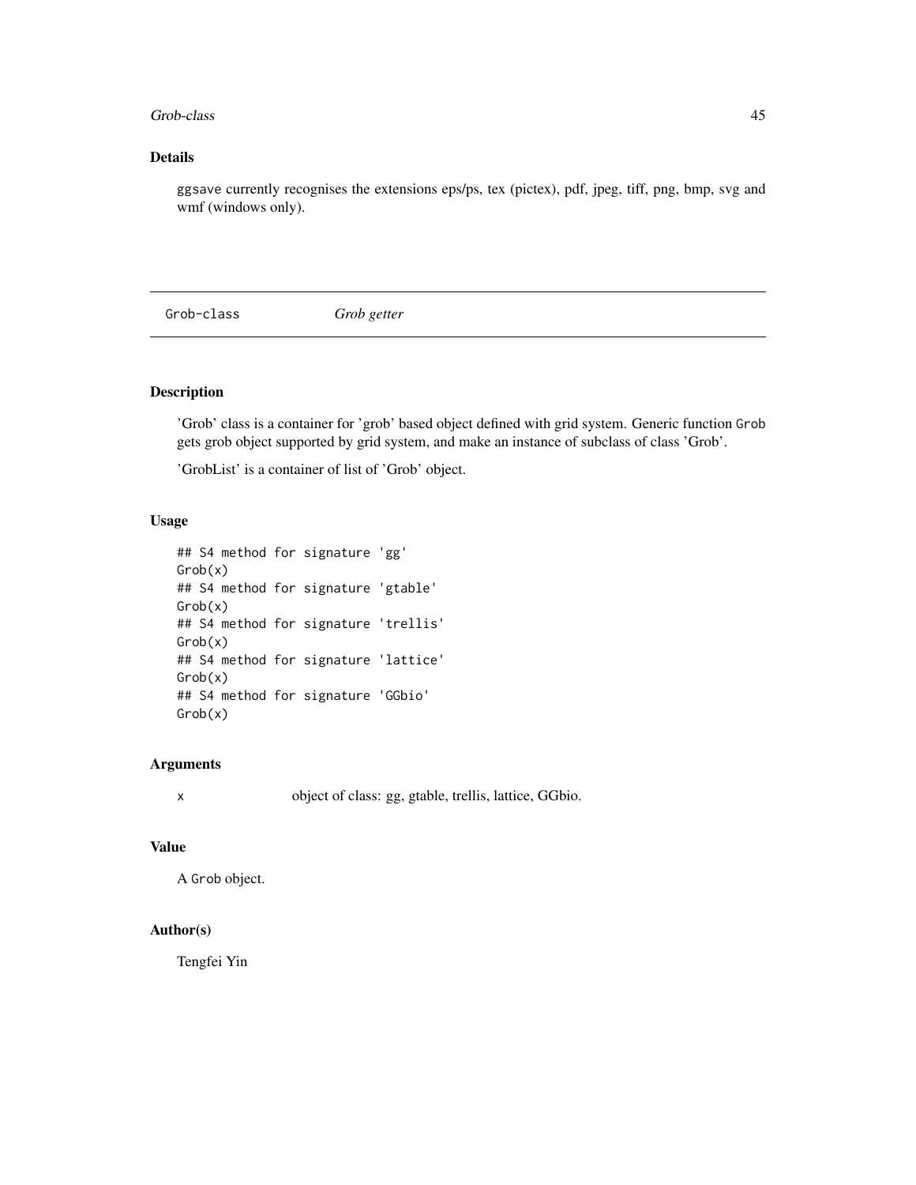## Details

ggsave currently recognises the extensions eps/ps, tex (pictex), pdf, jpeg, tiff, png, bmp, svg and wmf (windows only).

---

# Grob-class *Grob getter*

---

## Description

'Grob' class is a container for 'grob' based object defined with grid system. Generic function Grob gets grob object supported by grid system, and make an instance of subclass of class 'Grob'.

'GrobList' is a container of list of 'Grob' object.

## Usage

```
## S4 method for signature 'gg'
Grob(x)
## S4 method for signature 'gtable'
Grob(x)
## S4 method for signature 'trellis'
Grob(x)
## S4 method for signature 'lattice'
Grob(x)
## S4 method for signature 'GGbio'
Grob(x)
```

## Arguments

x object of class: gg, gtable, trellis, lattice, GGbio.

## Value

A Grob object.

## Author(s)

Tengfei Yin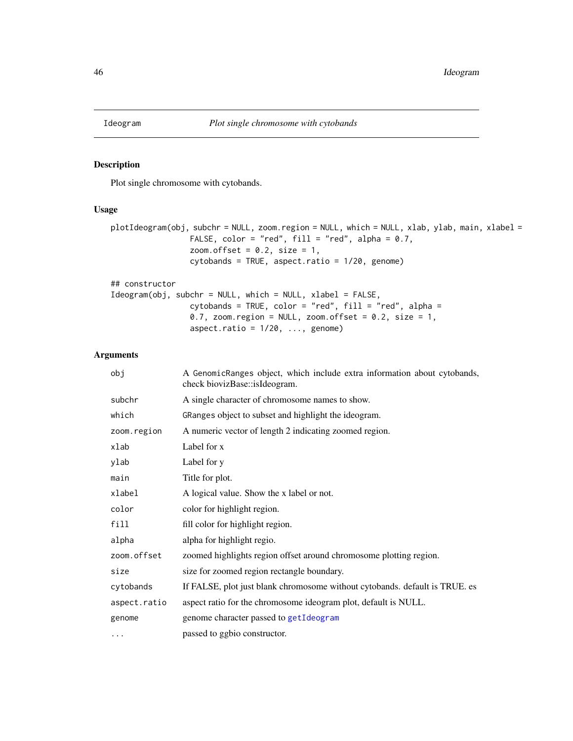# Ideogram

*Plot single chromosome with cytobands*

## Description

Plot single chromosome with cytobands.

## Usage

```
plotIdeogram(obj, subchr = NULL, zoom.region = NULL, which = NULL, xlab, ylab, main, xlabel =
                 FALSE, color = "red", fill = "red", alpha = 0.7,
                 zoom.offset = 0.2, size = 1,
                 cytobands = TRUE, aspect.ratio = 1/20, genome)

## constructor
Ideogram(obj, subchr = NULL, which = NULL, xlabel = FALSE,
                 cytobands = TRUE, color = "red", fill = "red", alpha =
                 0.7, zoom.region = NULL, zoom.offset = 0.2, size = 1,
                 aspect.ratio = 1/20, ..., genome)
```

## Arguments

| | |
|---|---|
| `obj` | A `GenomicRanges` object, which include extra information about cytobands, check biovizBase::isIdeogram. |
| `subchr` | A single character of chromosome names to show. |
| `which` | `GRanges` object to subset and highlight the ideogram. |
| `zoom.region` | A numeric vector of length 2 indicating zoomed region. |
| `xlab` | Label for x |
| `ylab` | Label for y |
| `main` | Title for plot. |
| `xlabel` | A logical value. Show the x label or not. |
| `color` | color for highlight region. |
| `fill` | fill color for highlight region. |
| `alpha` | alpha for highlight regio. |
| `zoom.offset` | zoomed highlights region offset around chromosome plotting region. |
| `size` | size for zoomed region rectangle boundary. |
| `cytobands` | If FALSE, plot just blank chromosome without cytobands. default is TRUE. es |
| `aspect.ratio` | aspect ratio for the chromosome ideogram plot, default is NULL. |
| `genome` | genome character passed to `getIdeogram` |
| `...` | passed to ggbio constructor. |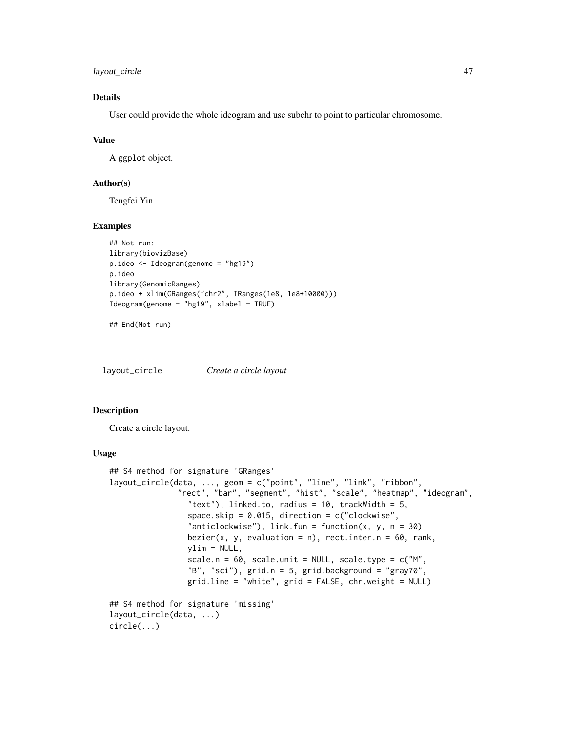### Details

User could provide the whole ideogram and use subchr to point to particular chromosome.

### Value

A ggplot object.

### Author(s)

Tengfei Yin

### Examples

```
## Not run:
library(biovizBase)
p.ideo <- Ideogram(genome = "hg19")
p.ideo
library(GenomicRanges)
p.ideo + xlim(GRanges("chr2", IRanges(1e8, 1e8+10000)))
Ideogram(genome = "hg19", xlabel = TRUE)

## End(Not run)
```

---

## layout_circle    *Create a circle layout*

---

### Description

Create a circle layout.

### Usage

```
## S4 method for signature 'GRanges'
layout_circle(data, ..., geom = c("point", "line", "link", "ribbon",
              "rect", "bar", "segment", "hist", "scale", "heatmap", "ideogram",
                "text"), linked.to, radius = 10, trackWidth = 5,
                space.skip = 0.015, direction = c("clockwise",
                "anticlockwise"), link.fun = function(x, y, n = 30)
                bezier(x, y, evaluation = n), rect.inter.n = 60, rank,
                ylim = NULL,
                scale.n = 60, scale.unit = NULL, scale.type = c("M",
                "B", "sci"), grid.n = 5, grid.background = "gray70",
                grid.line = "white", grid = FALSE, chr.weight = NULL)

## S4 method for signature 'missing'
layout_circle(data, ...)
circle(...)
```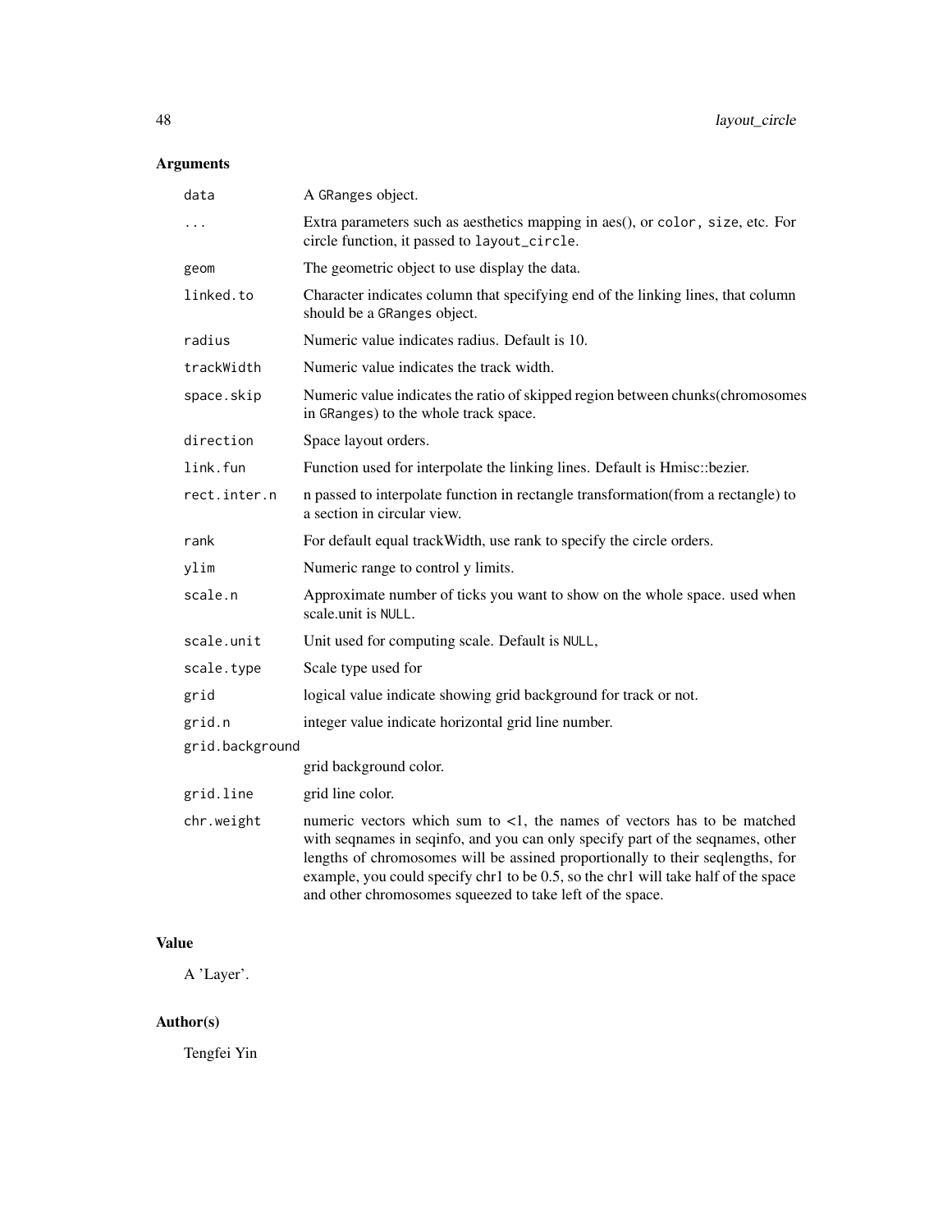## Arguments

| | |
|---|---|
| `data` | A `GRanges` object. |
| `...` | Extra parameters such as aesthetics mapping in aes(), or `color, size`, etc. For circle function, it passed to `layout_circle`. |
| `geom` | The geometric object to use display the data. |
| `linked.to` | Character indicates column that specifying end of the linking lines, that column should be a GRanges object. |
| `radius` | Numeric value indicates radius. Default is 10. |
| `trackWidth` | Numeric value indicates the track width. |
| `space.skip` | Numeric value indicates the ratio of skipped region between chunks(chromosomes in `GRanges`) to the whole track space. |
| `direction` | Space layout orders. |
| `link.fun` | Function used for interpolate the linking lines. Default is Hmisc::bezier. |
| `rect.inter.n` | n passed to interpolate function in rectangle transformation(from a rectangle) to a section in circular view. |
| `rank` | For default equal trackWidth, use rank to specify the circle orders. |
| `ylim` | Numeric range to control y limits. |
| `scale.n` | Approximate number of ticks you want to show on the whole space. used when scale.unit is `NULL`. |
| `scale.unit` | Unit used for computing scale. Default is `NULL`, |
| `scale.type` | Scale type used for |
| `grid` | logical value indicate showing grid background for track or not. |
| `grid.n` | integer value indicate horizontal grid line number. |
| `grid.background` | grid background color. |
| `grid.line` | grid line color. |
| `chr.weight` | numeric vectors which sum to <1, the names of vectors has to be matched with seqnames in seqinfo, and you can only specify part of the seqnames, other lengths of chromosomes will be assined proportionally to their seqlengths, for example, you could specify chr1 to be 0.5, so the chr1 will take half of the space and other chromosomes squeezed to take left of the space. |

## Value

A 'Layer'.

## Author(s)

Tengfei Yin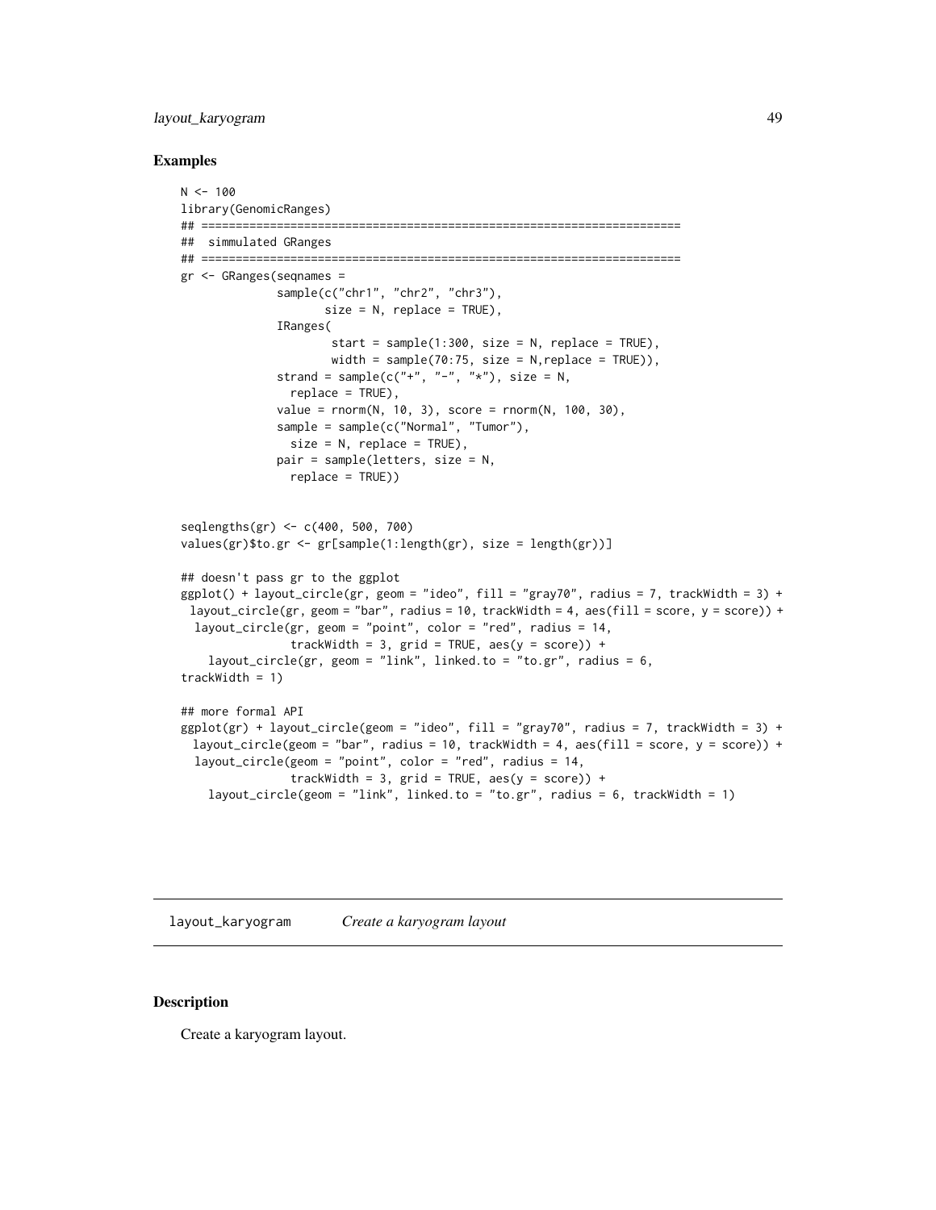## Examples

```
N <- 100
library(GenomicRanges)
## ======================================================================
##  simmulated GRanges
## ======================================================================
gr <- GRanges(seqnames =
              sample(c("chr1", "chr2", "chr3"),
                     size = N, replace = TRUE),
              IRanges(
                      start = sample(1:300, size = N, replace = TRUE),
                      width = sample(70:75, size = N,replace = TRUE)),
              strand = sample(c("+", "-", "*"), size = N,
                replace = TRUE),
              value = rnorm(N, 10, 3), score = rnorm(N, 100, 30),
              sample = sample(c("Normal", "Tumor"),
                size = N, replace = TRUE),
              pair = sample(letters, size = N,
                replace = TRUE))


seqlengths(gr) <- c(400, 500, 700)
values(gr)$to.gr <- gr[sample(1:length(gr), size = length(gr))]

## doesn't pass gr to the ggplot
ggplot() + layout_circle(gr, geom = "ideo", fill = "gray70", radius = 7, trackWidth = 3) +
 layout_circle(gr, geom = "bar", radius = 10, trackWidth = 4, aes(fill = score, y = score)) +
  layout_circle(gr, geom = "point", color = "red", radius = 14,
               trackWidth = 3, grid = TRUE, aes(y = score)) +
    layout_circle(gr, geom = "link", linked.to = "to.gr", radius = 6,
trackWidth = 1)

## more formal API
ggplot(gr) + layout_circle(geom = "ideo", fill = "gray70", radius = 7, trackWidth = 3) +
  layout_circle(geom = "bar", radius = 10, trackWidth = 4, aes(fill = score, y = score)) +
  layout_circle(geom = "point", color = "red", radius = 14,
               trackWidth = 3, grid = TRUE, aes(y = score)) +
    layout_circle(geom = "link", linked.to = "to.gr", radius = 6, trackWidth = 1)
```

---

layout_karyogram *Create a karyogram layout*

---

## Description

Create a karyogram layout.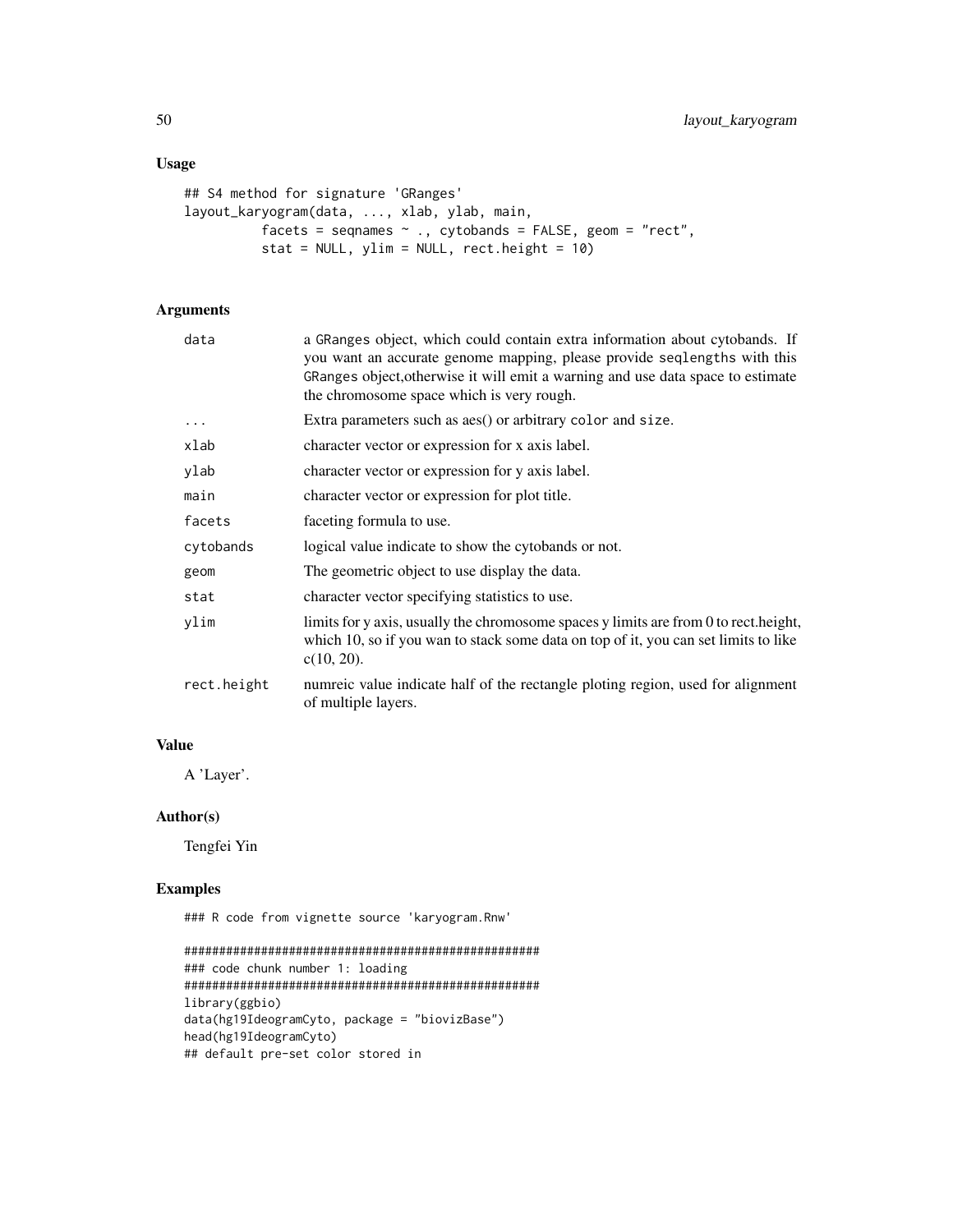## Usage

```
## S4 method for signature 'GRanges'
layout_karyogram(data, ..., xlab, ylab, main,
          facets = seqnames ~ ., cytobands = FALSE, geom = "rect",
          stat = NULL, ylim = NULL, rect.height = 10)
```

## Arguments

| | |
|---|---|
| data | a GRanges object, which could contain extra information about cytobands. If you want an accurate genome mapping, please provide seqlengths with this GRanges object,otherwise it will emit a warning and use data space to estimate the chromosome space which is very rough. |
| ... | Extra parameters such as aes() or arbitrary color and size. |
| xlab | character vector or expression for x axis label. |
| ylab | character vector or expression for y axis label. |
| main | character vector or expression for plot title. |
| facets | faceting formula to use. |
| cytobands | logical value indicate to show the cytobands or not. |
| geom | The geometric object to use display the data. |
| stat | character vector specifying statistics to use. |
| ylim | limits for y axis, usually the chromosome spaces y limits are from 0 to rect.height, which 10, so if you wan to stack some data on top of it, you can set limits to like c(10, 20). |
| rect.height | numreic value indicate half of the rectangle ploting region, used for alignment of multiple layers. |

## Value

A 'Layer'.

## Author(s)

Tengfei Yin

## Examples

```
### R code from vignette source 'karyogram.Rnw'

###################################################
### code chunk number 1: loading
###################################################
library(ggbio)
data(hg19IdeogramCyto, package = "biovizBase")
head(hg19IdeogramCyto)
## default pre-set color stored in
```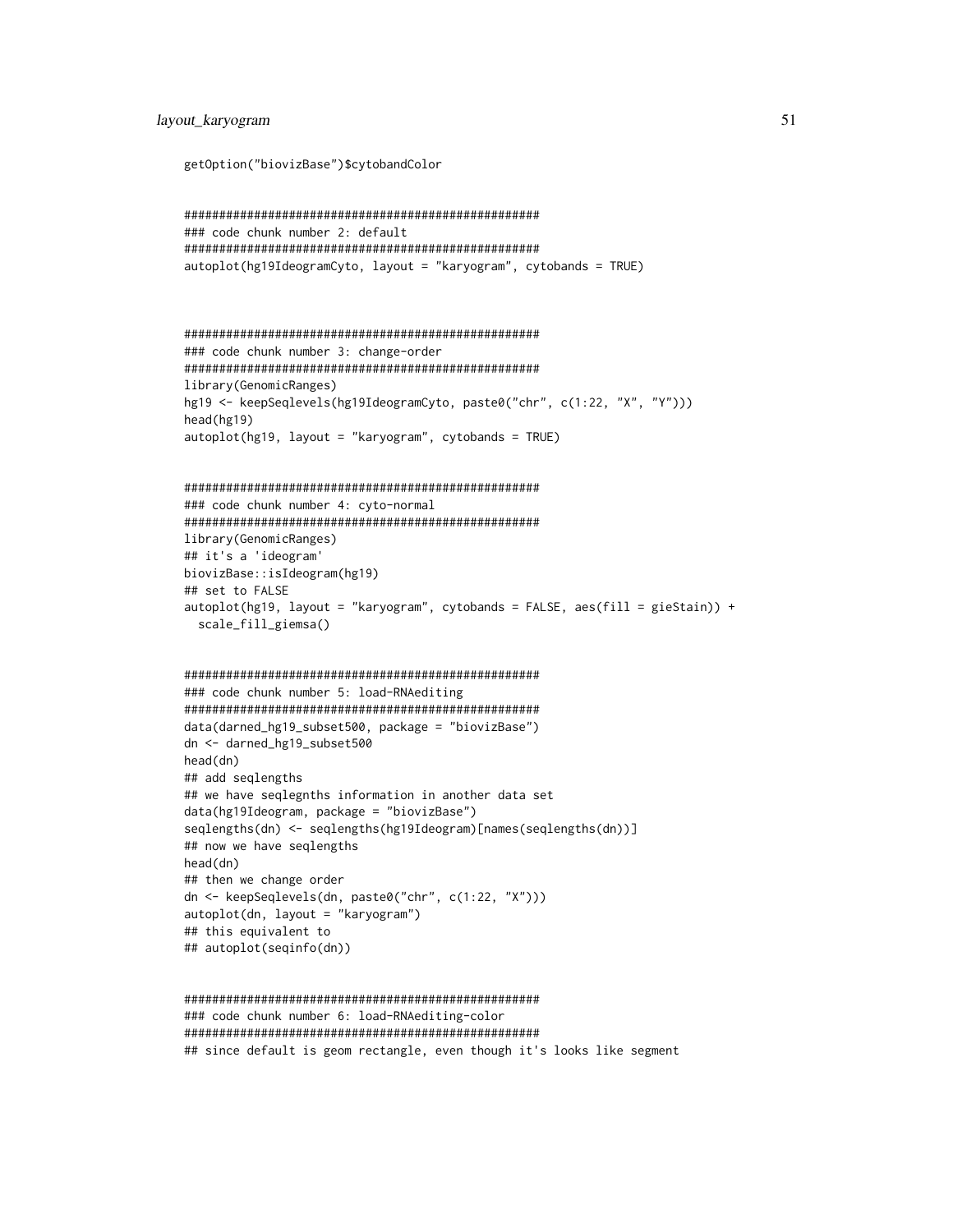```
getOption("biovizBase")$cytobandColor


###################################################
### code chunk number 2: default
###################################################
autoplot(hg19IdeogramCyto, layout = "karyogram", cytobands = TRUE)



###################################################
### code chunk number 3: change-order
###################################################
library(GenomicRanges)
hg19 <- keepSeqlevels(hg19IdeogramCyto, paste0("chr", c(1:22, "X", "Y")))
head(hg19)
autoplot(hg19, layout = "karyogram", cytobands = TRUE)


###################################################
### code chunk number 4: cyto-normal
###################################################
library(GenomicRanges)
## it's a 'ideogram'
biovizBase::isIdeogram(hg19)
## set to FALSE
autoplot(hg19, layout = "karyogram", cytobands = FALSE, aes(fill = gieStain)) +
  scale_fill_giemsa()


###################################################
### code chunk number 5: load-RNAediting
###################################################
data(darned_hg19_subset500, package = "biovizBase")
dn <- darned_hg19_subset500
head(dn)
## add seqlengths
## we have seqlegnths information in another data set
data(hg19Ideogram, package = "biovizBase")
seqlengths(dn) <- seqlengths(hg19Ideogram)[names(seqlengths(dn))]
## now we have seqlengths
head(dn)
## then we change order
dn <- keepSeqlevels(dn, paste0("chr", c(1:22, "X")))
autoplot(dn, layout = "karyogram")
## this equivalent to
## autoplot(seqinfo(dn))


###################################################
### code chunk number 6: load-RNAediting-color
###################################################
## since default is geom rectangle, even though it's looks like segment
```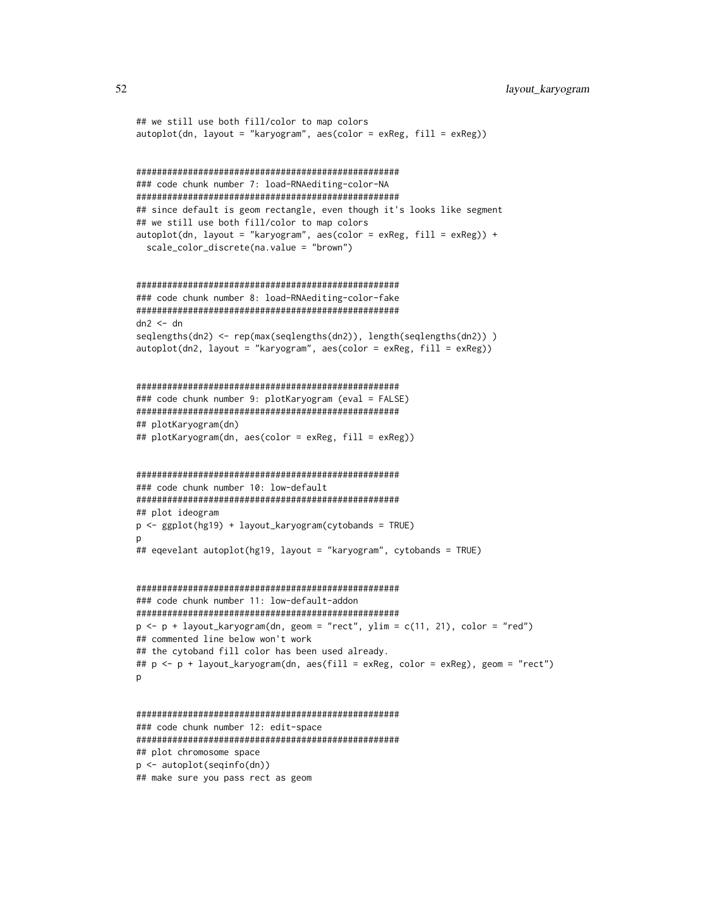```
## we still use both fill/color to map colors
autoplot(dn, layout = "karyogram", aes(color = exReg, fill = exReg))


###################################################
### code chunk number 7: load-RNAediting-color-NA
###################################################
## since default is geom rectangle, even though it's looks like segment
## we still use both fill/color to map colors
autoplot(dn, layout = "karyogram", aes(color = exReg, fill = exReg)) +
  scale_color_discrete(na.value = "brown")


###################################################
### code chunk number 8: load-RNAediting-color-fake
###################################################
dn2 <- dn
seqlengths(dn2) <- rep(max(seqlengths(dn2)), length(seqlengths(dn2)) )
autoplot(dn2, layout = "karyogram", aes(color = exReg, fill = exReg))


###################################################
### code chunk number 9: plotKaryogram (eval = FALSE)
###################################################
## plotKaryogram(dn)
## plotKaryogram(dn, aes(color = exReg, fill = exReg))


###################################################
### code chunk number 10: low-default
###################################################
## plot ideogram
p <- ggplot(hg19) + layout_karyogram(cytobands = TRUE)
p
## eqevelant autoplot(hg19, layout = "karyogram", cytobands = TRUE)


###################################################
### code chunk number 11: low-default-addon
###################################################
p <- p + layout_karyogram(dn, geom = "rect", ylim = c(11, 21), color = "red")
## commented line below won't work
## the cytoband fill color has been used already.
## p <- p + layout_karyogram(dn, aes(fill = exReg, color = exReg), geom = "rect")
p


###################################################
### code chunk number 12: edit-space
###################################################
## plot chromosome space
p <- autoplot(seqinfo(dn))
## make sure you pass rect as geom
```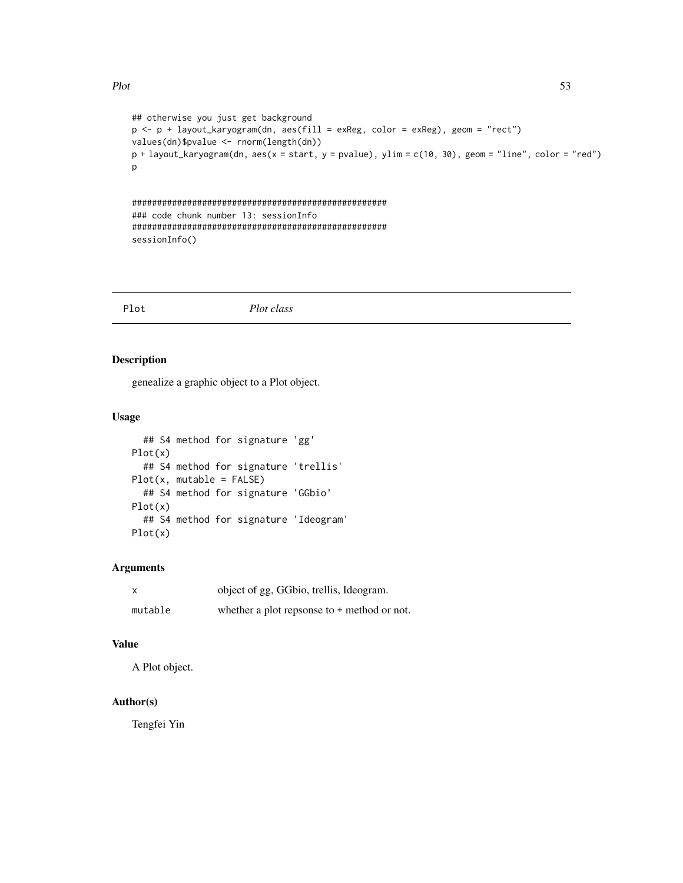```
## otherwise you just get background
p <- p + layout_karyogram(dn, aes(fill = exReg, color = exReg), geom = "rect")
values(dn)$pvalue <- rnorm(length(dn))
p + layout_karyogram(dn, aes(x = start, y = pvalue), ylim = c(10, 30), geom = "line", color = "red")
p


###################################################
### code chunk number 13: sessionInfo
###################################################
sessionInfo()
```

## Plot — *Plot class*

### Description

genealize a graphic object to a Plot object.

### Usage

```
  ## S4 method for signature 'gg'
Plot(x)
  ## S4 method for signature 'trellis'
Plot(x, mutable = FALSE)
  ## S4 method for signature 'GGbio'
Plot(x)
  ## S4 method for signature 'Ideogram'
Plot(x)
```

### Arguments

| | |
|---|---|
| x | object of gg, GGbio, trellis, Ideogram. |
| mutable | whether a plot repsonse to + method or not. |

### Value

A Plot object.

### Author(s)

Tengfei Yin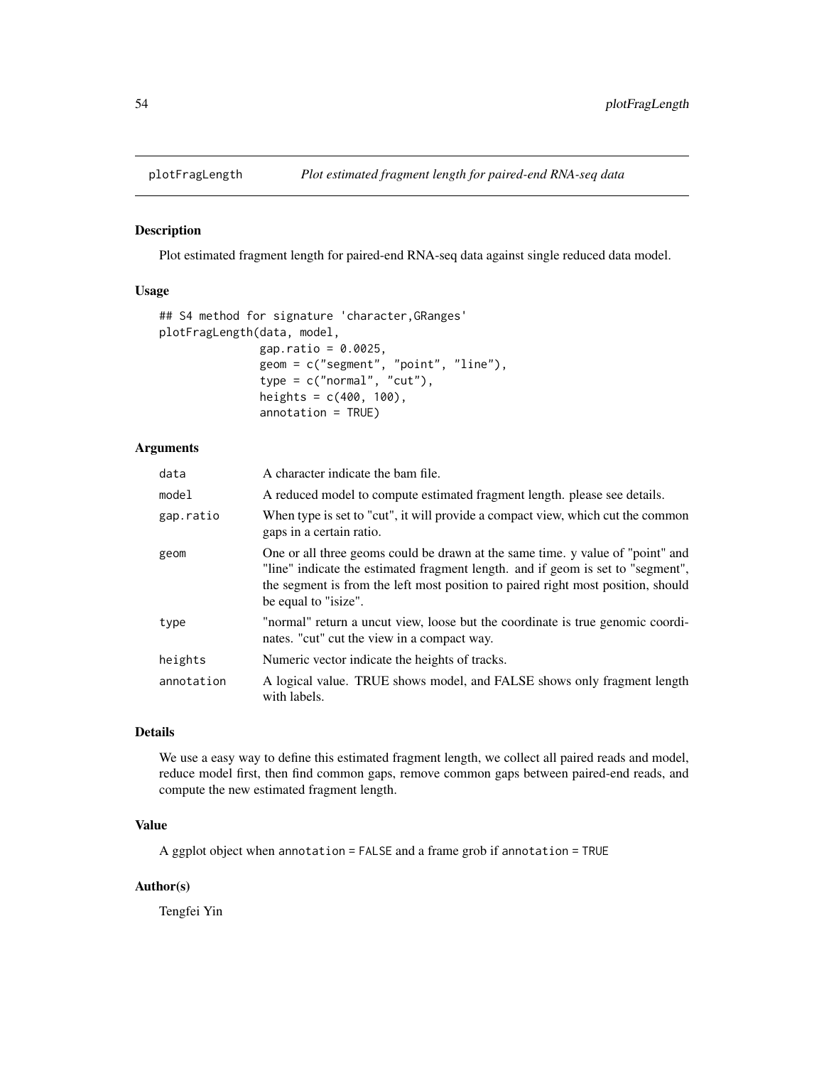## plotFragLength *Plot estimated fragment length for paired-end RNA-seq data*

### Description

Plot estimated fragment length for paired-end RNA-seq data against single reduced data model.

### Usage

```
## S4 method for signature 'character,GRanges'
plotFragLength(data, model,
               gap.ratio = 0.0025,
               geom = c("segment", "point", "line"),
               type = c("normal", "cut"),
               heights = c(400, 100),
               annotation = TRUE)
```

### Arguments

| | |
|---|---|
| `data` | A character indicate the bam file. |
| `model` | A reduced model to compute estimated fragment length. please see details. |
| `gap.ratio` | When type is set to "cut", it will provide a compact view, which cut the common gaps in a certain ratio. |
| `geom` | One or all three geoms could be drawn at the same time. y value of "point" and "line" indicate the estimated fragment length. and if geom is set to "segment", the segment is from the left most position to paired right most position, should be equal to "isize". |
| `type` | "normal" return a uncut view, loose but the coordinate is true genomic coordinates. "cut" cut the view in a compact way. |
| `heights` | Numeric vector indicate the heights of tracks. |
| `annotation` | A logical value. TRUE shows model, and FALSE shows only fragment length with labels. |

### Details

We use a easy way to define this estimated fragment length, we collect all paired reads and model, reduce model first, then find common gaps, remove common gaps between paired-end reads, and compute the new estimated fragment length.

### Value

A ggplot object when `annotation = FALSE` and a frame grob if `annotation = TRUE`

### Author(s)

Tengfei Yin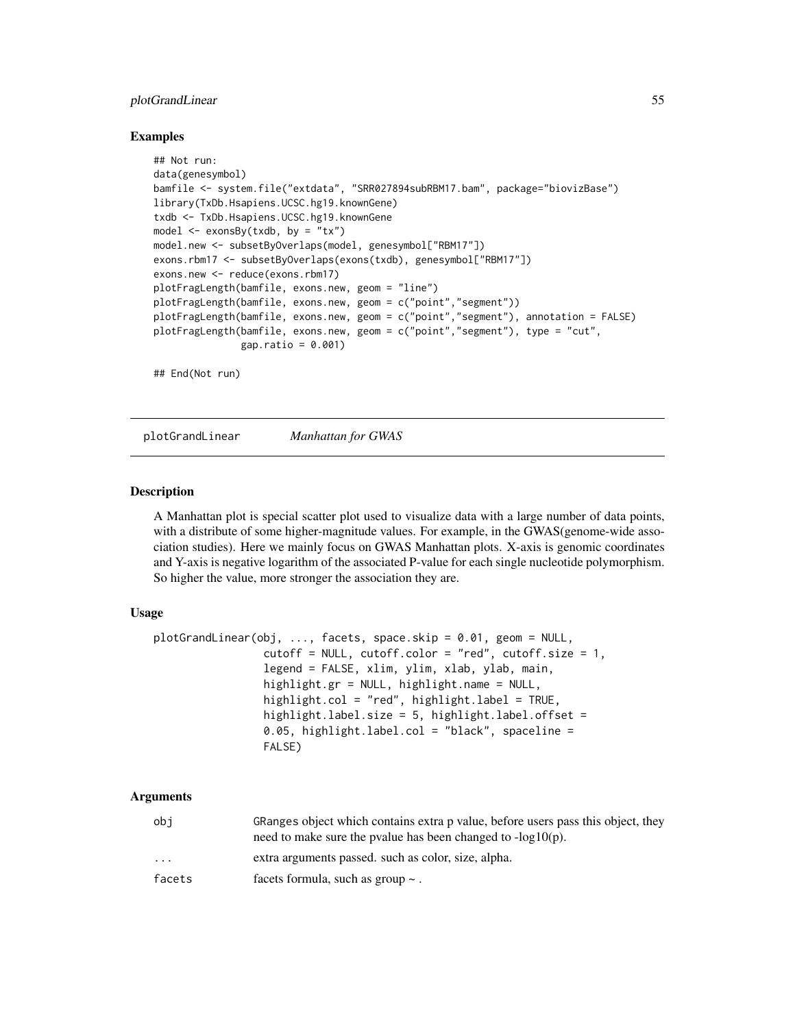## Examples

```
## Not run:
data(genesymbol)
bamfile <- system.file("extdata", "SRR027894subRBM17.bam", package="biovizBase")
library(TxDb.Hsapiens.UCSC.hg19.knownGene)
txdb <- TxDb.Hsapiens.UCSC.hg19.knownGene
model <- exonsBy(txdb, by = "tx")
model.new <- subsetByOverlaps(model, genesymbol["RBM17"])
exons.rbm17 <- subsetByOverlaps(exons(txdb), genesymbol["RBM17"])
exons.new <- reduce(exons.rbm17)
plotFragLength(bamfile, exons.new, geom = "line")
plotFragLength(bamfile, exons.new, geom = c("point","segment"))
plotFragLength(bamfile, exons.new, geom = c("point","segment"), annotation = FALSE)
plotFragLength(bamfile, exons.new, geom = c("point","segment"), type = "cut",
               gap.ratio = 0.001)

## End(Not run)
```

---

# plotGrandLinear *Manhattan for GWAS*

## Description

A Manhattan plot is special scatter plot used to visualize data with a large number of data points, with a distribute of some higher-magnitude values. For example, in the GWAS(genome-wide association studies). Here we mainly focus on GWAS Manhattan plots. X-axis is genomic coordinates and Y-axis is negative logarithm of the associated P-value for each single nucleotide polymorphism. So higher the value, more stronger the association they are.

## Usage

```
plotGrandLinear(obj, ..., facets, space.skip = 0.01, geom = NULL,
                cutoff = NULL, cutoff.color = "red", cutoff.size = 1,
                legend = FALSE, xlim, ylim, xlab, ylab, main,
                highlight.gr = NULL, highlight.name = NULL,
                highlight.col = "red", highlight.label = TRUE,
                highlight.label.size = 5, highlight.label.offset =
                0.05, highlight.label.col = "black", spaceline =
                FALSE)
```

## Arguments

| | |
|---|---|
| obj | GRanges object which contains extra p value, before users pass this object, they need to make sure the pvalue has been changed to -log10(p). |
| ... | extra arguments passed. such as color, size, alpha. |
| facets | facets formula, such as group ~ . |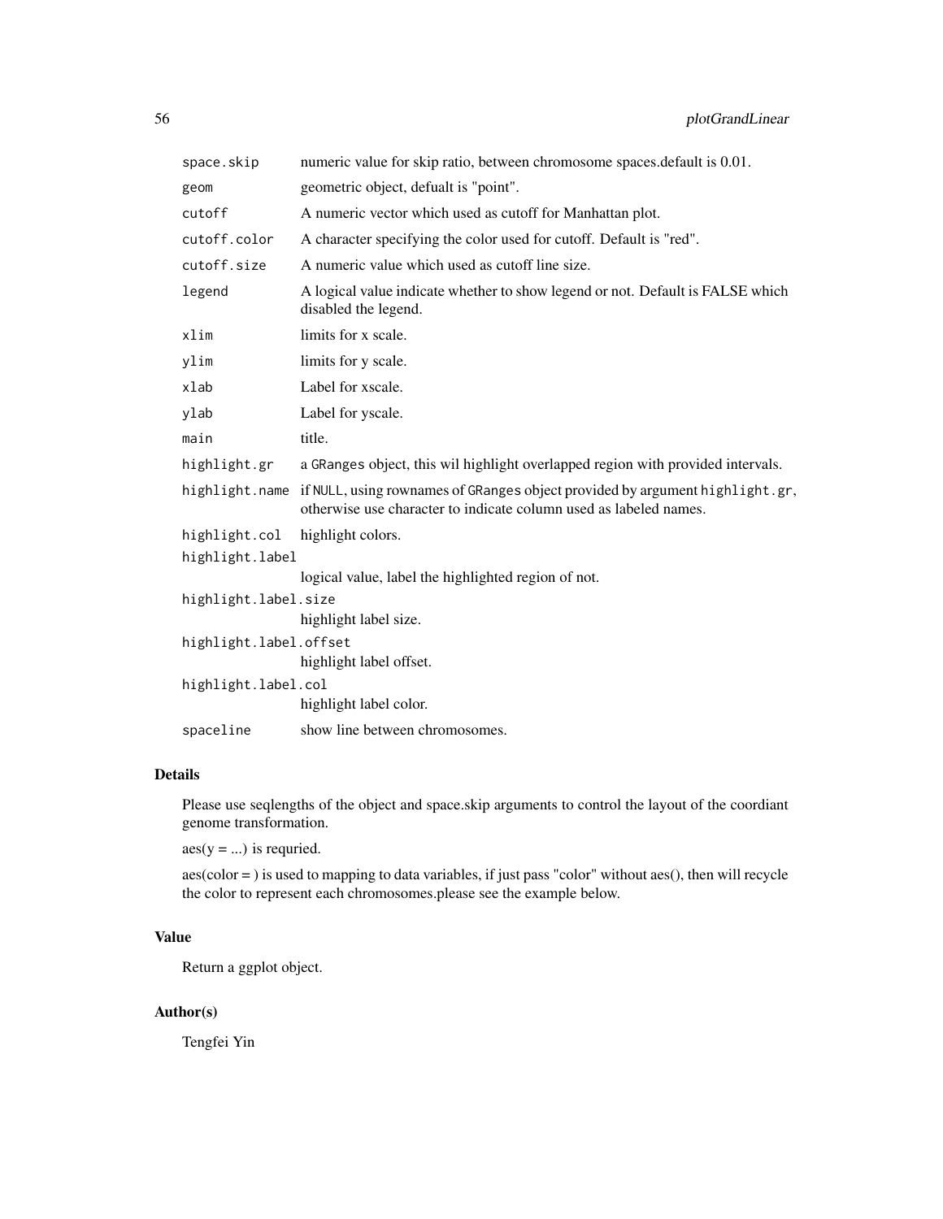| | |
|---|---|
| `space.skip` | numeric value for skip ratio, between chromosome spaces.default is 0.01. |
| `geom` | geometric object, defualt is "point". |
| `cutoff` | A numeric vector which used as cutoff for Manhattan plot. |
| `cutoff.color` | A character specifying the color used for cutoff. Default is "red". |
| `cutoff.size` | A numeric value which used as cutoff line size. |
| `legend` | A logical value indicate whether to show legend or not. Default is FALSE which disabled the legend. |
| `xlim` | limits for x scale. |
| `ylim` | limits for y scale. |
| `xlab` | Label for xscale. |
| `ylab` | Label for yscale. |
| `main` | title. |
| `highlight.gr` | a `GRanges` object, this wil highlight overlapped region with provided intervals. |
| `highlight.name` | if `NULL`, using rownames of `GRanges` object provided by argument `highlight.gr`, otherwise use character to indicate column used as labeled names. |
| `highlight.col` | highlight colors. |
| `highlight.label` | logical value, label the highlighted region of not. |
| `highlight.label.size` | highlight label size. |
| `highlight.label.offset` | highlight label offset. |
| `highlight.label.col` | highlight label color. |
| `spaceline` | show line between chromosomes. |

## Details

Please use seqlengths of the object and space.skip arguments to control the layout of the coordiant genome transformation.

aes(y = ...) is requried.

aes(color = ) is used to mapping to data variables, if just pass "color" without aes(), then will recycle the color to represent each chromosomes.please see the example below.

## Value

Return a ggplot object.

## Author(s)

Tengfei Yin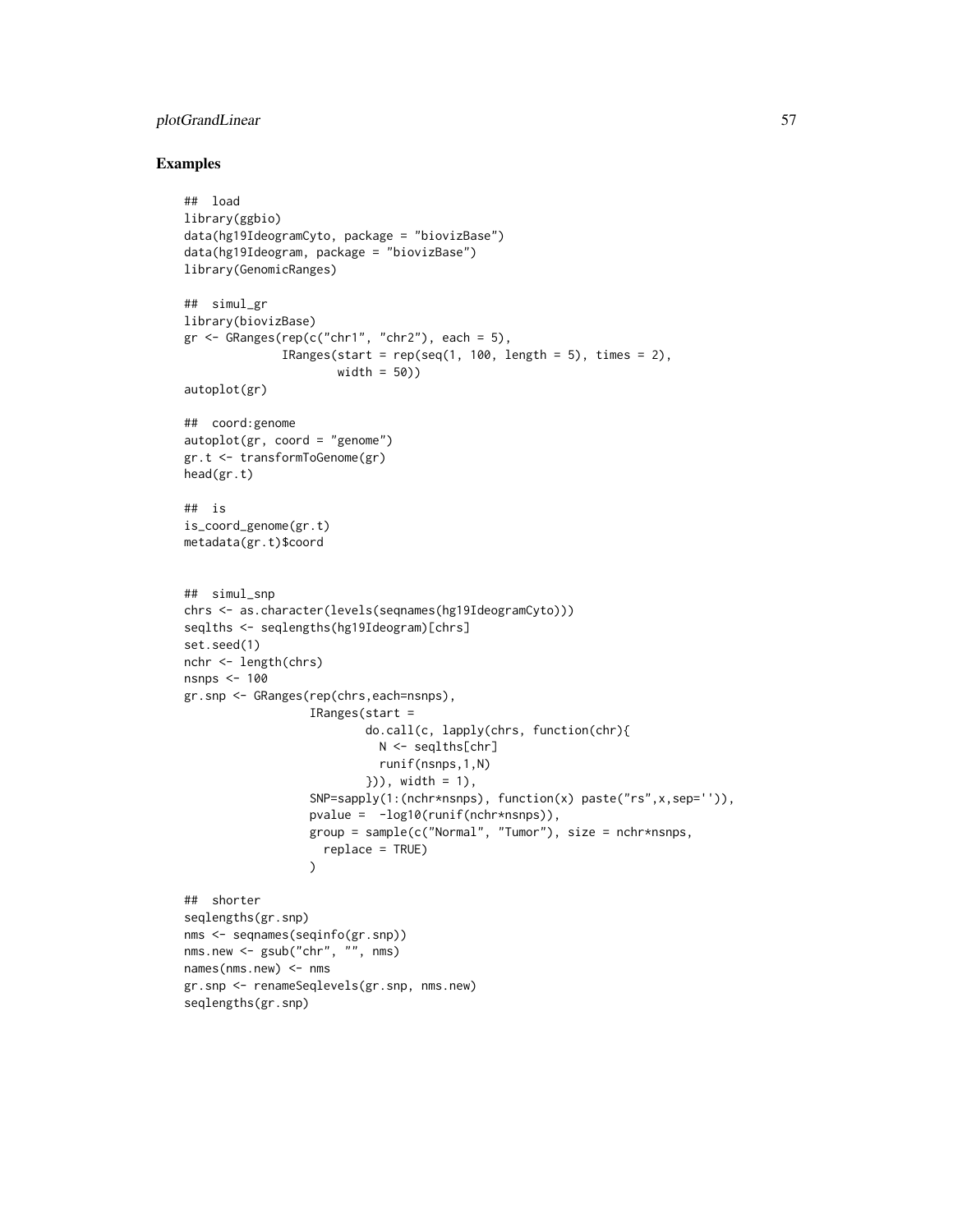## Examples

```
## load
library(ggbio)
data(hg19IdeogramCyto, package = "biovizBase")
data(hg19Ideogram, package = "biovizBase")
library(GenomicRanges)

## simul_gr
library(biovizBase)
gr <- GRanges(rep(c("chr1", "chr2"), each = 5),
              IRanges(start = rep(seq(1, 100, length = 5), times = 2),
                      width = 50))
autoplot(gr)

## coord:genome
autoplot(gr, coord = "genome")
gr.t <- transformToGenome(gr)
head(gr.t)

## is
is_coord_genome(gr.t)
metadata(gr.t)$coord


## simul_snp
chrs <- as.character(levels(seqnames(hg19IdeogramCyto)))
seqlths <- seqlengths(hg19Ideogram)[chrs]
set.seed(1)
nchr <- length(chrs)
nsnps <- 100
gr.snp <- GRanges(rep(chrs,each=nsnps),
                  IRanges(start =
                          do.call(c, lapply(chrs, function(chr){
                            N <- seqlths[chr]
                            runif(nsnps,1,N)
                          })), width = 1),
                  SNP=sapply(1:(nchr*nsnps), function(x) paste("rs",x,sep='')),
                  pvalue =  -log10(runif(nchr*nsnps)),
                  group = sample(c("Normal", "Tumor"), size = nchr*nsnps,
                    replace = TRUE)
                  )

## shorter
seqlengths(gr.snp)
nms <- seqnames(seqinfo(gr.snp))
nms.new <- gsub("chr", "", nms)
names(nms.new) <- nms
gr.snp <- renameSeqlevels(gr.snp, nms.new)
seqlengths(gr.snp)
```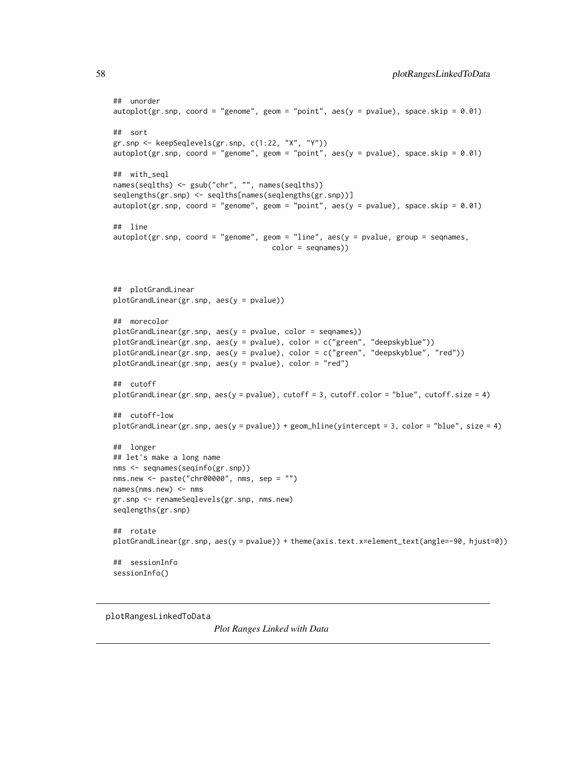```
## unorder
autoplot(gr.snp, coord = "genome", geom = "point", aes(y = pvalue), space.skip = 0.01)

## sort
gr.snp <- keepSeqlevels(gr.snp, c(1:22, "X", "Y"))
autoplot(gr.snp, coord = "genome", geom = "point", aes(y = pvalue), space.skip = 0.01)

## with_seql
names(seqlths) <- gsub("chr", "", names(seqlths))
seqlengths(gr.snp) <- seqlths[names(seqlengths(gr.snp))]
autoplot(gr.snp, coord = "genome", geom = "point", aes(y = pvalue), space.skip = 0.01)

## line
autoplot(gr.snp, coord = "genome", geom = "line", aes(y = pvalue, group = seqnames,
                                    color = seqnames))



## plotGrandLinear
plotGrandLinear(gr.snp, aes(y = pvalue))

## morecolor
plotGrandLinear(gr.snp, aes(y = pvalue, color = seqnames))
plotGrandLinear(gr.snp, aes(y = pvalue), color = c("green", "deepskyblue"))
plotGrandLinear(gr.snp, aes(y = pvalue), color = c("green", "deepskyblue", "red"))
plotGrandLinear(gr.snp, aes(y = pvalue), color = "red")

## cutoff
plotGrandLinear(gr.snp, aes(y = pvalue), cutoff = 3, cutoff.color = "blue", cutoff.size = 4)

## cutoff-low
plotGrandLinear(gr.snp, aes(y = pvalue)) + geom_hline(yintercept = 3, color = "blue", size = 4)

## longer
## let's make a long name
nms <- seqnames(seqinfo(gr.snp))
nms.new <- paste("chr00000", nms, sep = "")
names(nms.new) <- nms
gr.snp <- renameSeqlevels(gr.snp, nms.new)
seqlengths(gr.snp)

## rotate
plotGrandLinear(gr.snp, aes(y = pvalue)) + theme(axis.text.x=element_text(angle=-90, hjust=0))

## sessionInfo
sessionInfo()
```

---

plotRangesLinkedToData &nbsp;&nbsp;&nbsp;&nbsp; *Plot Ranges Linked with Data*

---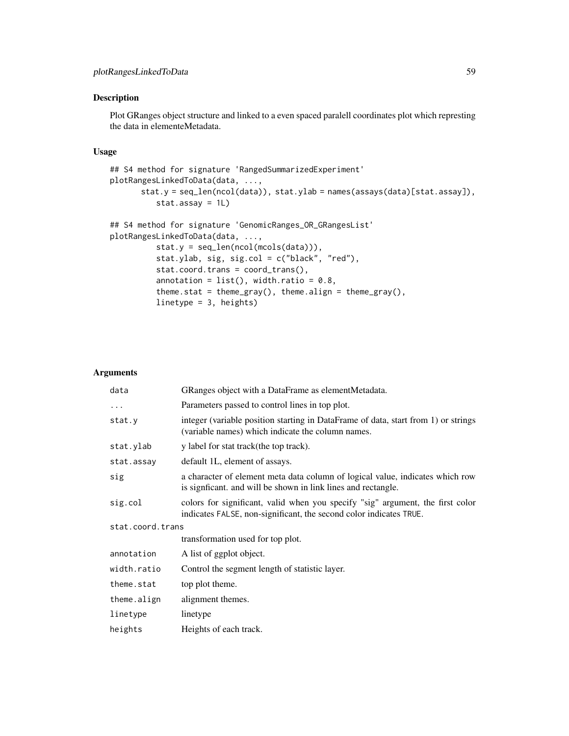## Description

Plot GRanges object structure and linked to a even spaced paralell coordinates plot which represting the data in elementeMetadata.

## Usage

```
## S4 method for signature 'RangedSummarizedExperiment'
plotRangesLinkedToData(data, ...,
      stat.y = seq_len(ncol(data)), stat.ylab = names(assays(data)[stat.assay]),
          stat.assay = 1L)

## S4 method for signature 'GenomicRanges_OR_GRangesList'
plotRangesLinkedToData(data, ...,
          stat.y = seq_len(ncol(mcols(data))),
          stat.ylab, sig, sig.col = c("black", "red"),
          stat.coord.trans = coord_trans(),
          annotation = list(), width.ratio = 0.8,
          theme.stat = theme_gray(), theme.align = theme_gray(),
          linetype = 3, heights)
```

## Arguments

| | |
|---|---|
| `data` | GRanges object with a DataFrame as elementMetadata. |
| `...` | Parameters passed to control lines in top plot. |
| `stat.y` | integer (variable position starting in DataFrame of data, start from 1) or strings (variable names) which indicate the column names. |
| `stat.ylab` | y label for stat track(the top track). |
| `stat.assay` | default 1L, element of assays. |
| `sig` | a character of element meta data column of logical value, indicates which row is signficant. and will be shown in link lines and rectangle. |
| `sig.col` | colors for significant, valid when you specify "sig" argument, the first color indicates `FALSE`, non-significant, the second color indicates `TRUE`. |
| `stat.coord.trans` | transformation used for top plot. |
| `annotation` | A list of ggplot object. |
| `width.ratio` | Control the segment length of statistic layer. |
| `theme.stat` | top plot theme. |
| `theme.align` | alignment themes. |
| `linetype` | linetype |
| `heights` | Heights of each track. |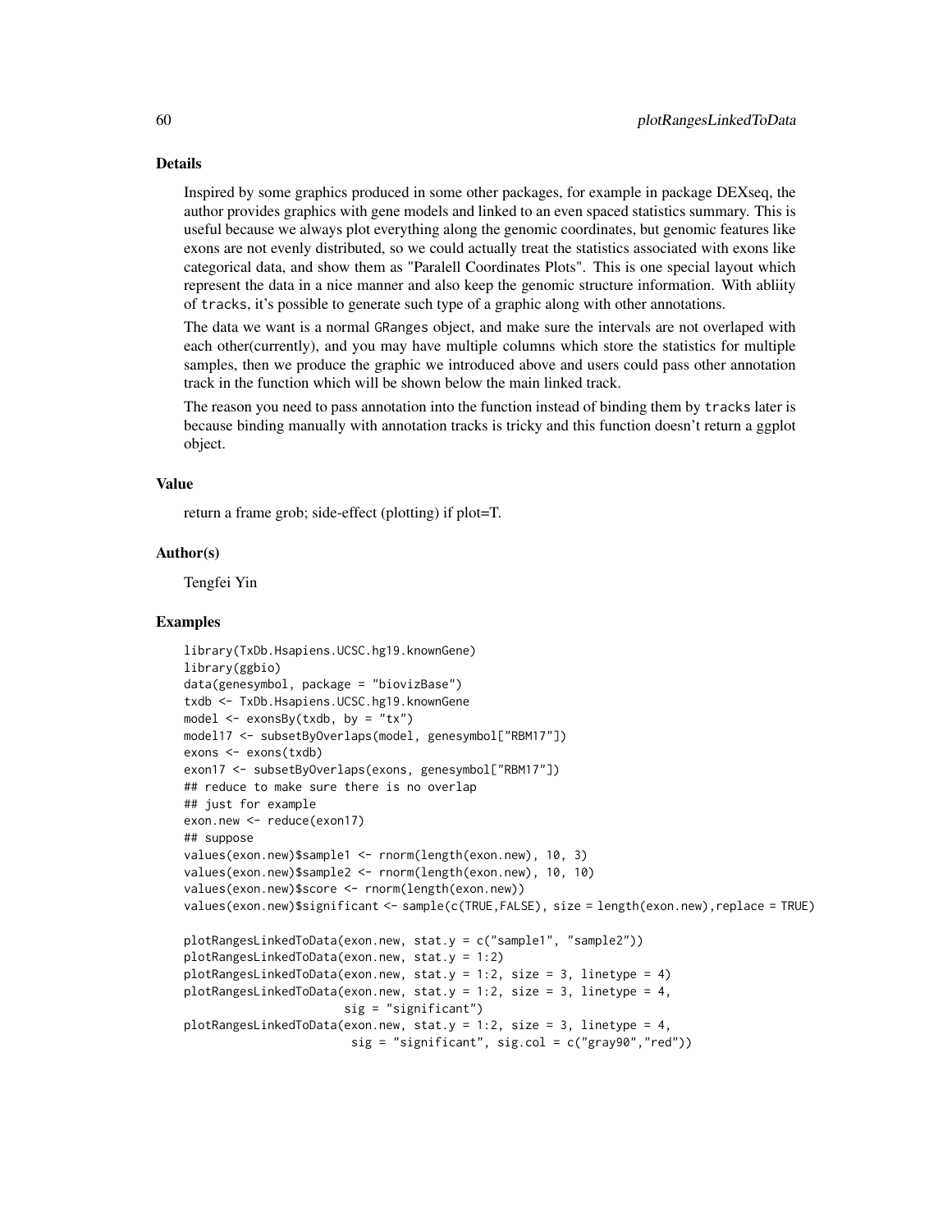## Details

Inspired by some graphics produced in some other packages, for example in package DEXseq, the author provides graphics with gene models and linked to an even spaced statistics summary. This is useful because we always plot everything along the genomic coordinates, but genomic features like exons are not evenly distributed, so we could actually treat the statistics associated with exons like categorical data, and show them as "Paralell Coordinates Plots". This is one special layout which represent the data in a nice manner and also keep the genomic structure information. With abliity of `tracks`, it's possible to generate such type of a graphic along with other annotations.

The data we want is a normal `GRanges` object, and make sure the intervals are not overlaped with each other(currently), and you may have multiple columns which store the statistics for multiple samples, then we produce the graphic we introduced above and users could pass other annotation track in the function which will be shown below the main linked track.

The reason you need to pass annotation into the function instead of binding them by `tracks` later is because binding manually with annotation tracks is tricky and this function doesn't return a ggplot object.

## Value

return a frame grob; side-effect (plotting) if plot=T.

## Author(s)

Tengfei Yin

## Examples

```
library(TxDb.Hsapiens.UCSC.hg19.knownGene)
library(ggbio)
data(genesymbol, package = "biovizBase")
txdb <- TxDb.Hsapiens.UCSC.hg19.knownGene
model <- exonsBy(txdb, by = "tx")
model17 <- subsetByOverlaps(model, genesymbol["RBM17"])
exons <- exons(txdb)
exon17 <- subsetByOverlaps(exons, genesymbol["RBM17"])
## reduce to make sure there is no overlap
## just for example
exon.new <- reduce(exon17)
## suppose
values(exon.new)$sample1 <- rnorm(length(exon.new), 10, 3)
values(exon.new)$sample2 <- rnorm(length(exon.new), 10, 10)
values(exon.new)$score <- rnorm(length(exon.new))
values(exon.new)$significant <- sample(c(TRUE,FALSE), size = length(exon.new),replace = TRUE)

plotRangesLinkedToData(exon.new, stat.y = c("sample1", "sample2"))
plotRangesLinkedToData(exon.new, stat.y = 1:2)
plotRangesLinkedToData(exon.new, stat.y = 1:2, size = 3, linetype = 4)
plotRangesLinkedToData(exon.new, stat.y = 1:2, size = 3, linetype = 4,
                       sig = "significant")
plotRangesLinkedToData(exon.new, stat.y = 1:2, size = 3, linetype = 4,
                        sig = "significant", sig.col = c("gray90","red"))
```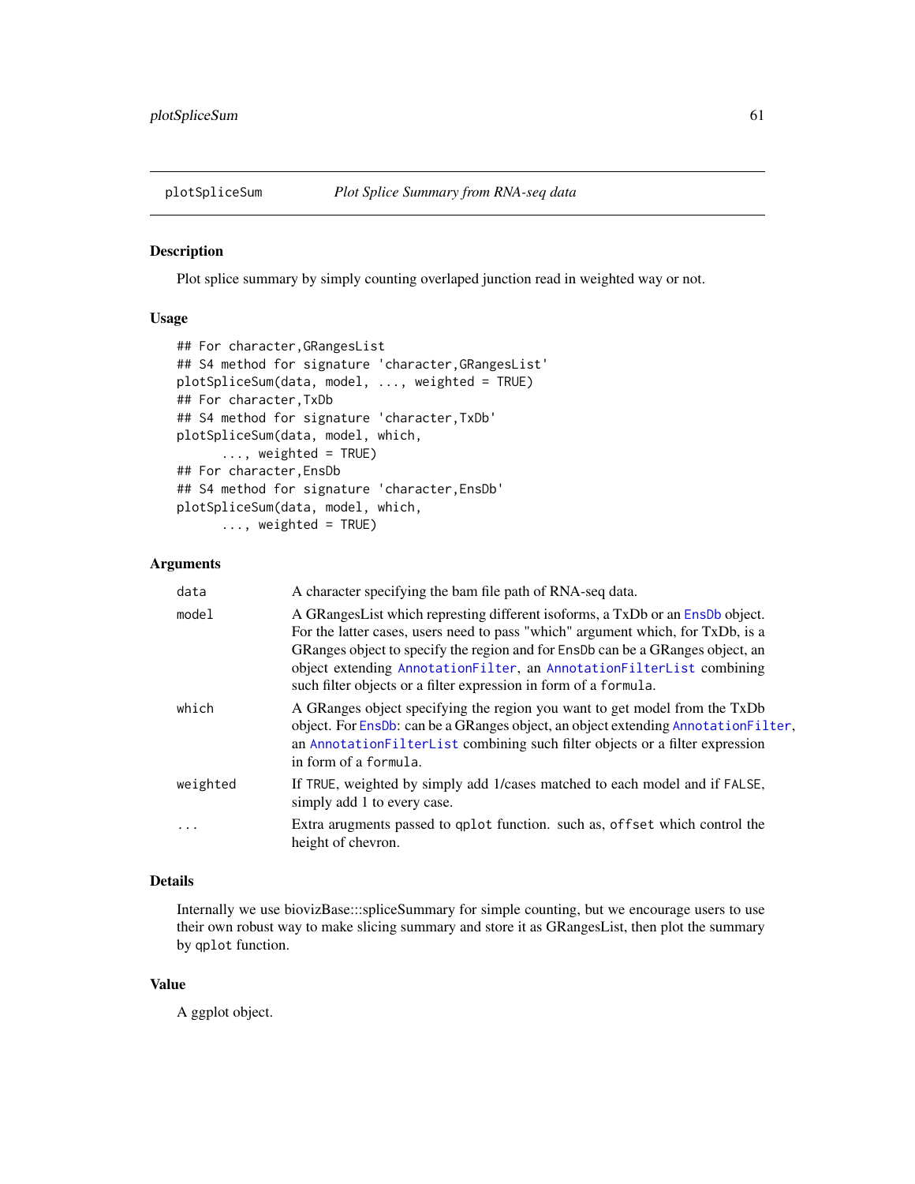# plotSpliceSum — *Plot Splice Summary from RNA-seq data*

## Description

Plot splice summary by simply counting overlaped junction read in weighted way or not.

## Usage

```
## For character,GRangesList
## S4 method for signature 'character,GRangesList'
plotSpliceSum(data, model, ..., weighted = TRUE)
## For character,TxDb
## S4 method for signature 'character,TxDb'
plotSpliceSum(data, model, which,
      ..., weighted = TRUE)
## For character,EnsDb
## S4 method for signature 'character,EnsDb'
plotSpliceSum(data, model, which,
      ..., weighted = TRUE)
```

## Arguments

| | |
|---|---|
| `data` | A character specifying the bam file path of RNA-seq data. |
| `model` | A GRangesList which represting different isoforms, a TxDb or an `EnsDb` object. For the latter cases, users need to pass "which" argument which, for TxDb, is a GRanges object to specify the region and for `EnsDb` can be a GRanges object, an object extending `AnnotationFilter`, an `AnnotationFilterList` combining such filter objects or a filter expression in form of a `formula`. |
| `which` | A GRanges object specifying the region you want to get model from the TxDb object. For `EnsDb`: can be a GRanges object, an object extending `AnnotationFilter`, an `AnnotationFilterList` combining such filter objects or a filter expression in form of a `formula`. |
| `weighted` | If `TRUE`, weighted by simply add 1/cases matched to each model and if `FALSE`, simply add 1 to every case. |
| `...` | Extra arugments passed to `qplot` function. such as, `offset` which control the height of chevron. |

## Details

Internally we use biovizBase:::spliceSummary for simple counting, but we encourage users to use their own robust way to make slicing summary and store it as GRangesList, then plot the summary by `qplot` function.

## Value

A ggplot object.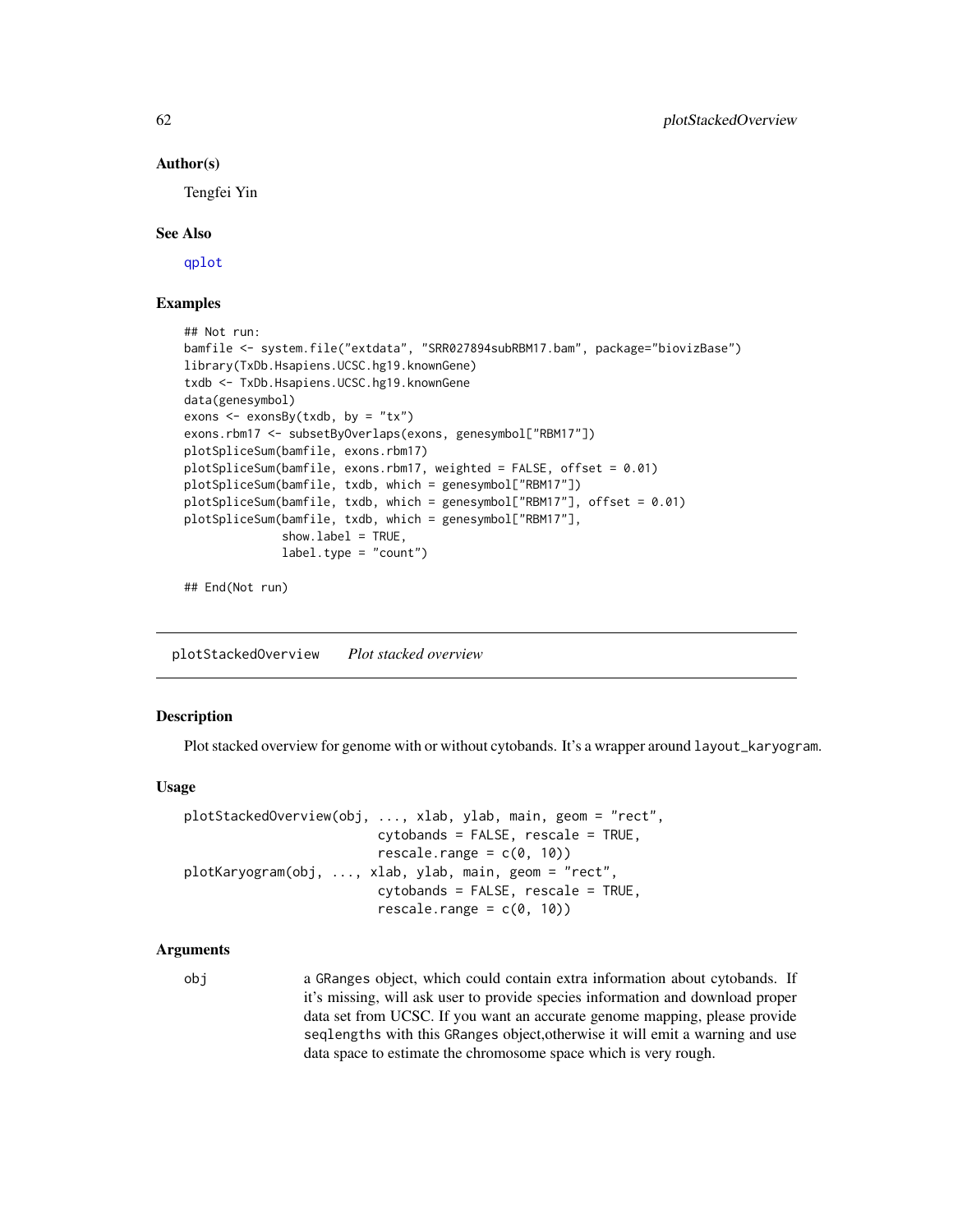### Author(s)

Tengfei Yin

### See Also

qplot

### Examples

```
## Not run:
bamfile <- system.file("extdata", "SRR027894subRBM17.bam", package="biovizBase")
library(TxDb.Hsapiens.UCSC.hg19.knownGene)
txdb <- TxDb.Hsapiens.UCSC.hg19.knownGene
data(genesymbol)
exons <- exonsBy(txdb, by = "tx")
exons.rbm17 <- subsetByOverlaps(exons, genesymbol["RBM17"])
plotSpliceSum(bamfile, exons.rbm17)
plotSpliceSum(bamfile, exons.rbm17, weighted = FALSE, offset = 0.01)
plotSpliceSum(bamfile, txdb, which = genesymbol["RBM17"])
plotSpliceSum(bamfile, txdb, which = genesymbol["RBM17"], offset = 0.01)
plotSpliceSum(bamfile, txdb, which = genesymbol["RBM17"],
              show.label = TRUE,
              label.type = "count")

## End(Not run)
```

---

## plotStackedOverview *Plot stacked overview*

### Description

Plot stacked overview for genome with or without cytobands. It's a wrapper around `layout_karyogram`.

### Usage

```
plotStackedOverview(obj, ..., xlab, ylab, main, geom = "rect",
                         cytobands = FALSE, rescale = TRUE,
                         rescale.range = c(0, 10))
plotKaryogram(obj, ..., xlab, ylab, main, geom = "rect",
                         cytobands = FALSE, rescale = TRUE,
                         rescale.range = c(0, 10))
```

### Arguments

| | |
|---|---|
| obj | a GRanges object, which could contain extra information about cytobands. If it's missing, will ask user to provide species information and download proper data set from UCSC. If you want an accurate genome mapping, please provide seqlengths with this GRanges object,otherwise it will emit a warning and use data space to estimate the chromosome space which is very rough. |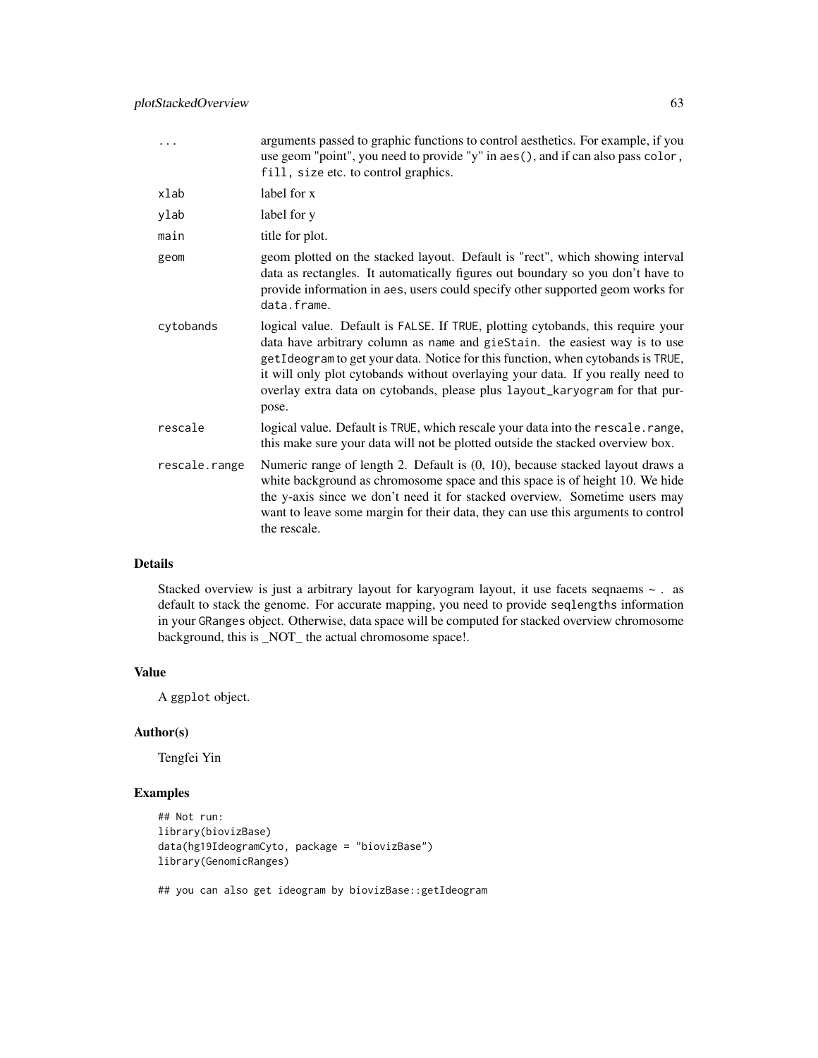| | |
|---|---|
| `...` | arguments passed to graphic functions to control aesthetics. For example, if you use geom "point", you need to provide "y" in `aes()`, and if can also pass `color`, `fill`, `size` etc. to control graphics. |
| `xlab` | label for x |
| `ylab` | label for y |
| `main` | title for plot. |
| `geom` | geom plotted on the stacked layout. Default is "rect", which showing interval data as rectangles. It automatically figures out boundary so you don't have to provide information in `aes`, users could specify other supported geom works for `data.frame`. |
| `cytobands` | logical value. Default is `FALSE`. If `TRUE`, plotting cytobands, this require your data have arbitrary column as `name` and `gieStain`. the easiest way is to use `getIdeogram` to get your data. Notice for this function, when cytobands is `TRUE`, it will only plot cytobands without overlaying your data. If you really need to overlay extra data on cytobands, please plus `layout_karyogram` for that purpose. |
| `rescale` | logical value. Default is `TRUE`, which rescale your data into the `rescale.range`, this make sure your data will not be plotted outside the stacked overview box. |
| `rescale.range` | Numeric range of length 2. Default is (0, 10), because stacked layout draws a white background as chromosome space and this space is of height 10. We hide the y-axis since we don't need it for stacked overview. Sometime users may want to leave some margin for their data, they can use this arguments to control the rescale. |

## Details

Stacked overview is just a arbitrary layout for karyogram layout, it use facets seqnaems ~ . as default to stack the genome. For accurate mapping, you need to provide `seqlengths` information in your `GRanges` object. Otherwise, data space will be computed for stacked overview chromosome background, this is _NOT_ the actual chromosome space!.

## Value

A `ggplot` object.

## Author(s)

Tengfei Yin

## Examples

```
## Not run:
library(biovizBase)
data(hg19IdeogramCyto, package = "biovizBase")
library(GenomicRanges)

## you can also get ideogram by biovizBase::getIdeogram
```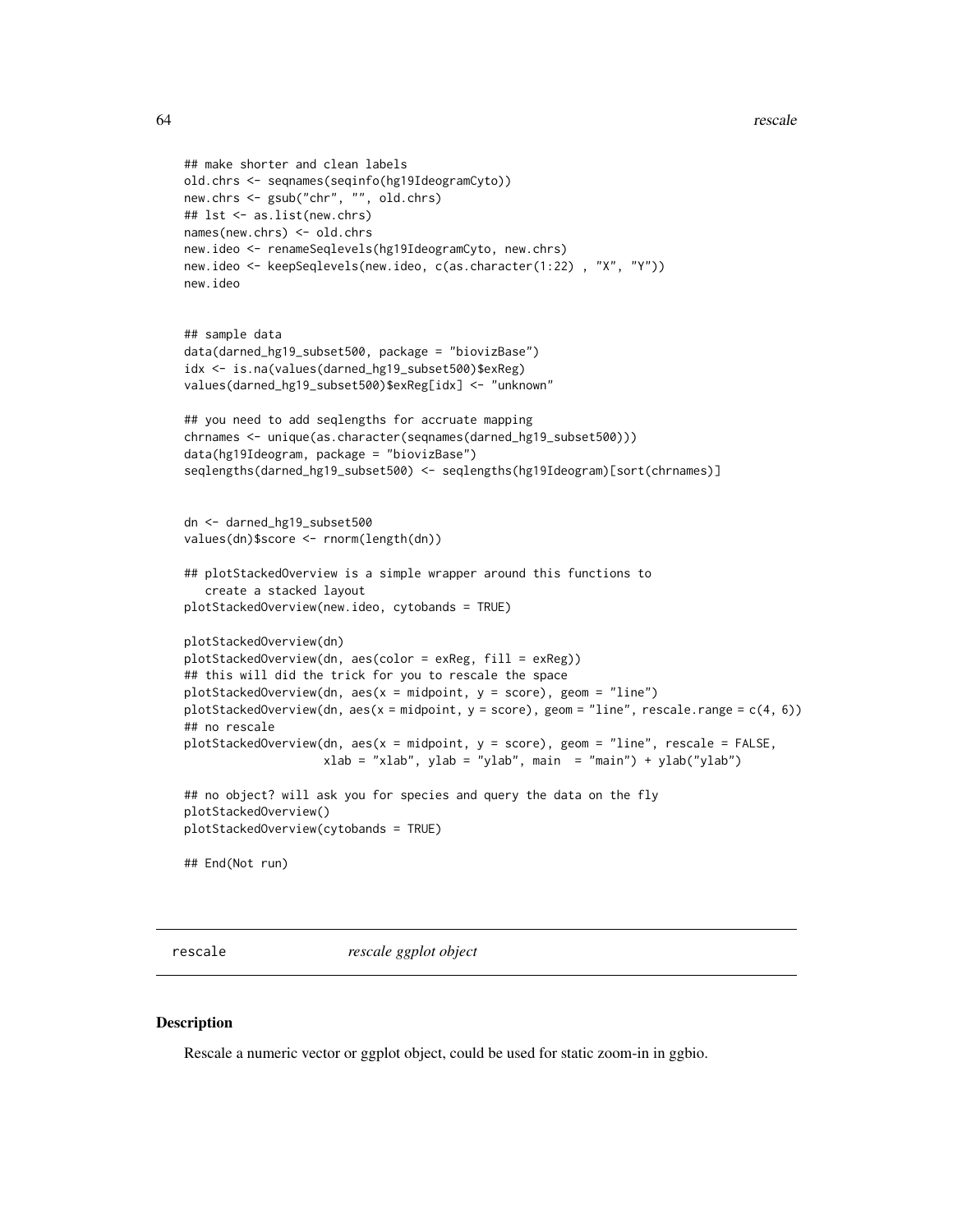```
## make shorter and clean labels
old.chrs <- seqnames(seqinfo(hg19IdeogramCyto))
new.chrs <- gsub("chr", "", old.chrs)
## lst <- as.list(new.chrs)
names(new.chrs) <- old.chrs
new.ideo <- renameSeqlevels(hg19IdeogramCyto, new.chrs)
new.ideo <- keepSeqlevels(new.ideo, c(as.character(1:22) , "X", "Y"))
new.ideo


## sample data
data(darned_hg19_subset500, package = "biovizBase")
idx <- is.na(values(darned_hg19_subset500)$exReg)
values(darned_hg19_subset500)$exReg[idx] <- "unknown"

## you need to add seqlengths for accruate mapping
chrnames <- unique(as.character(seqnames(darned_hg19_subset500)))
data(hg19Ideogram, package = "biovizBase")
seqlengths(darned_hg19_subset500) <- seqlengths(hg19Ideogram)[sort(chrnames)]


dn <- darned_hg19_subset500
values(dn)$score <- rnorm(length(dn))

## plotStackedOverview is a simple wrapper around this functions to
   create a stacked layout
plotStackedOverview(new.ideo, cytobands = TRUE)

plotStackedOverview(dn)
plotStackedOverview(dn, aes(color = exReg, fill = exReg))
## this will did the trick for you to rescale the space
plotStackedOverview(dn, aes(x = midpoint, y = score), geom = "line")
plotStackedOverview(dn, aes(x = midpoint, y = score), geom = "line", rescale.range = c(4, 6))
## no rescale
plotStackedOverview(dn, aes(x = midpoint, y = score), geom = "line", rescale = FALSE,
                    xlab = "xlab", ylab = "ylab", main  = "main") + ylab("ylab")

## no object? will ask you for species and query the data on the fly
plotStackedOverview()
plotStackedOverview(cytobands = TRUE)

## End(Not run)
```

---

## rescale — *rescale ggplot object*

### Description

Rescale a numeric vector or ggplot object, could be used for static zoom-in in ggbio.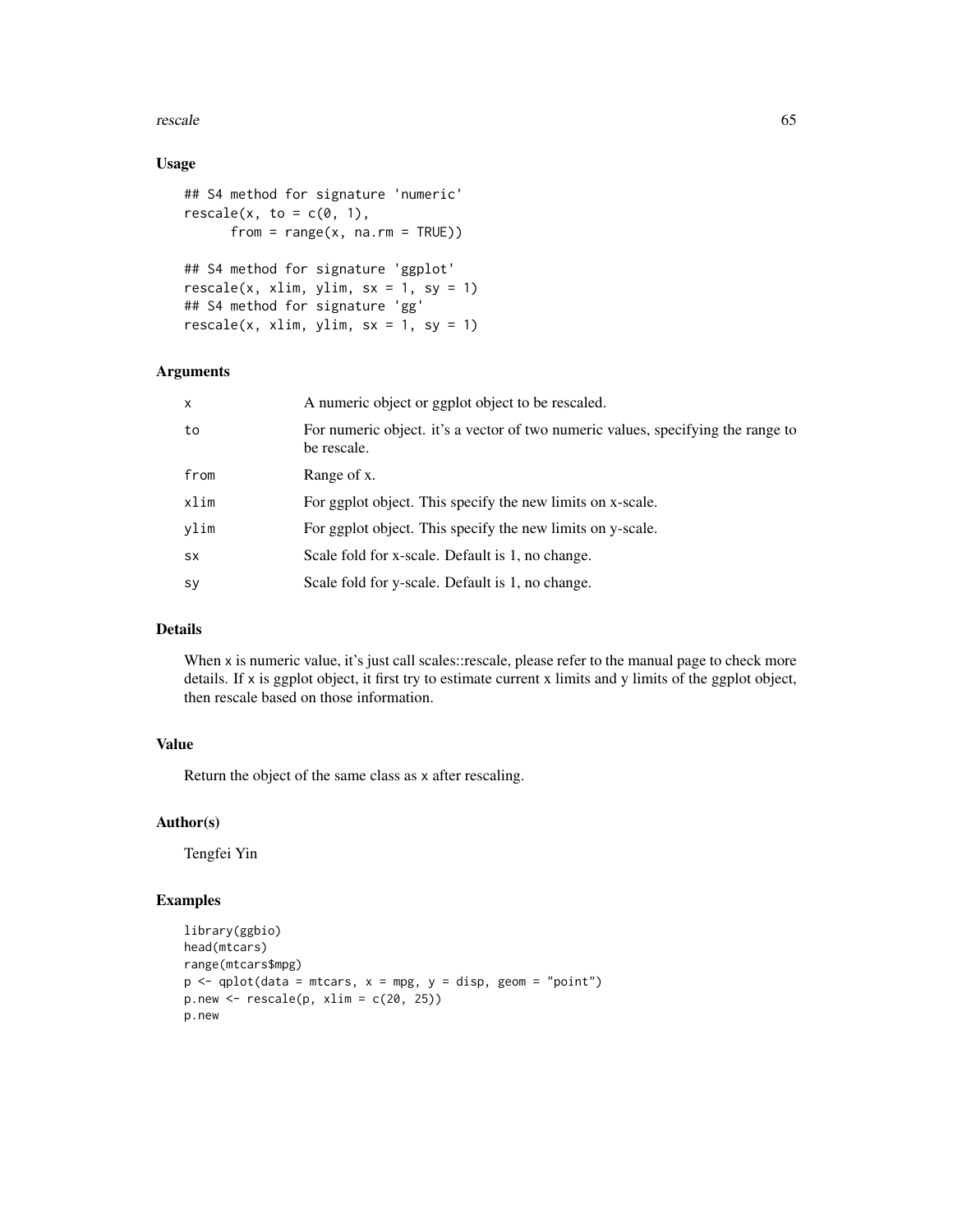### Usage

```
## S4 method for signature 'numeric'
rescale(x, to = c(0, 1),
      from = range(x, na.rm = TRUE))

## S4 method for signature 'ggplot'
rescale(x, xlim, ylim, sx = 1, sy = 1)
## S4 method for signature 'gg'
rescale(x, xlim, ylim, sx = 1, sy = 1)
```

### Arguments

| | |
|---|---|
| x | A numeric object or ggplot object to be rescaled. |
| to | For numeric object. it's a vector of two numeric values, specifying the range to be rescale. |
| from | Range of x. |
| xlim | For ggplot object. This specify the new limits on x-scale. |
| ylim | For ggplot object. This specify the new limits on y-scale. |
| sx | Scale fold for x-scale. Default is 1, no change. |
| sy | Scale fold for y-scale. Default is 1, no change. |

### Details

When x is numeric value, it's just call scales::rescale, please refer to the manual page to check more details. If x is ggplot object, it first try to estimate current x limits and y limits of the ggplot object, then rescale based on those information.

### Value

Return the object of the same class as x after rescaling.

### Author(s)

Tengfei Yin

### Examples

```
library(ggbio)
head(mtcars)
range(mtcars$mpg)
p <- qplot(data = mtcars, x = mpg, y = disp, geom = "point")
p.new <- rescale(p, xlim = c(20, 25))
p.new
```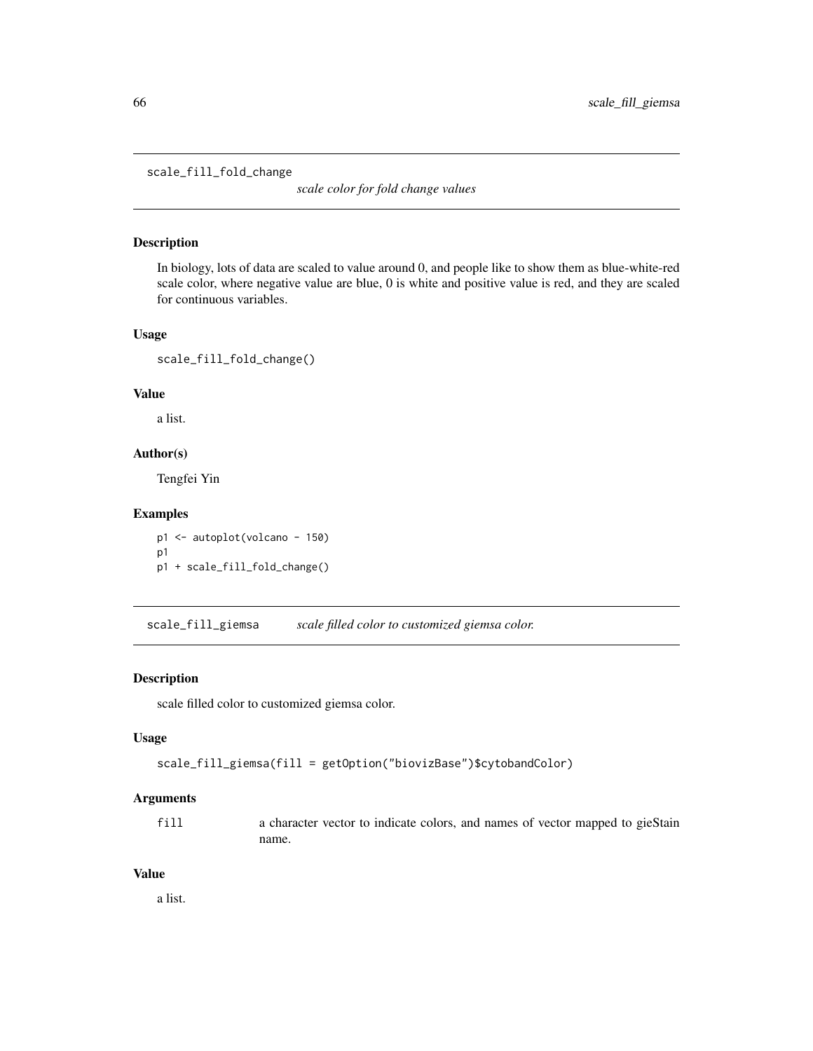## scale_fill_fold_change

*scale color for fold change values*

### Description

In biology, lots of data are scaled to value around 0, and people like to show them as blue-white-red scale color, where negative value are blue, 0 is white and positive value is red, and they are scaled for continuous variables.

### Usage

```
scale_fill_fold_change()
```

### Value

a list.

### Author(s)

Tengfei Yin

### Examples

```
p1 <- autoplot(volcano - 150)
p1
p1 + scale_fill_fold_change()
```

## scale_fill_giemsa

*scale filled color to customized giemsa color.*

### Description

scale filled color to customized giemsa color.

### Usage

```
scale_fill_giemsa(fill = getOption("biovizBase")$cytobandColor)
```

### Arguments

| | |
|---|---|
| fill | a character vector to indicate colors, and names of vector mapped to gieStain name. |

### Value

a list.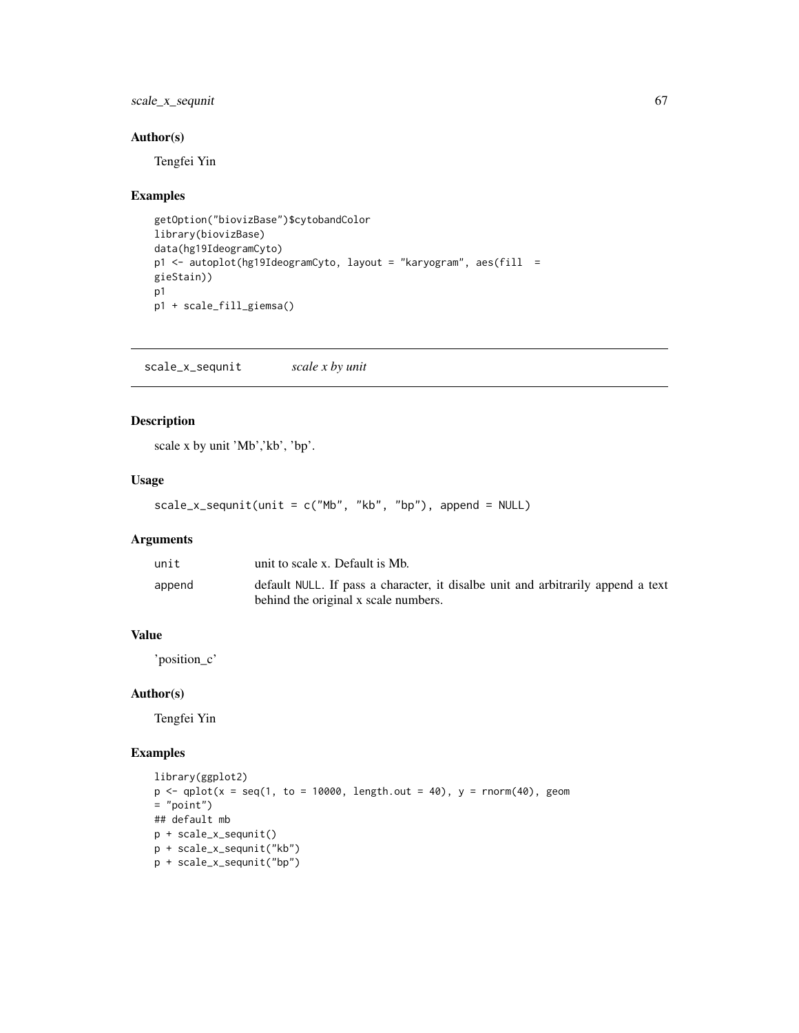## Author(s)

Tengfei Yin

## Examples

```
getOption("biovizBase")$cytobandColor
library(biovizBase)
data(hg19IdeogramCyto)
p1 <- autoplot(hg19IdeogramCyto, layout = "karyogram", aes(fill  =
gieStain))
p1
p1 + scale_fill_giemsa()
```

---

# scale_x_sequnit    *scale x by unit*

---

## Description

scale x by unit 'Mb','kb', 'bp'.

## Usage

```
scale_x_sequnit(unit = c("Mb", "kb", "bp"), append = NULL)
```

## Arguments

| | |
|---|---|
| unit | unit to scale x. Default is Mb. |
| append | default NULL. If pass a character, it disalbe unit and arbitrarily append a text behind the original x scale numbers. |

## Value

'position_c'

## Author(s)

Tengfei Yin

## Examples

```
library(ggplot2)
p <- qplot(x = seq(1, to = 10000, length.out = 40), y = rnorm(40), geom
= "point")
## default mb
p + scale_x_sequnit()
p + scale_x_sequnit("kb")
p + scale_x_sequnit("bp")
```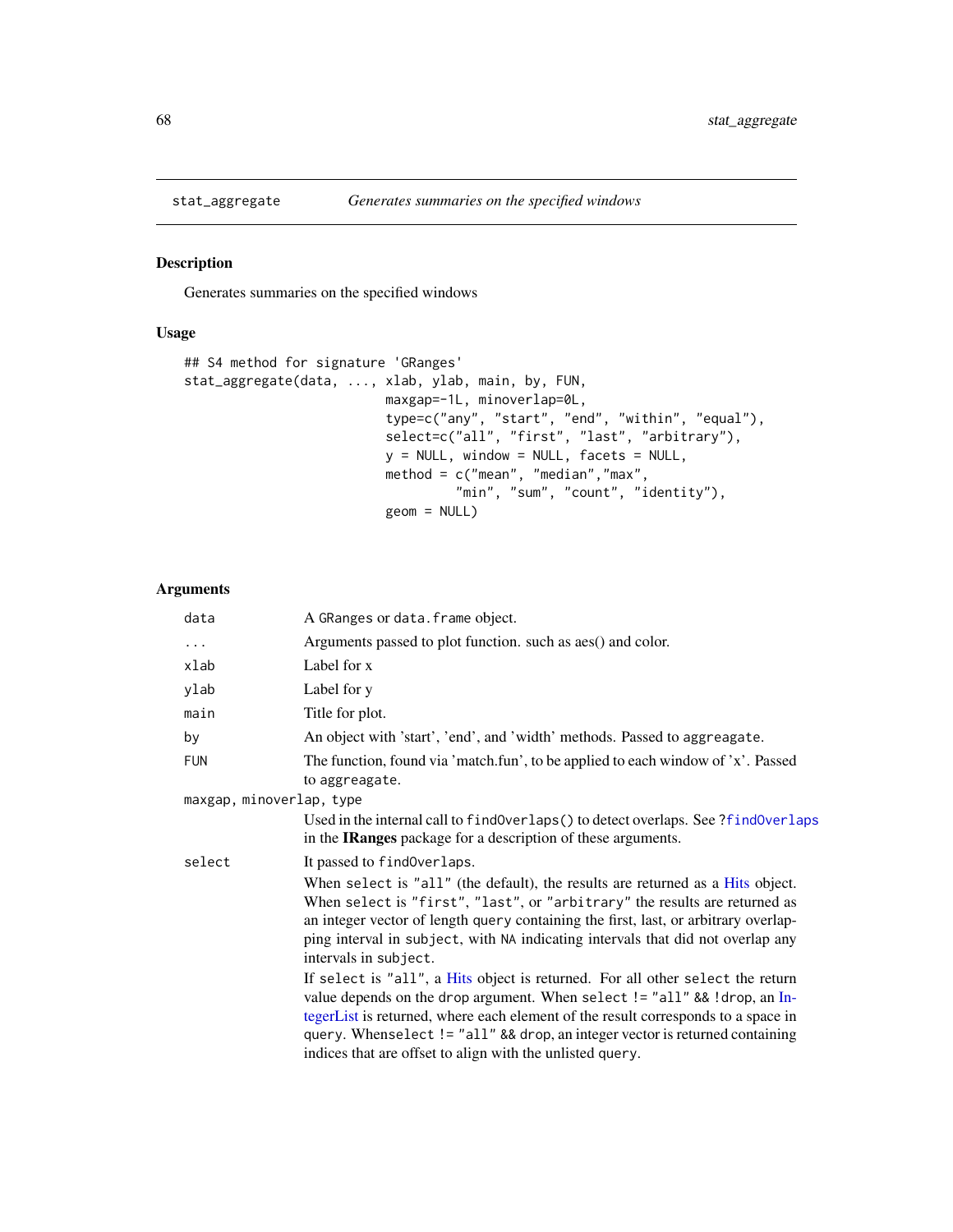## stat_aggregate *Generates summaries on the specified windows*

### Description

Generates summaries on the specified windows

### Usage

```
## S4 method for signature 'GRanges'
stat_aggregate(data, ..., xlab, ylab, main, by, FUN,
                          maxgap=-1L, minoverlap=0L,
                          type=c("any", "start", "end", "within", "equal"),
                          select=c("all", "first", "last", "arbitrary"),
                          y = NULL, window = NULL, facets = NULL,
                          method = c("mean", "median","max",
                                  "min", "sum", "count", "identity"),
                          geom = NULL)
```

### Arguments

| | |
|---|---|
| `data` | A `GRanges` or `data.frame` object. |
| `...` | Arguments passed to plot function. such as aes() and color. |
| `xlab` | Label for x |
| `ylab` | Label for y |
| `main` | Title for plot. |
| `by` | An object with 'start', 'end', and 'width' methods. Passed to `aggreagate`. |
| `FUN` | The function, found via 'match.fun', to be applied to each window of 'x'. Passed to `aggreagate`. |
| `maxgap, minoverlap, type` | Used in the internal call to `findOverlaps()` to detect overlaps. See `?findOverlaps` in the **IRanges** package for a description of these arguments. |
| `select` | It passed to `findOverlaps`.<br><br>When `select` is `"all"` (the default), the results are returned as a Hits object. When `select` is `"first"`, `"last"`, or `"arbitrary"` the results are returned as an integer vector of length `query` containing the first, last, or arbitrary overlapping interval in `subject`, with `NA` indicating intervals that did not overlap any intervals in `subject`.<br><br>If `select` is `"all"`, a Hits object is returned. For all other `select` the return value depends on the `drop` argument. When `select != "all" && !drop`, an IntegerList is returned, where each element of the result corresponds to a space in `query`. When`select != "all" && drop`, an integer vector is returned containing indices that are offset to align with the unlisted `query`. |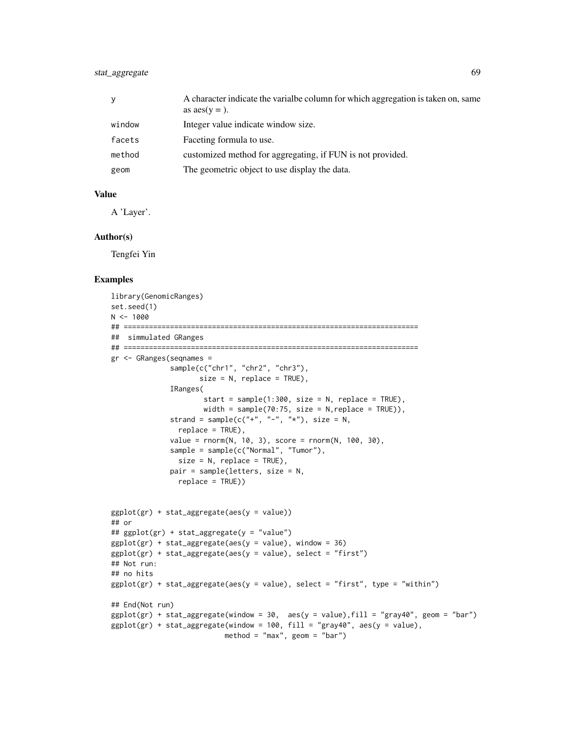| | |
|---|---|
| y | A character indicate the varialbe column for which aggregation is taken on, same as aes(y = ). |
| window | Integer value indicate window size. |
| facets | Faceting formula to use. |
| method | customized method for aggregating, if FUN is not provided. |
| geom | The geometric object to use display the data. |

### Value

A 'Layer'.

### Author(s)

Tengfei Yin

### Examples

```
library(GenomicRanges)
set.seed(1)
N <- 1000
## ======================================================================
##  simmulated GRanges
## ======================================================================
gr <- GRanges(seqnames =
              sample(c("chr1", "chr2", "chr3"),
                     size = N, replace = TRUE),
              IRanges(
                      start = sample(1:300, size = N, replace = TRUE),
                      width = sample(70:75, size = N,replace = TRUE)),
              strand = sample(c("+", "-", "*"), size = N,
                replace = TRUE),
              value = rnorm(N, 10, 3), score = rnorm(N, 100, 30),
              sample = sample(c("Normal", "Tumor"),
                size = N, replace = TRUE),
              pair = sample(letters, size = N,
                replace = TRUE))


ggplot(gr) + stat_aggregate(aes(y = value))
## or
## ggplot(gr) + stat_aggregate(y = "value")
ggplot(gr) + stat_aggregate(aes(y = value), window = 36)
ggplot(gr) + stat_aggregate(aes(y = value), select = "first")
## Not run:
## no hits
ggplot(gr) + stat_aggregate(aes(y = value), select = "first", type = "within")

## End(Not run)
ggplot(gr) + stat_aggregate(window = 30,  aes(y = value),fill = "gray40", geom = "bar")
ggplot(gr) + stat_aggregate(window = 100, fill = "gray40", aes(y = value),
                            method = "max", geom = "bar")
```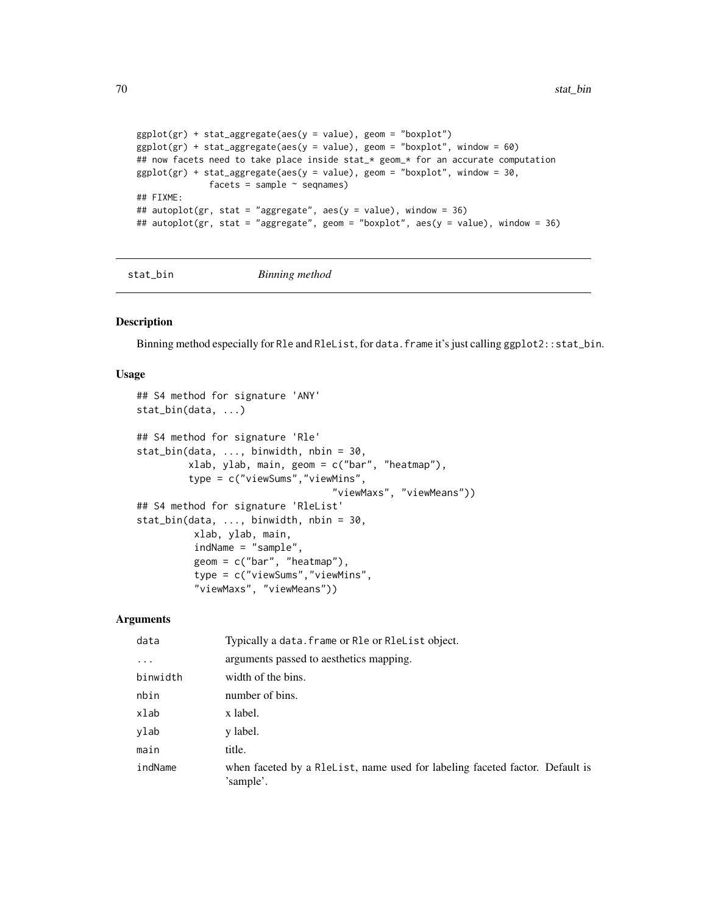```
ggplot(gr) + stat_aggregate(aes(y = value), geom = "boxplot")
ggplot(gr) + stat_aggregate(aes(y = value), geom = "boxplot", window = 60)
## now facets need to take place inside stat_* geom_* for an accurate computation
ggplot(gr) + stat_aggregate(aes(y = value), geom = "boxplot", window = 30,
             facets = sample ~ seqnames)
## FIXME:
## autoplot(gr, stat = "aggregate", aes(y = value), window = 36)
## autoplot(gr, stat = "aggregate", geom = "boxplot", aes(y = value), window = 36)
```

---

## stat_bin *Binning method*

---

### Description

Binning method especially for Rle and RleList, for data.frame it's just calling ggplot2::stat_bin.

### Usage

```
## S4 method for signature 'ANY'
stat_bin(data, ...)

## S4 method for signature 'Rle'
stat_bin(data, ..., binwidth, nbin = 30,
         xlab, ylab, main, geom = c("bar", "heatmap"),
         type = c("viewSums","viewMins",
                              "viewMaxs", "viewMeans"))
## S4 method for signature 'RleList'
stat_bin(data, ..., binwidth, nbin = 30,
          xlab, ylab, main,
          indName = "sample",
          geom = c("bar", "heatmap"),
          type = c("viewSums","viewMins",
          "viewMaxs", "viewMeans"))
```

### Arguments

| | |
|---|---|
| data | Typically a data.frame or Rle or RleList object. |
| ... | arguments passed to aesthetics mapping. |
| binwidth | width of the bins. |
| nbin | number of bins. |
| xlab | x label. |
| ylab | y label. |
| main | title. |
| indName | when faceted by a RleList, name used for labeling faceted factor. Default is 'sample'. |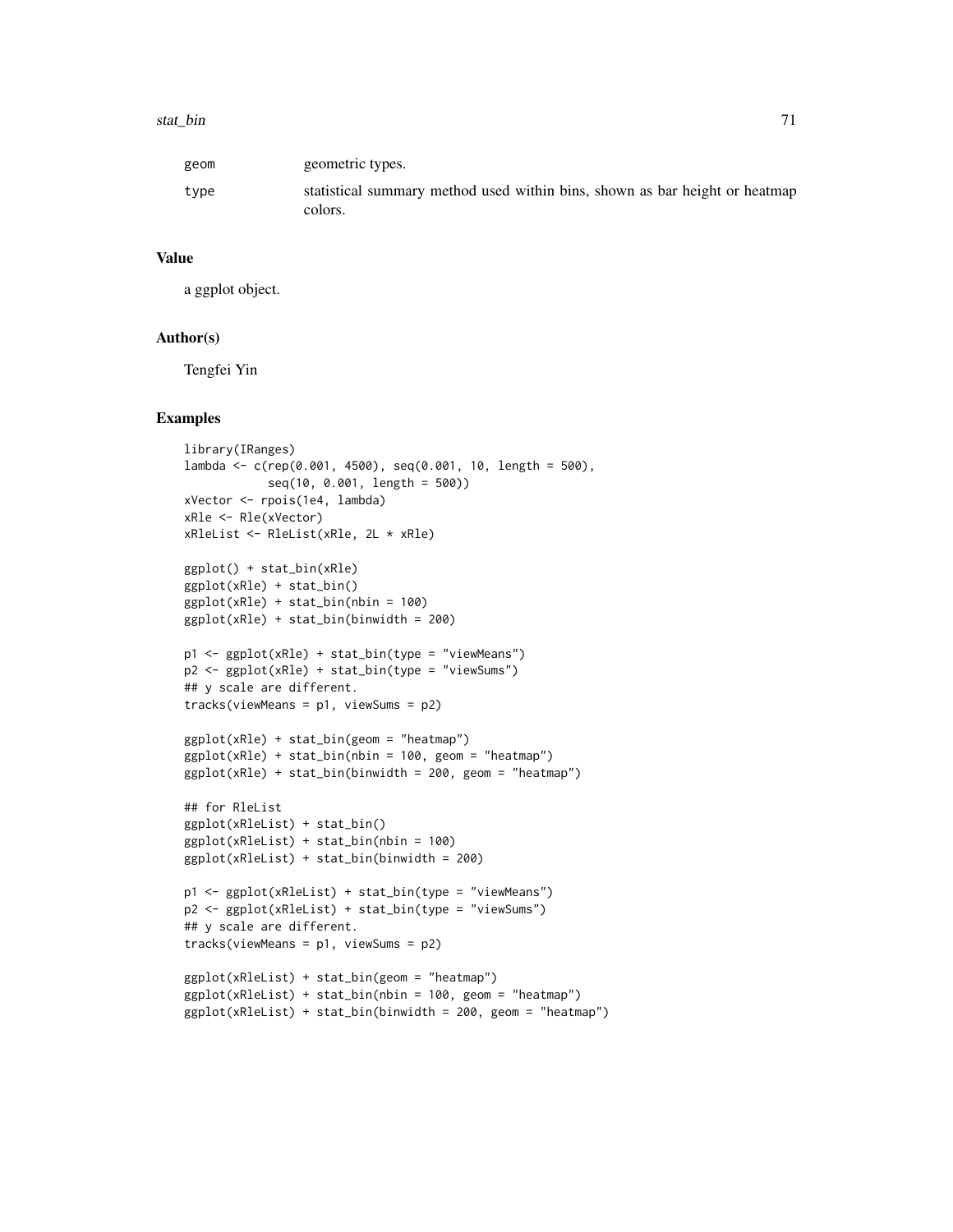| | |
|---|---|
| geom | geometric types. |
| type | statistical summary method used within bins, shown as bar height or heatmap colors. |

## Value

a ggplot object.

## Author(s)

Tengfei Yin

## Examples

```
library(IRanges)
lambda <- c(rep(0.001, 4500), seq(0.001, 10, length = 500),
            seq(10, 0.001, length = 500))
xVector <- rpois(1e4, lambda)
xRle <- Rle(xVector)
xRleList <- RleList(xRle, 2L * xRle)

ggplot() + stat_bin(xRle)
ggplot(xRle) + stat_bin()
ggplot(xRle) + stat_bin(nbin = 100)
ggplot(xRle) + stat_bin(binwidth = 200)

p1 <- ggplot(xRle) + stat_bin(type = "viewMeans")
p2 <- ggplot(xRle) + stat_bin(type = "viewSums")
## y scale are different.
tracks(viewMeans = p1, viewSums = p2)

ggplot(xRle) + stat_bin(geom = "heatmap")
ggplot(xRle) + stat_bin(nbin = 100, geom = "heatmap")
ggplot(xRle) + stat_bin(binwidth = 200, geom = "heatmap")

## for RleList
ggplot(xRleList) + stat_bin()
ggplot(xRleList) + stat_bin(nbin = 100)
ggplot(xRleList) + stat_bin(binwidth = 200)

p1 <- ggplot(xRleList) + stat_bin(type = "viewMeans")
p2 <- ggplot(xRleList) + stat_bin(type = "viewSums")
## y scale are different.
tracks(viewMeans = p1, viewSums = p2)

ggplot(xRleList) + stat_bin(geom = "heatmap")
ggplot(xRleList) + stat_bin(nbin = 100, geom = "heatmap")
ggplot(xRleList) + stat_bin(binwidth = 200, geom = "heatmap")
```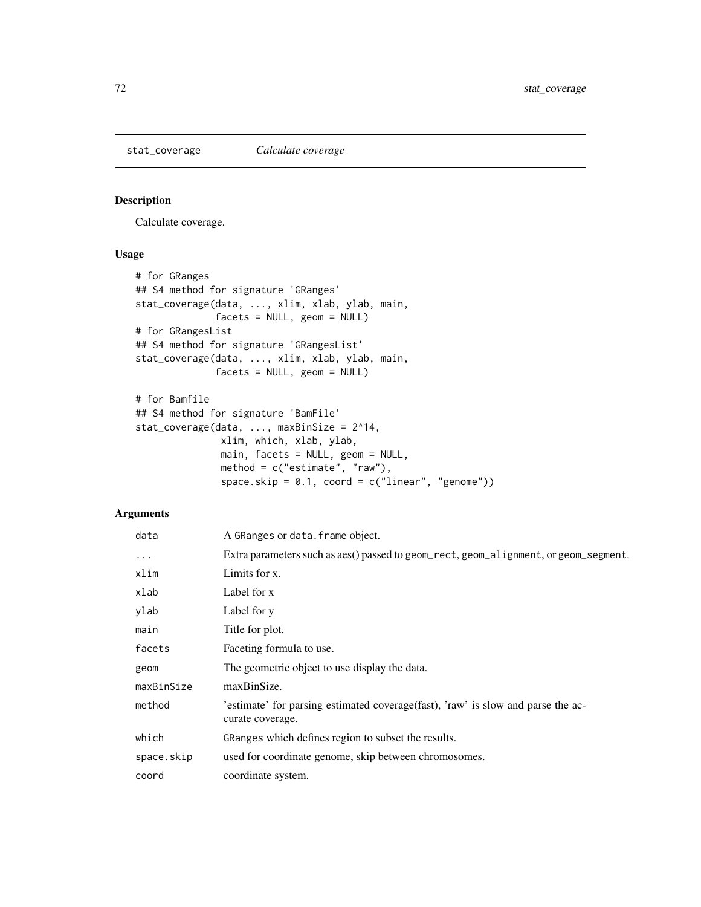# stat_coverage *Calculate coverage*

## Description

Calculate coverage.

## Usage

```
# for GRanges
## S4 method for signature 'GRanges'
stat_coverage(data, ..., xlim, xlab, ylab, main,
              facets = NULL, geom = NULL)
# for GRangesList
## S4 method for signature 'GRangesList'
stat_coverage(data, ..., xlim, xlab, ylab, main,
              facets = NULL, geom = NULL)

# for Bamfile
## S4 method for signature 'BamFile'
stat_coverage(data, ..., maxBinSize = 2^14,
               xlim, which, xlab, ylab,
               main, facets = NULL, geom = NULL,
               method = c("estimate", "raw"),
               space.skip = 0.1, coord = c("linear", "genome"))
```

## Arguments

| | |
|---|---|
| `data` | A `GRanges` or `data.frame` object. |
| `...` | Extra parameters such as aes() passed to `geom_rect`, `geom_alignment`, or `geom_segment`. |
| `xlim` | Limits for x. |
| `xlab` | Label for x |
| `ylab` | Label for y |
| `main` | Title for plot. |
| `facets` | Faceting formula to use. |
| `geom` | The geometric object to use display the data. |
| `maxBinSize` | maxBinSize. |
| `method` | 'estimate' for parsing estimated coverage(fast), 'raw' is slow and parse the accurate coverage. |
| `which` | `GRanges` which defines region to subset the results. |
| `space.skip` | used for coordinate genome, skip between chromosomes. |
| `coord` | coordinate system. |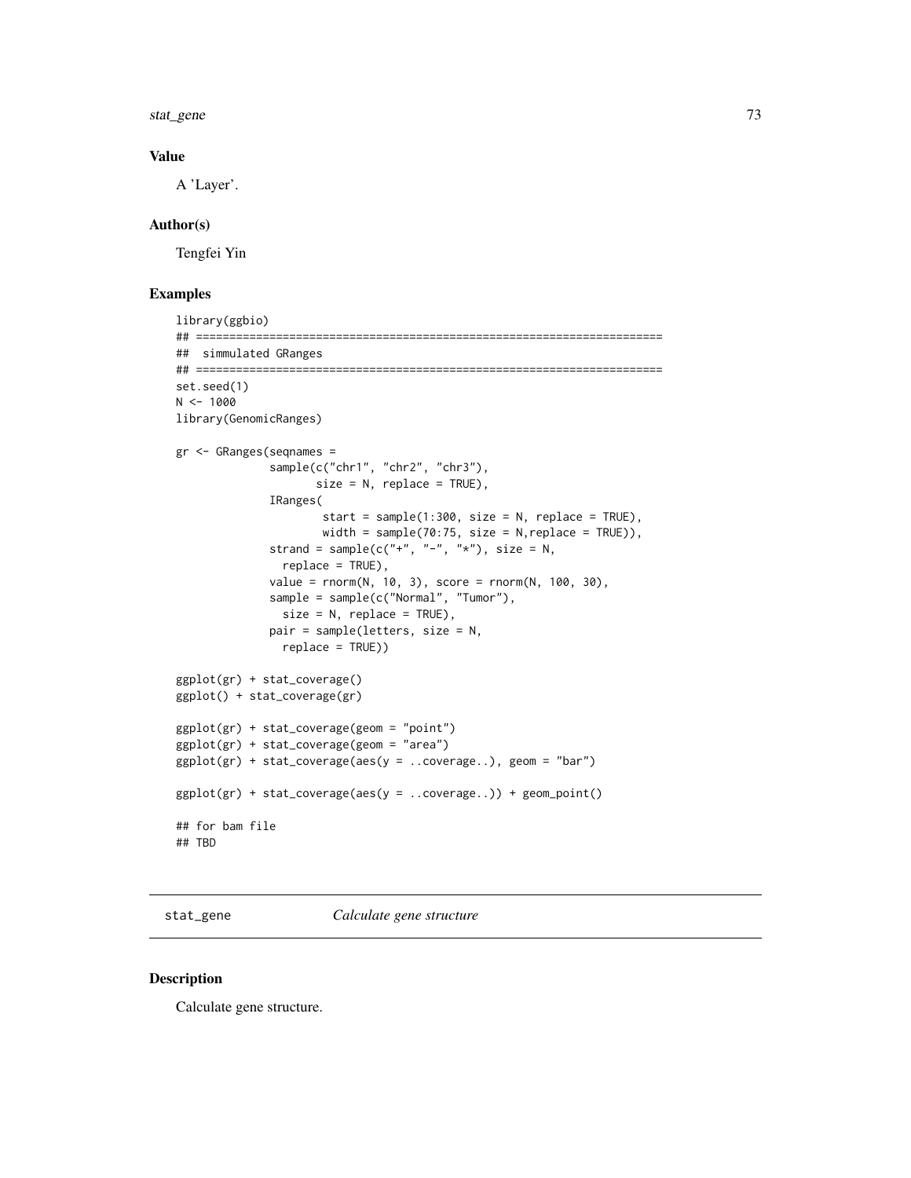## Value

A 'Layer'.

## Author(s)

Tengfei Yin

## Examples

```
library(ggbio)
## ======================================================================
##  simmulated GRanges
## ======================================================================
set.seed(1)
N <- 1000
library(GenomicRanges)

gr <- GRanges(seqnames =
              sample(c("chr1", "chr2", "chr3"),
                     size = N, replace = TRUE),
              IRanges(
                      start = sample(1:300, size = N, replace = TRUE),
                      width = sample(70:75, size = N,replace = TRUE)),
              strand = sample(c("+", "-", "*"), size = N,
                replace = TRUE),
              value = rnorm(N, 10, 3), score = rnorm(N, 100, 30),
              sample = sample(c("Normal", "Tumor"),
                size = N, replace = TRUE),
              pair = sample(letters, size = N,
                replace = TRUE))

ggplot(gr) + stat_coverage()
ggplot() + stat_coverage(gr)

ggplot(gr) + stat_coverage(geom = "point")
ggplot(gr) + stat_coverage(geom = "area")
ggplot(gr) + stat_coverage(aes(y = ..coverage..), geom = "bar")

ggplot(gr) + stat_coverage(aes(y = ..coverage..)) + geom_point()

## for bam file
## TBD
```

---

# stat_gene — *Calculate gene structure*

## Description

Calculate gene structure.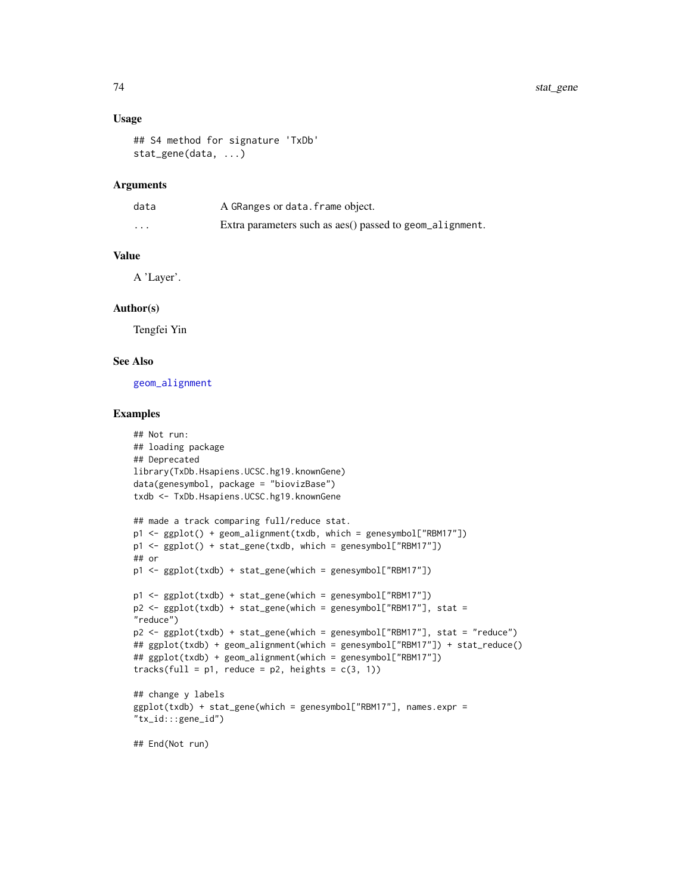## Usage

```
## S4 method for signature 'TxDb'
stat_gene(data, ...)
```

## Arguments

| | |
|---|---|
| data | A GRanges or data.frame object. |
| ... | Extra parameters such as aes() passed to geom_alignment. |

## Value

A 'Layer'.

## Author(s)

Tengfei Yin

## See Also

geom_alignment

## Examples

```
## Not run:
## loading package
## Deprecated
library(TxDb.Hsapiens.UCSC.hg19.knownGene)
data(genesymbol, package = "biovizBase")
txdb <- TxDb.Hsapiens.UCSC.hg19.knownGene

## made a track comparing full/reduce stat.
p1 <- ggplot() + geom_alignment(txdb, which = genesymbol["RBM17"])
p1 <- ggplot() + stat_gene(txdb, which = genesymbol["RBM17"])
## or
p1 <- ggplot(txdb) + stat_gene(which = genesymbol["RBM17"])

p1 <- ggplot(txdb) + stat_gene(which = genesymbol["RBM17"])
p2 <- ggplot(txdb) + stat_gene(which = genesymbol["RBM17"], stat =
"reduce")
p2 <- ggplot(txdb) + stat_gene(which = genesymbol["RBM17"], stat = "reduce")
## ggplot(txdb) + geom_alignment(which = genesymbol["RBM17"]) + stat_reduce()
## ggplot(txdb) + geom_alignment(which = genesymbol["RBM17"])
tracks(full = p1, reduce = p2, heights = c(3, 1))

## change y labels
ggplot(txdb) + stat_gene(which = genesymbol["RBM17"], names.expr =
"tx_id:::gene_id")

## End(Not run)
```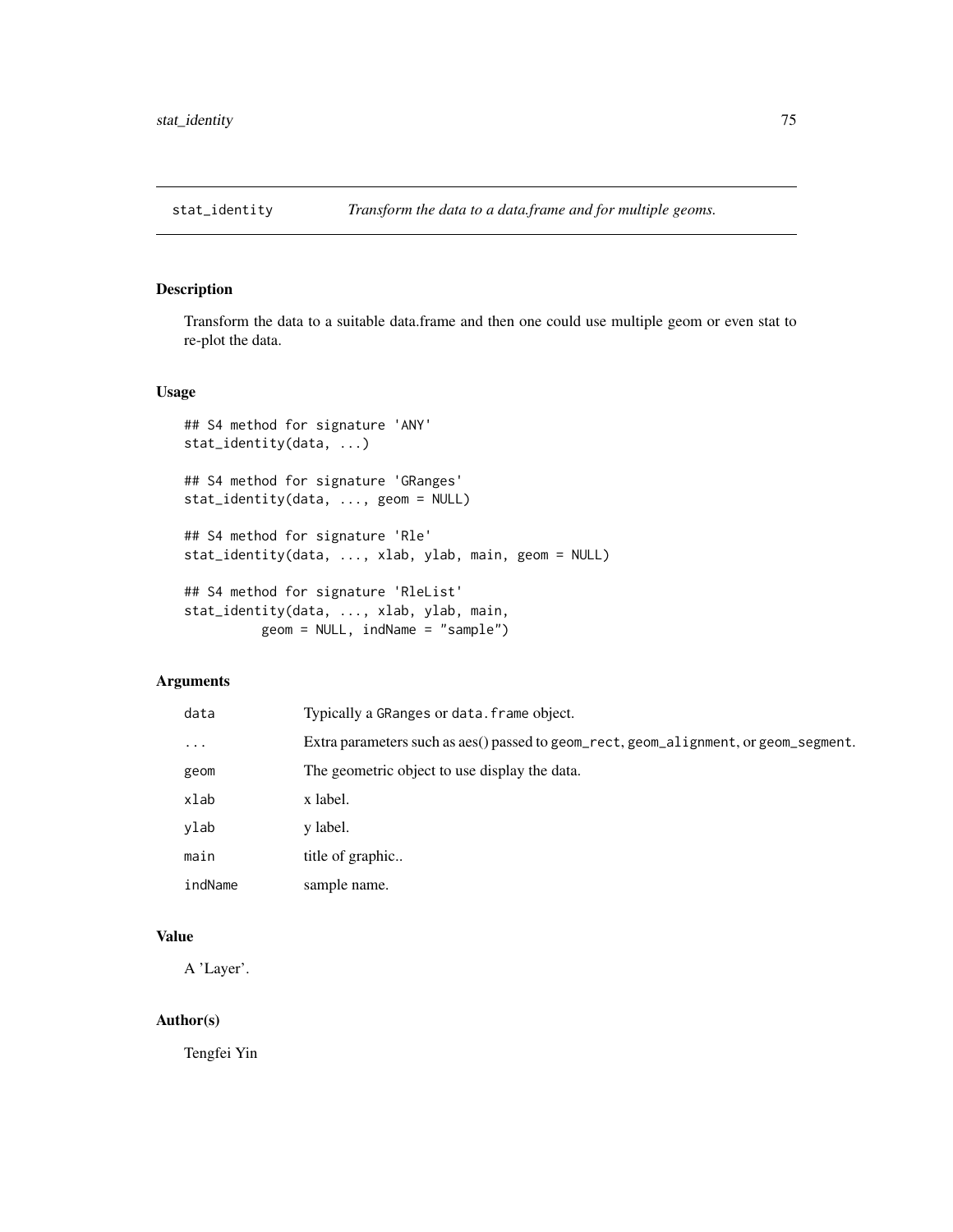stat_identity *Transform the data to a data.frame and for multiple geoms.*

## Description

Transform the data to a suitable data.frame and then one could use multiple geom or even stat to re-plot the data.

## Usage

```
## S4 method for signature 'ANY'
stat_identity(data, ...)

## S4 method for signature 'GRanges'
stat_identity(data, ..., geom = NULL)

## S4 method for signature 'Rle'
stat_identity(data, ..., xlab, ylab, main, geom = NULL)

## S4 method for signature 'RleList'
stat_identity(data, ..., xlab, ylab, main,
          geom = NULL, indName = "sample")
```

## Arguments

| | |
|---|---|
| `data` | Typically a `GRanges` or `data.frame` object. |
| `...` | Extra parameters such as aes() passed to `geom_rect`, `geom_alignment`, or `geom_segment`. |
| `geom` | The geometric object to use display the data. |
| `xlab` | x label. |
| `ylab` | y label. |
| `main` | title of graphic.. |
| `indName` | sample name. |

## Value

A 'Layer'.

## Author(s)

Tengfei Yin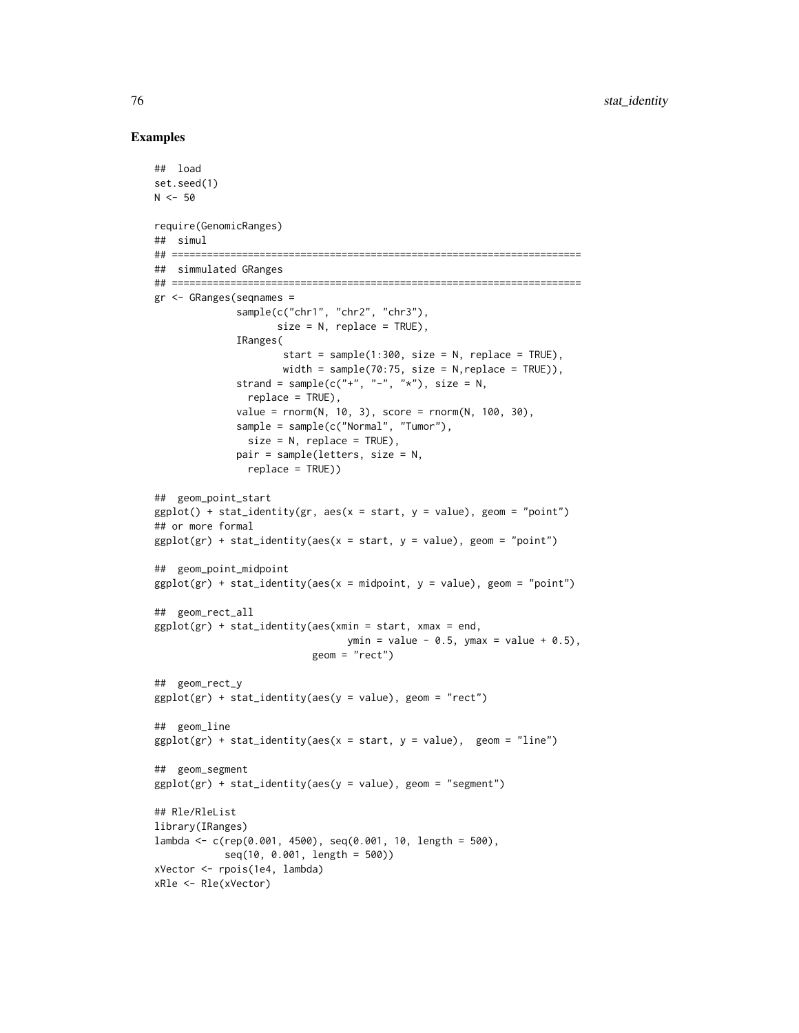## Examples

```
## load
set.seed(1)
N <- 50

require(GenomicRanges)
## simul
## ======================================================================
## simmulated GRanges
## ======================================================================
gr <- GRanges(seqnames =
              sample(c("chr1", "chr2", "chr3"),
                     size = N, replace = TRUE),
              IRanges(
                      start = sample(1:300, size = N, replace = TRUE),
                      width = sample(70:75, size = N,replace = TRUE)),
              strand = sample(c("+", "-", "*"), size = N,
                replace = TRUE),
              value = rnorm(N, 10, 3), score = rnorm(N, 100, 30),
              sample = sample(c("Normal", "Tumor"),
                size = N, replace = TRUE),
              pair = sample(letters, size = N,
                replace = TRUE))

## geom_point_start
ggplot() + stat_identity(gr, aes(x = start, y = value), geom = "point")
## or more formal
ggplot(gr) + stat_identity(aes(x = start, y = value), geom = "point")

## geom_point_midpoint
ggplot(gr) + stat_identity(aes(x = midpoint, y = value), geom = "point")

## geom_rect_all
ggplot(gr) + stat_identity(aes(xmin = start, xmax = end,
                               ymin = value - 0.5, ymax = value + 0.5),
                           geom = "rect")

## geom_rect_y
ggplot(gr) + stat_identity(aes(y = value), geom = "rect")

## geom_line
ggplot(gr) + stat_identity(aes(x = start, y = value),  geom = "line")

## geom_segment
ggplot(gr) + stat_identity(aes(y = value), geom = "segment")

## Rle/RleList
library(IRanges)
lambda <- c(rep(0.001, 4500), seq(0.001, 10, length = 500),
            seq(10, 0.001, length = 500))
xVector <- rpois(1e4, lambda)
xRle <- Rle(xVector)
```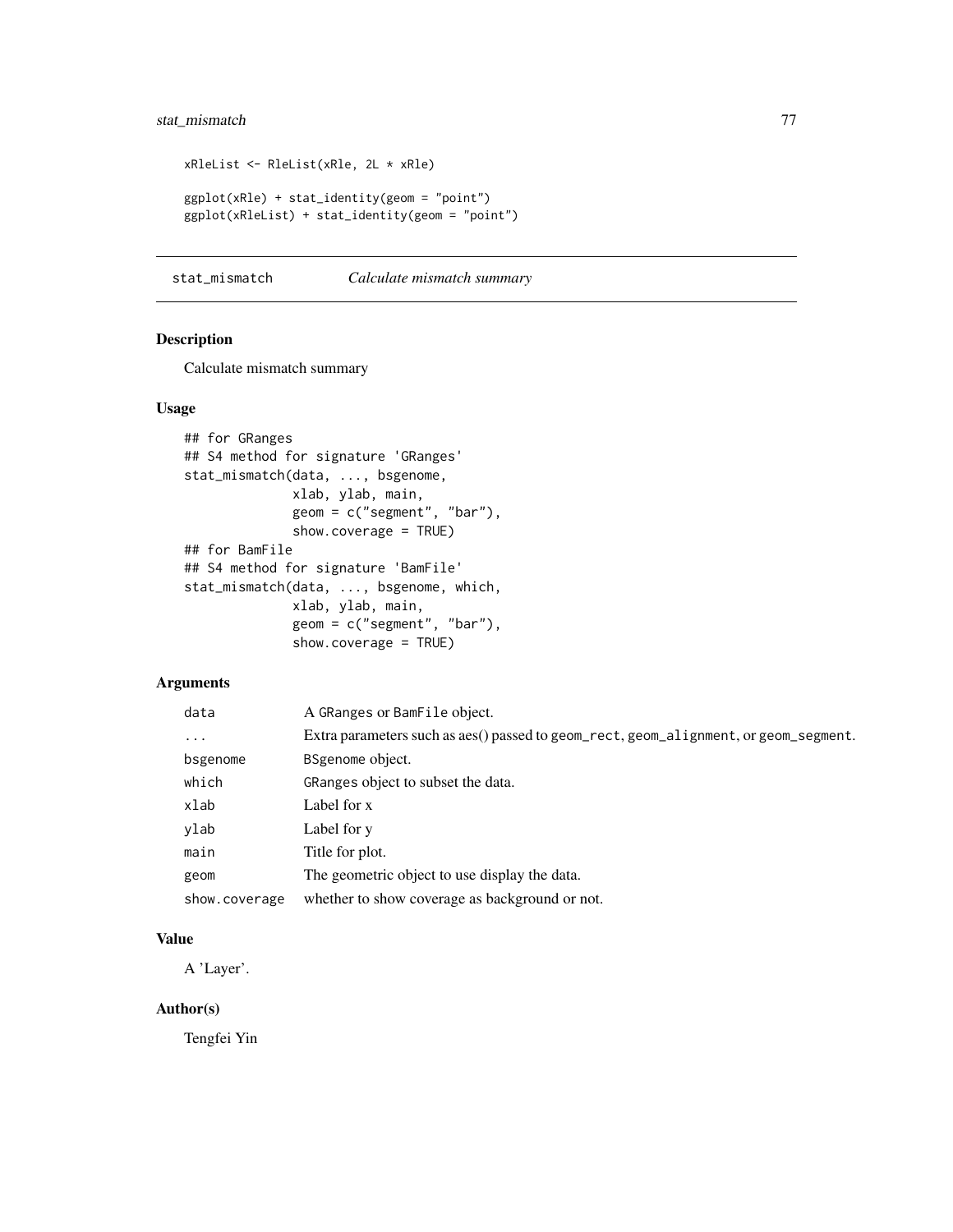```
xRleList <- RleList(xRle, 2L * xRle)

ggplot(xRle) + stat_identity(geom = "point")
ggplot(xRleList) + stat_identity(geom = "point")
```

## stat_mismatch    *Calculate mismatch summary*

### Description

Calculate mismatch summary

### Usage

```
## for GRanges
## S4 method for signature 'GRanges'
stat_mismatch(data, ..., bsgenome,
              xlab, ylab, main,
              geom = c("segment", "bar"),
              show.coverage = TRUE)
## for BamFile
## S4 method for signature 'BamFile'
stat_mismatch(data, ..., bsgenome, which,
              xlab, ylab, main,
              geom = c("segment", "bar"),
              show.coverage = TRUE)
```

### Arguments

| | |
|---|---|
| `data` | A `GRanges` or `BamFile` object. |
| `...` | Extra parameters such as aes() passed to `geom_rect`, `geom_alignment`, or `geom_segment`. |
| `bsgenome` | `BSgenome` object. |
| `which` | `GRanges` object to subset the data. |
| `xlab` | Label for x |
| `ylab` | Label for y |
| `main` | Title for plot. |
| `geom` | The geometric object to use display the data. |
| `show.coverage` | whether to show coverage as background or not. |

### Value

A 'Layer'.

### Author(s)

Tengfei Yin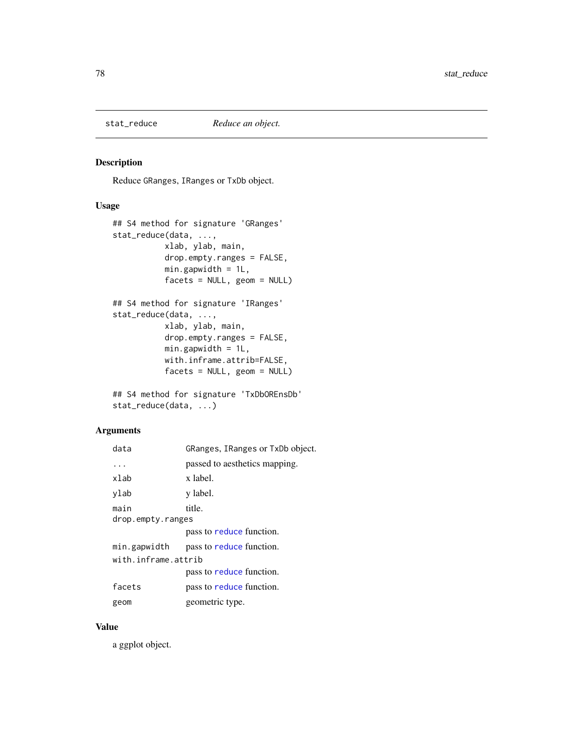stat_reduce *Reduce an object.*

## Description

Reduce GRanges, IRanges or TxDb object.

## Usage

```
## S4 method for signature 'GRanges'
stat_reduce(data, ...,
           xlab, ylab, main,
           drop.empty.ranges = FALSE,
           min.gapwidth = 1L,
           facets = NULL, geom = NULL)

## S4 method for signature 'IRanges'
stat_reduce(data, ...,
           xlab, ylab, main,
           drop.empty.ranges = FALSE,
           min.gapwidth = 1L,
           with.inframe.attrib=FALSE,
           facets = NULL, geom = NULL)

## S4 method for signature 'TxDbOREnsDb'
stat_reduce(data, ...)
```

## Arguments

| | |
|---|---|
| data | GRanges, IRanges or TxDb object. |
| ... | passed to aesthetics mapping. |
| xlab | x label. |
| ylab | y label. |
| main | title. |
| drop.empty.ranges | pass to reduce function. |
| min.gapwidth | pass to reduce function. |
| with.inframe.attrib | pass to reduce function. |
| facets | pass to reduce function. |
| geom | geometric type. |

## Value

a ggplot object.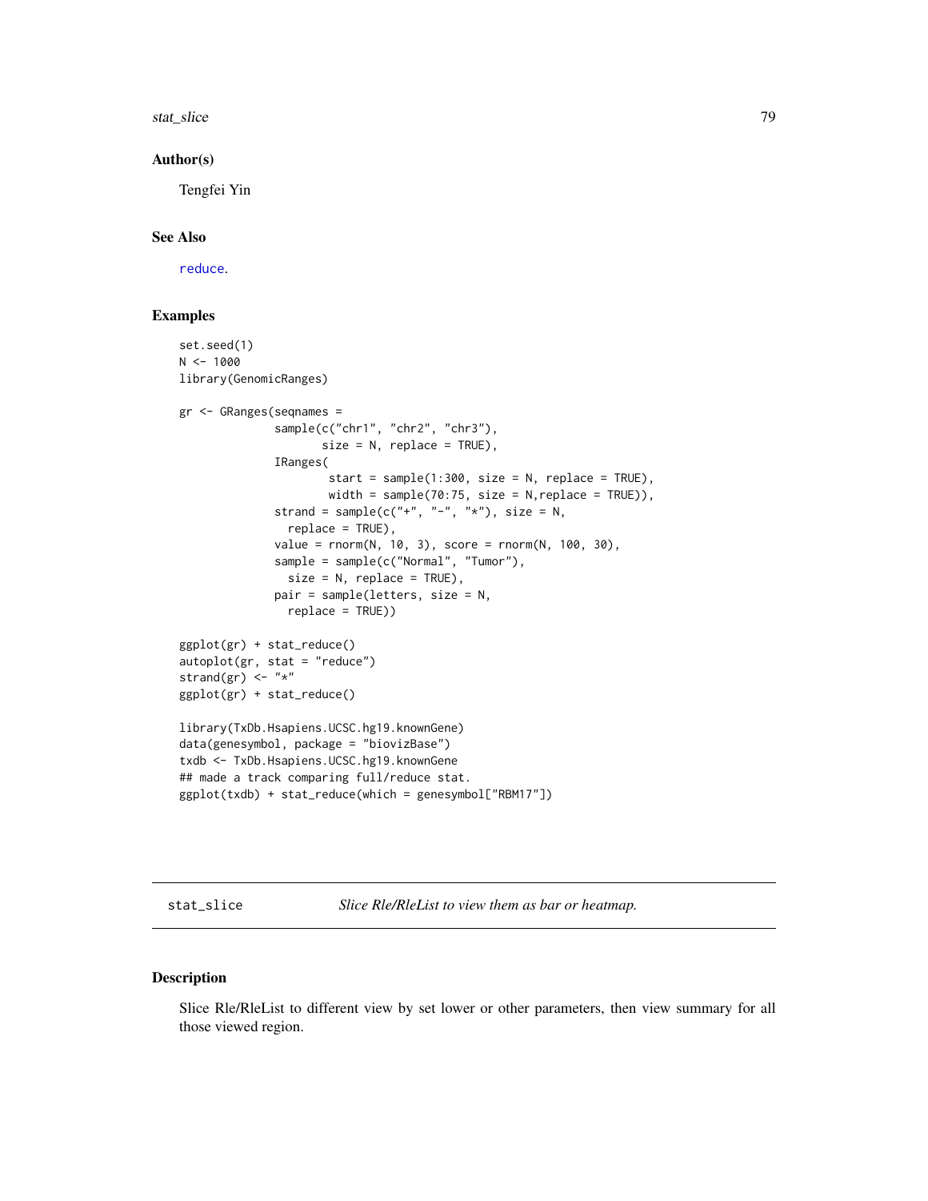## Author(s)

Tengfei Yin

## See Also

reduce.

## Examples

```
set.seed(1)
N <- 1000
library(GenomicRanges)

gr <- GRanges(seqnames =
              sample(c("chr1", "chr2", "chr3"),
                     size = N, replace = TRUE),
              IRanges(
                      start = sample(1:300, size = N, replace = TRUE),
                      width = sample(70:75, size = N,replace = TRUE)),
              strand = sample(c("+", "-", "*"), size = N,
                replace = TRUE),
              value = rnorm(N, 10, 3), score = rnorm(N, 100, 30),
              sample = sample(c("Normal", "Tumor"),
                size = N, replace = TRUE),
              pair = sample(letters, size = N,
                replace = TRUE))

ggplot(gr) + stat_reduce()
autoplot(gr, stat = "reduce")
strand(gr) <- "*"
ggplot(gr) + stat_reduce()

library(TxDb.Hsapiens.UCSC.hg19.knownGene)
data(genesymbol, package = "biovizBase")
txdb <- TxDb.Hsapiens.UCSC.hg19.knownGene
## made a track comparing full/reduce stat.
ggplot(txdb) + stat_reduce(which = genesymbol["RBM17"])
```

---

# stat_slice — *Slice Rle/RleList to view them as bar or heatmap.*

## Description

Slice Rle/RleList to different view by set lower or other parameters, then view summary for all those viewed region.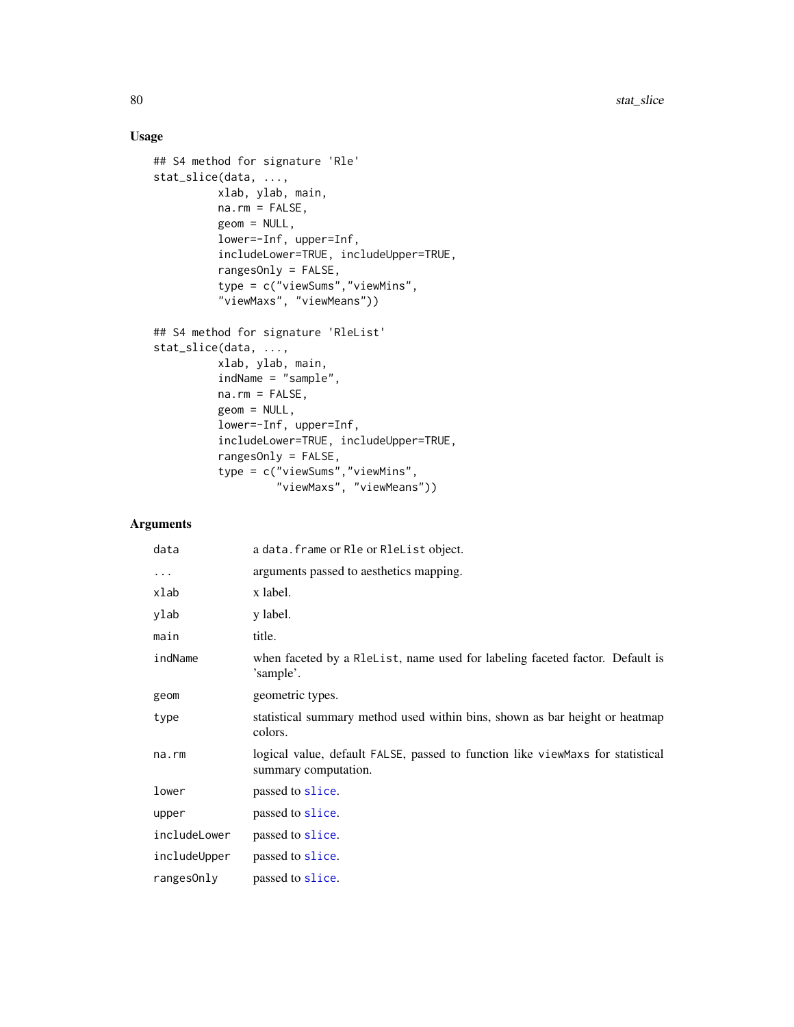### Usage

```
## S4 method for signature 'Rle'
stat_slice(data, ...,
          xlab, ylab, main,
          na.rm = FALSE,
          geom = NULL,
          lower=-Inf, upper=Inf,
          includeLower=TRUE, includeUpper=TRUE,
          rangesOnly = FALSE,
          type = c("viewSums","viewMins",
          "viewMaxs", "viewMeans"))

## S4 method for signature 'RleList'
stat_slice(data, ...,
          xlab, ylab, main,
          indName = "sample",
          na.rm = FALSE,
          geom = NULL,
          lower=-Inf, upper=Inf,
          includeLower=TRUE, includeUpper=TRUE,
          rangesOnly = FALSE,
          type = c("viewSums","viewMins",
                "viewMaxs", "viewMeans"))
```

### Arguments

| | |
|---|---|
| `data` | a `data.frame` or `Rle` or `RleList` object. |
| `...` | arguments passed to aesthetics mapping. |
| `xlab` | x label. |
| `ylab` | y label. |
| `main` | title. |
| `indName` | when faceted by a `RleList`, name used for labeling faceted factor. Default is 'sample'. |
| `geom` | geometric types. |
| `type` | statistical summary method used within bins, shown as bar height or heatmap colors. |
| `na.rm` | logical value, default `FALSE`, passed to function like `viewMaxs` for statistical summary computation. |
| `lower` | passed to `slice`. |
| `upper` | passed to `slice`. |
| `includeLower` | passed to `slice`. |
| `includeUpper` | passed to `slice`. |
| `rangesOnly` | passed to `slice`. |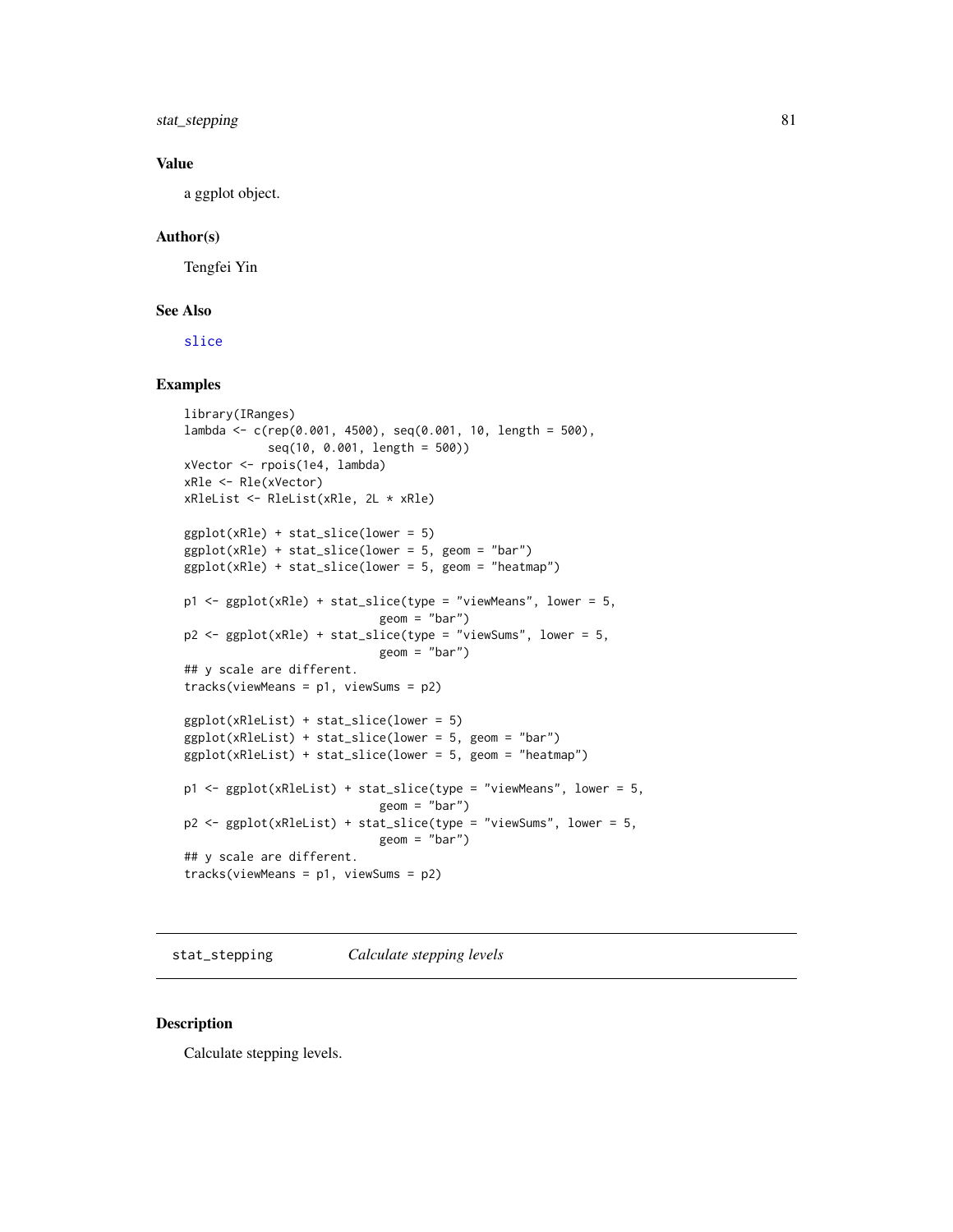### Value

a ggplot object.

### Author(s)

Tengfei Yin

### See Also

slice

### Examples

```
library(IRanges)
lambda <- c(rep(0.001, 4500), seq(0.001, 10, length = 500),
            seq(10, 0.001, length = 500))
xVector <- rpois(1e4, lambda)
xRle <- Rle(xVector)
xRleList <- RleList(xRle, 2L * xRle)

ggplot(xRle) + stat_slice(lower = 5)
ggplot(xRle) + stat_slice(lower = 5, geom = "bar")
ggplot(xRle) + stat_slice(lower = 5, geom = "heatmap")

p1 <- ggplot(xRle) + stat_slice(type = "viewMeans", lower = 5,
                              geom = "bar")
p2 <- ggplot(xRle) + stat_slice(type = "viewSums", lower = 5,
                              geom = "bar")
## y scale are different.
tracks(viewMeans = p1, viewSums = p2)

ggplot(xRleList) + stat_slice(lower = 5)
ggplot(xRleList) + stat_slice(lower = 5, geom = "bar")
ggplot(xRleList) + stat_slice(lower = 5, geom = "heatmap")

p1 <- ggplot(xRleList) + stat_slice(type = "viewMeans", lower = 5,
                              geom = "bar")
p2 <- ggplot(xRleList) + stat_slice(type = "viewSums", lower = 5,
                              geom = "bar")
## y scale are different.
tracks(viewMeans = p1, viewSums = p2)
```

## stat_stepping — *Calculate stepping levels*

### Description

Calculate stepping levels.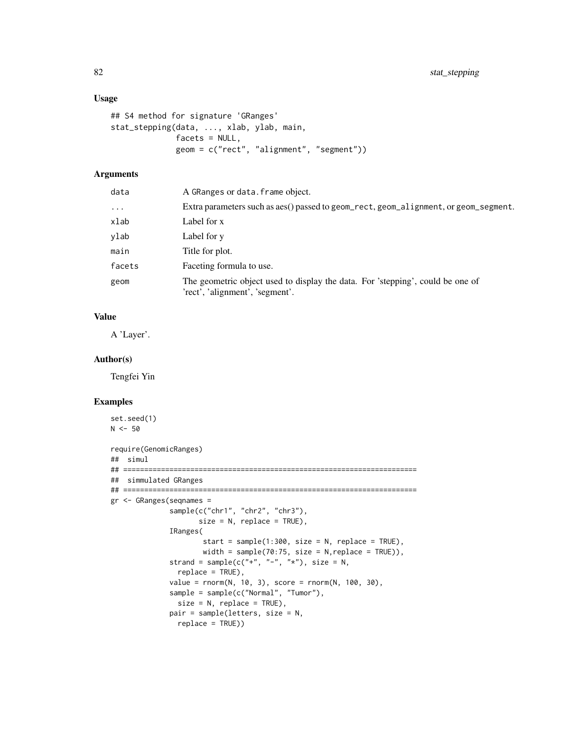## Usage

```
## S4 method for signature 'GRanges'
stat_stepping(data, ..., xlab, ylab, main,
              facets = NULL,
              geom = c("rect", "alignment", "segment"))
```

## Arguments

| | |
|---|---|
| data | A GRanges or data.frame object. |
| ... | Extra parameters such as aes() passed to geom_rect, geom_alignment, or geom_segment. |
| xlab | Label for x |
| ylab | Label for y |
| main | Title for plot. |
| facets | Faceting formula to use. |
| geom | The geometric object used to display the data. For 'stepping', could be one of 'rect', 'alignment', 'segment'. |

## Value

A 'Layer'.

## Author(s)

Tengfei Yin

## Examples

```
set.seed(1)
N <- 50

require(GenomicRanges)
##  simul
## ======================================================================
##  simmulated GRanges
## ======================================================================
gr <- GRanges(seqnames =
              sample(c("chr1", "chr2", "chr3"),
                     size = N, replace = TRUE),
              IRanges(
                      start = sample(1:300, size = N, replace = TRUE),
                      width = sample(70:75, size = N,replace = TRUE)),
              strand = sample(c("+", "-", "*"), size = N,
                replace = TRUE),
              value = rnorm(N, 10, 3), score = rnorm(N, 100, 30),
              sample = sample(c("Normal", "Tumor"),
                size = N, replace = TRUE),
              pair = sample(letters, size = N,
                replace = TRUE))
```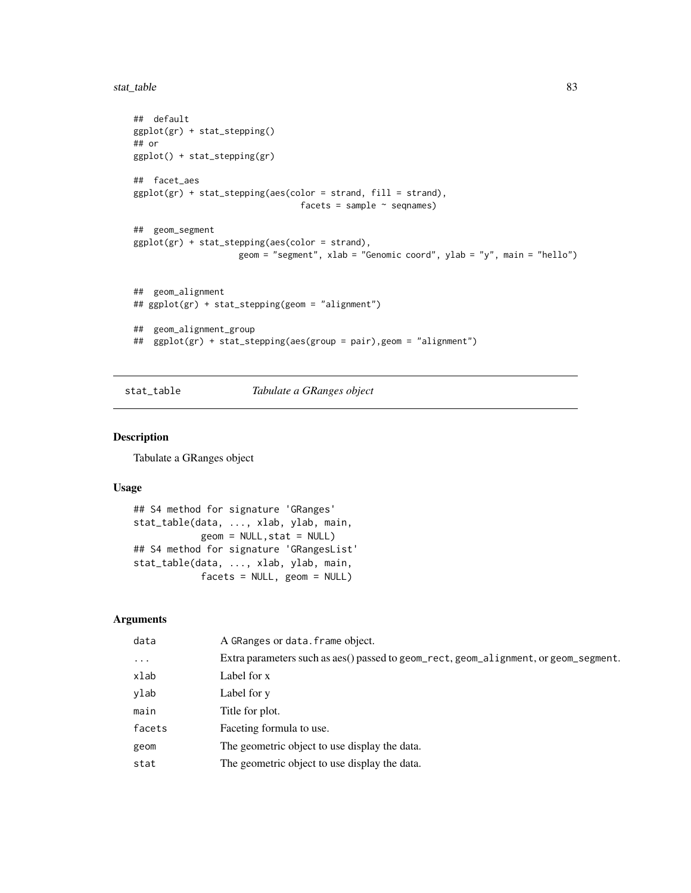```
## default
ggplot(gr) + stat_stepping()
## or
ggplot() + stat_stepping(gr)

## facet_aes
ggplot(gr) + stat_stepping(aes(color = strand, fill = strand),
                                facets = sample ~ seqnames)

## geom_segment
ggplot(gr) + stat_stepping(aes(color = strand),
                     geom = "segment", xlab = "Genomic coord", ylab = "y", main = "hello")


## geom_alignment
## ggplot(gr) + stat_stepping(geom = "alignment")

## geom_alignment_group
## ggplot(gr) + stat_stepping(aes(group = pair),geom = "alignment")
```

## stat_table — *Tabulate a GRanges object*

### Description

Tabulate a GRanges object

### Usage

```
## S4 method for signature 'GRanges'
stat_table(data, ..., xlab, ylab, main,
           geom = NULL,stat = NULL)
## S4 method for signature 'GRangesList'
stat_table(data, ..., xlab, ylab, main,
           facets = NULL, geom = NULL)
```

### Arguments

| | |
|---|---|
| `data` | A `GRanges` or `data.frame` object. |
| `...` | Extra parameters such as aes() passed to `geom_rect`, `geom_alignment`, or `geom_segment`. |
| `xlab` | Label for x |
| `ylab` | Label for y |
| `main` | Title for plot. |
| `facets` | Faceting formula to use. |
| `geom` | The geometric object to use display the data. |
| `stat` | The geometric object to use display the data. |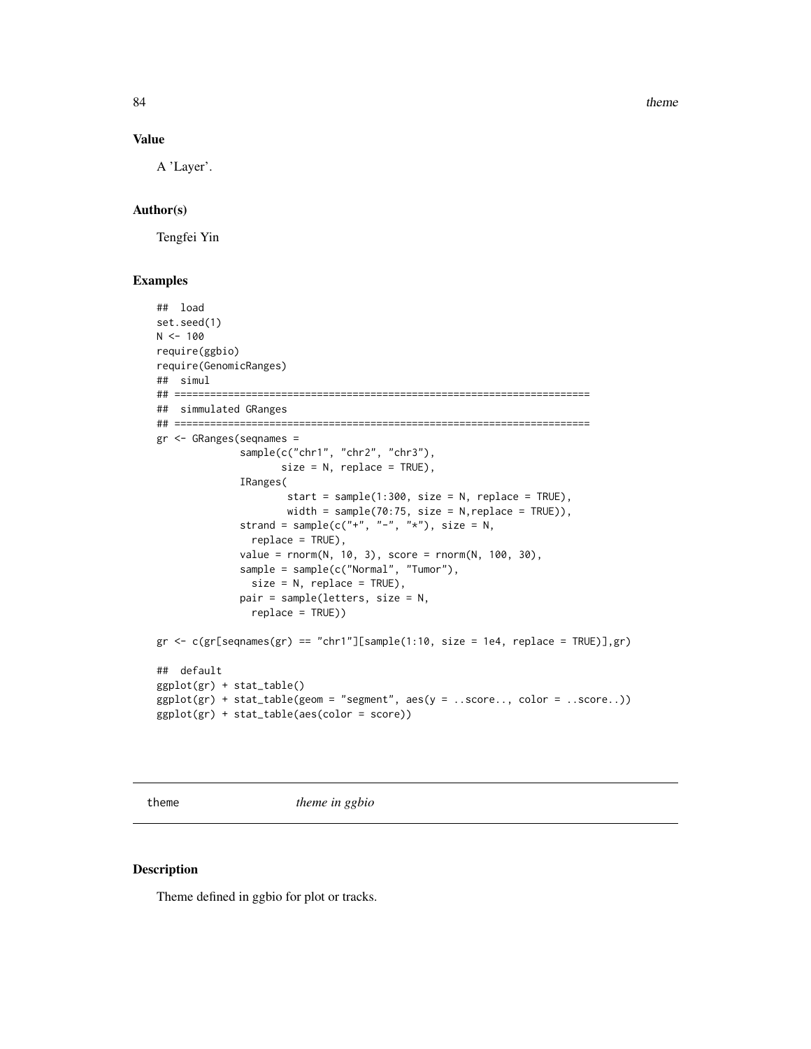## Value

A 'Layer'.

## Author(s)

Tengfei Yin

## Examples

```
## load
set.seed(1)
N <- 100
require(ggbio)
require(GenomicRanges)
## simul
## ======================================================================
## simmulated GRanges
## ======================================================================
gr <- GRanges(seqnames =
              sample(c("chr1", "chr2", "chr3"),
                     size = N, replace = TRUE),
              IRanges(
                      start = sample(1:300, size = N, replace = TRUE),
                      width = sample(70:75, size = N,replace = TRUE)),
              strand = sample(c("+", "-", "*"), size = N,
                replace = TRUE),
              value = rnorm(N, 10, 3), score = rnorm(N, 100, 30),
              sample = sample(c("Normal", "Tumor"),
                size = N, replace = TRUE),
              pair = sample(letters, size = N,
                replace = TRUE))

gr <- c(gr[seqnames(gr) == "chr1"][sample(1:10, size = 1e4, replace = TRUE)],gr)

## default
ggplot(gr) + stat_table()
ggplot(gr) + stat_table(geom = "segment", aes(y = ..score.., color = ..score..))
ggplot(gr) + stat_table(aes(color = score))
```

---

`theme` *theme in ggbio*

---

## Description

Theme defined in ggbio for plot or tracks.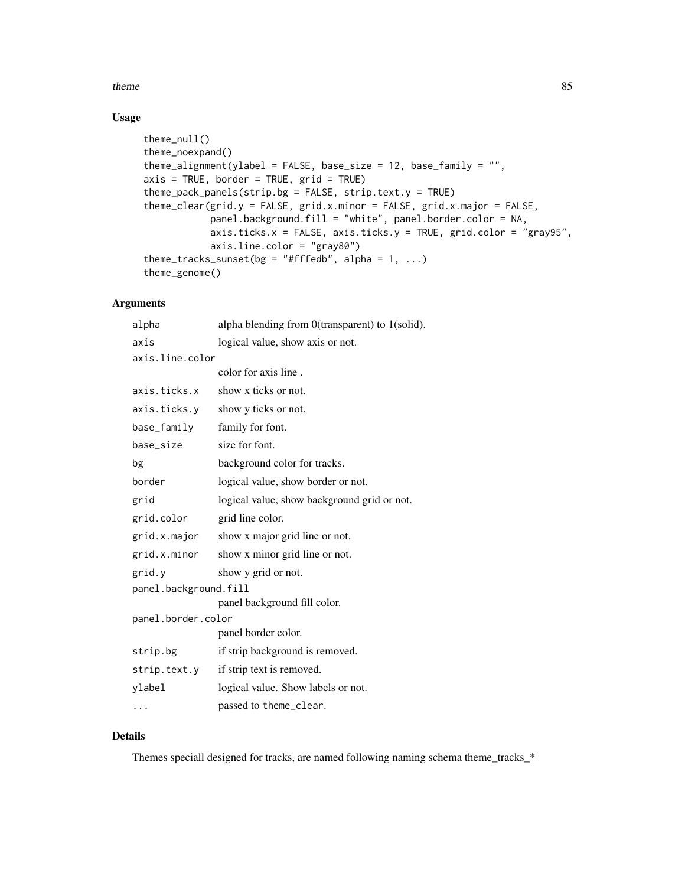## Usage

```
theme_null()
theme_noexpand()
theme_alignment(ylabel = FALSE, base_size = 12, base_family = "",
axis = TRUE, border = TRUE, grid = TRUE)
theme_pack_panels(strip.bg = FALSE, strip.text.y = TRUE)
theme_clear(grid.y = FALSE, grid.x.minor = FALSE, grid.x.major = FALSE,
            panel.background.fill = "white", panel.border.color = NA,
            axis.ticks.x = FALSE, axis.ticks.y = TRUE, grid.color = "gray95",
            axis.line.color = "gray80")
theme_tracks_sunset(bg = "#fffedb", alpha = 1, ...)
theme_genome()
```

## Arguments

| | |
|---|---|
| `alpha` | alpha blending from 0(transparent) to 1(solid). |
| `axis` | logical value, show axis or not. |
| `axis.line.color` | color for axis line . |
| `axis.ticks.x` | show x ticks or not. |
| `axis.ticks.y` | show y ticks or not. |
| `base_family` | family for font. |
| `base_size` | size for font. |
| `bg` | background color for tracks. |
| `border` | logical value, show border or not. |
| `grid` | logical value, show background grid or not. |
| `grid.color` | grid line color. |
| `grid.x.major` | show x major grid line or not. |
| `grid.x.minor` | show x minor grid line or not. |
| `grid.y` | show y grid or not. |
| `panel.background.fill` | panel background fill color. |
| `panel.border.color` | panel border color. |
| `strip.bg` | if strip background is removed. |
| `strip.text.y` | if strip text is removed. |
| `ylabel` | logical value. Show labels or not. |
| `...` | passed to `theme_clear`. |

## Details

Themes speciall designed for tracks, are named following naming schema theme_tracks_*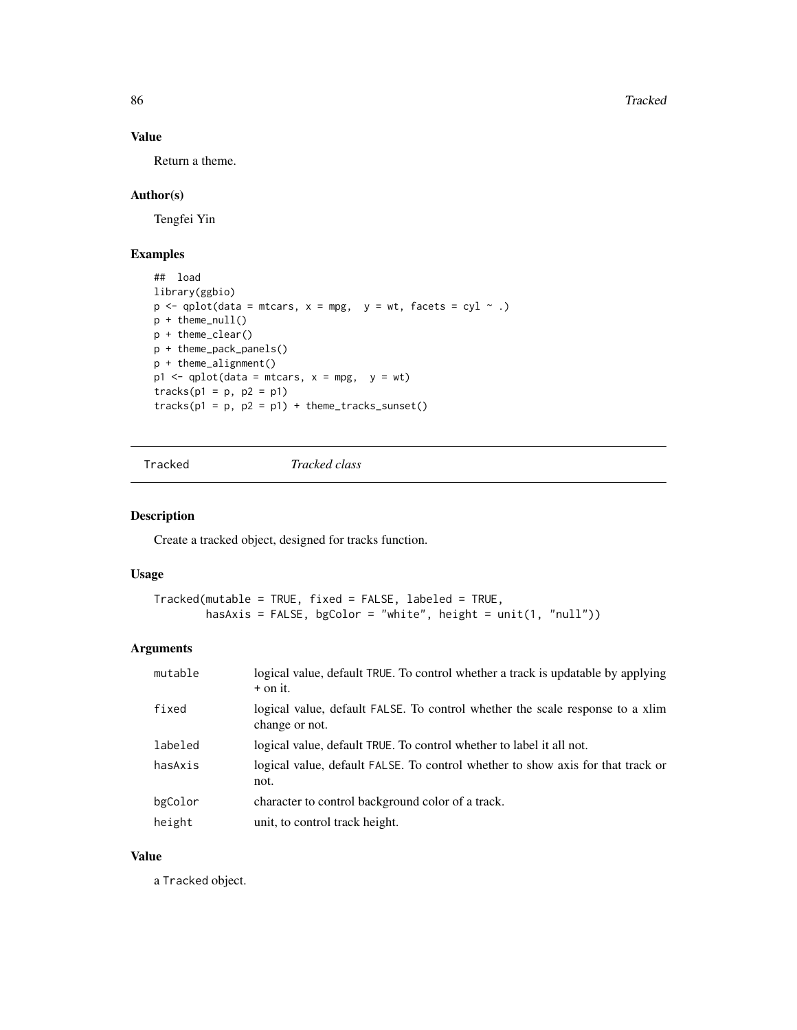### Value

Return a theme.

### Author(s)

Tengfei Yin

### Examples

```
## load
library(ggbio)
p <- qplot(data = mtcars, x = mpg,  y = wt, facets = cyl ~ .)
p + theme_null()
p + theme_clear()
p + theme_pack_panels()
p + theme_alignment()
p1 <- qplot(data = mtcars, x = mpg,  y = wt)
tracks(p1 = p, p2 = p1)
tracks(p1 = p, p2 = p1) + theme_tracks_sunset()
```

---

## Tracked    *Tracked class*

---

### Description

Create a tracked object, designed for tracks function.

### Usage

```
Tracked(mutable = TRUE, fixed = FALSE, labeled = TRUE,
        hasAxis = FALSE, bgColor = "white", height = unit(1, "null"))
```

### Arguments

| | |
|---|---|
| mutable | logical value, default TRUE. To control whether a track is updatable by applying + on it. |
| fixed | logical value, default FALSE. To control whether the scale response to a xlim change or not. |
| labeled | logical value, default TRUE. To control whether to label it all not. |
| hasAxis | logical value, default FALSE. To control whether to show axis for that track or not. |
| bgColor | character to control background color of a track. |
| height | unit, to control track height. |

### Value

a Tracked object.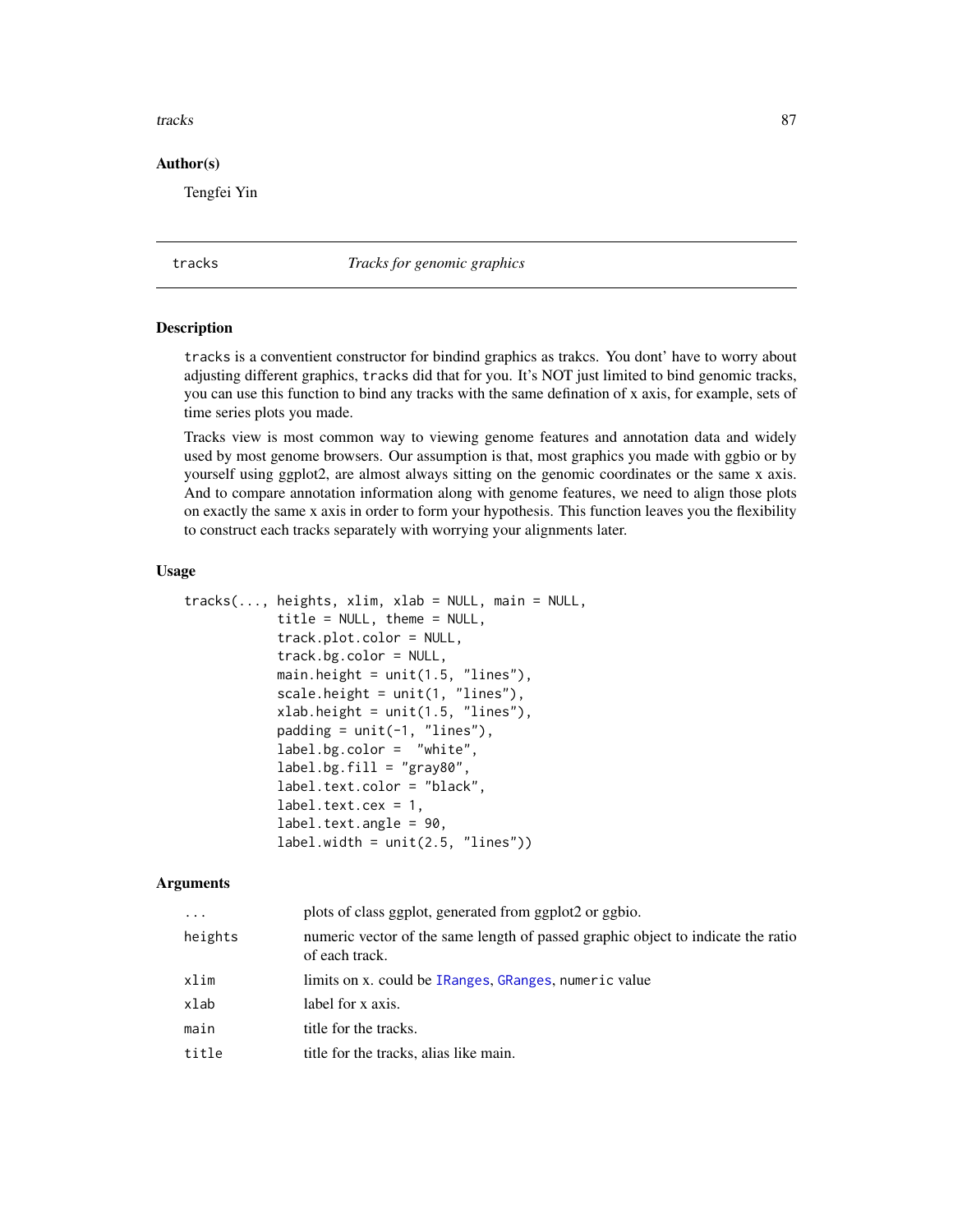### Author(s)

Tengfei Yin

---

## tracks *Tracks for genomic graphics*

---

### Description

`tracks` is a conventient constructor for bindind graphics as trakcs. You dont' have to worry about adjusting different graphics, `tracks` did that for you. It's NOT just limited to bind genomic tracks, you can use this function to bind any tracks with the same defination of x axis, for example, sets of time series plots you made.

Tracks view is most common way to viewing genome features and annotation data and widely used by most genome browsers. Our assumption is that, most graphics you made with ggbio or by yourself using ggplot2, are almost always sitting on the genomic coordinates or the same x axis. And to compare annotation information along with genome features, we need to align those plots on exactly the same x axis in order to form your hypothesis. This function leaves you the flexibility to construct each tracks separately with worrying your alignments later.

### Usage

```
tracks(..., heights, xlim, xlab = NULL, main = NULL,
            title = NULL, theme = NULL,
            track.plot.color = NULL,
            track.bg.color = NULL,
            main.height = unit(1.5, "lines"),
            scale.height = unit(1, "lines"),
            xlab.height = unit(1.5, "lines"),
            padding = unit(-1, "lines"),
            label.bg.color =  "white",
            label.bg.fill = "gray80",
            label.text.color = "black",
            label.text.cex = 1,
            label.text.angle = 90,
            label.width = unit(2.5, "lines"))
```

### Arguments

| | |
|---|---|
| `...` | plots of class ggplot, generated from ggplot2 or ggbio. |
| `heights` | numeric vector of the same length of passed graphic object to indicate the ratio of each track. |
| `xlim` | limits on x. could be `IRanges`, `GRanges`, `numeric` value |
| `xlab` | label for x axis. |
| `main` | title for the tracks. |
| `title` | title for the tracks, alias like main. |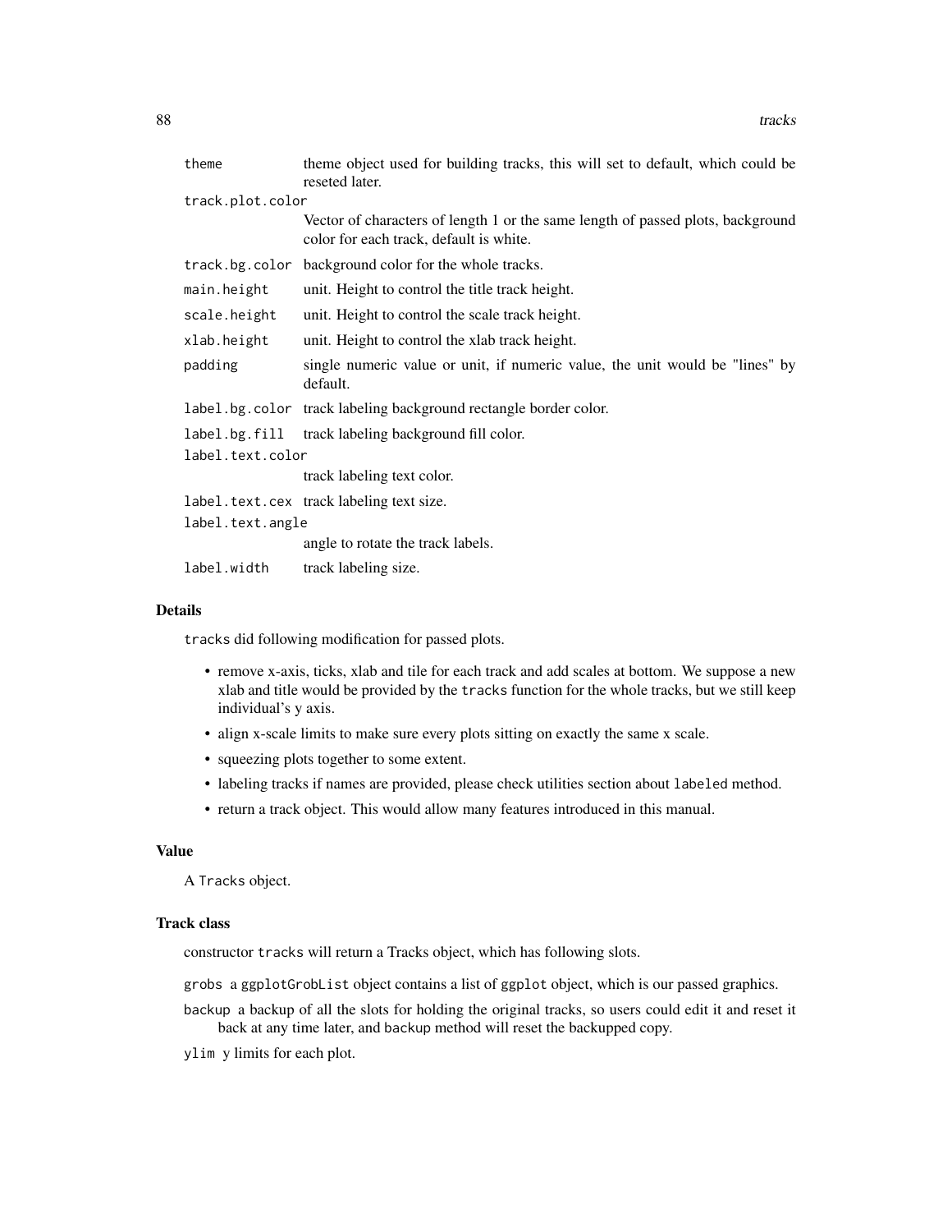| | |
|---|---|
| `theme` | theme object used for building tracks, this will set to default, which could be reseted later. |
| `track.plot.color` | Vector of characters of length 1 or the same length of passed plots, background color for each track, default is white. |
| `track.bg.color` | background color for the whole tracks. |
| `main.height` | unit. Height to control the title track height. |
| `scale.height` | unit. Height to control the scale track height. |
| `xlab.height` | unit. Height to control the xlab track height. |
| `padding` | single numeric value or unit, if numeric value, the unit would be "lines" by default. |
| `label.bg.color` | track labeling background rectangle border color. |
| `label.bg.fill` | track labeling background fill color. |
| `label.text.color` | track labeling text color. |
| `label.text.cex` | track labeling text size. |
| `label.text.angle` | angle to rotate the track labels. |
| `label.width` | track labeling size. |

### Details

`tracks` did following modification for passed plots.

- remove x-axis, ticks, xlab and tile for each track and add scales at bottom. We suppose a new xlab and title would be provided by the `tracks` function for the whole tracks, but we still keep individual's y axis.
- align x-scale limits to make sure every plots sitting on exactly the same x scale.
- squeezing plots together to some extent.
- labeling tracks if names are provided, please check utilities section about `labeled` method.
- return a track object. This would allow many features introduced in this manual.

### Value

A `Tracks` object.

### Track class

constructor `tracks` will return a Tracks object, which has following slots.

`grobs` a `ggplotGrobList` object contains a list of `ggplot` object, which is our passed graphics.

`backup` a backup of all the slots for holding the original tracks, so users could edit it and reset it back at any time later, and `backup` method will reset the backupped copy.

`ylim` y limits for each plot.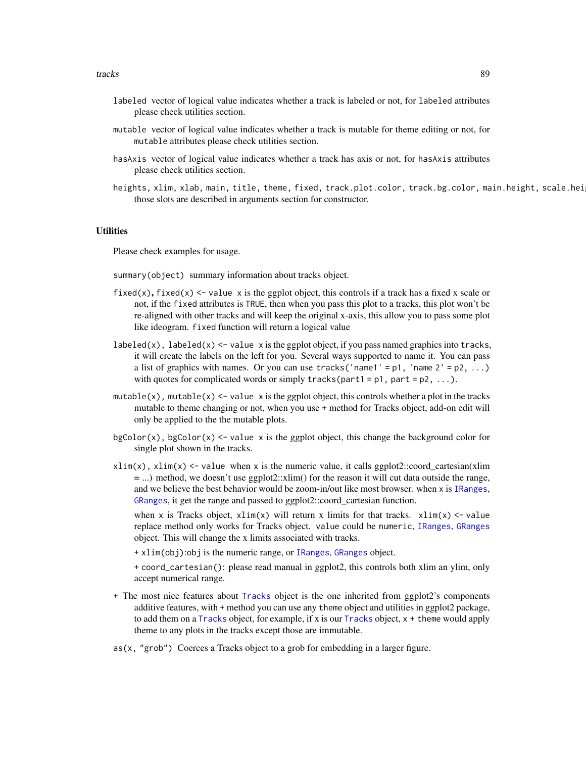`labeled` vector of logical value indicates whether a track is labeled or not, for `labeled` attributes please check utilities section.

`mutable` vector of logical value indicates whether a track is mutable for theme editing or not, for `mutable` attributes please check utilities section.

`hasAxis` vector of logical value indicates whether a track has axis or not, for `hasAxis` attributes please check utilities section.

`heights, xlim, xlab, main, title, theme, fixed, track.plot.color, track.bg.color, main.height, scale.hei` those slots are described in arguments section for constructor.

## Utilities

Please check examples for usage.

`summary(object)` summary information about tracks object.

`fixed(x), fixed(x) <- value` x is the ggplot object, this controls if a track has a fixed x scale or not, if the `fixed` attributes is `TRUE`, then when you pass this plot to a tracks, this plot won't be re-aligned with other tracks and will keep the original x-axis, this allow you to pass some plot like ideogram. `fixed` function will return a logical value

`labeled(x), labeled(x) <- value` x is the ggplot object, if you pass named graphics into `tracks`, it will create the labels on the left for you. Several ways supported to name it. You can pass a list of graphics with names. Or you can use `tracks('name1' = p1, 'name 2' = p2, ...)` with quotes for complicated words or simply `tracks(part1 = p1, part = p2, ...)`.

`mutable(x), mutable(x) <- value` x is the ggplot object, this controls whether a plot in the tracks mutable to theme changing or not, when you use `+` method for Tracks object, add-on edit will only be applied to the the mutable plots.

`bgColor(x), bgColor(x) <- value` x is the ggplot object, this change the background color for single plot shown in the tracks.

`xlim(x), xlim(x) <- value` when x is the numeric value, it calls ggplot2::coord_cartesian(xlim = ...) method, we doesn't use ggplot2::xlim() for the reason it will cut data outside the range, and we believe the best behavior would be zoom-in/out like most browser. when x is `IRanges`, `GRanges`, it get the range and passed to ggplot2::coord_cartesian function.

when x is Tracks object, `xlim(x)` will return x limits for that tracks. `xlim(x) <- value` replace method only works for Tracks object. `value` could be `numeric`, `IRanges`, `GRanges` object. This will change the x limits associated with tracks.

`+ xlim(obj)`:obj is the numeric range, or `IRanges`, `GRanges` object.

`+ coord_cartesian()`: please read manual in ggplot2, this controls both xlim an ylim, only accept numerical range.

`+` The most nice features about `Tracks` object is the one inherited from ggplot2's components additive features, with `+` method you can use any `theme` object and utilities in ggplot2 package, to add them on a `Tracks` object, for example, if x is our `Tracks` object, `x + theme` would apply theme to any plots in the tracks except those are immutable.

`as(x, "grob")` Coerces a Tracks object to a grob for embedding in a larger figure.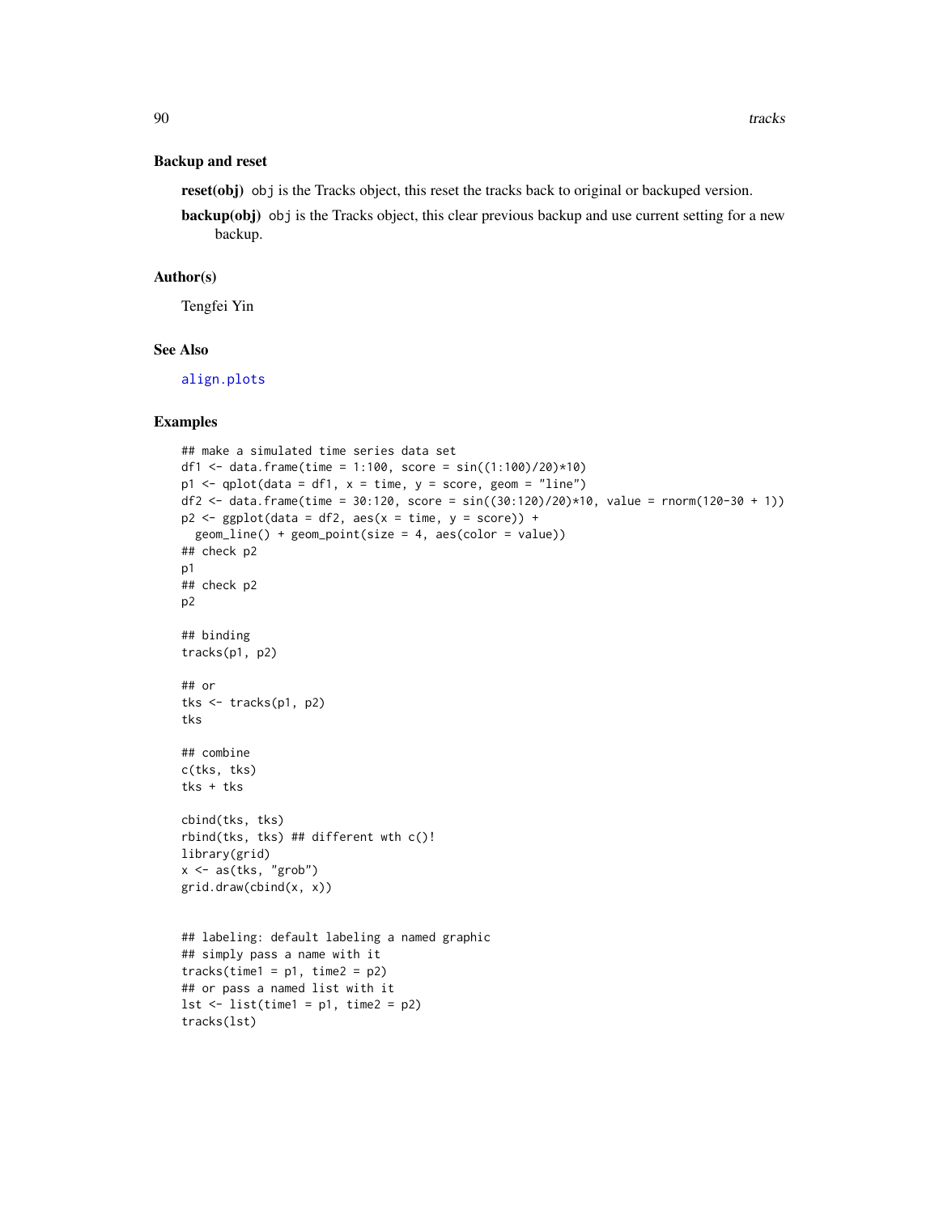### Backup and reset

**reset(obj)** `obj` is the Tracks object, this reset the tracks back to original or backuped version.

**backup(obj)** `obj` is the Tracks object, this clear previous backup and use current setting for a new backup.

### Author(s)

Tengfei Yin

### See Also

align.plots

### Examples

```
## make a simulated time series data set
df1 <- data.frame(time = 1:100, score = sin((1:100)/20)*10)
p1 <- qplot(data = df1, x = time, y = score, geom = "line")
df2 <- data.frame(time = 30:120, score = sin((30:120)/20)*10, value = rnorm(120-30 + 1))
p2 <- ggplot(data = df2, aes(x = time, y = score)) +
  geom_line() + geom_point(size = 4, aes(color = value))
## check p2
p1
## check p2
p2

## binding
tracks(p1, p2)

## or
tks <- tracks(p1, p2)
tks

## combine
c(tks, tks)
tks + tks

cbind(tks, tks)
rbind(tks, tks) ## different wth c()!
library(grid)
x <- as(tks, "grob")
grid.draw(cbind(x, x))


## labeling: default labeling a named graphic
## simply pass a name with it
tracks(time1 = p1, time2 = p2)
## or pass a named list with it
lst <- list(time1 = p1, time2 = p2)
tracks(lst)
```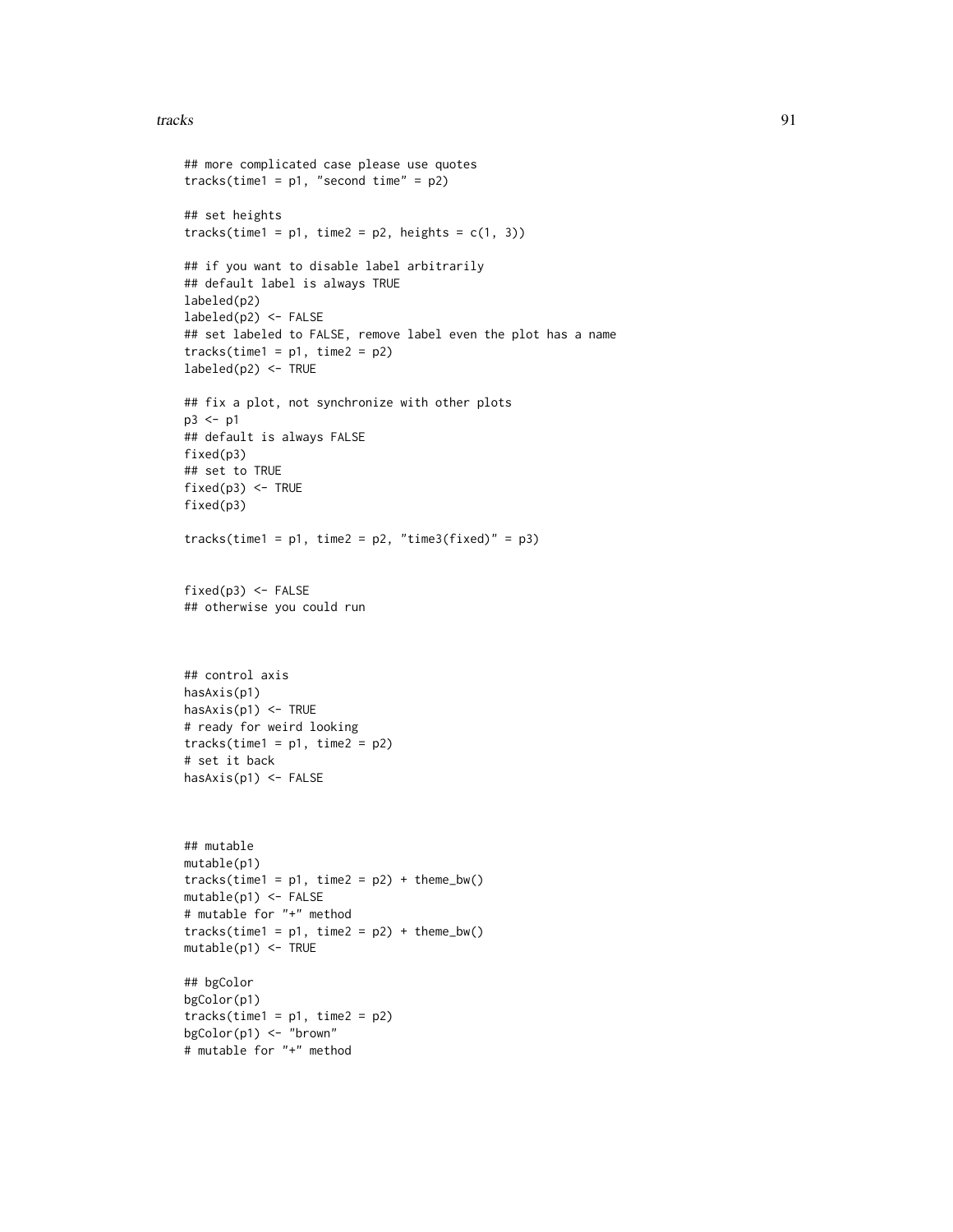```
## more complicated case please use quotes
tracks(time1 = p1, "second time" = p2)

## set heights
tracks(time1 = p1, time2 = p2, heights = c(1, 3))

## if you want to disable label arbitrarily
## default label is always TRUE
labeled(p2)
labeled(p2) <- FALSE
## set labeled to FALSE, remove label even the plot has a name
tracks(time1 = p1, time2 = p2)
labeled(p2) <- TRUE

## fix a plot, not synchronize with other plots
p3 <- p1
## default is always FALSE
fixed(p3)
## set to TRUE
fixed(p3) <- TRUE
fixed(p3)

tracks(time1 = p1, time2 = p2, "time3(fixed)" = p3)


fixed(p3) <- FALSE
## otherwise you could run



## control axis
hasAxis(p1)
hasAxis(p1) <- TRUE
# ready for weird looking
tracks(time1 = p1, time2 = p2)
# set it back
hasAxis(p1) <- FALSE



## mutable
mutable(p1)
tracks(time1 = p1, time2 = p2) + theme_bw()
mutable(p1) <- FALSE
# mutable for "+" method
tracks(time1 = p1, time2 = p2) + theme_bw()
mutable(p1) <- TRUE

## bgColor
bgColor(p1)
tracks(time1 = p1, time2 = p2)
bgColor(p1) <- "brown"
# mutable for "+" method
```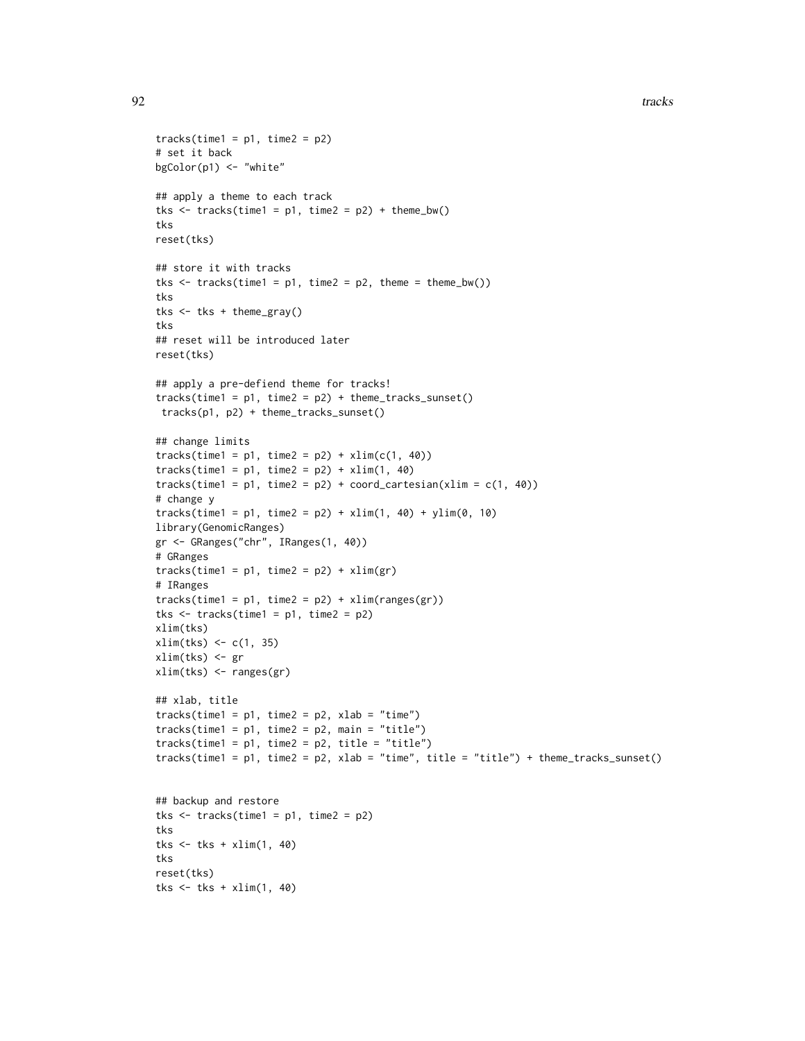```
tracks(time1 = p1, time2 = p2)
# set it back
bgColor(p1) <- "white"

## apply a theme to each track
tks <- tracks(time1 = p1, time2 = p2) + theme_bw()
tks
reset(tks)

## store it with tracks
tks <- tracks(time1 = p1, time2 = p2, theme = theme_bw())
tks
tks <- tks + theme_gray()
tks
## reset will be introduced later
reset(tks)

## apply a pre-defiend theme for tracks!
tracks(time1 = p1, time2 = p2) + theme_tracks_sunset()
 tracks(p1, p2) + theme_tracks_sunset()

## change limits
tracks(time1 = p1, time2 = p2) + xlim(c(1, 40))
tracks(time1 = p1, time2 = p2) + xlim(1, 40)
tracks(time1 = p1, time2 = p2) + coord_cartesian(xlim = c(1, 40))
# change y
tracks(time1 = p1, time2 = p2) + xlim(1, 40) + ylim(0, 10)
library(GenomicRanges)
gr <- GRanges("chr", IRanges(1, 40))
# GRanges
tracks(time1 = p1, time2 = p2) + xlim(gr)
# IRanges
tracks(time1 = p1, time2 = p2) + xlim(ranges(gr))
tks <- tracks(time1 = p1, time2 = p2)
xlim(tks)
xlim(tks) <- c(1, 35)
xlim(tks) <- gr
xlim(tks) <- ranges(gr)

## xlab, title
tracks(time1 = p1, time2 = p2, xlab = "time")
tracks(time1 = p1, time2 = p2, main = "title")
tracks(time1 = p1, time2 = p2, title = "title")
tracks(time1 = p1, time2 = p2, xlab = "time", title = "title") + theme_tracks_sunset()


## backup and restore
tks <- tracks(time1 = p1, time2 = p2)
tks
tks <- tks + xlim(1, 40)
tks
reset(tks)
tks <- tks + xlim(1, 40)
```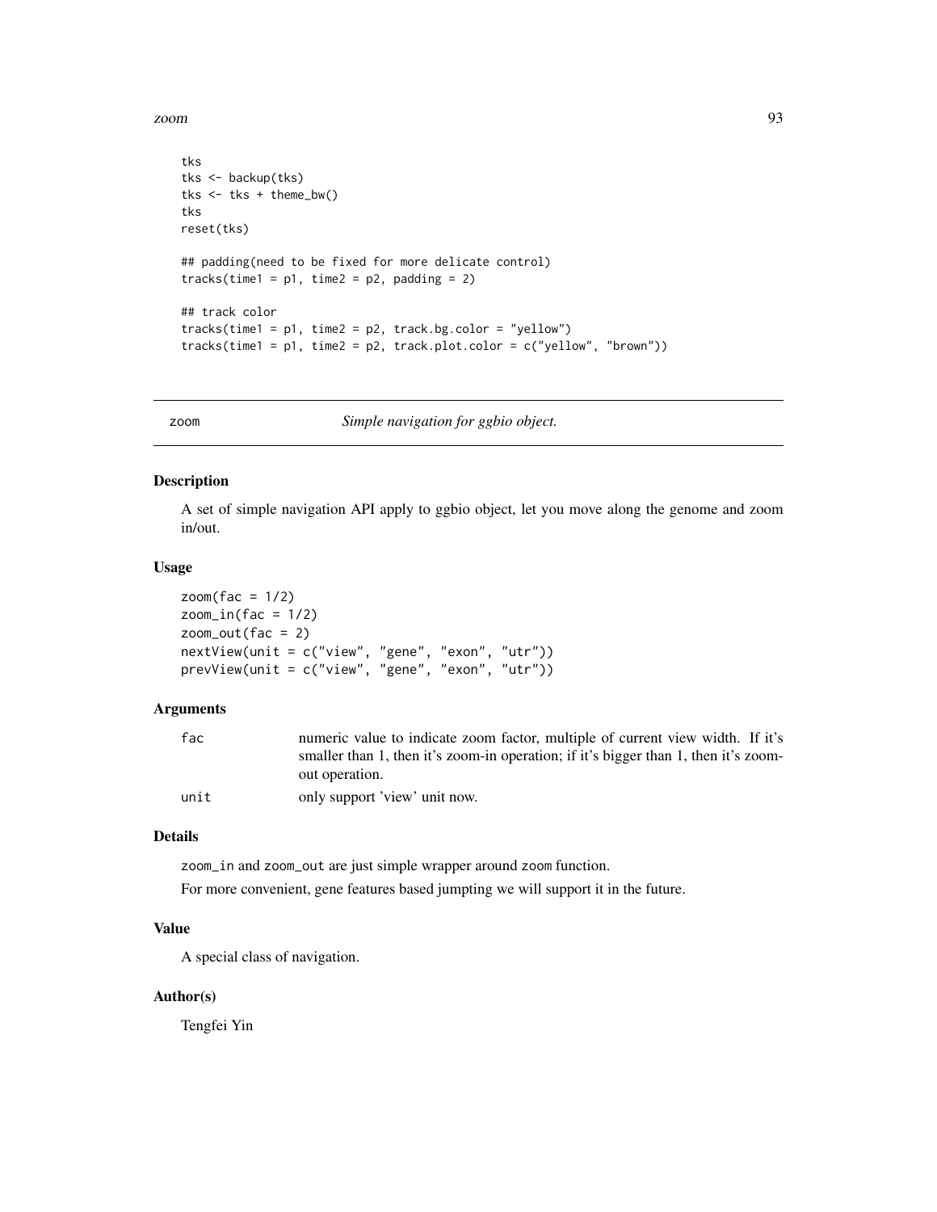```
tks
tks <- backup(tks)
tks <- tks + theme_bw()
tks
reset(tks)

## padding(need to be fixed for more delicate control)
tracks(time1 = p1, time2 = p2, padding = 2)

## track color
tracks(time1 = p1, time2 = p2, track.bg.color = "yellow")
tracks(time1 = p1, time2 = p2, track.plot.color = c("yellow", "brown"))
```

## zoom *Simple navigation for ggbio object.*

### Description

A set of simple navigation API apply to ggbio object, let you move along the genome and zoom in/out.

### Usage

```
zoom(fac = 1/2)
zoom_in(fac = 1/2)
zoom_out(fac = 2)
nextView(unit = c("view", "gene", "exon", "utr"))
prevView(unit = c("view", "gene", "exon", "utr"))
```

### Arguments

| | |
|---|---|
| `fac` | numeric value to indicate zoom factor, multiple of current view width. If it's smaller than 1, then it's zoom-in operation; if it's bigger than 1, then it's zoom-out operation. |
| `unit` | only support 'view' unit now. |

### Details

`zoom_in` and `zoom_out` are just simple wrapper around `zoom` function.

For more convenient, gene features based jumpting we will support it in the future.

### Value

A special class of navigation.

### Author(s)

Tengfei Yin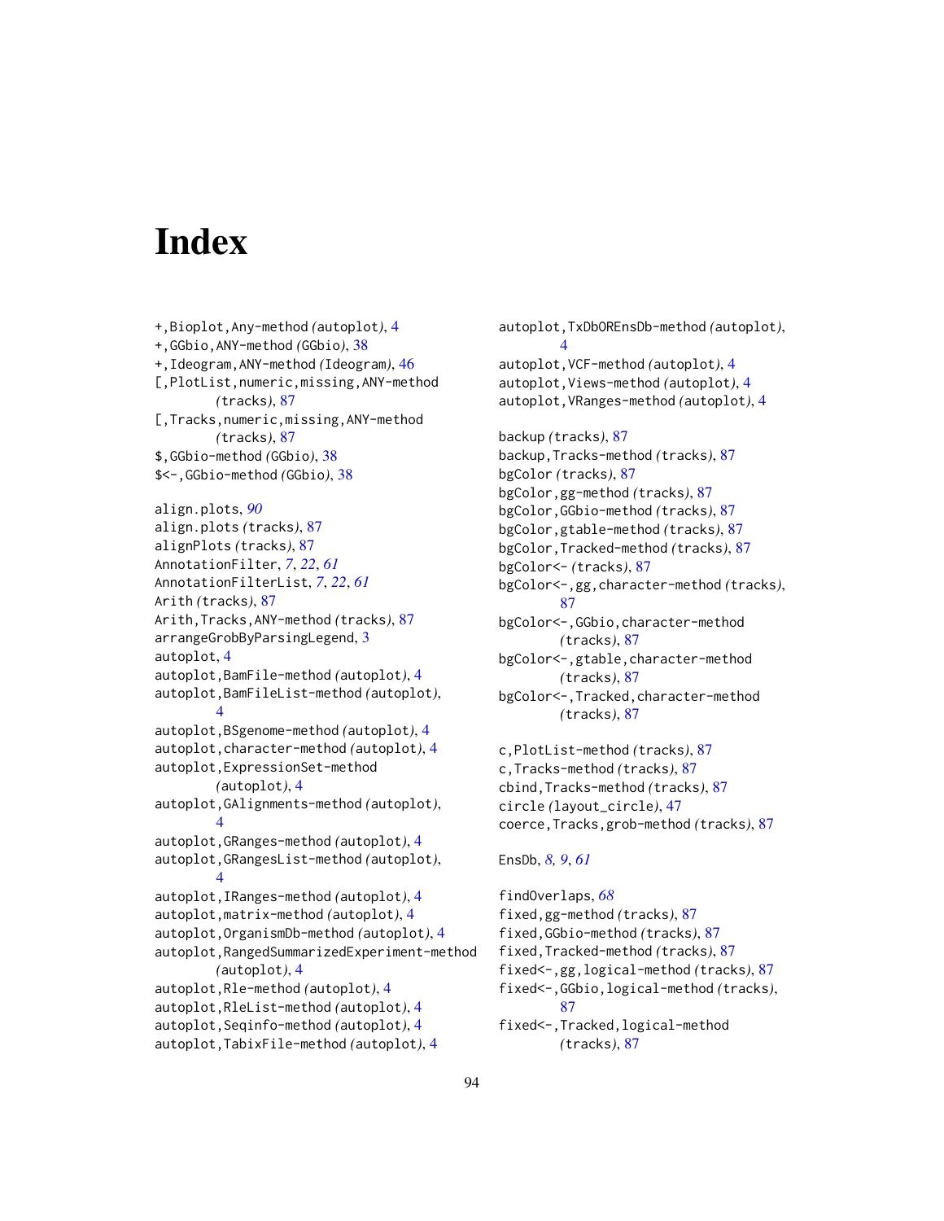# Index

+,Bioplot,Any-method *(autoplot)*, 4
+,GGbio,ANY-method *(GGbio)*, 38
+,Ideogram,ANY-method *(Ideogram)*, 46
[,PlotList,numeric,missing,ANY-method *(tracks)*, 87
[,Tracks,numeric,missing,ANY-method *(tracks)*, 87
$,GGbio-method *(GGbio)*, 38
$<-,GGbio-method *(GGbio)*, 38

align.plots, *90*
align.plots *(tracks)*, 87
alignPlots *(tracks)*, 87
AnnotationFilter, *7*, *22*, *61*
AnnotationFilterList, *7*, *22*, *61*
Arith *(tracks)*, 87
Arith,Tracks,ANY-method *(tracks)*, 87
arrangeGrobByParsingLegend, 3
autoplot, 4
autoplot,BamFile-method *(autoplot)*, 4
autoplot,BamFileList-method *(autoplot)*, 4
autoplot,BSgenome-method *(autoplot)*, 4
autoplot,character-method *(autoplot)*, 4
autoplot,ExpressionSet-method *(autoplot)*, 4
autoplot,GAlignments-method *(autoplot)*, 4
autoplot,GRanges-method *(autoplot)*, 4
autoplot,GRangesList-method *(autoplot)*, 4
autoplot,IRanges-method *(autoplot)*, 4
autoplot,matrix-method *(autoplot)*, 4
autoplot,OrganismDb-method *(autoplot)*, 4
autoplot,RangedSummarizedExperiment-method *(autoplot)*, 4
autoplot,Rle-method *(autoplot)*, 4
autoplot,RleList-method *(autoplot)*, 4
autoplot,Seqinfo-method *(autoplot)*, 4
autoplot,TabixFile-method *(autoplot)*, 4
autoplot,TxDbOREnsDb-method *(autoplot)*, 4
autoplot,VCF-method *(autoplot)*, 4
autoplot,Views-method *(autoplot)*, 4
autoplot,VRanges-method *(autoplot)*, 4

backup *(tracks)*, 87
backup,Tracks-method *(tracks)*, 87
bgColor *(tracks)*, 87
bgColor,gg-method *(tracks)*, 87
bgColor,GGbio-method *(tracks)*, 87
bgColor,gtable-method *(tracks)*, 87
bgColor,Tracked-method *(tracks)*, 87
bgColor<- *(tracks)*, 87
bgColor<-,gg,character-method *(tracks)*, 87
bgColor<-,GGbio,character-method *(tracks)*, 87
bgColor<-,gtable,character-method *(tracks)*, 87
bgColor<-,Tracked,character-method *(tracks)*, 87

c,PlotList-method *(tracks)*, 87
c,Tracks-method *(tracks)*, 87
cbind,Tracks-method *(tracks)*, 87
circle *(layout_circle)*, 47
coerce,Tracks,grob-method *(tracks)*, 87

EnsDb, *8, 9*, *61*

findOverlaps, *68*
fixed,gg-method *(tracks)*, 87
fixed,GGbio-method *(tracks)*, 87
fixed,Tracked-method *(tracks)*, 87
fixed<-,gg,logical-method *(tracks)*, 87
fixed<-,GGbio,logical-method *(tracks)*, 87
fixed<-,Tracked,logical-method *(tracks)*, 87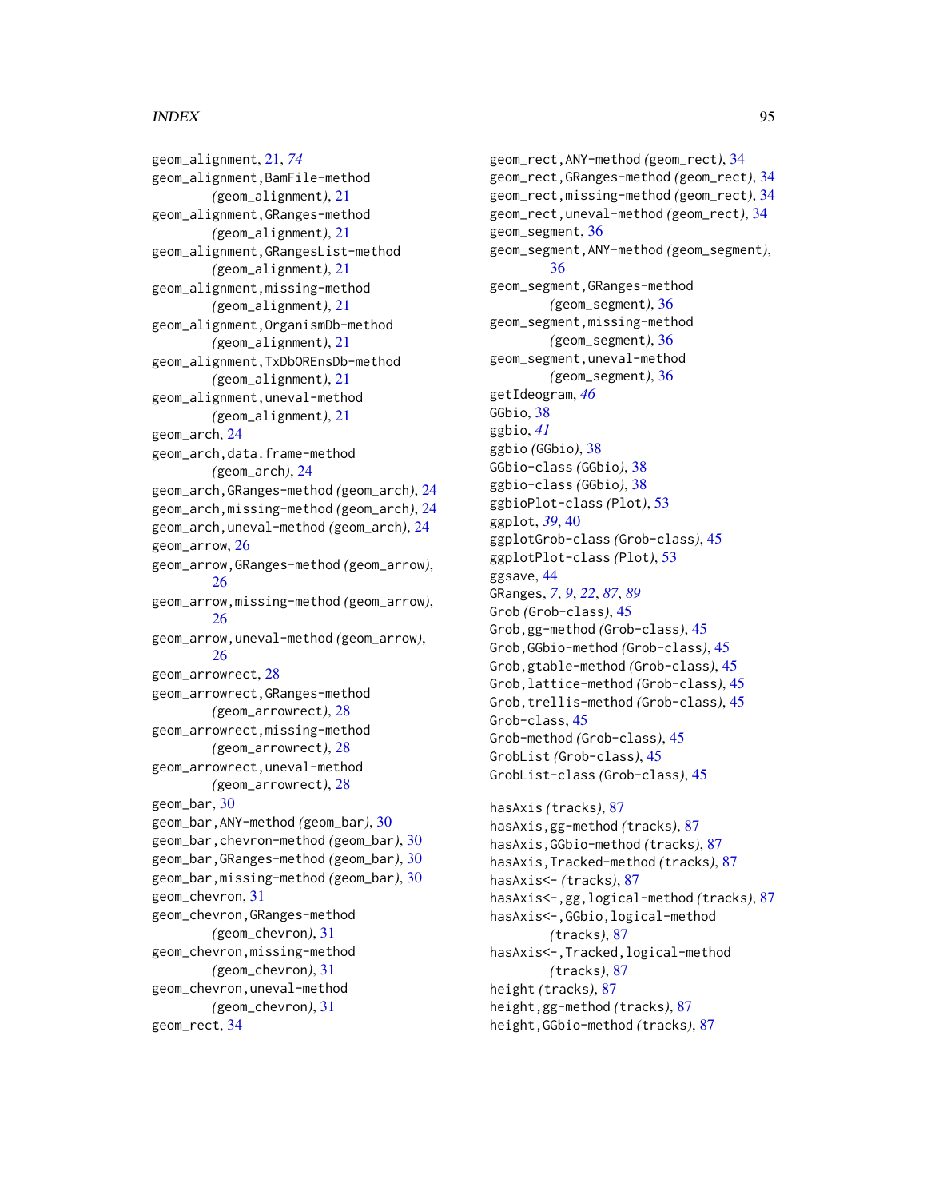geom_alignment, 21, *74*
geom_alignment,BamFile-method *(geom_alignment)*, 21
geom_alignment,GRanges-method *(geom_alignment)*, 21
geom_alignment,GRangesList-method *(geom_alignment)*, 21
geom_alignment,missing-method *(geom_alignment)*, 21
geom_alignment,OrganismDb-method *(geom_alignment)*, 21
geom_alignment,TxDbOREnsDb-method *(geom_alignment)*, 21
geom_alignment,uneval-method *(geom_alignment)*, 21
geom_arch, 24
geom_arch,data.frame-method *(geom_arch)*, 24
geom_arch,GRanges-method *(geom_arch)*, 24
geom_arch,missing-method *(geom_arch)*, 24
geom_arch,uneval-method *(geom_arch)*, 24
geom_arrow, 26
geom_arrow,GRanges-method *(geom_arrow)*, 26
geom_arrow,missing-method *(geom_arrow)*, 26
geom_arrow,uneval-method *(geom_arrow)*, 26
geom_arrowrect, 28
geom_arrowrect,GRanges-method *(geom_arrowrect)*, 28
geom_arrowrect,missing-method *(geom_arrowrect)*, 28
geom_arrowrect,uneval-method *(geom_arrowrect)*, 28
geom_bar, 30
geom_bar,ANY-method *(geom_bar)*, 30
geom_bar,chevron-method *(geom_bar)*, 30
geom_bar,GRanges-method *(geom_bar)*, 30
geom_bar,missing-method *(geom_bar)*, 30
geom_chevron, 31
geom_chevron,GRanges-method *(geom_chevron)*, 31
geom_chevron,missing-method *(geom_chevron)*, 31
geom_chevron,uneval-method *(geom_chevron)*, 31
geom_rect, 34
geom_rect,ANY-method *(geom_rect)*, 34
geom_rect,GRanges-method *(geom_rect)*, 34
geom_rect,missing-method *(geom_rect)*, 34
geom_rect,uneval-method *(geom_rect)*, 34
geom_segment, 36
geom_segment,ANY-method *(geom_segment)*, 36
geom_segment,GRanges-method *(geom_segment)*, 36
geom_segment,missing-method *(geom_segment)*, 36
geom_segment,uneval-method *(geom_segment)*, 36
getIdeogram, *46*
GGbio, 38
ggbio, *41*
ggbio *(GGbio)*, 38
GGbio-class *(GGbio)*, 38
ggbio-class *(GGbio)*, 38
ggbioPlot-class *(Plot)*, 53
ggplot, *39*, 40
ggplotGrob-class *(Grob-class)*, 45
ggplotPlot-class *(Plot)*, 53
ggsave, 44
GRanges, *7*, *9*, *22*, *87*, *89*
Grob *(Grob-class)*, 45
Grob,gg-method *(Grob-class)*, 45
Grob,GGbio-method *(Grob-class)*, 45
Grob,gtable-method *(Grob-class)*, 45
Grob,lattice-method *(Grob-class)*, 45
Grob,trellis-method *(Grob-class)*, 45
Grob-class, 45
Grob-method *(Grob-class)*, 45
GrobList *(Grob-class)*, 45
GrobList-class *(Grob-class)*, 45

hasAxis *(tracks)*, 87
hasAxis,gg-method *(tracks)*, 87
hasAxis,GGbio-method *(tracks)*, 87
hasAxis,Tracked-method *(tracks)*, 87
hasAxis<- *(tracks)*, 87
hasAxis<-,gg,logical-method *(tracks)*, 87
hasAxis<-,GGbio,logical-method *(tracks)*, 87
hasAxis<-,Tracked,logical-method *(tracks)*, 87
height *(tracks)*, 87
height,gg-method *(tracks)*, 87
height,GGbio-method *(tracks)*, 87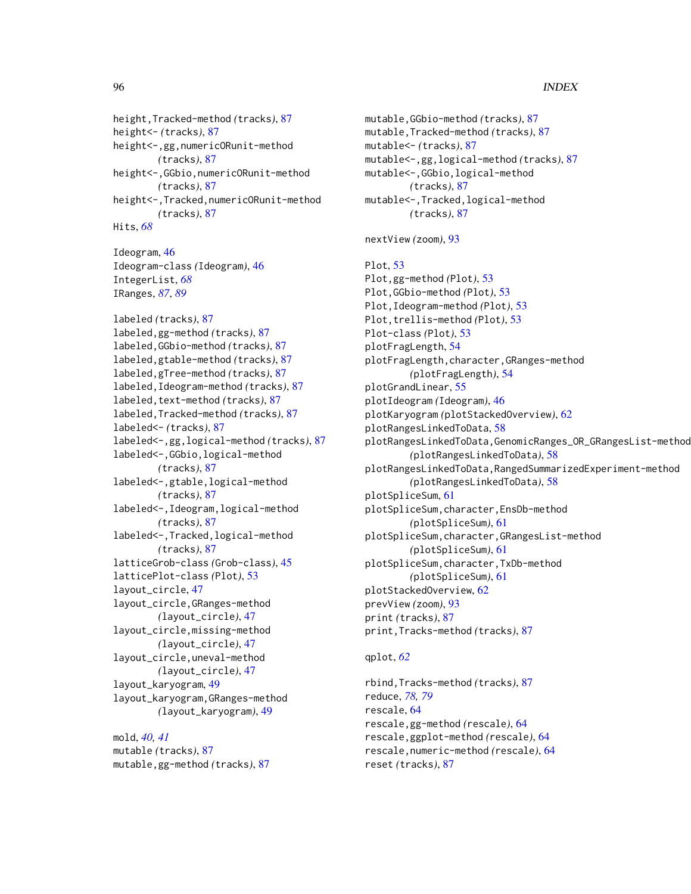height,Tracked-method *(tracks)*, 87
height<- *(tracks)*, 87
height<-,gg,numericORunit-method *(tracks)*, 87
height<-,GGbio,numericORunit-method *(tracks)*, 87
height<-,Tracked,numericORunit-method *(tracks)*, 87
Hits, *68*

Ideogram, 46
Ideogram-class *(Ideogram)*, 46
IntegerList, *68*
IRanges, *87*, *89*

labeled *(tracks)*, 87
labeled,gg-method *(tracks)*, 87
labeled,GGbio-method *(tracks)*, 87
labeled,gtable-method *(tracks)*, 87
labeled,gTree-method *(tracks)*, 87
labeled,Ideogram-method *(tracks)*, 87
labeled,text-method *(tracks)*, 87
labeled,Tracked-method *(tracks)*, 87
labeled<- *(tracks)*, 87
labeled<-,gg,logical-method *(tracks)*, 87
labeled<-,GGbio,logical-method *(tracks)*, 87
labeled<-,gtable,logical-method *(tracks)*, 87
labeled<-,Ideogram,logical-method *(tracks)*, 87
labeled<-,Tracked,logical-method *(tracks)*, 87
latticeGrob-class *(Grob-class)*, 45
latticePlot-class *(Plot)*, 53
layout_circle, 47
layout_circle,GRanges-method *(layout_circle)*, 47
layout_circle,missing-method *(layout_circle)*, 47
layout_circle,uneval-method *(layout_circle)*, 47
layout_karyogram, 49
layout_karyogram,GRanges-method *(layout_karyogram)*, 49

mold, *40*, *41*
mutable *(tracks)*, 87
mutable,gg-method *(tracks)*, 87
mutable,GGbio-method *(tracks)*, 87
mutable,Tracked-method *(tracks)*, 87
mutable<- *(tracks)*, 87
mutable<-,gg,logical-method *(tracks)*, 87
mutable<-,GGbio,logical-method *(tracks)*, 87
mutable<-,Tracked,logical-method *(tracks)*, 87

nextView *(zoom)*, 93

Plot, 53
Plot,gg-method *(Plot)*, 53
Plot,GGbio-method *(Plot)*, 53
Plot,Ideogram-method *(Plot)*, 53
Plot,trellis-method *(Plot)*, 53
Plot-class *(Plot)*, 53
plotFragLength, 54
plotFragLength,character,GRanges-method *(plotFragLength)*, 54
plotGrandLinear, 55
plotIdeogram *(Ideogram)*, 46
plotKaryogram *(plotStackedOverview)*, 62
plotRangesLinkedToData, 58
plotRangesLinkedToData,GenomicRanges_OR_GRangesList-method *(plotRangesLinkedToData)*, 58
plotRangesLinkedToData,RangedSummarizedExperiment-method *(plotRangesLinkedToData)*, 58
plotSpliceSum, 61
plotSpliceSum,character,EnsDb-method *(plotSpliceSum)*, 61
plotSpliceSum,character,GRangesList-method *(plotSpliceSum)*, 61
plotSpliceSum,character,TxDb-method *(plotSpliceSum)*, 61
plotStackedOverview, 62
prevView *(zoom)*, 93
print *(tracks)*, 87
print,Tracks-method *(tracks)*, 87

qplot, *62*

rbind,Tracks-method *(tracks)*, 87
reduce, *78*, *79*
rescale, 64
rescale,gg-method *(rescale)*, 64
rescale,ggplot-method *(rescale)*, 64
rescale,numeric-method *(rescale)*, 64
reset *(tracks)*, 87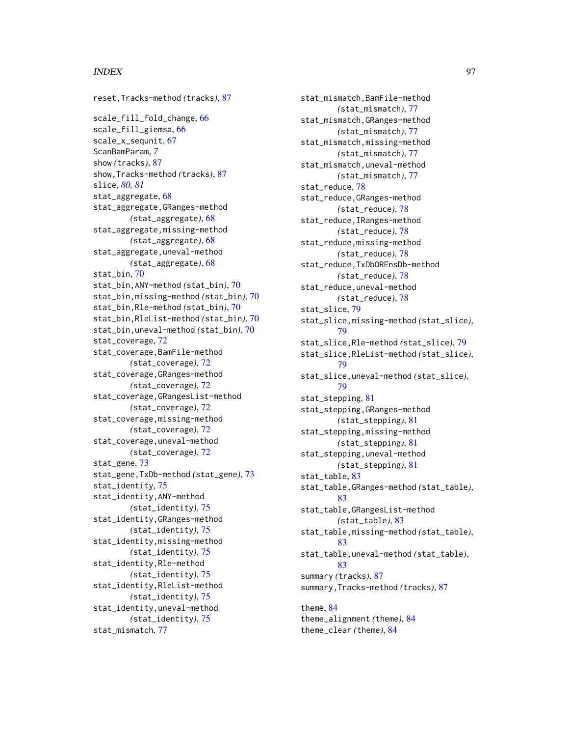reset,Tracks-method *(tracks)*, 87

scale_fill_fold_change, 66
scale_fill_giemsa, 66
scale_x_sequnit, 67
ScanBamParam, *7*
show *(tracks)*, 87
show,Tracks-method *(tracks)*, 87
slice, *80, 81*
stat_aggregate, 68
stat_aggregate,GRanges-method *(stat_aggregate)*, 68
stat_aggregate,missing-method *(stat_aggregate)*, 68
stat_aggregate,uneval-method *(stat_aggregate)*, 68
stat_bin, 70
stat_bin,ANY-method *(stat_bin)*, 70
stat_bin,missing-method *(stat_bin)*, 70
stat_bin,Rle-method *(stat_bin)*, 70
stat_bin,RleList-method *(stat_bin)*, 70
stat_bin,uneval-method *(stat_bin)*, 70
stat_coverage, 72
stat_coverage,BamFile-method *(stat_coverage)*, 72
stat_coverage,GRanges-method *(stat_coverage)*, 72
stat_coverage,GRangesList-method *(stat_coverage)*, 72
stat_coverage,missing-method *(stat_coverage)*, 72
stat_coverage,uneval-method *(stat_coverage)*, 72
stat_gene, 73
stat_gene,TxDb-method *(stat_gene)*, 73
stat_identity, 75
stat_identity,ANY-method *(stat_identity)*, 75
stat_identity,GRanges-method *(stat_identity)*, 75
stat_identity,missing-method *(stat_identity)*, 75
stat_identity,Rle-method *(stat_identity)*, 75
stat_identity,RleList-method *(stat_identity)*, 75
stat_identity,uneval-method *(stat_identity)*, 75
stat_mismatch, 77
stat_mismatch,BamFile-method *(stat_mismatch)*, 77
stat_mismatch,GRanges-method *(stat_mismatch)*, 77
stat_mismatch,missing-method *(stat_mismatch)*, 77
stat_mismatch,uneval-method *(stat_mismatch)*, 77
stat_reduce, 78
stat_reduce,GRanges-method *(stat_reduce)*, 78
stat_reduce,IRanges-method *(stat_reduce)*, 78
stat_reduce,missing-method *(stat_reduce)*, 78
stat_reduce,TxDbOREnsDb-method *(stat_reduce)*, 78
stat_reduce,uneval-method *(stat_reduce)*, 78
stat_slice, 79
stat_slice,missing-method *(stat_slice)*, 79
stat_slice,Rle-method *(stat_slice)*, 79
stat_slice,RleList-method *(stat_slice)*, 79
stat_slice,uneval-method *(stat_slice)*, 79
stat_stepping, 81
stat_stepping,GRanges-method *(stat_stepping)*, 81
stat_stepping,missing-method *(stat_stepping)*, 81
stat_stepping,uneval-method *(stat_stepping)*, 81
stat_table, 83
stat_table,GRanges-method *(stat_table)*, 83
stat_table,GRangesList-method *(stat_table)*, 83
stat_table,missing-method *(stat_table)*, 83
stat_table,uneval-method *(stat_table)*, 83
summary *(tracks)*, 87
summary,Tracks-method *(tracks)*, 87

theme, 84
theme_alignment *(theme)*, 84
theme_clear *(theme)*, 84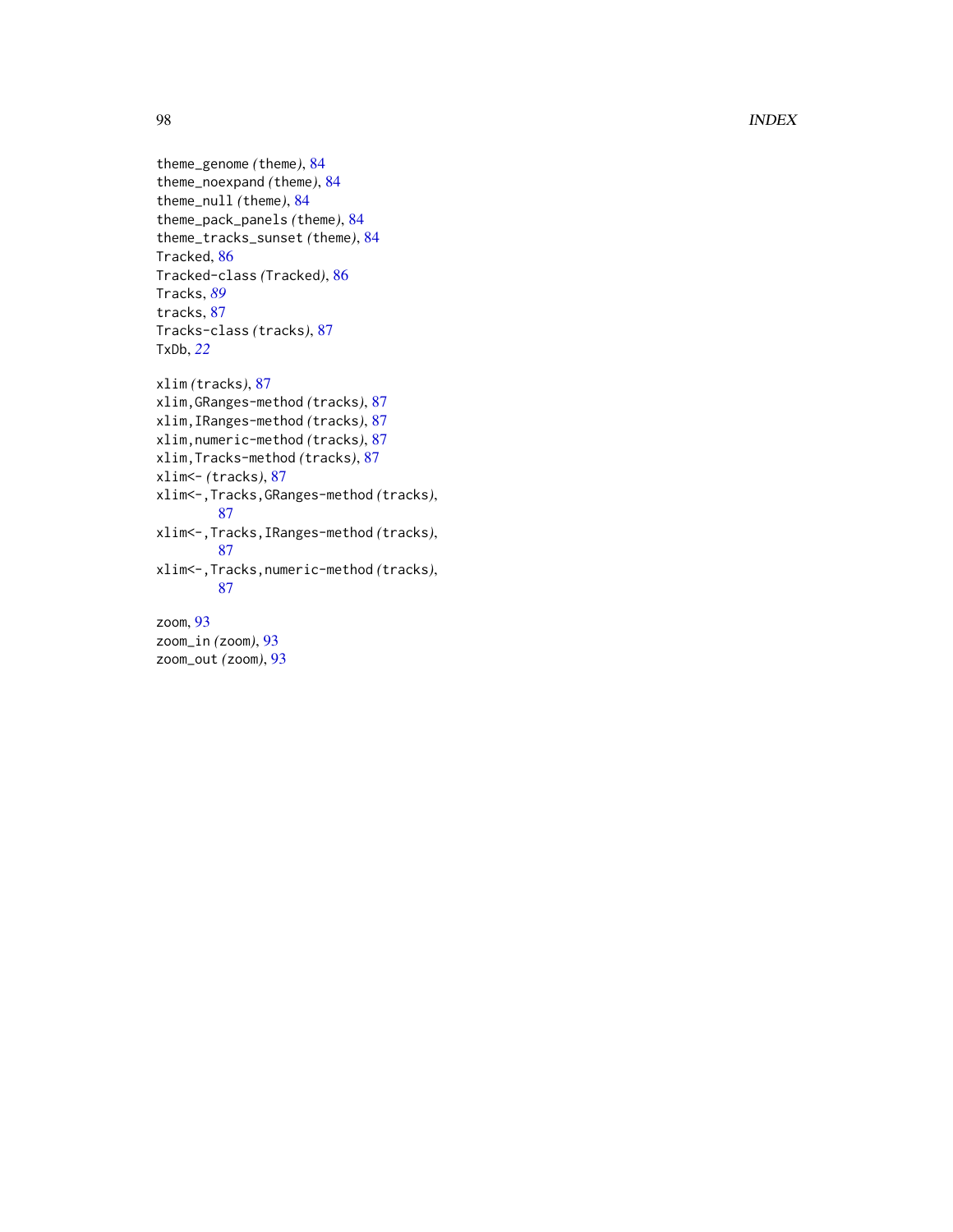theme_genome *(*theme*)*, 84
theme_noexpand *(*theme*)*, 84
theme_null *(*theme*)*, 84
theme_pack_panels *(*theme*)*, 84
theme_tracks_sunset *(*theme*)*, 84
Tracked, 86
Tracked-class *(*Tracked*)*, 86
Tracks, *89*
tracks, 87
Tracks-class *(*tracks*)*, 87
TxDb, *22*

xlim *(*tracks*)*, 87
xlim,GRanges-method *(*tracks*)*, 87
xlim,IRanges-method *(*tracks*)*, 87
xlim,numeric-method *(*tracks*)*, 87
xlim,Tracks-method *(*tracks*)*, 87
xlim<- *(*tracks*)*, 87
xlim<-,Tracks,GRanges-method *(*tracks*)*, 87
xlim<-,Tracks,IRanges-method *(*tracks*)*, 87
xlim<-,Tracks,numeric-method *(*tracks*)*, 87

zoom, 93
zoom_in *(*zoom*)*, 93
zoom_out *(*zoom*)*, 93